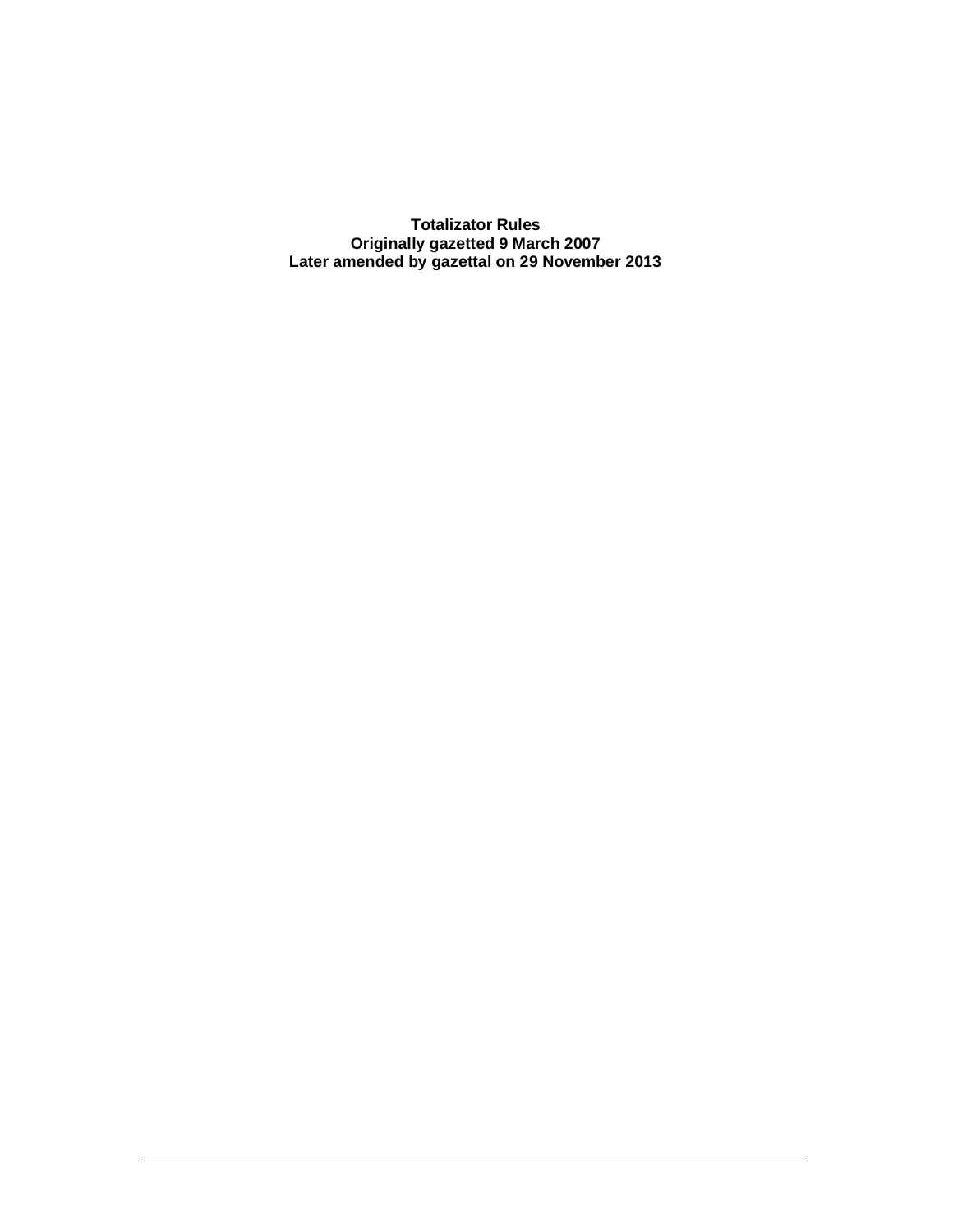# Totalizator Rules

**Originally gazetted 9 March 2007**

**Later amended by gazettal on 29 November 2013**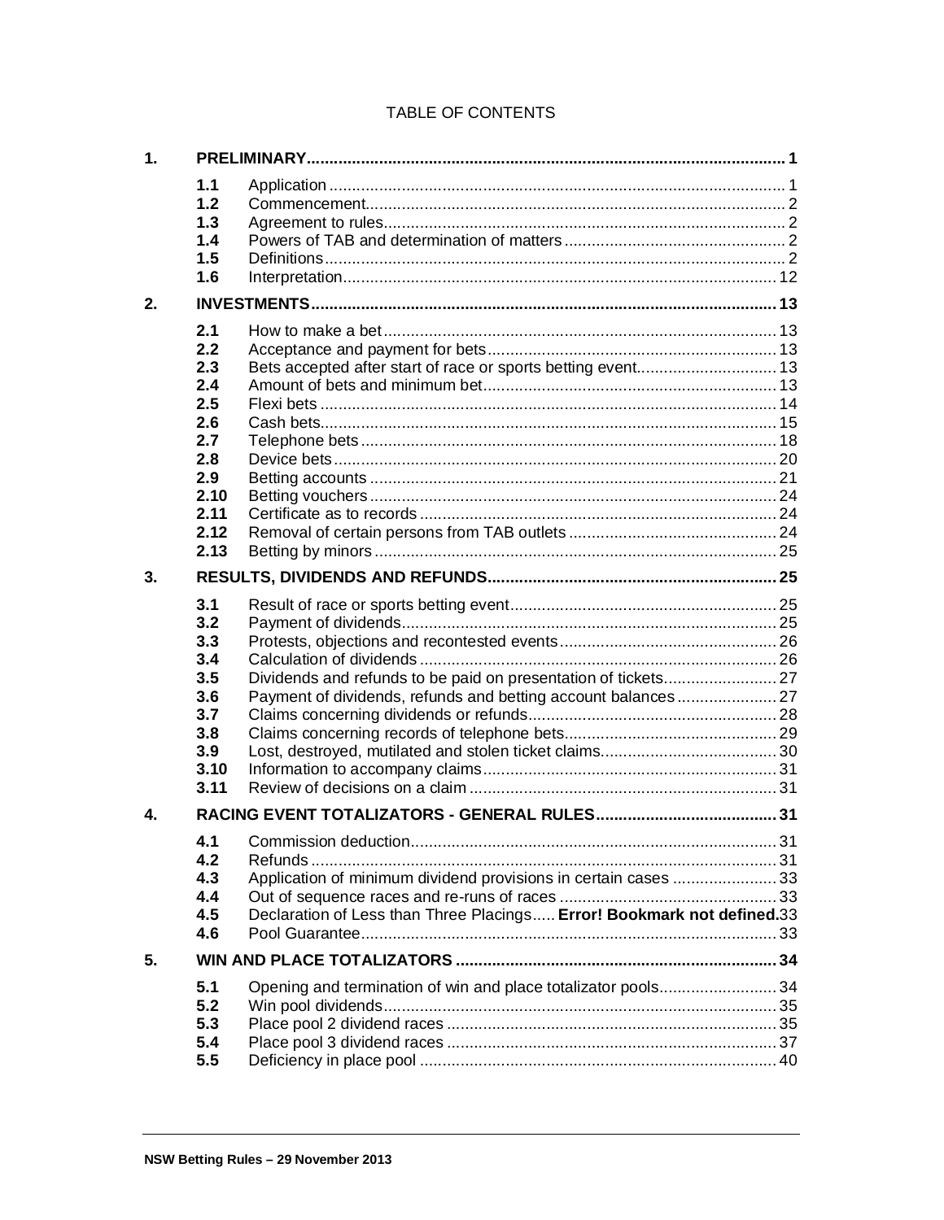# TABLE OF CONTENTS

| | | | |
|---|---|---|---|
| **1.** | **PRELIMINARY** | | **1** |
| | 1.1 | Application | 1 |
| | 1.2 | Commencement | 2 |
| | 1.3 | Agreement to rules | 2 |
| | 1.4 | Powers of TAB and determination of matters | 2 |
| | 1.5 | Definitions | 2 |
| | 1.6 | Interpretation | 12 |
| **2.** | **INVESTMENTS** | | **13** |
| | 2.1 | How to make a bet | 13 |
| | 2.2 | Acceptance and payment for bets | 13 |
| | 2.3 | Bets accepted after start of race or sports betting event | 13 |
| | 2.4 | Amount of bets and minimum bet | 13 |
| | 2.5 | Flexi bets | 14 |
| | 2.6 | Cash bets | 15 |
| | 2.7 | Telephone bets | 18 |
| | 2.8 | Device bets | 20 |
| | 2.9 | Betting accounts | 21 |
| | 2.10 | Betting vouchers | 24 |
| | 2.11 | Certificate as to records | 24 |
| | 2.12 | Removal of certain persons from TAB outlets | 24 |
| | 2.13 | Betting by minors | 25 |
| **3.** | **RESULTS, DIVIDENDS AND REFUNDS** | | **25** |
| | 3.1 | Result of race or sports betting event | 25 |
| | 3.2 | Payment of dividends | 25 |
| | 3.3 | Protests, objections and recontested events | 26 |
| | 3.4 | Calculation of dividends | 26 |
| | 3.5 | Dividends and refunds to be paid on presentation of tickets | 27 |
| | 3.6 | Payment of dividends, refunds and betting account balances | 27 |
| | 3.7 | Claims concerning dividends or refunds | 28 |
| | 3.8 | Claims concerning records of telephone bets | 29 |
| | 3.9 | Lost, destroyed, mutilated and stolen ticket claims | 30 |
| | 3.10 | Information to accompany claims | 31 |
| | 3.11 | Review of decisions on a claim | 31 |
| **4.** | **RACING EVENT TOTALIZATORS - GENERAL RULES** | | **31** |
| | 4.1 | Commission deduction | 31 |
| | 4.2 | Refunds | 31 |
| | 4.3 | Application of minimum dividend provisions in certain cases | 33 |
| | 4.4 | Out of sequence races and re-runs of races | 33 |
| | 4.5 | Declaration of Less than Three Placings..... **Error! Bookmark not defined.** | 33 |
| | 4.6 | Pool Guarantee | 33 |
| **5.** | **WIN AND PLACE TOTALIZATORS** | | **34** |
| | 5.1 | Opening and termination of win and place totalizator pools | 34 |
| | 5.2 | Win pool dividends | 35 |
| | 5.3 | Place pool 2 dividend races | 35 |
| | 5.4 | Place pool 3 dividend races | 37 |
| | 5.5 | Deficiency in place pool | 40 |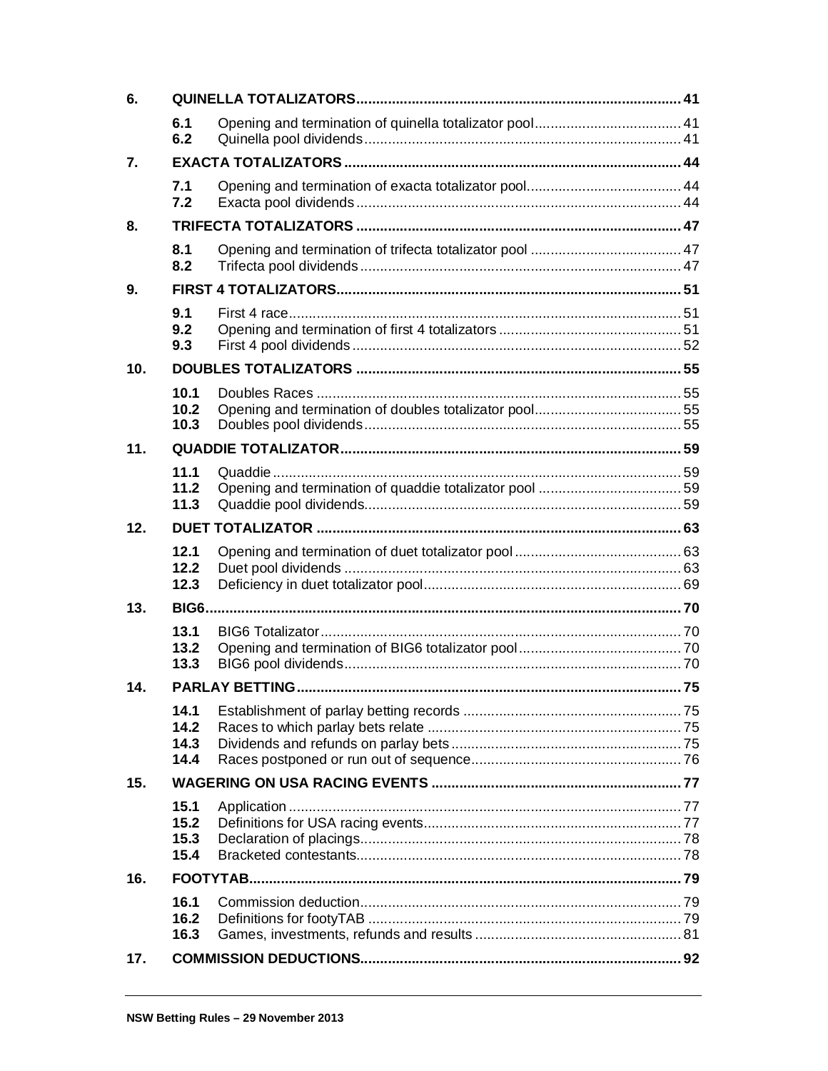| | | | |
|---|---|---|---|
| **6.** | **QUINELLA TOTALIZATORS** | | **41** |
| | **6.1** | Opening and termination of quinella totalizator pool | 41 |
| | **6.2** | Quinella pool dividends | 41 |
| **7.** | **EXACTA TOTALIZATORS** | | **44** |
| | **7.1** | Opening and termination of exacta totalizator pool | 44 |
| | **7.2** | Exacta pool dividends | 44 |
| **8.** | **TRIFECTA TOTALIZATORS** | | **47** |
| | **8.1** | Opening and termination of trifecta totalizator pool | 47 |
| | **8.2** | Trifecta pool dividends | 47 |
| **9.** | **FIRST 4 TOTALIZATORS** | | **51** |
| | **9.1** | First 4 race | 51 |
| | **9.2** | Opening and termination of first 4 totalizators | 51 |
| | **9.3** | First 4 pool dividends | 52 |
| **10.** | **DOUBLES TOTALIZATORS** | | **55** |
| | **10.1** | Doubles Races | 55 |
| | **10.2** | Opening and termination of doubles totalizator pool | 55 |
| | **10.3** | Doubles pool dividends | 55 |
| **11.** | **QUADDIE TOTALIZATOR** | | **59** |
| | **11.1** | Quaddie | 59 |
| | **11.2** | Opening and termination of quaddie totalizator pool | 59 |
| | **11.3** | Quaddie pool dividends | 59 |
| **12.** | **DUET TOTALIZATOR** | | **63** |
| | **12.1** | Opening and termination of duet totalizator pool | 63 |
| | **12.2** | Duet pool dividends | 63 |
| | **12.3** | Deficiency in duet totalizator pool | 69 |
| **13.** | **BIG6** | | **70** |
| | **13.1** | BIG6 Totalizator | 70 |
| | **13.2** | Opening and termination of BIG6 totalizator pool | 70 |
| | **13.3** | BIG6 pool dividends | 70 |
| **14.** | **PARLAY BETTING** | | **75** |
| | **14.1** | Establishment of parlay betting records | 75 |
| | **14.2** | Races to which parlay bets relate | 75 |
| | **14.3** | Dividends and refunds on parlay bets | 75 |
| | **14.4** | Races postponed or run out of sequence | 76 |
| **15.** | **WAGERING ON USA RACING EVENTS** | | **77** |
| | **15.1** | Application | 77 |
| | **15.2** | Definitions for USA racing events | 77 |
| | **15.3** | Declaration of placings | 78 |
| | **15.4** | Bracketed contestants | 78 |
| **16.** | **FOOTYTAB** | | **79** |
| | **16.1** | Commission deduction | 79 |
| | **16.2** | Definitions for footyTAB | 79 |
| | **16.3** | Games, investments, refunds and results | 81 |
| **17.** | **COMMISSION DEDUCTIONS** | | **92** |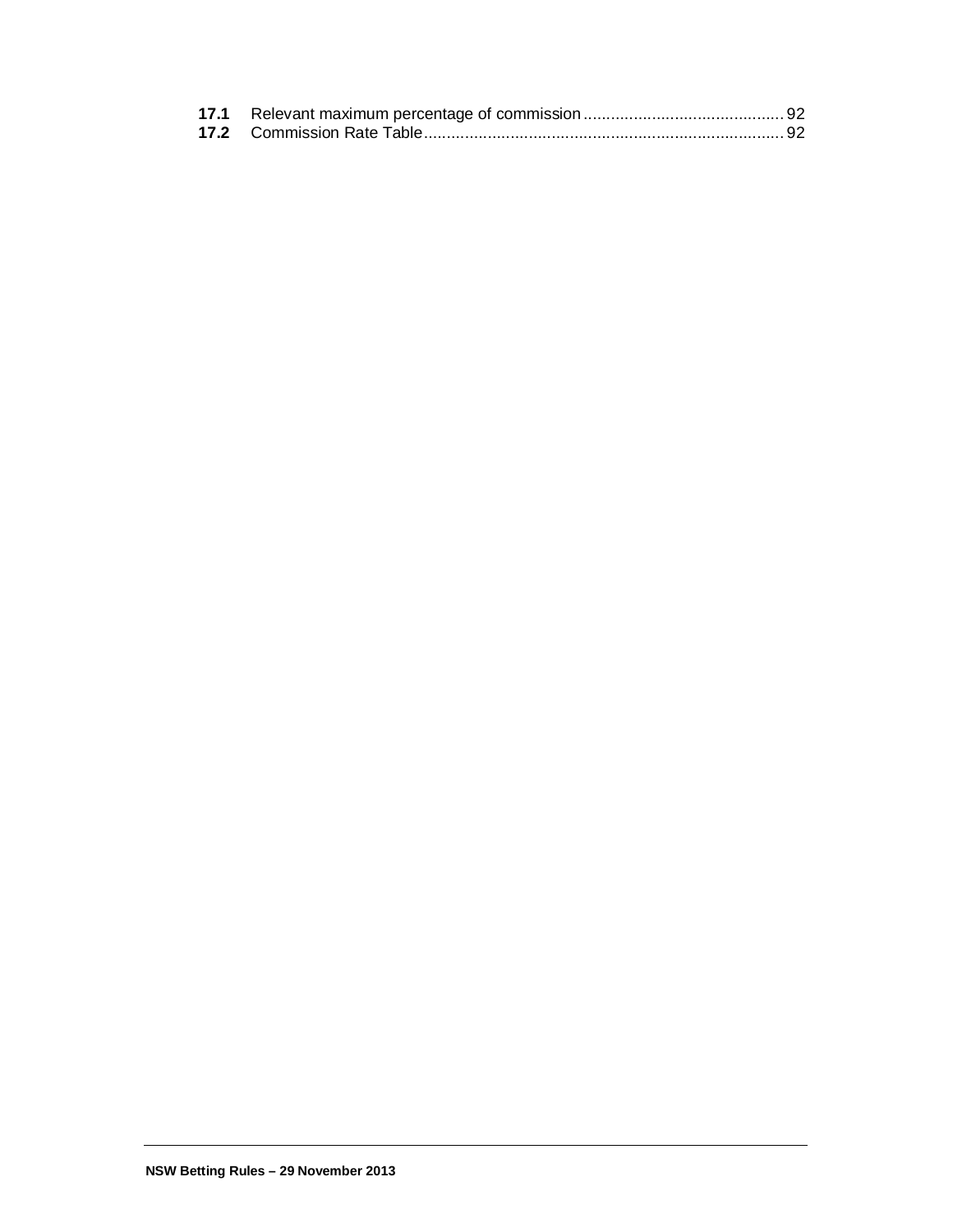**17.1** Relevant maximum percentage of commission ............................................ 92
**17.2** Commission Rate Table ............................................................................... 92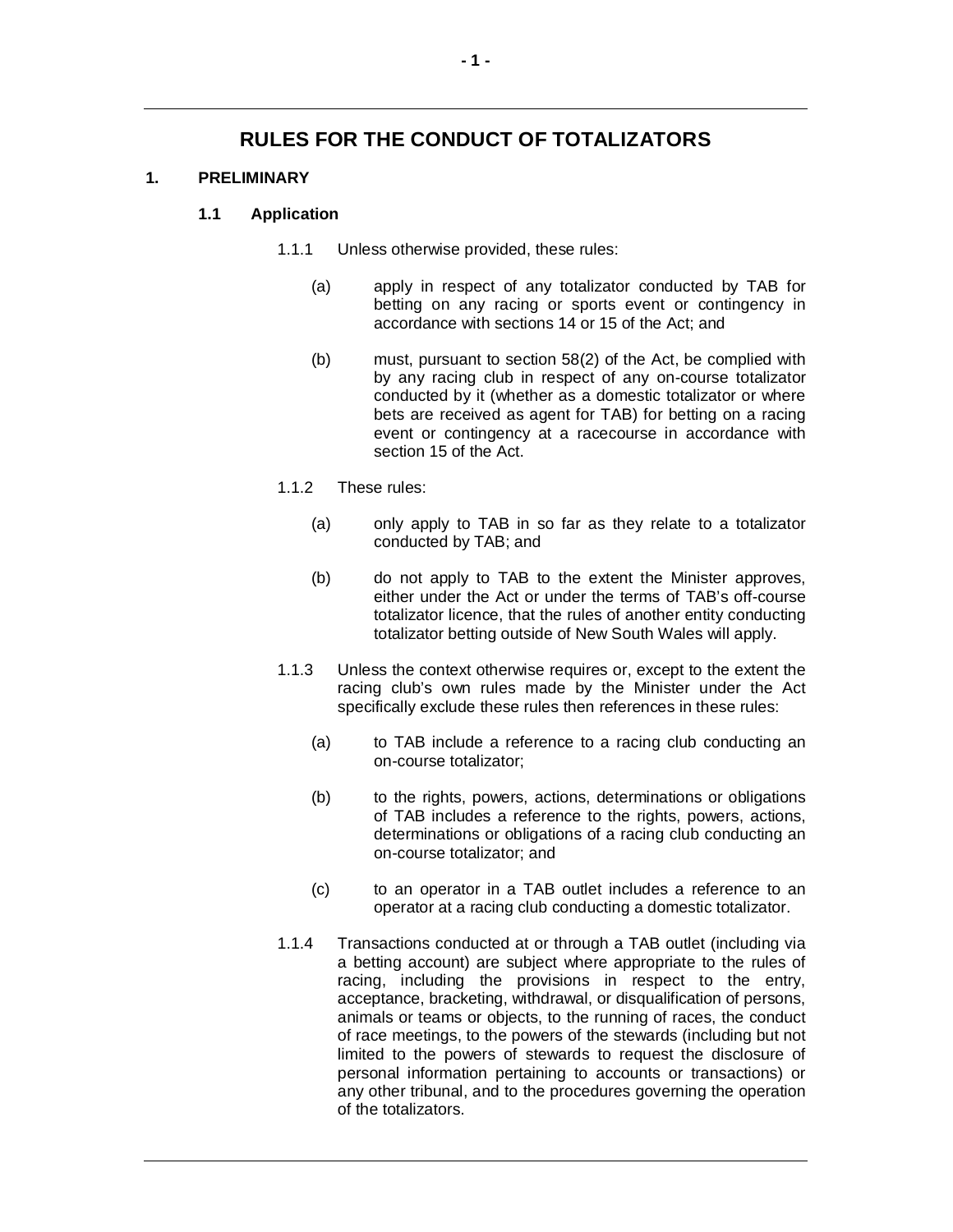# RULES FOR THE CONDUCT OF TOTALIZATORS

## 1. PRELIMINARY

### 1.1 Application

1.1.1 Unless otherwise provided, these rules:

(a) apply in respect of any totalizator conducted by TAB for betting on any racing or sports event or contingency in accordance with sections 14 or 15 of the Act; and

(b) must, pursuant to section 58(2) of the Act, be complied with by any racing club in respect of any on-course totalizator conducted by it (whether as a domestic totalizator or where bets are received as agent for TAB) for betting on a racing event or contingency at a racecourse in accordance with section 15 of the Act.

1.1.2 These rules:

(a) only apply to TAB in so far as they relate to a totalizator conducted by TAB; and

(b) do not apply to TAB to the extent the Minister approves, either under the Act or under the terms of TAB's off-course totalizator licence, that the rules of another entity conducting totalizator betting outside of New South Wales will apply.

1.1.3 Unless the context otherwise requires or, except to the extent the racing club's own rules made by the Minister under the Act specifically exclude these rules then references in these rules:

(a) to TAB include a reference to a racing club conducting an on-course totalizator;

(b) to the rights, powers, actions, determinations or obligations of TAB includes a reference to the rights, powers, actions, determinations or obligations of a racing club conducting an on-course totalizator; and

(c) to an operator in a TAB outlet includes a reference to an operator at a racing club conducting a domestic totalizator.

1.1.4 Transactions conducted at or through a TAB outlet (including via a betting account) are subject where appropriate to the rules of racing, including the provisions in respect to the entry, acceptance, bracketing, withdrawal, or disqualification of persons, animals or teams or objects, to the running of races, the conduct of race meetings, to the powers of the stewards (including but not limited to the powers of stewards to request the disclosure of personal information pertaining to accounts or transactions) or any other tribunal, and to the procedures governing the operation of the totalizators.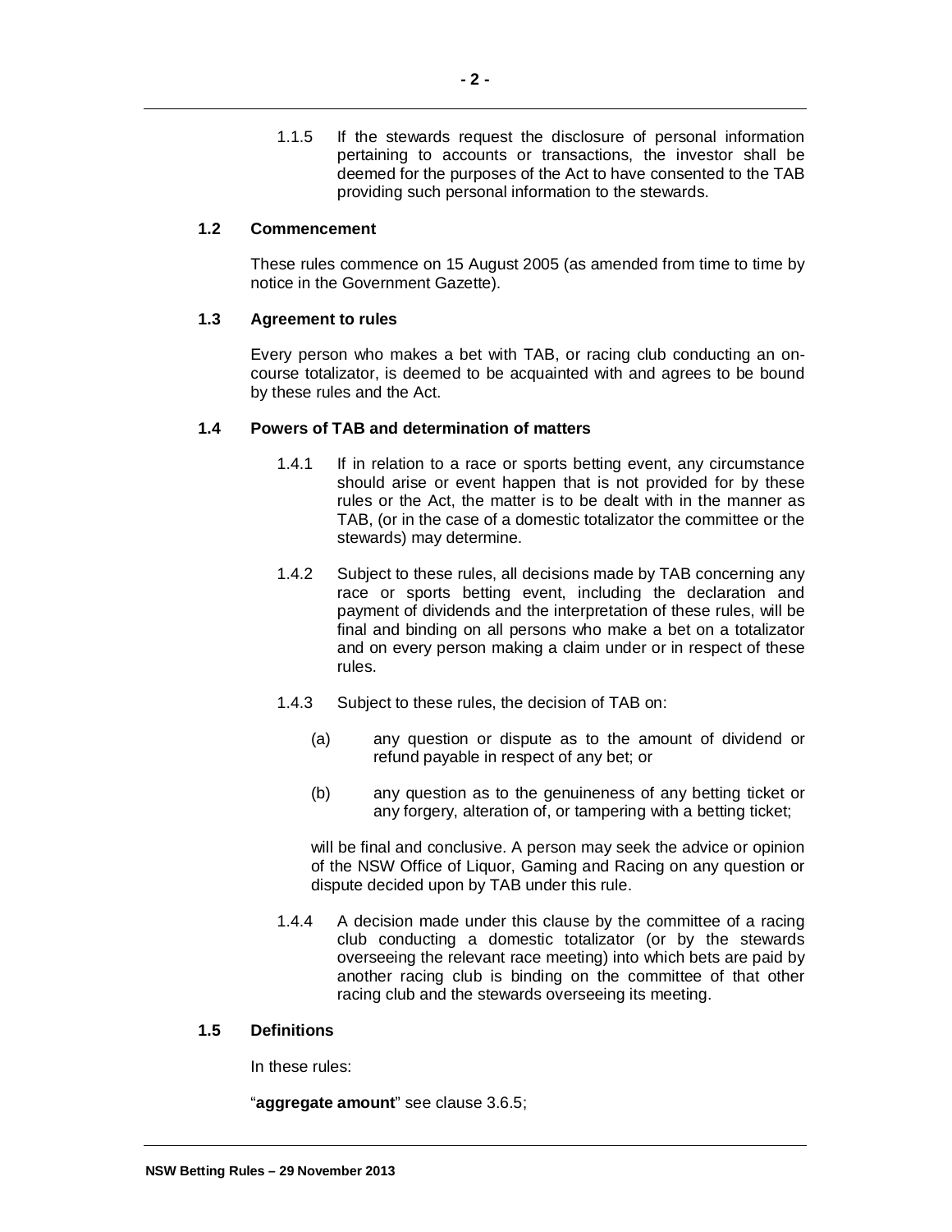1.1.5 If the stewards request the disclosure of personal information pertaining to accounts or transactions, the investor shall be deemed for the purposes of the Act to have consented to the TAB providing such personal information to the stewards.

### 1.2 Commencement

These rules commence on 15 August 2005 (as amended from time to time by notice in the Government Gazette).

### 1.3 Agreement to rules

Every person who makes a bet with TAB, or racing club conducting an on-course totalizator, is deemed to be acquainted with and agrees to be bound by these rules and the Act.

### 1.4 Powers of TAB and determination of matters

1.4.1 If in relation to a race or sports betting event, any circumstance should arise or event happen that is not provided for by these rules or the Act, the matter is to be dealt with in the manner as TAB, (or in the case of a domestic totalizator the committee or the stewards) may determine.

1.4.2 Subject to these rules, all decisions made by TAB concerning any race or sports betting event, including the declaration and payment of dividends and the interpretation of these rules, will be final and binding on all persons who make a bet on a totalizator and on every person making a claim under or in respect of these rules.

1.4.3 Subject to these rules, the decision of TAB on:

(a) any question or dispute as to the amount of dividend or refund payable in respect of any bet; or

(b) any question as to the genuineness of any betting ticket or any forgery, alteration of, or tampering with a betting ticket;

will be final and conclusive. A person may seek the advice or opinion of the NSW Office of Liquor, Gaming and Racing on any question or dispute decided upon by TAB under this rule.

1.4.4 A decision made under this clause by the committee of a racing club conducting a domestic totalizator (or by the stewards overseeing the relevant race meeting) into which bets are paid by another racing club is binding on the committee of that other racing club and the stewards overseeing its meeting.

### 1.5 Definitions

In these rules:

"**aggregate amount**" see clause 3.6.5;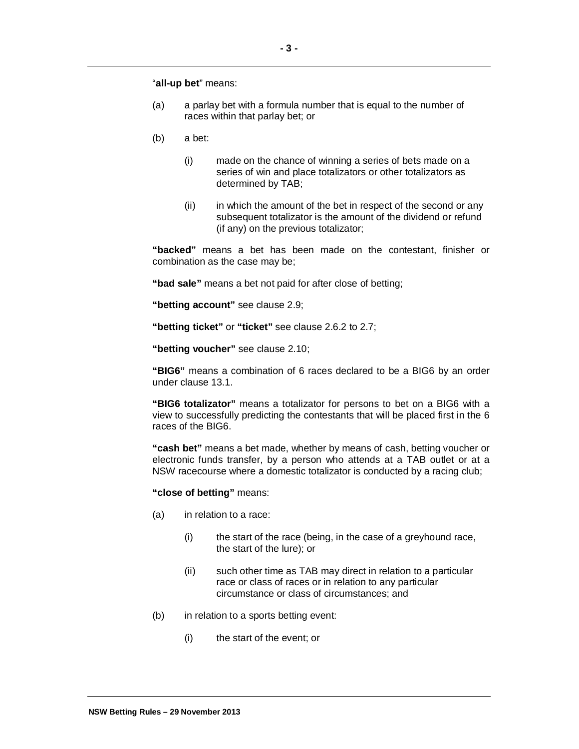"**all-up bet**" means:

(a) a parlay bet with a formula number that is equal to the number of races within that parlay bet; or

(b) a bet:

(i) made on the chance of winning a series of bets made on a series of win and place totalizators or other totalizators as determined by TAB;

(ii) in which the amount of the bet in respect of the second or any subsequent totalizator is the amount of the dividend or refund (if any) on the previous totalizator;

**"backed"** means a bet has been made on the contestant, finisher or combination as the case may be;

**"bad sale"** means a bet not paid for after close of betting;

**"betting account"** see clause 2.9;

**"betting ticket"** or **"ticket"** see clause 2.6.2 to 2.7;

**"betting voucher"** see clause 2.10;

**"BIG6"** means a combination of 6 races declared to be a BIG6 by an order under clause 13.1.

**"BIG6 totalizator"** means a totalizator for persons to bet on a BIG6 with a view to successfully predicting the contestants that will be placed first in the 6 races of the BIG6.

**"cash bet"** means a bet made, whether by means of cash, betting voucher or electronic funds transfer, by a person who attends at a TAB outlet or at a NSW racecourse where a domestic totalizator is conducted by a racing club;

**"close of betting"** means:

(a) in relation to a race:

(i) the start of the race (being, in the case of a greyhound race, the start of the lure); or

(ii) such other time as TAB may direct in relation to a particular race or class of races or in relation to any particular circumstance or class of circumstances; and

(b) in relation to a sports betting event:

(i) the start of the event; or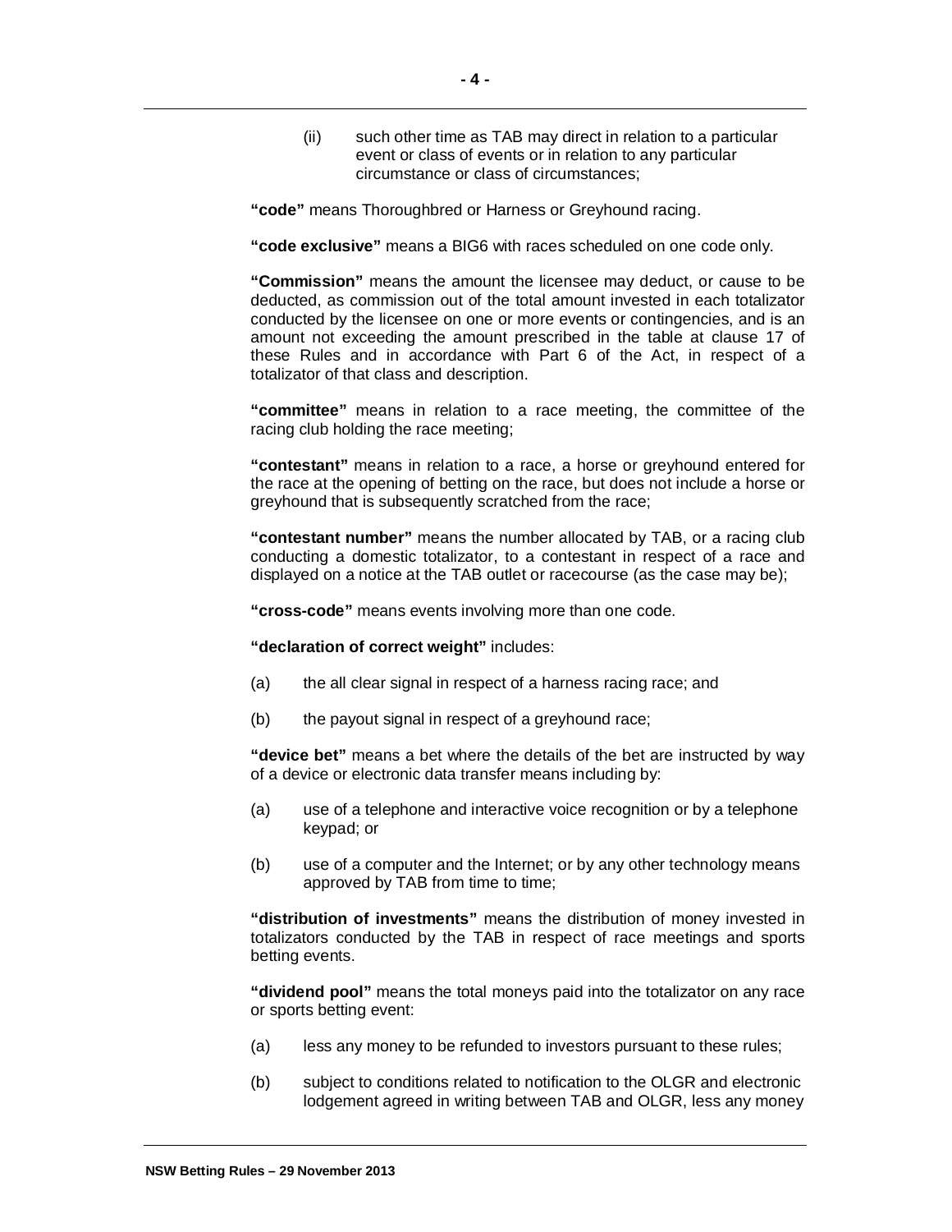(ii) such other time as TAB may direct in relation to a particular event or class of events or in relation to any particular circumstance or class of circumstances;

**"code"** means Thoroughbred or Harness or Greyhound racing.

**"code exclusive"** means a BIG6 with races scheduled on one code only.

**"Commission"** means the amount the licensee may deduct, or cause to be deducted, as commission out of the total amount invested in each totalizator conducted by the licensee on one or more events or contingencies, and is an amount not exceeding the amount prescribed in the table at clause 17 of these Rules and in accordance with Part 6 of the Act, in respect of a totalizator of that class and description.

**"committee"** means in relation to a race meeting, the committee of the racing club holding the race meeting;

**"contestant"** means in relation to a race, a horse or greyhound entered for the race at the opening of betting on the race, but does not include a horse or greyhound that is subsequently scratched from the race;

**"contestant number"** means the number allocated by TAB, or a racing club conducting a domestic totalizator, to a contestant in respect of a race and displayed on a notice at the TAB outlet or racecourse (as the case may be);

**"cross-code"** means events involving more than one code.

**"declaration of correct weight"** includes:

(a) the all clear signal in respect of a harness racing race; and

(b) the payout signal in respect of a greyhound race;

**"device bet"** means a bet where the details of the bet are instructed by way of a device or electronic data transfer means including by:

(a) use of a telephone and interactive voice recognition or by a telephone keypad; or

(b) use of a computer and the Internet; or by any other technology means approved by TAB from time to time;

**"distribution of investments"** means the distribution of money invested in totalizators conducted by the TAB in respect of race meetings and sports betting events.

**"dividend pool"** means the total moneys paid into the totalizator on any race or sports betting event:

(a) less any money to be refunded to investors pursuant to these rules;

(b) subject to conditions related to notification to the OLGR and electronic lodgement agreed in writing between TAB and OLGR, less any money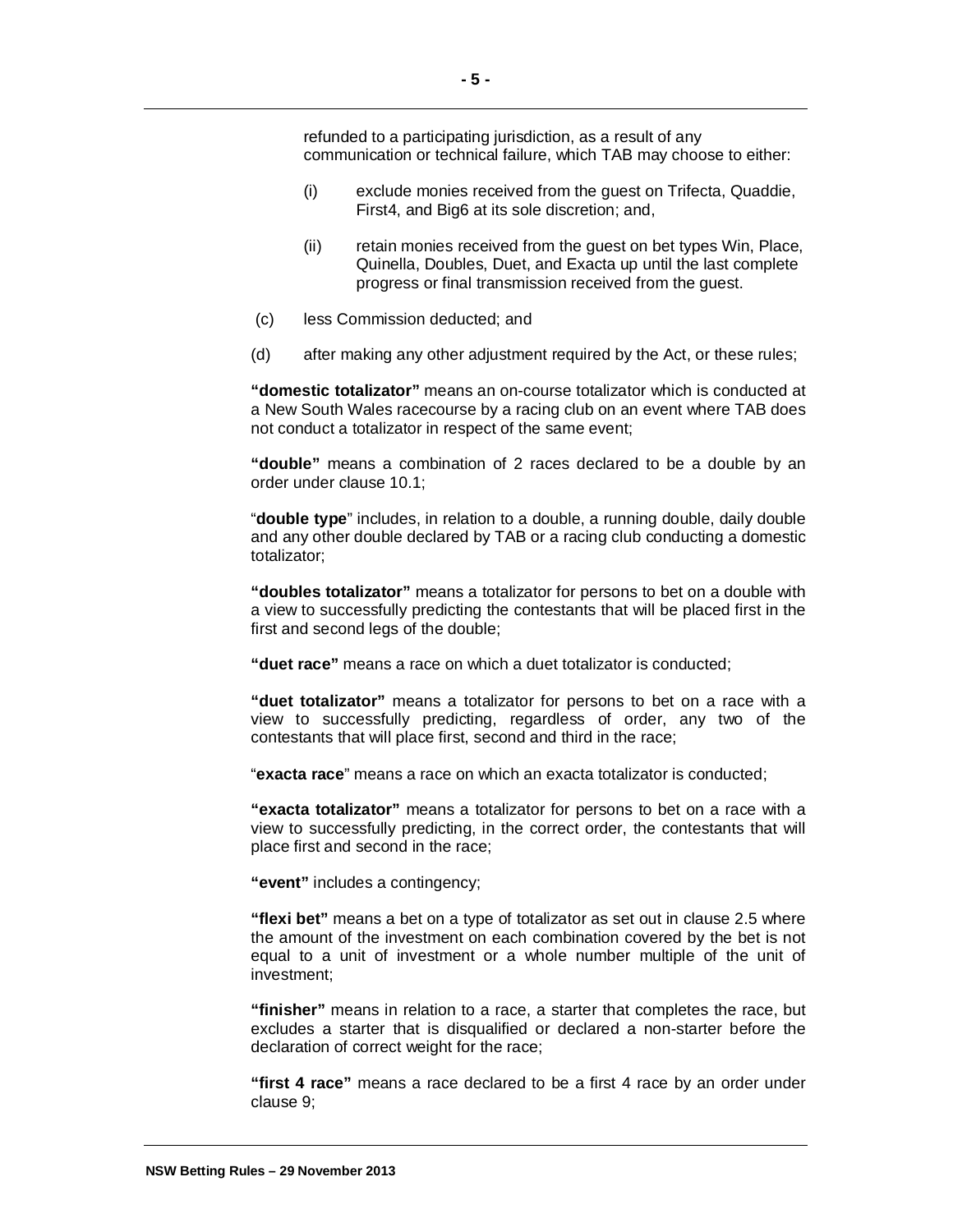refunded to a participating jurisdiction, as a result of any communication or technical failure, which TAB may choose to either:

(i) exclude monies received from the guest on Trifecta, Quaddie, First4, and Big6 at its sole discretion; and,

(ii) retain monies received from the guest on bet types Win, Place, Quinella, Doubles, Duet, and Exacta up until the last complete progress or final transmission received from the guest.

(c) less Commission deducted; and

(d) after making any other adjustment required by the Act, or these rules;

**"domestic totalizator"** means an on-course totalizator which is conducted at a New South Wales racecourse by a racing club on an event where TAB does not conduct a totalizator in respect of the same event;

**"double"** means a combination of 2 races declared to be a double by an order under clause 10.1;

"**double type**" includes, in relation to a double, a running double, daily double and any other double declared by TAB or a racing club conducting a domestic totalizator;

**"doubles totalizator"** means a totalizator for persons to bet on a double with a view to successfully predicting the contestants that will be placed first in the first and second legs of the double;

**"duet race"** means a race on which a duet totalizator is conducted;

**"duet totalizator"** means a totalizator for persons to bet on a race with a view to successfully predicting, regardless of order, any two of the contestants that will place first, second and third in the race;

"**exacta race**" means a race on which an exacta totalizator is conducted;

**"exacta totalizator"** means a totalizator for persons to bet on a race with a view to successfully predicting, in the correct order, the contestants that will place first and second in the race;

**"event"** includes a contingency;

**"flexi bet"** means a bet on a type of totalizator as set out in clause 2.5 where the amount of the investment on each combination covered by the bet is not equal to a unit of investment or a whole number multiple of the unit of investment;

**"finisher"** means in relation to a race, a starter that completes the race, but excludes a starter that is disqualified or declared a non-starter before the declaration of correct weight for the race;

**"first 4 race"** means a race declared to be a first 4 race by an order under clause 9;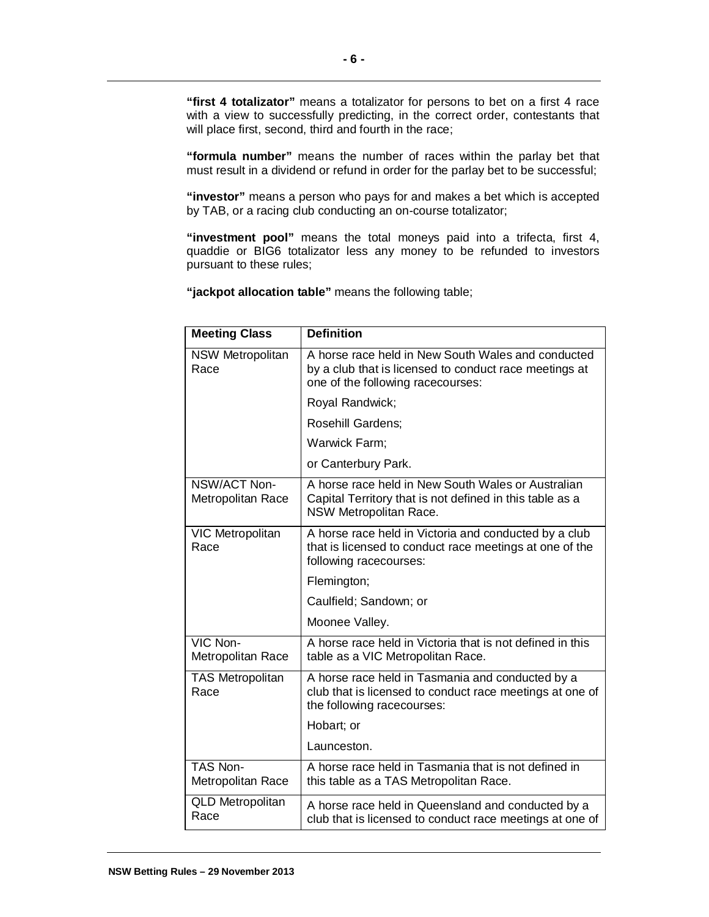**"first 4 totalizator"** means a totalizator for persons to bet on a first 4 race with a view to successfully predicting, in the correct order, contestants that will place first, second, third and fourth in the race;

**"formula number"** means the number of races within the parlay bet that must result in a dividend or refund in order for the parlay bet to be successful;

**"investor"** means a person who pays for and makes a bet which is accepted by TAB, or a racing club conducting an on-course totalizator;

**"investment pool"** means the total moneys paid into a trifecta, first 4, quaddie or BIG6 totalizator less any money to be refunded to investors pursuant to these rules;

**"jackpot allocation table"** means the following table;

| Meeting Class | Definition |
|---|---|
| NSW Metropolitan Race | A horse race held in New South Wales and conducted by a club that is licensed to conduct race meetings at one of the following racecourses:<br>Royal Randwick;<br>Rosehill Gardens;<br>Warwick Farm;<br>or Canterbury Park. |
| NSW/ACT Non-Metropolitan Race | A horse race held in New South Wales or Australian Capital Territory that is not defined in this table as a NSW Metropolitan Race. |
| VIC Metropolitan Race | A horse race held in Victoria and conducted by a club that is licensed to conduct race meetings at one of the following racecourses:<br>Flemington;<br>Caulfield; Sandown; or<br>Moonee Valley. |
| VIC Non-Metropolitan Race | A horse race held in Victoria that is not defined in this table as a VIC Metropolitan Race. |
| TAS Metropolitan Race | A horse race held in Tasmania and conducted by a club that is licensed to conduct race meetings at one of the following racecourses:<br>Hobart; or<br>Launceston. |
| TAS Non-Metropolitan Race | A horse race held in Tasmania that is not defined in this table as a TAS Metropolitan Race. |
| QLD Metropolitan Race | A horse race held in Queensland and conducted by a club that is licensed to conduct race meetings at one of |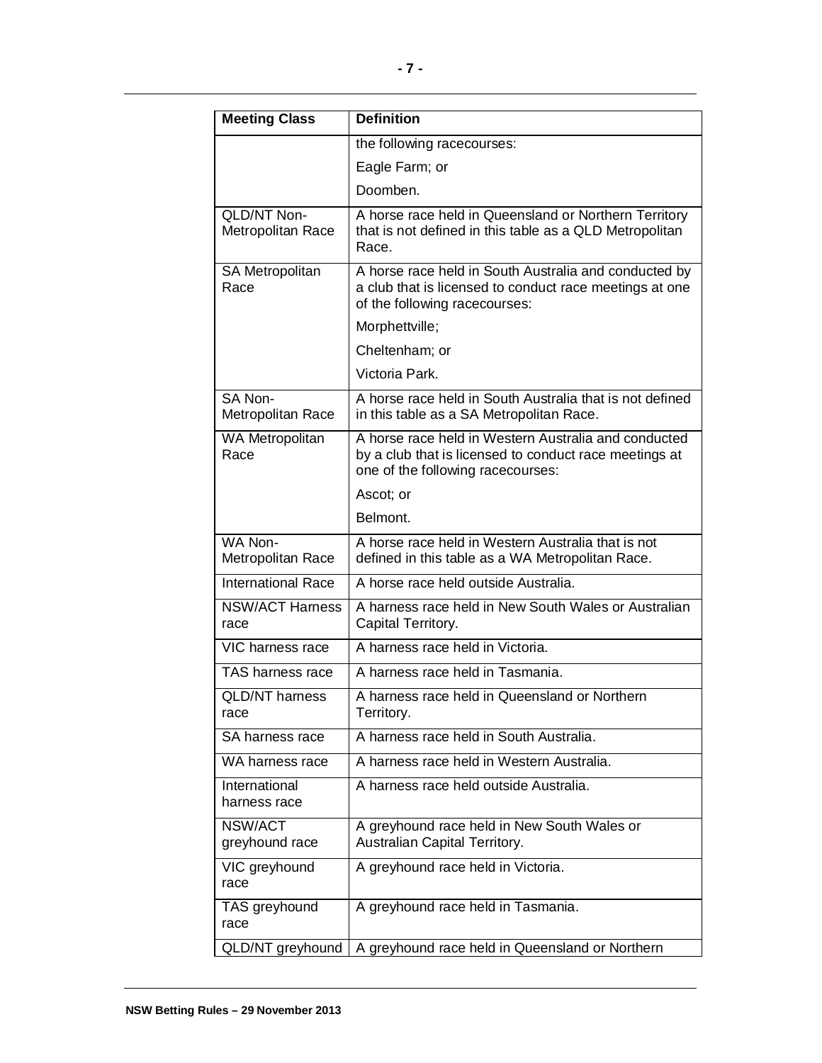| Meeting Class | Definition |
|---|---|
| | the following racecourses:<br>Eagle Farm; or<br>Doomben. |
| QLD/NT Non-Metropolitan Race | A horse race held in Queensland or Northern Territory that is not defined in this table as a QLD Metropolitan Race. |
| SA Metropolitan Race | A horse race held in South Australia and conducted by a club that is licensed to conduct race meetings at one of the following racecourses:<br>Morphettville;<br>Cheltenham; or<br>Victoria Park. |
| SA Non-Metropolitan Race | A horse race held in South Australia that is not defined in this table as a SA Metropolitan Race. |
| WA Metropolitan Race | A horse race held in Western Australia and conducted by a club that is licensed to conduct race meetings at one of the following racecourses:<br>Ascot; or<br>Belmont. |
| WA Non-Metropolitan Race | A horse race held in Western Australia that is not defined in this table as a WA Metropolitan Race. |
| International Race | A horse race held outside Australia. |
| NSW/ACT Harness race | A harness race held in New South Wales or Australian Capital Territory. |
| VIC harness race | A harness race held in Victoria. |
| TAS harness race | A harness race held in Tasmania. |
| QLD/NT harness race | A harness race held in Queensland or Northern Territory. |
| SA harness race | A harness race held in South Australia. |
| WA harness race | A harness race held in Western Australia. |
| International harness race | A harness race held outside Australia. |
| NSW/ACT greyhound race | A greyhound race held in New South Wales or Australian Capital Territory. |
| VIC greyhound race | A greyhound race held in Victoria. |
| TAS greyhound race | A greyhound race held in Tasmania. |
| QLD/NT greyhound | A greyhound race held in Queensland or Northern |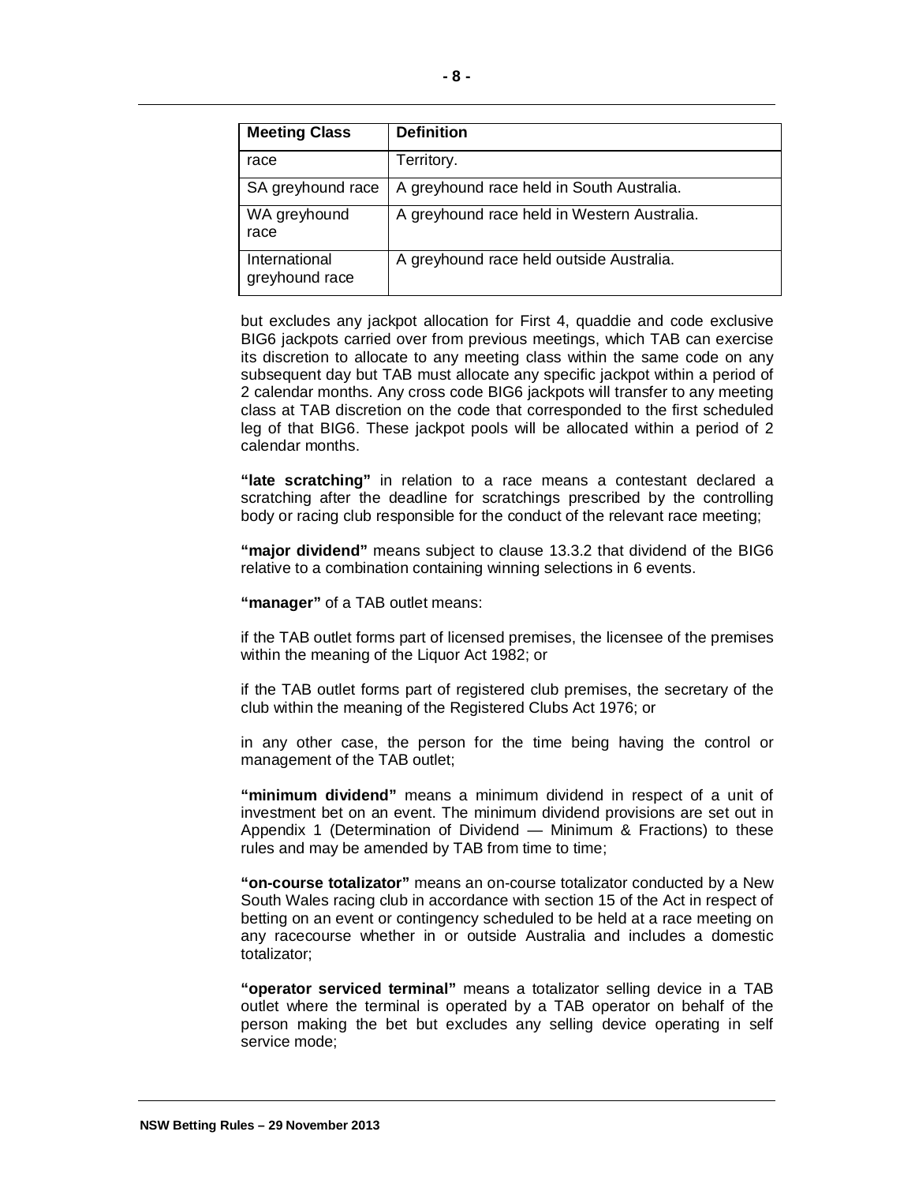| Meeting Class | Definition |
| --- | --- |
| race | Territory. |
| SA greyhound race | A greyhound race held in South Australia. |
| WA greyhound race | A greyhound race held in Western Australia. |
| International greyhound race | A greyhound race held outside Australia. |

but excludes any jackpot allocation for First 4, quaddie and code exclusive BIG6 jackpots carried over from previous meetings, which TAB can exercise its discretion to allocate to any meeting class within the same code on any subsequent day but TAB must allocate any specific jackpot within a period of 2 calendar months. Any cross code BIG6 jackpots will transfer to any meeting class at TAB discretion on the code that corresponded to the first scheduled leg of that BIG6. These jackpot pools will be allocated within a period of 2 calendar months.

**"late scratching"** in relation to a race means a contestant declared a scratching after the deadline for scratchings prescribed by the controlling body or racing club responsible for the conduct of the relevant race meeting;

**"major dividend"** means subject to clause 13.3.2 that dividend of the BIG6 relative to a combination containing winning selections in 6 events.

**"manager"** of a TAB outlet means:

if the TAB outlet forms part of licensed premises, the licensee of the premises within the meaning of the Liquor Act 1982; or

if the TAB outlet forms part of registered club premises, the secretary of the club within the meaning of the Registered Clubs Act 1976; or

in any other case, the person for the time being having the control or management of the TAB outlet;

**"minimum dividend"** means a minimum dividend in respect of a unit of investment bet on an event. The minimum dividend provisions are set out in Appendix 1 (Determination of Dividend — Minimum & Fractions) to these rules and may be amended by TAB from time to time;

**"on-course totalizator"** means an on-course totalizator conducted by a New South Wales racing club in accordance with section 15 of the Act in respect of betting on an event or contingency scheduled to be held at a race meeting on any racecourse whether in or outside Australia and includes a domestic totalizator;

**"operator serviced terminal"** means a totalizator selling device in a TAB outlet where the terminal is operated by a TAB operator on behalf of the person making the bet but excludes any selling device operating in self service mode;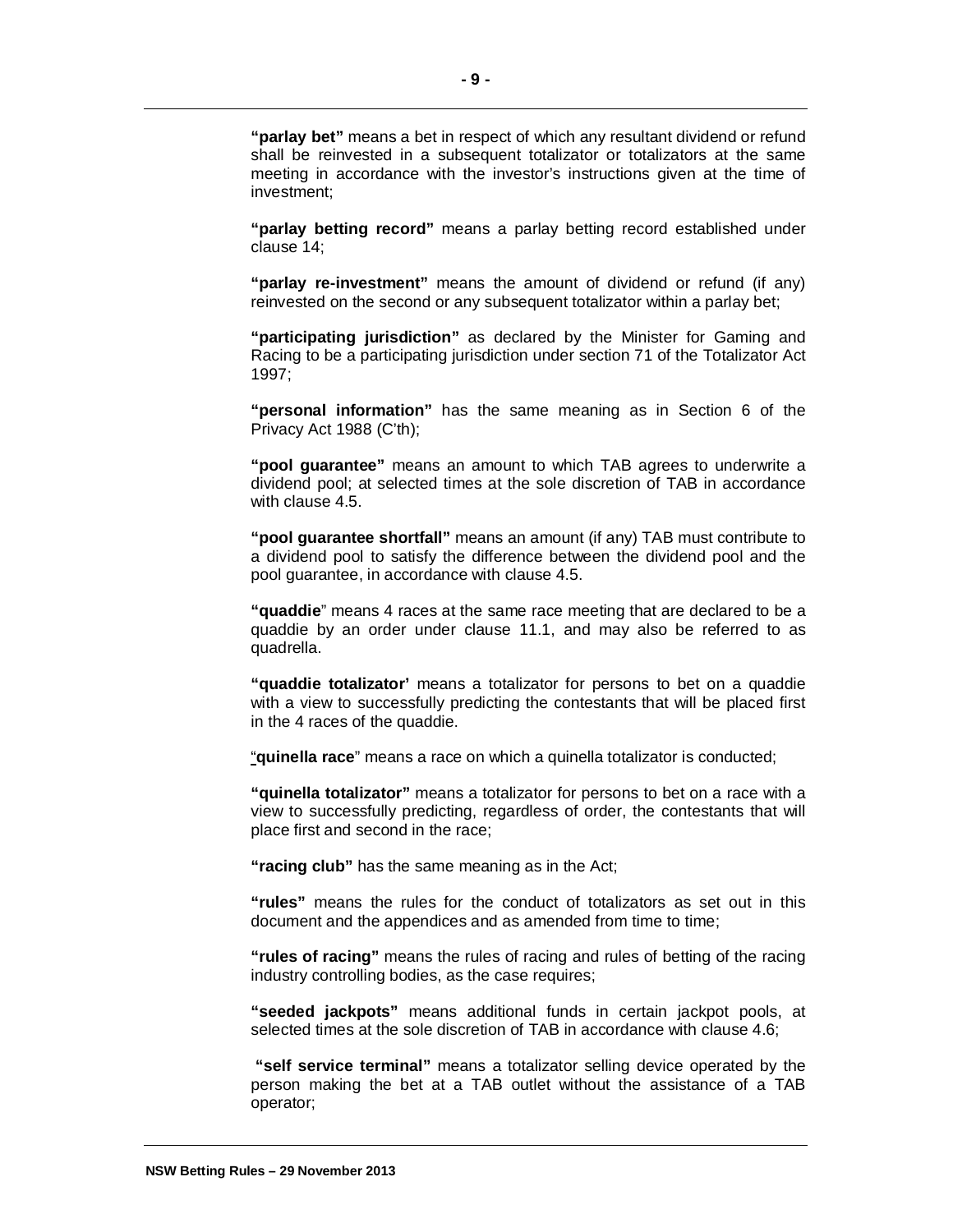**"parlay bet"** means a bet in respect of which any resultant dividend or refund shall be reinvested in a subsequent totalizator or totalizators at the same meeting in accordance with the investor's instructions given at the time of investment;

**"parlay betting record"** means a parlay betting record established under clause 14;

**"parlay re-investment"** means the amount of dividend or refund (if any) reinvested on the second or any subsequent totalizator within a parlay bet;

**"participating jurisdiction"** as declared by the Minister for Gaming and Racing to be a participating jurisdiction under section 71 of the Totalizator Act 1997;

**"personal information"** has the same meaning as in Section 6 of the Privacy Act 1988 (C'th);

**"pool guarantee"** means an amount to which TAB agrees to underwrite a dividend pool; at selected times at the sole discretion of TAB in accordance with clause 4.5.

**"pool guarantee shortfall"** means an amount (if any) TAB must contribute to a dividend pool to satisfy the difference between the dividend pool and the pool guarantee, in accordance with clause 4.5.

**"quaddie"** means 4 races at the same race meeting that are declared to be a quaddie by an order under clause 11.1, and may also be referred to as quadrella.

**"quaddie totalizator'** means a totalizator for persons to bet on a quaddie with a view to successfully predicting the contestants that will be placed first in the 4 races of the quaddie.

"**quinella race**" means a race on which a quinella totalizator is conducted;

**"quinella totalizator"** means a totalizator for persons to bet on a race with a view to successfully predicting, regardless of order, the contestants that will place first and second in the race;

**"racing club"** has the same meaning as in the Act;

**"rules"** means the rules for the conduct of totalizators as set out in this document and the appendices and as amended from time to time;

**"rules of racing"** means the rules of racing and rules of betting of the racing industry controlling bodies, as the case requires;

**"seeded jackpots"** means additional funds in certain jackpot pools, at selected times at the sole discretion of TAB in accordance with clause 4.6;

**"self service terminal"** means a totalizator selling device operated by the person making the bet at a TAB outlet without the assistance of a TAB operator;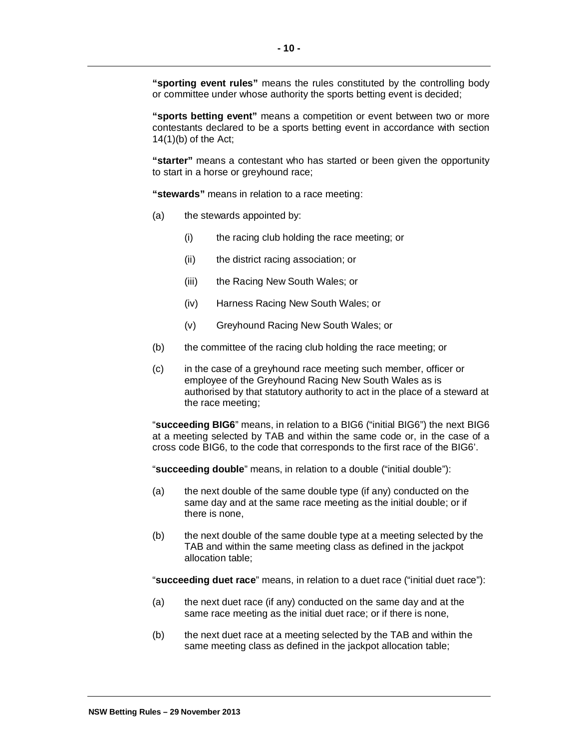**"sporting event rules"** means the rules constituted by the controlling body or committee under whose authority the sports betting event is decided;

**"sports betting event"** means a competition or event between two or more contestants declared to be a sports betting event in accordance with section 14(1)(b) of the Act;

**"starter"** means a contestant who has started or been given the opportunity to start in a horse or greyhound race;

**"stewards"** means in relation to a race meeting:

(a) the stewards appointed by:

 (i) the racing club holding the race meeting; or

 (ii) the district racing association; or

 (iii) the Racing New South Wales; or

 (iv) Harness Racing New South Wales; or

 (v) Greyhound Racing New South Wales; or

(b) the committee of the racing club holding the race meeting; or

(c) in the case of a greyhound race meeting such member, officer or employee of the Greyhound Racing New South Wales as is authorised by that statutory authority to act in the place of a steward at the race meeting;

"**succeeding BIG6**" means, in relation to a BIG6 ("initial BIG6") the next BIG6 at a meeting selected by TAB and within the same code or, in the case of a cross code BIG6, to the code that corresponds to the first race of the BIG6'.

"**succeeding double**" means, in relation to a double ("initial double"):

(a) the next double of the same double type (if any) conducted on the same day and at the same race meeting as the initial double; or if there is none,

(b) the next double of the same double type at a meeting selected by the TAB and within the same meeting class as defined in the jackpot allocation table;

"**succeeding duet race**" means, in relation to a duet race ("initial duet race"):

(a) the next duet race (if any) conducted on the same day and at the same race meeting as the initial duet race; or if there is none,

(b) the next duet race at a meeting selected by the TAB and within the same meeting class as defined in the jackpot allocation table;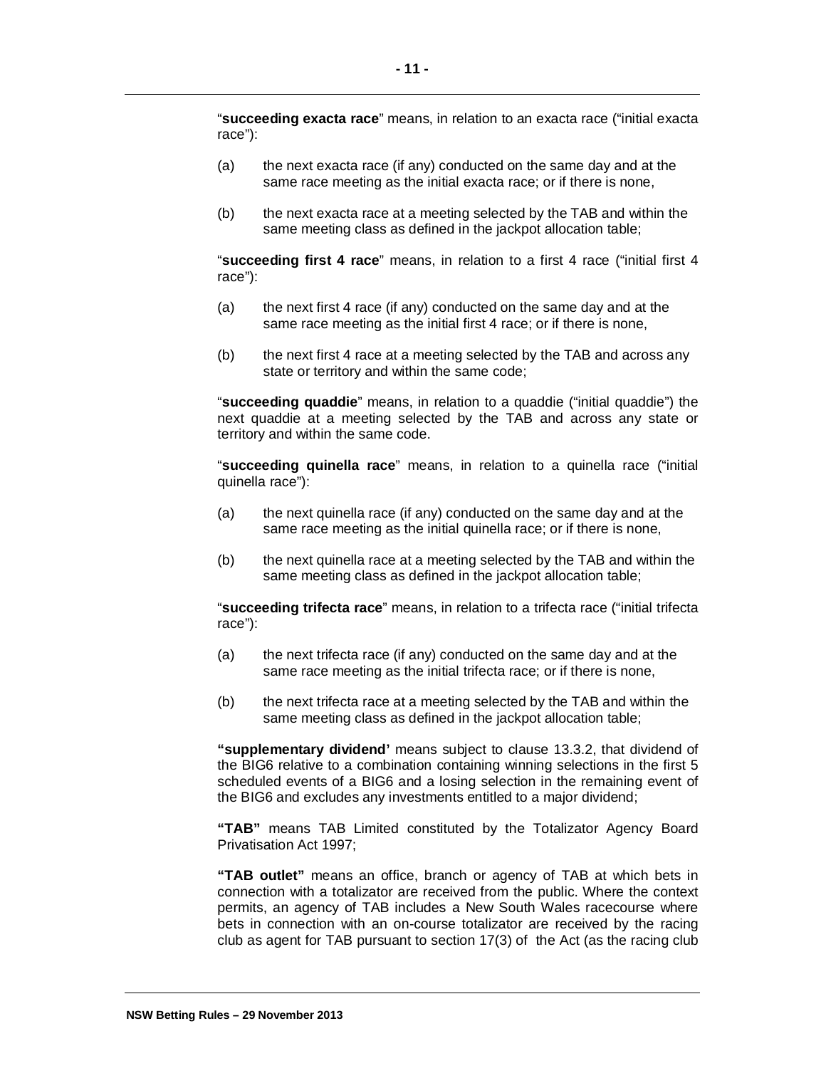"**succeeding exacta race**" means, in relation to an exacta race ("initial exacta race"):

(a) the next exacta race (if any) conducted on the same day and at the same race meeting as the initial exacta race; or if there is none,

(b) the next exacta race at a meeting selected by the TAB and within the same meeting class as defined in the jackpot allocation table;

"**succeeding first 4 race**" means, in relation to a first 4 race ("initial first 4 race"):

(a) the next first 4 race (if any) conducted on the same day and at the same race meeting as the initial first 4 race; or if there is none,

(b) the next first 4 race at a meeting selected by the TAB and across any state or territory and within the same code;

"**succeeding quaddie**" means, in relation to a quaddie ("initial quaddie") the next quaddie at a meeting selected by the TAB and across any state or territory and within the same code.

"**succeeding quinella race**" means, in relation to a quinella race ("initial quinella race"):

(a) the next quinella race (if any) conducted on the same day and at the same race meeting as the initial quinella race; or if there is none,

(b) the next quinella race at a meeting selected by the TAB and within the same meeting class as defined in the jackpot allocation table;

"**succeeding trifecta race**" means, in relation to a trifecta race ("initial trifecta race"):

(a) the next trifecta race (if any) conducted on the same day and at the same race meeting as the initial trifecta race; or if there is none,

(b) the next trifecta race at a meeting selected by the TAB and within the same meeting class as defined in the jackpot allocation table;

**"supplementary dividend'** means subject to clause 13.3.2, that dividend of the BIG6 relative to a combination containing winning selections in the first 5 scheduled events of a BIG6 and a losing selection in the remaining event of the BIG6 and excludes any investments entitled to a major dividend;

**"TAB"** means TAB Limited constituted by the Totalizator Agency Board Privatisation Act 1997;

**"TAB outlet"** means an office, branch or agency of TAB at which bets in connection with a totalizator are received from the public. Where the context permits, an agency of TAB includes a New South Wales racecourse where bets in connection with an on-course totalizator are received by the racing club as agent for TAB pursuant to section 17(3) of the Act (as the racing club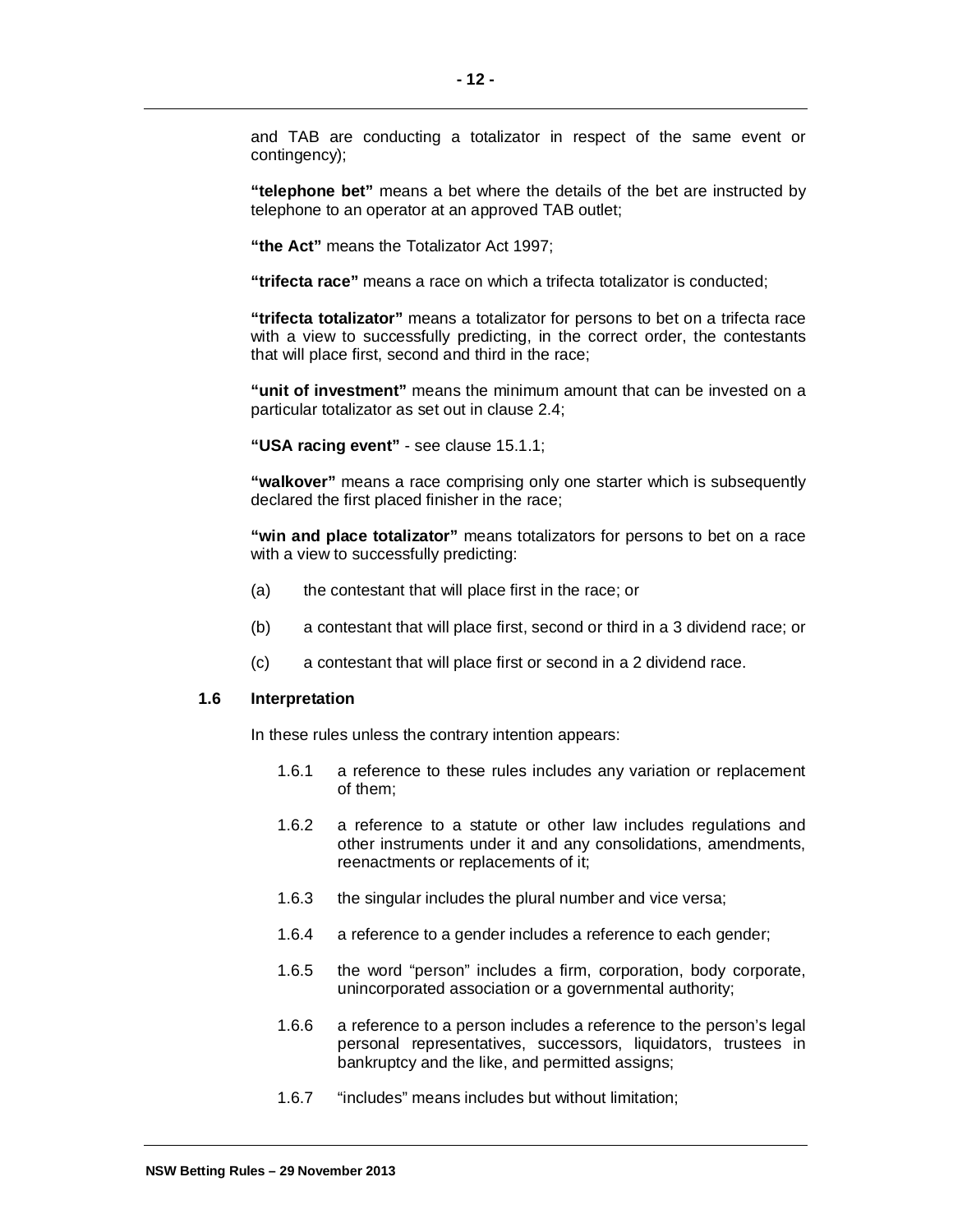and TAB are conducting a totalizator in respect of the same event or contingency);

**"telephone bet"** means a bet where the details of the bet are instructed by telephone to an operator at an approved TAB outlet;

**"the Act"** means the Totalizator Act 1997;

**"trifecta race"** means a race on which a trifecta totalizator is conducted;

**"trifecta totalizator"** means a totalizator for persons to bet on a trifecta race with a view to successfully predicting, in the correct order, the contestants that will place first, second and third in the race;

**"unit of investment"** means the minimum amount that can be invested on a particular totalizator as set out in clause 2.4;

**"USA racing event"** - see clause 15.1.1;

**"walkover"** means a race comprising only one starter which is subsequently declared the first placed finisher in the race;

**"win and place totalizator"** means totalizators for persons to bet on a race with a view to successfully predicting:

(a) the contestant that will place first in the race; or

(b) a contestant that will place first, second or third in a 3 dividend race; or

(c) a contestant that will place first or second in a 2 dividend race.

### 1.6 Interpretation

In these rules unless the contrary intention appears:

1.6.1 a reference to these rules includes any variation or replacement of them;

1.6.2 a reference to a statute or other law includes regulations and other instruments under it and any consolidations, amendments, reenactments or replacements of it;

1.6.3 the singular includes the plural number and vice versa;

1.6.4 a reference to a gender includes a reference to each gender;

1.6.5 the word "person" includes a firm, corporation, body corporate, unincorporated association or a governmental authority;

1.6.6 a reference to a person includes a reference to the person's legal personal representatives, successors, liquidators, trustees in bankruptcy and the like, and permitted assigns;

1.6.7 "includes" means includes but without limitation;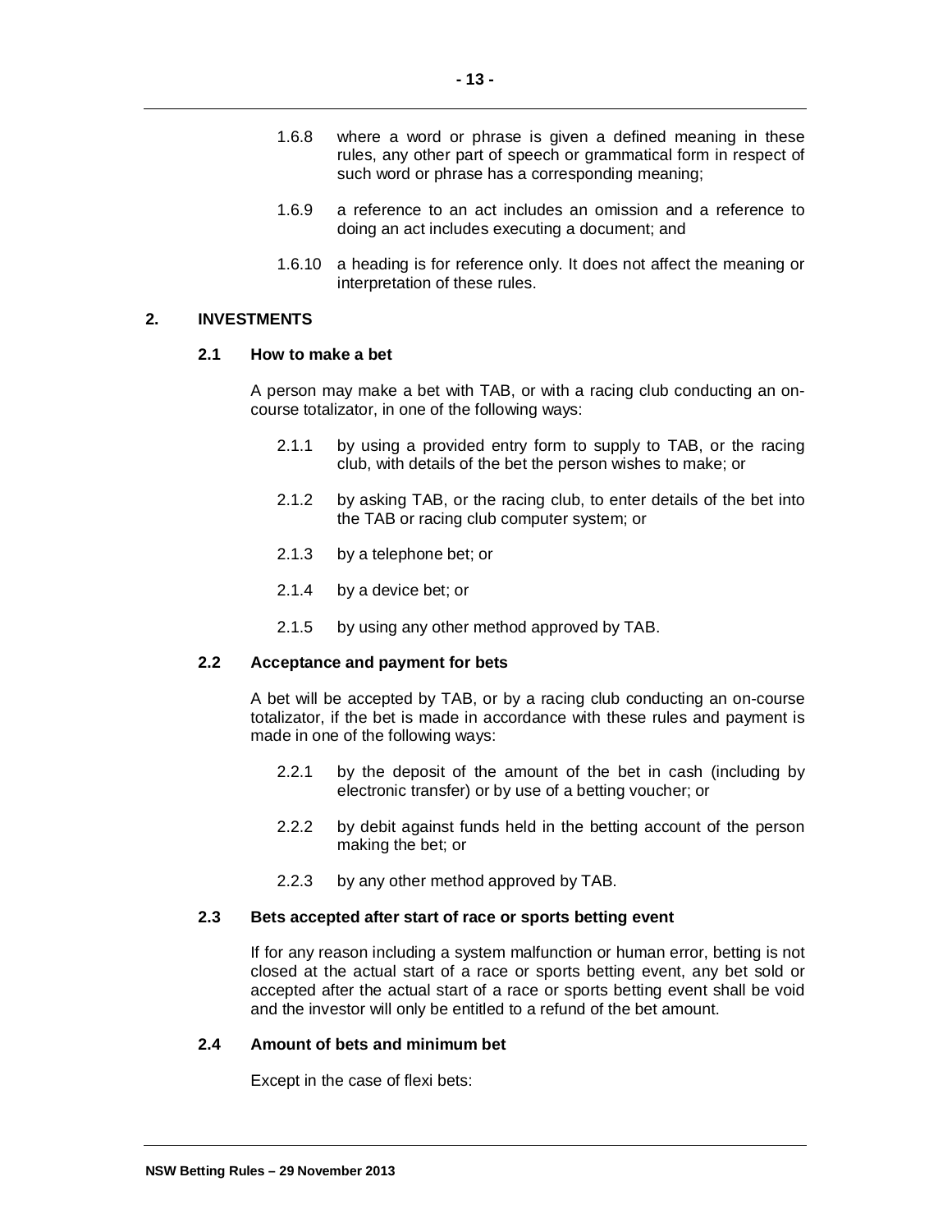1.6.8 where a word or phrase is given a defined meaning in these rules, any other part of speech or grammatical form in respect of such word or phrase has a corresponding meaning;

1.6.9 a reference to an act includes an omission and a reference to doing an act includes executing a document; and

1.6.10 a heading is for reference only. It does not affect the meaning or interpretation of these rules.

## 2. INVESTMENTS

### 2.1 How to make a bet

A person may make a bet with TAB, or with a racing club conducting an on-course totalizator, in one of the following ways:

2.1.1 by using a provided entry form to supply to TAB, or the racing club, with details of the bet the person wishes to make; or

2.1.2 by asking TAB, or the racing club, to enter details of the bet into the TAB or racing club computer system; or

2.1.3 by a telephone bet; or

2.1.4 by a device bet; or

2.1.5 by using any other method approved by TAB.

### 2.2 Acceptance and payment for bets

A bet will be accepted by TAB, or by a racing club conducting an on-course totalizator, if the bet is made in accordance with these rules and payment is made in one of the following ways:

2.2.1 by the deposit of the amount of the bet in cash (including by electronic transfer) or by use of a betting voucher; or

2.2.2 by debit against funds held in the betting account of the person making the bet; or

2.2.3 by any other method approved by TAB.

### 2.3 Bets accepted after start of race or sports betting event

If for any reason including a system malfunction or human error, betting is not closed at the actual start of a race or sports betting event, any bet sold or accepted after the actual start of a race or sports betting event shall be void and the investor will only be entitled to a refund of the bet amount.

### 2.4 Amount of bets and minimum bet

Except in the case of flexi bets: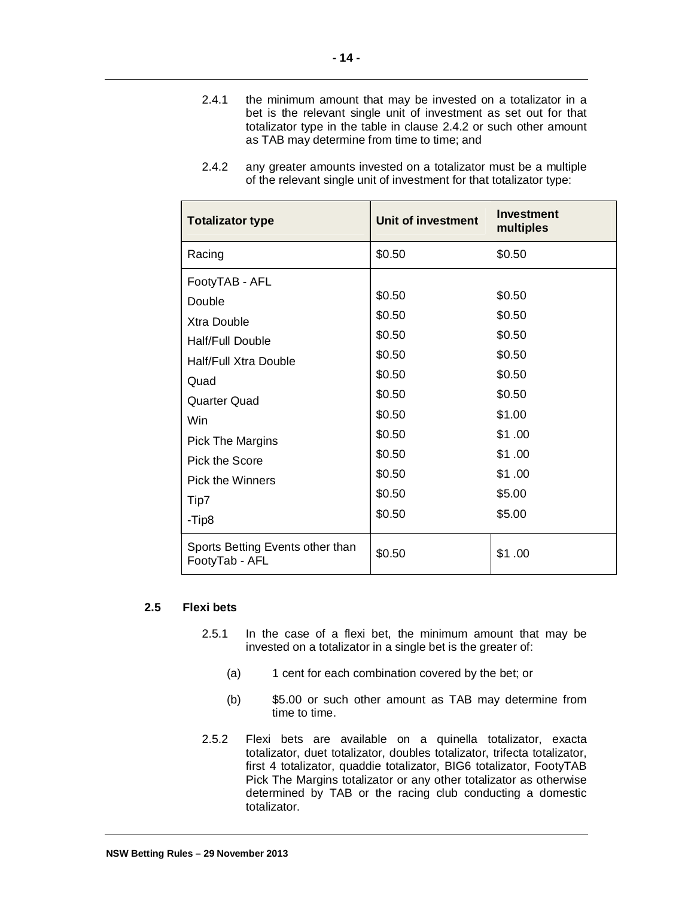2.4.1 the minimum amount that may be invested on a totalizator in a bet is the relevant single unit of investment as set out for that totalizator type in the table in clause 2.4.2 or such other amount as TAB may determine from time to time; and

2.4.2 any greater amounts invested on a totalizator must be a multiple of the relevant single unit of investment for that totalizator type:

| Totalizator type | Unit of investment | Investment multiples |
|---|---|---|
| Racing | $0.50 | $0.50 |
| FootyTAB - AFL | | |
| Double | $0.50 | $0.50 |
| Xtra Double | $0.50 | $0.50 |
| Half/Full Double | $0.50 | $0.50 |
| Half/Full Xtra Double | $0.50 | $0.50 |
| Quad | $0.50 | $0.50 |
| Quarter Quad | $0.50 | $0.50 |
| Win | $0.50 | $1.00 |
| Pick The Margins | $0.50 | $1 .00 |
| Pick the Score | $0.50 | $1 .00 |
| Pick the Winners | $0.50 | $1 .00 |
| Tip7 | $0.50 | $5.00 |
| -Tip8 | $0.50 | $5.00 |
| Sports Betting Events other than FootyTab - AFL | $0.50 | $1 .00 |

## 2.5 Flexi bets

2.5.1 In the case of a flexi bet, the minimum amount that may be invested on a totalizator in a single bet is the greater of:

(a) 1 cent for each combination covered by the bet; or

(b) $5.00 or such other amount as TAB may determine from time to time.

2.5.2 Flexi bets are available on a quinella totalizator, exacta totalizator, duet totalizator, doubles totalizator, trifecta totalizator, first 4 totalizator, quaddie totalizator, BIG6 totalizator, FootyTAB Pick The Margins totalizator or any other totalizator as otherwise determined by TAB or the racing club conducting a domestic totalizator.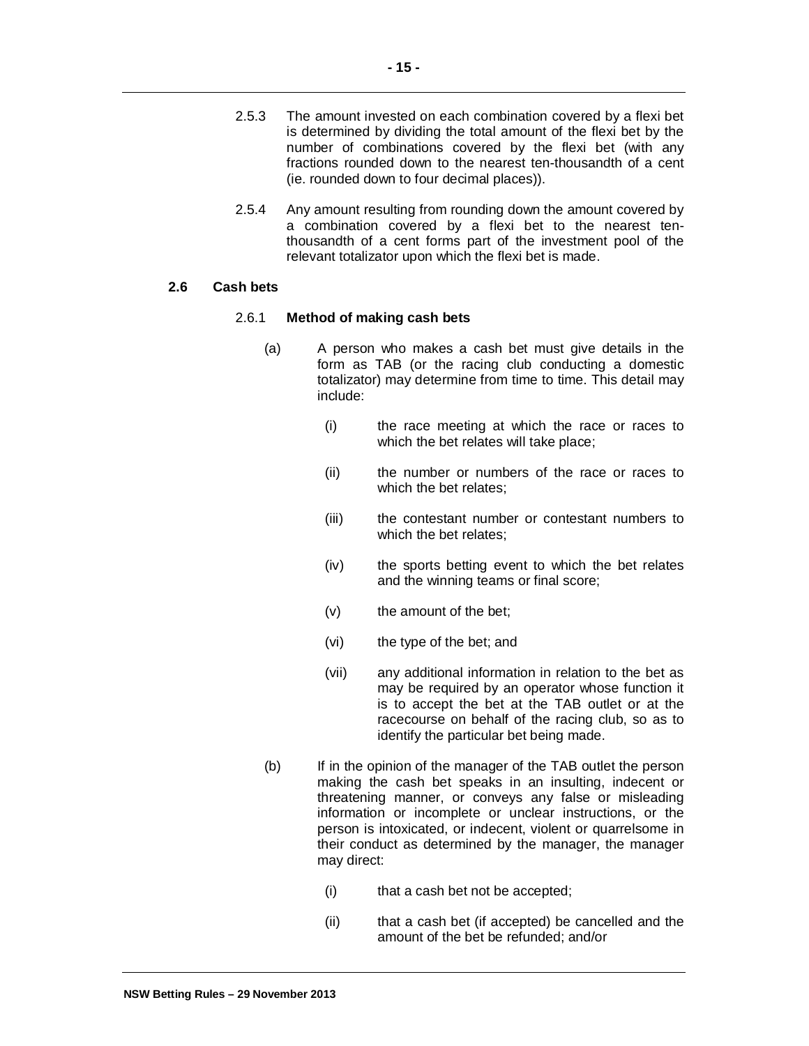2.5.3 The amount invested on each combination covered by a flexi bet is determined by dividing the total amount of the flexi bet by the number of combinations covered by the flexi bet (with any fractions rounded down to the nearest ten-thousandth of a cent (ie. rounded down to four decimal places)).

2.5.4 Any amount resulting from rounding down the amount covered by a combination covered by a flexi bet to the nearest ten-thousandth of a cent forms part of the investment pool of the relevant totalizator upon which the flexi bet is made.

## 2.6 Cash bets

### 2.6.1 Method of making cash bets

(a) A person who makes a cash bet must give details in the form as TAB (or the racing club conducting a domestic totalizator) may determine from time to time. This detail may include:

(i) the race meeting at which the race or races to which the bet relates will take place;

(ii) the number or numbers of the race or races to which the bet relates;

(iii) the contestant number or contestant numbers to which the bet relates;

(iv) the sports betting event to which the bet relates and the winning teams or final score;

(v) the amount of the bet;

(vi) the type of the bet; and

(vii) any additional information in relation to the bet as may be required by an operator whose function it is to accept the bet at the TAB outlet or at the racecourse on behalf of the racing club, so as to identify the particular bet being made.

(b) If in the opinion of the manager of the TAB outlet the person making the cash bet speaks in an insulting, indecent or threatening manner, or conveys any false or misleading information or incomplete or unclear instructions, or the person is intoxicated, or indecent, violent or quarrelsome in their conduct as determined by the manager, the manager may direct:

(i) that a cash bet not be accepted;

(ii) that a cash bet (if accepted) be cancelled and the amount of the bet be refunded; and/or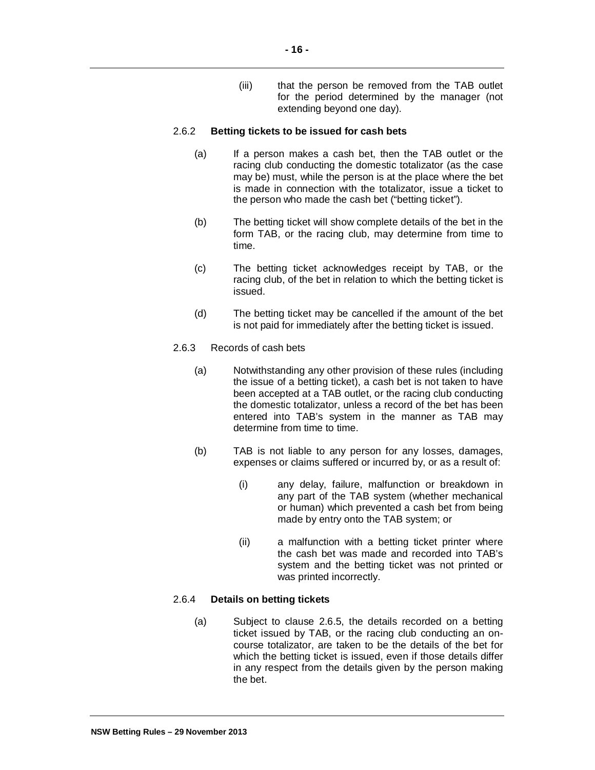(iii) that the person be removed from the TAB outlet for the period determined by the manager (not extending beyond one day).

2.6.2 **Betting tickets to be issued for cash bets**

(a) If a person makes a cash bet, then the TAB outlet or the racing club conducting the domestic totalizator (as the case may be) must, while the person is at the place where the bet is made in connection with the totalizator, issue a ticket to the person who made the cash bet ("betting ticket").

(b) The betting ticket will show complete details of the bet in the form TAB, or the racing club, may determine from time to time.

(c) The betting ticket acknowledges receipt by TAB, or the racing club, of the bet in relation to which the betting ticket is issued.

(d) The betting ticket may be cancelled if the amount of the bet is not paid for immediately after the betting ticket is issued.

2.6.3 Records of cash bets

(a) Notwithstanding any other provision of these rules (including the issue of a betting ticket), a cash bet is not taken to have been accepted at a TAB outlet, or the racing club conducting the domestic totalizator, unless a record of the bet has been entered into TAB's system in the manner as TAB may determine from time to time.

(b) TAB is not liable to any person for any losses, damages, expenses or claims suffered or incurred by, or as a result of:

(i) any delay, failure, malfunction or breakdown in any part of the TAB system (whether mechanical or human) which prevented a cash bet from being made by entry onto the TAB system; or

(ii) a malfunction with a betting ticket printer where the cash bet was made and recorded into TAB's system and the betting ticket was not printed or was printed incorrectly.

2.6.4 **Details on betting tickets**

(a) Subject to clause 2.6.5, the details recorded on a betting ticket issued by TAB, or the racing club conducting an on-course totalizator, are taken to be the details of the bet for which the betting ticket is issued, even if those details differ in any respect from the details given by the person making the bet.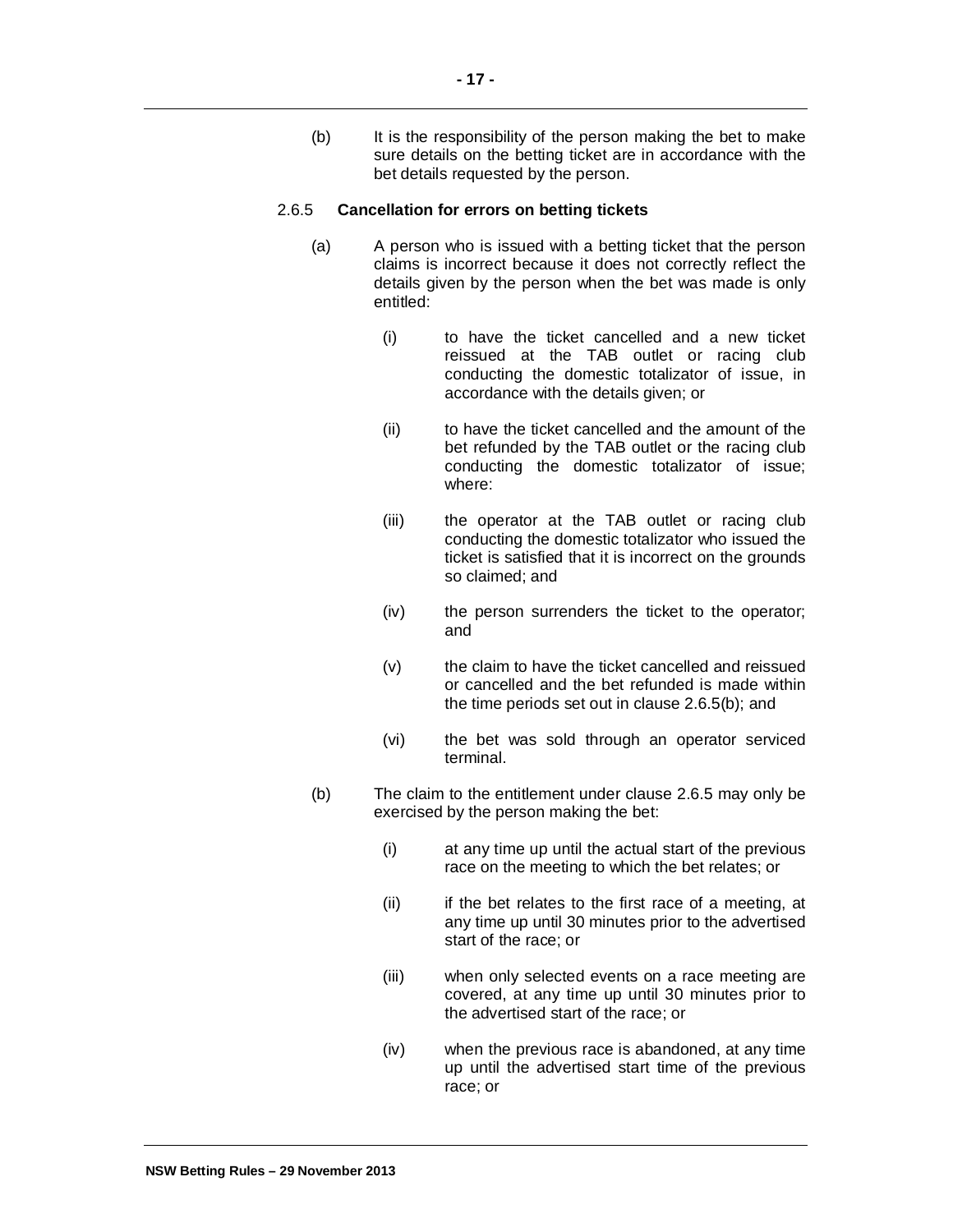(b) It is the responsibility of the person making the bet to make sure details on the betting ticket are in accordance with the bet details requested by the person.

2.6.5 **Cancellation for errors on betting tickets**

(a) A person who is issued with a betting ticket that the person claims is incorrect because it does not correctly reflect the details given by the person when the bet was made is only entitled:

(i) to have the ticket cancelled and a new ticket reissued at the TAB outlet or racing club conducting the domestic totalizator of issue, in accordance with the details given; or

(ii) to have the ticket cancelled and the amount of the bet refunded by the TAB outlet or the racing club conducting the domestic totalizator of issue; where:

(iii) the operator at the TAB outlet or racing club conducting the domestic totalizator who issued the ticket is satisfied that it is incorrect on the grounds so claimed; and

(iv) the person surrenders the ticket to the operator; and

(v) the claim to have the ticket cancelled and reissued or cancelled and the bet refunded is made within the time periods set out in clause 2.6.5(b); and

(vi) the bet was sold through an operator serviced terminal.

(b) The claim to the entitlement under clause 2.6.5 may only be exercised by the person making the bet:

(i) at any time up until the actual start of the previous race on the meeting to which the bet relates; or

(ii) if the bet relates to the first race of a meeting, at any time up until 30 minutes prior to the advertised start of the race; or

(iii) when only selected events on a race meeting are covered, at any time up until 30 minutes prior to the advertised start of the race; or

(iv) when the previous race is abandoned, at any time up until the advertised start time of the previous race; or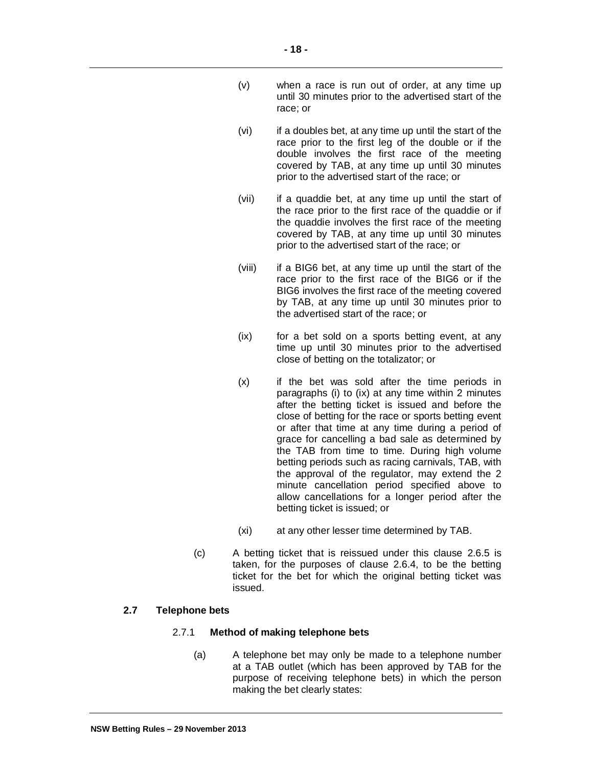(v) when a race is run out of order, at any time up until 30 minutes prior to the advertised start of the race; or

(vi) if a doubles bet, at any time up until the start of the race prior to the first leg of the double or if the double involves the first race of the meeting covered by TAB, at any time up until 30 minutes prior to the advertised start of the race; or

(vii) if a quaddie bet, at any time up until the start of the race prior to the first race of the quaddie or if the quaddie involves the first race of the meeting covered by TAB, at any time up until 30 minutes prior to the advertised start of the race; or

(viii) if a BIG6 bet, at any time up until the start of the race prior to the first race of the BIG6 or if the BIG6 involves the first race of the meeting covered by TAB, at any time up until 30 minutes prior to the advertised start of the race; or

(ix) for a bet sold on a sports betting event, at any time up until 30 minutes prior to the advertised close of betting on the totalizator; or

(x) if the bet was sold after the time periods in paragraphs (i) to (ix) at any time within 2 minutes after the betting ticket is issued and before the close of betting for the race or sports betting event or after that time at any time during a period of grace for cancelling a bad sale as determined by the TAB from time to time. During high volume betting periods such as racing carnivals, TAB, with the approval of the regulator, may extend the 2 minute cancellation period specified above to allow cancellations for a longer period after the betting ticket is issued; or

(xi) at any other lesser time determined by TAB.

(c) A betting ticket that is reissued under this clause 2.6.5 is taken, for the purposes of clause 2.6.4, to be the betting ticket for the bet for which the original betting ticket was issued.

## 2.7 Telephone bets

### 2.7.1 Method of making telephone bets

(a) A telephone bet may only be made to a telephone number at a TAB outlet (which has been approved by TAB for the purpose of receiving telephone bets) in which the person making the bet clearly states: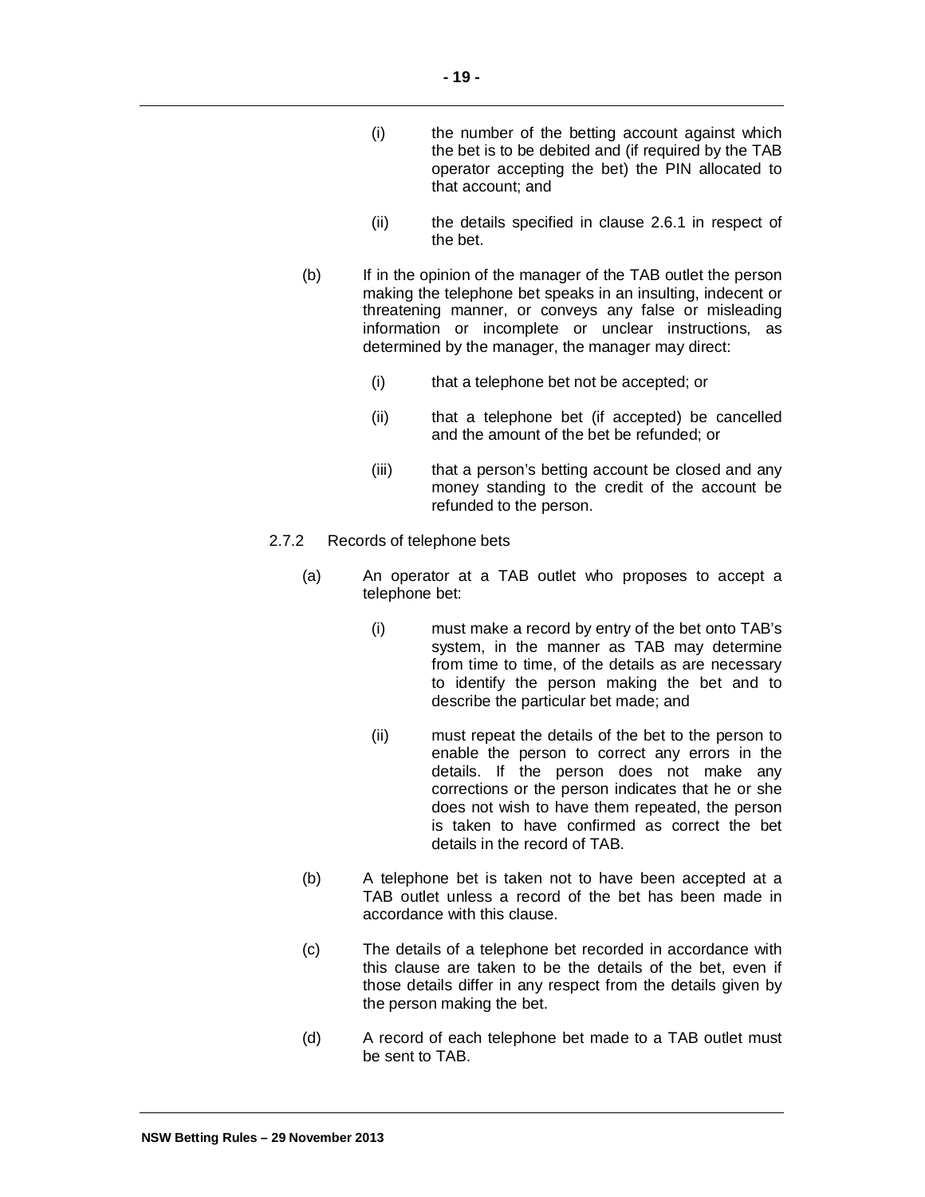(i) the number of the betting account against which the bet is to be debited and (if required by the TAB operator accepting the bet) the PIN allocated to that account; and

(ii) the details specified in clause 2.6.1 in respect of the bet.

(b) If in the opinion of the manager of the TAB outlet the person making the telephone bet speaks in an insulting, indecent or threatening manner, or conveys any false or misleading information or incomplete or unclear instructions, as determined by the manager, the manager may direct:

(i) that a telephone bet not be accepted; or

(ii) that a telephone bet (if accepted) be cancelled and the amount of the bet be refunded; or

(iii) that a person's betting account be closed and any money standing to the credit of the account be refunded to the person.

2.7.2 Records of telephone bets

(a) An operator at a TAB outlet who proposes to accept a telephone bet:

(i) must make a record by entry of the bet onto TAB's system, in the manner as TAB may determine from time to time, of the details as are necessary to identify the person making the bet and to describe the particular bet made; and

(ii) must repeat the details of the bet to the person to enable the person to correct any errors in the details. If the person does not make any corrections or the person indicates that he or she does not wish to have them repeated, the person is taken to have confirmed as correct the bet details in the record of TAB.

(b) A telephone bet is taken not to have been accepted at a TAB outlet unless a record of the bet has been made in accordance with this clause.

(c) The details of a telephone bet recorded in accordance with this clause are taken to be the details of the bet, even if those details differ in any respect from the details given by the person making the bet.

(d) A record of each telephone bet made to a TAB outlet must be sent to TAB.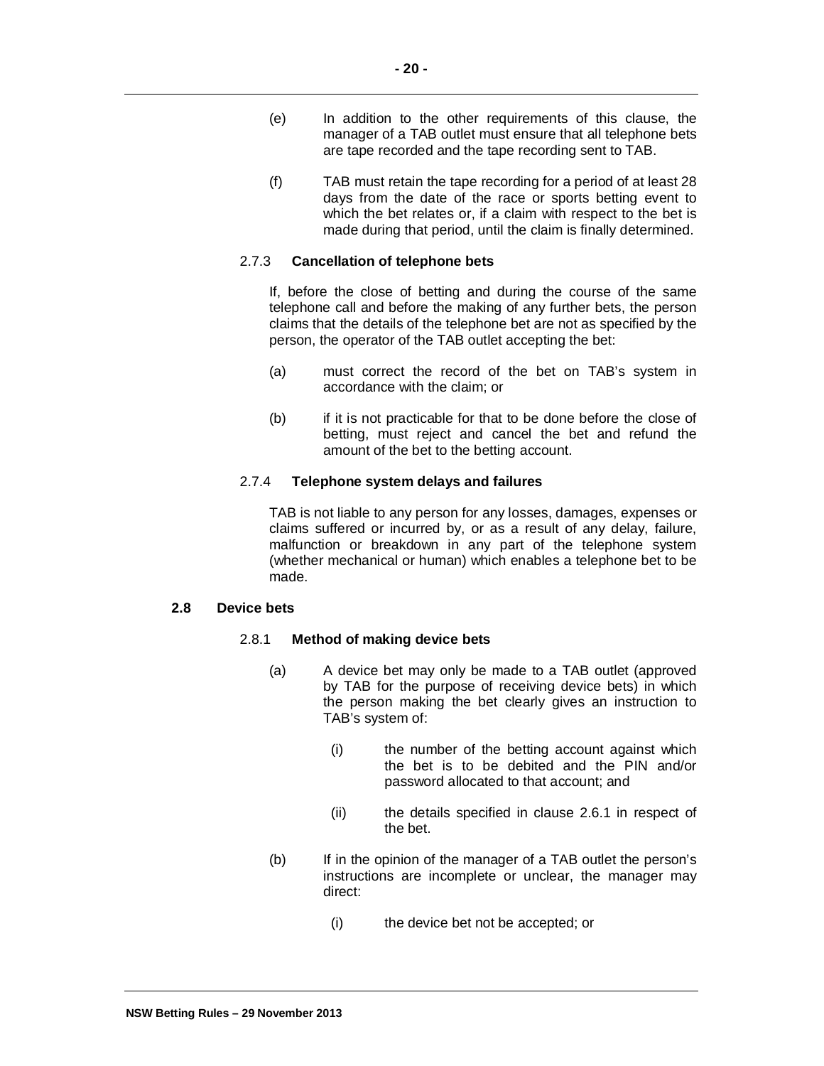(e) In addition to the other requirements of this clause, the manager of a TAB outlet must ensure that all telephone bets are tape recorded and the tape recording sent to TAB.

(f) TAB must retain the tape recording for a period of at least 28 days from the date of the race or sports betting event to which the bet relates or, if a claim with respect to the bet is made during that period, until the claim is finally determined.

#### 2.7.3 **Cancellation of telephone bets**

If, before the close of betting and during the course of the same telephone call and before the making of any further bets, the person claims that the details of the telephone bet are not as specified by the person, the operator of the TAB outlet accepting the bet:

(a) must correct the record of the bet on TAB's system in accordance with the claim; or

(b) if it is not practicable for that to be done before the close of betting, must reject and cancel the bet and refund the amount of the bet to the betting account.

#### 2.7.4 **Telephone system delays and failures**

TAB is not liable to any person for any losses, damages, expenses or claims suffered or incurred by, or as a result of any delay, failure, malfunction or breakdown in any part of the telephone system (whether mechanical or human) which enables a telephone bet to be made.

### 2.8 Device bets

#### 2.8.1 **Method of making device bets**

(a) A device bet may only be made to a TAB outlet (approved by TAB for the purpose of receiving device bets) in which the person making the bet clearly gives an instruction to TAB's system of:

(i) the number of the betting account against which the bet is to be debited and the PIN and/or password allocated to that account; and

(ii) the details specified in clause 2.6.1 in respect of the bet.

(b) If in the opinion of the manager of a TAB outlet the person's instructions are incomplete or unclear, the manager may direct:

(i) the device bet not be accepted; or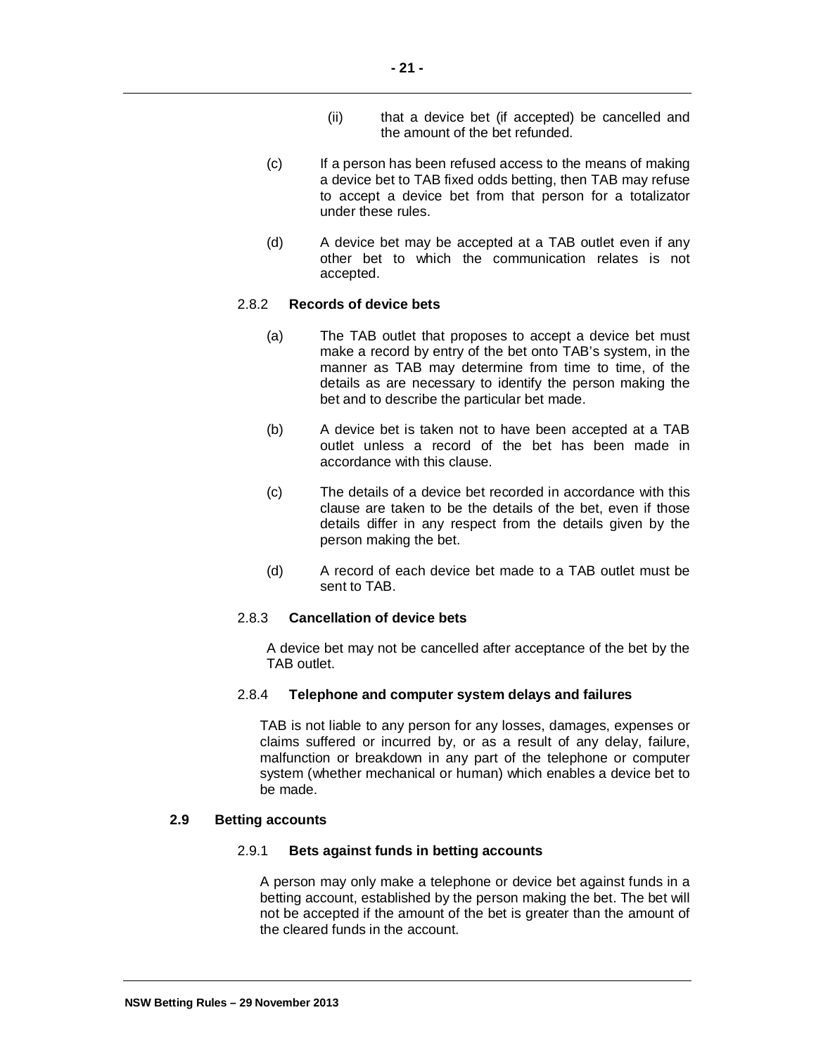(ii) that a device bet (if accepted) be cancelled and the amount of the bet refunded.

(c) If a person has been refused access to the means of making a device bet to TAB fixed odds betting, then TAB may refuse to accept a device bet from that person for a totalizator under these rules.

(d) A device bet may be accepted at a TAB outlet even if any other bet to which the communication relates is not accepted.

#### 2.8.2 **Records of device bets**

(a) The TAB outlet that proposes to accept a device bet must make a record by entry of the bet onto TAB's system, in the manner as TAB may determine from time to time, of the details as are necessary to identify the person making the bet and to describe the particular bet made.

(b) A device bet is taken not to have been accepted at a TAB outlet unless a record of the bet has been made in accordance with this clause.

(c) The details of a device bet recorded in accordance with this clause are taken to be the details of the bet, even if those details differ in any respect from the details given by the person making the bet.

(d) A record of each device bet made to a TAB outlet must be sent to TAB.

#### 2.8.3 **Cancellation of device bets**

A device bet may not be cancelled after acceptance of the bet by the TAB outlet.

#### 2.8.4 **Telephone and computer system delays and failures**

TAB is not liable to any person for any losses, damages, expenses or claims suffered or incurred by, or as a result of any delay, failure, malfunction or breakdown in any part of the telephone or computer system (whether mechanical or human) which enables a device bet to be made.

### 2.9 **Betting accounts**

#### 2.9.1 **Bets against funds in betting accounts**

A person may only make a telephone or device bet against funds in a betting account, established by the person making the bet. The bet will not be accepted if the amount of the bet is greater than the amount of the cleared funds in the account.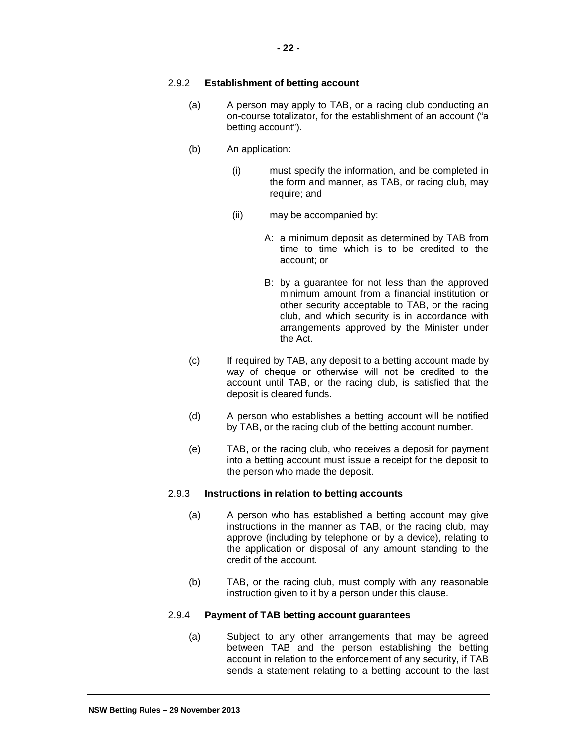#### 2.9.2 **Establishment of betting account**

(a) A person may apply to TAB, or a racing club conducting an on-course totalizator, for the establishment of an account ("a betting account").

(b) An application:

(i) must specify the information, and be completed in the form and manner, as TAB, or racing club, may require; and

(ii) may be accompanied by:

A: a minimum deposit as determined by TAB from time to time which is to be credited to the account; or

B: by a guarantee for not less than the approved minimum amount from a financial institution or other security acceptable to TAB, or the racing club, and which security is in accordance with arrangements approved by the Minister under the Act.

(c) If required by TAB, any deposit to a betting account made by way of cheque or otherwise will not be credited to the account until TAB, or the racing club, is satisfied that the deposit is cleared funds.

(d) A person who establishes a betting account will be notified by TAB, or the racing club of the betting account number.

(e) TAB, or the racing club, who receives a deposit for payment into a betting account must issue a receipt for the deposit to the person who made the deposit.

#### 2.9.3 **Instructions in relation to betting accounts**

(a) A person who has established a betting account may give instructions in the manner as TAB, or the racing club, may approve (including by telephone or by a device), relating to the application or disposal of any amount standing to the credit of the account.

(b) TAB, or the racing club, must comply with any reasonable instruction given to it by a person under this clause.

#### 2.9.4 **Payment of TAB betting account guarantees**

(a) Subject to any other arrangements that may be agreed between TAB and the person establishing the betting account in relation to the enforcement of any security, if TAB sends a statement relating to a betting account to the last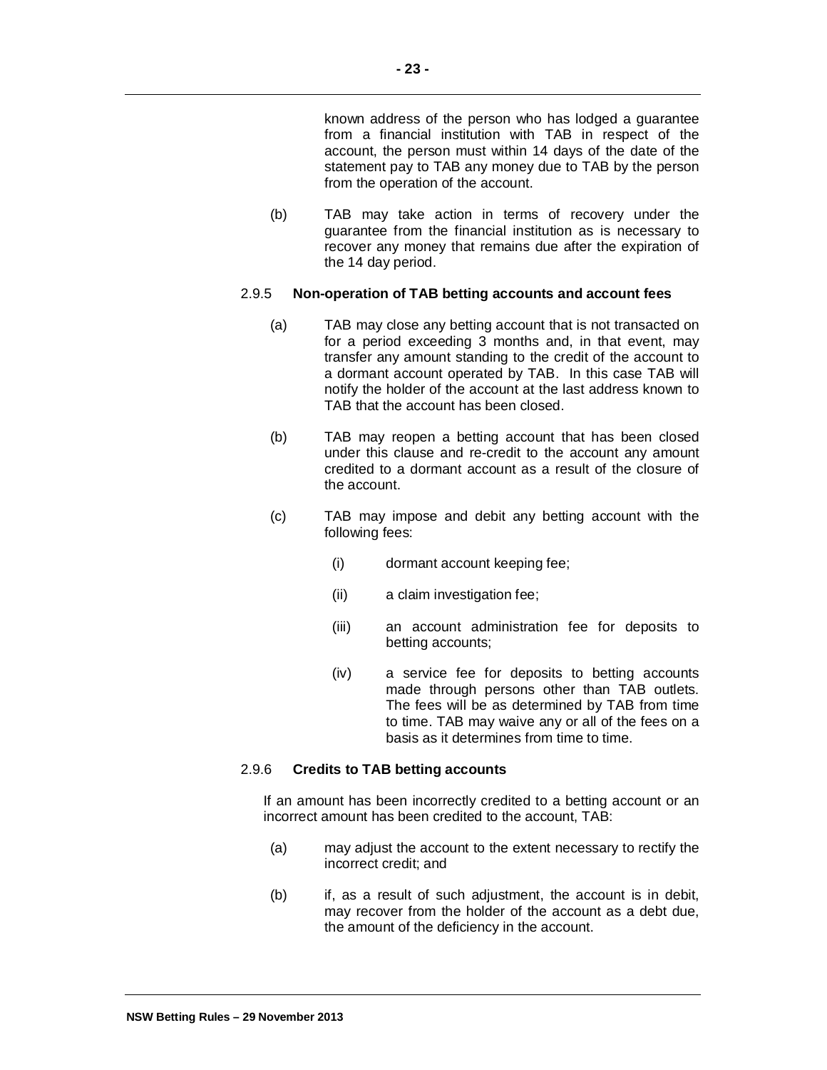known address of the person who has lodged a guarantee from a financial institution with TAB in respect of the account, the person must within 14 days of the date of the statement pay to TAB any money due to TAB by the person from the operation of the account.

(b) TAB may take action in terms of recovery under the guarantee from the financial institution as is necessary to recover any money that remains due after the expiration of the 14 day period.

### 2.9.5 Non-operation of TAB betting accounts and account fees

(a) TAB may close any betting account that is not transacted on for a period exceeding 3 months and, in that event, may transfer any amount standing to the credit of the account to a dormant account operated by TAB. In this case TAB will notify the holder of the account at the last address known to TAB that the account has been closed.

(b) TAB may reopen a betting account that has been closed under this clause and re-credit to the account any amount credited to a dormant account as a result of the closure of the account.

(c) TAB may impose and debit any betting account with the following fees:

(i) dormant account keeping fee;

(ii) a claim investigation fee;

(iii) an account administration fee for deposits to betting accounts;

(iv) a service fee for deposits to betting accounts made through persons other than TAB outlets. The fees will be as determined by TAB from time to time. TAB may waive any or all of the fees on a basis as it determines from time to time.

### 2.9.6 Credits to TAB betting accounts

If an amount has been incorrectly credited to a betting account or an incorrect amount has been credited to the account, TAB:

(a) may adjust the account to the extent necessary to rectify the incorrect credit; and

(b) if, as a result of such adjustment, the account is in debit, may recover from the holder of the account as a debt due, the amount of the deficiency in the account.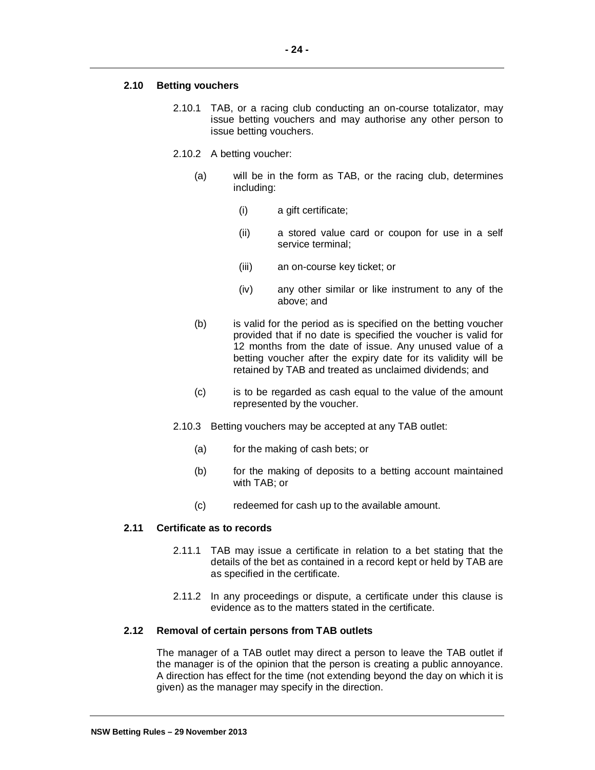## 2.10 Betting vouchers

2.10.1 TAB, or a racing club conducting an on-course totalizator, may issue betting vouchers and may authorise any other person to issue betting vouchers.

2.10.2 A betting voucher:

(a) will be in the form as TAB, or the racing club, determines including:

(i) a gift certificate;

(ii) a stored value card or coupon for use in a self service terminal;

(iii) an on-course key ticket; or

(iv) any other similar or like instrument to any of the above; and

(b) is valid for the period as is specified on the betting voucher provided that if no date is specified the voucher is valid for 12 months from the date of issue. Any unused value of a betting voucher after the expiry date for its validity will be retained by TAB and treated as unclaimed dividends; and

(c) is to be regarded as cash equal to the value of the amount represented by the voucher.

2.10.3 Betting vouchers may be accepted at any TAB outlet:

(a) for the making of cash bets; or

(b) for the making of deposits to a betting account maintained with TAB; or

(c) redeemed for cash up to the available amount.

## 2.11 Certificate as to records

2.11.1 TAB may issue a certificate in relation to a bet stating that the details of the bet as contained in a record kept or held by TAB are as specified in the certificate.

2.11.2 In any proceedings or dispute, a certificate under this clause is evidence as to the matters stated in the certificate.

## 2.12 Removal of certain persons from TAB outlets

The manager of a TAB outlet may direct a person to leave the TAB outlet if the manager is of the opinion that the person is creating a public annoyance. A direction has effect for the time (not extending beyond the day on which it is given) as the manager may specify in the direction.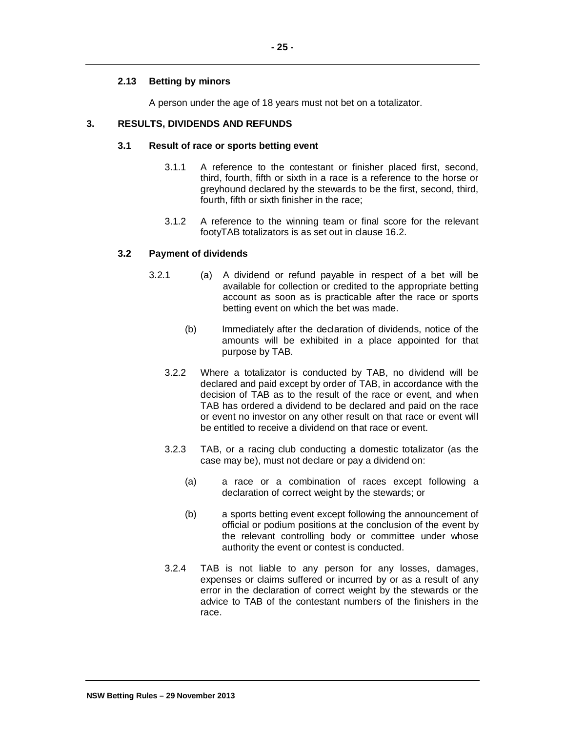### 2.13 Betting by minors

A person under the age of 18 years must not bet on a totalizator.

## 3. RESULTS, DIVIDENDS AND REFUNDS

### 3.1 Result of race or sports betting event

3.1.1 A reference to the contestant or finisher placed first, second, third, fourth, fifth or sixth in a race is a reference to the horse or greyhound declared by the stewards to be the first, second, third, fourth, fifth or sixth finisher in the race;

3.1.2 A reference to the winning team or final score for the relevant footyTAB totalizators is as set out in clause 16.2.

### 3.2 Payment of dividends

3.2.1 (a) A dividend or refund payable in respect of a bet will be available for collection or credited to the appropriate betting account as soon as is practicable after the race or sports betting event on which the bet was made.

(b) Immediately after the declaration of dividends, notice of the amounts will be exhibited in a place appointed for that purpose by TAB.

3.2.2 Where a totalizator is conducted by TAB, no dividend will be declared and paid except by order of TAB, in accordance with the decision of TAB as to the result of the race or event, and when TAB has ordered a dividend to be declared and paid on the race or event no investor on any other result on that race or event will be entitled to receive a dividend on that race or event.

3.2.3 TAB, or a racing club conducting a domestic totalizator (as the case may be), must not declare or pay a dividend on:

(a) a race or a combination of races except following a declaration of correct weight by the stewards; or

(b) a sports betting event except following the announcement of official or podium positions at the conclusion of the event by the relevant controlling body or committee under whose authority the event or contest is conducted.

3.2.4 TAB is not liable to any person for any losses, damages, expenses or claims suffered or incurred by or as a result of any error in the declaration of correct weight by the stewards or the advice to TAB of the contestant numbers of the finishers in the race.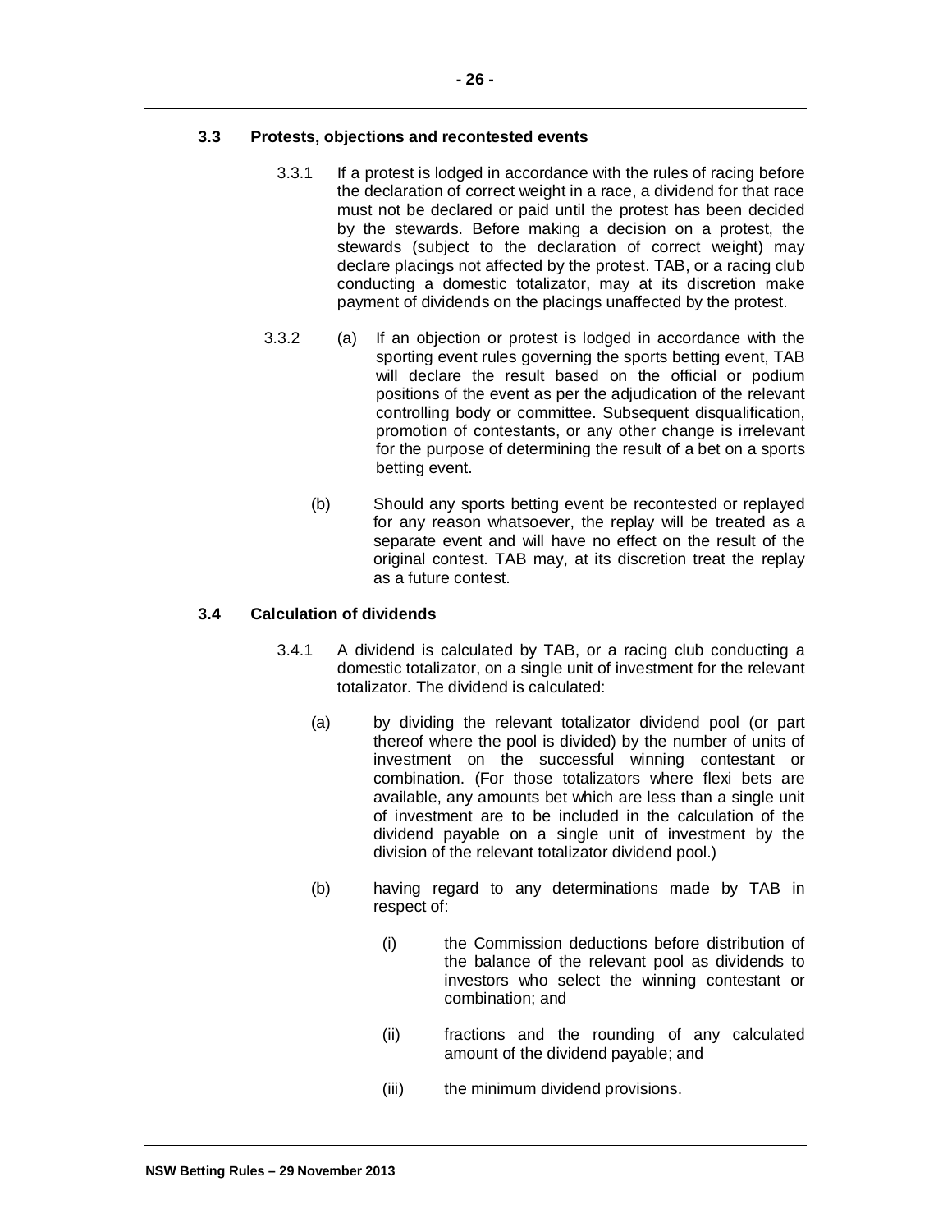### 3.3 Protests, objections and recontested events

3.3.1 If a protest is lodged in accordance with the rules of racing before the declaration of correct weight in a race, a dividend for that race must not be declared or paid until the protest has been decided by the stewards. Before making a decision on a protest, the stewards (subject to the declaration of correct weight) may declare placings not affected by the protest. TAB, or a racing club conducting a domestic totalizator, may at its discretion make payment of dividends on the placings unaffected by the protest.

3.3.2 (a) If an objection or protest is lodged in accordance with the sporting event rules governing the sports betting event, TAB will declare the result based on the official or podium positions of the event as per the adjudication of the relevant controlling body or committee. Subsequent disqualification, promotion of contestants, or any other change is irrelevant for the purpose of determining the result of a bet on a sports betting event.

(b) Should any sports betting event be recontested or replayed for any reason whatsoever, the replay will be treated as a separate event and will have no effect on the result of the original contest. TAB may, at its discretion treat the replay as a future contest.

### 3.4 Calculation of dividends

3.4.1 A dividend is calculated by TAB, or a racing club conducting a domestic totalizator, on a single unit of investment for the relevant totalizator. The dividend is calculated:

(a) by dividing the relevant totalizator dividend pool (or part thereof where the pool is divided) by the number of units of investment on the successful winning contestant or combination. (For those totalizators where flexi bets are available, any amounts bet which are less than a single unit of investment are to be included in the calculation of the dividend payable on a single unit of investment by the division of the relevant totalizator dividend pool.)

(b) having regard to any determinations made by TAB in respect of:

(i) the Commission deductions before distribution of the balance of the relevant pool as dividends to investors who select the winning contestant or combination; and

(ii) fractions and the rounding of any calculated amount of the dividend payable; and

(iii) the minimum dividend provisions.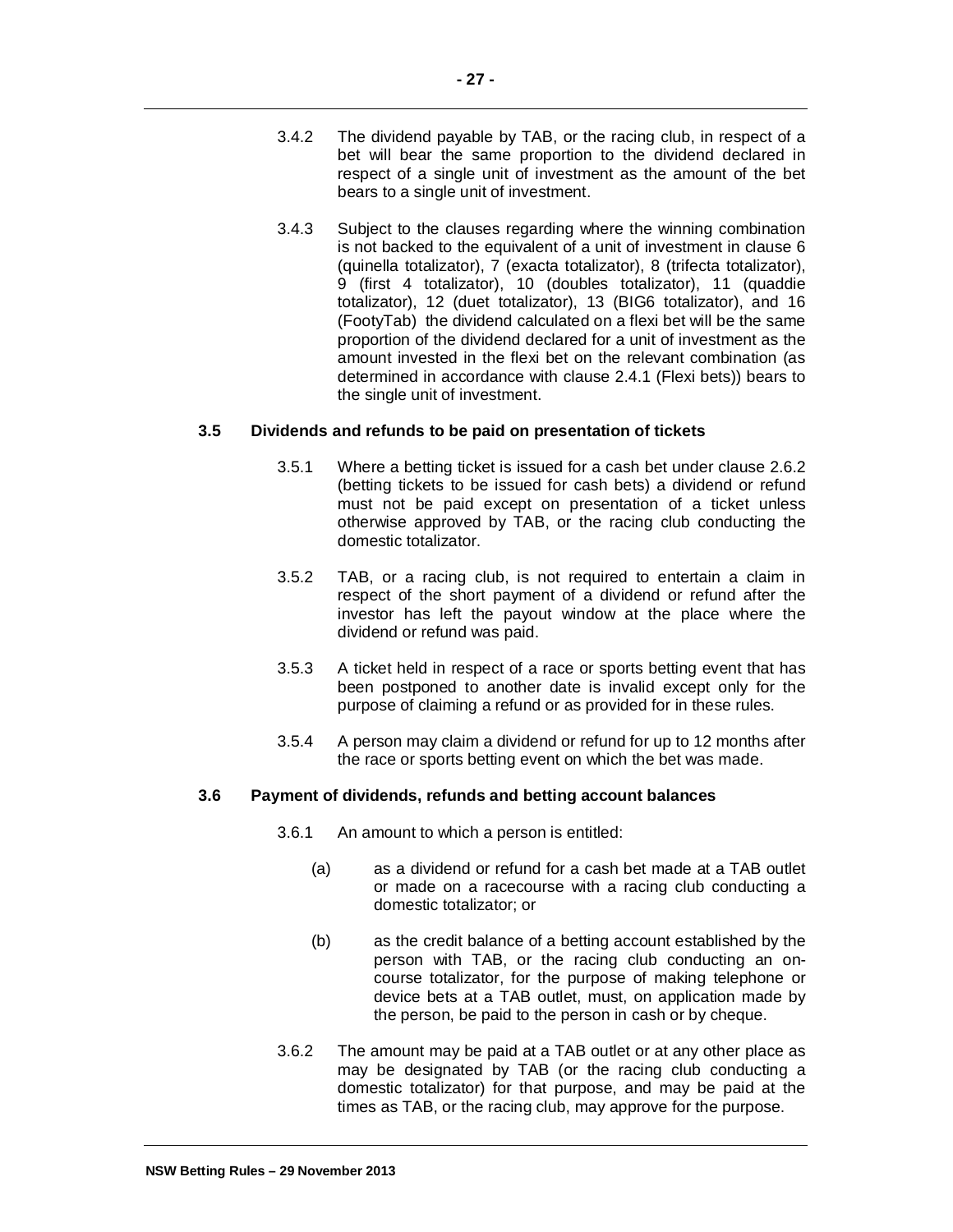3.4.2 The dividend payable by TAB, or the racing club, in respect of a bet will bear the same proportion to the dividend declared in respect of a single unit of investment as the amount of the bet bears to a single unit of investment.

3.4.3 Subject to the clauses regarding where the winning combination is not backed to the equivalent of a unit of investment in clause 6 (quinella totalizator), 7 (exacta totalizator), 8 (trifecta totalizator), 9 (first 4 totalizator), 10 (doubles totalizator), 11 (quaddie totalizator), 12 (duet totalizator), 13 (BIG6 totalizator), and 16 (FootyTab) the dividend calculated on a flexi bet will be the same proportion of the dividend declared for a unit of investment as the amount invested in the flexi bet on the relevant combination (as determined in accordance with clause 2.4.1 (Flexi bets)) bears to the single unit of investment.

### 3.5 Dividends and refunds to be paid on presentation of tickets

3.5.1 Where a betting ticket is issued for a cash bet under clause 2.6.2 (betting tickets to be issued for cash bets) a dividend or refund must not be paid except on presentation of a ticket unless otherwise approved by TAB, or the racing club conducting the domestic totalizator.

3.5.2 TAB, or a racing club, is not required to entertain a claim in respect of the short payment of a dividend or refund after the investor has left the payout window at the place where the dividend or refund was paid.

3.5.3 A ticket held in respect of a race or sports betting event that has been postponed to another date is invalid except only for the purpose of claiming a refund or as provided for in these rules.

3.5.4 A person may claim a dividend or refund for up to 12 months after the race or sports betting event on which the bet was made.

### 3.6 Payment of dividends, refunds and betting account balances

3.6.1 An amount to which a person is entitled:

(a) as a dividend or refund for a cash bet made at a TAB outlet or made on a racecourse with a racing club conducting a domestic totalizator; or

(b) as the credit balance of a betting account established by the person with TAB, or the racing club conducting an on-course totalizator, for the purpose of making telephone or device bets at a TAB outlet, must, on application made by the person, be paid to the person in cash or by cheque.

3.6.2 The amount may be paid at a TAB outlet or at any other place as may be designated by TAB (or the racing club conducting a domestic totalizator) for that purpose, and may be paid at the times as TAB, or the racing club, may approve for the purpose.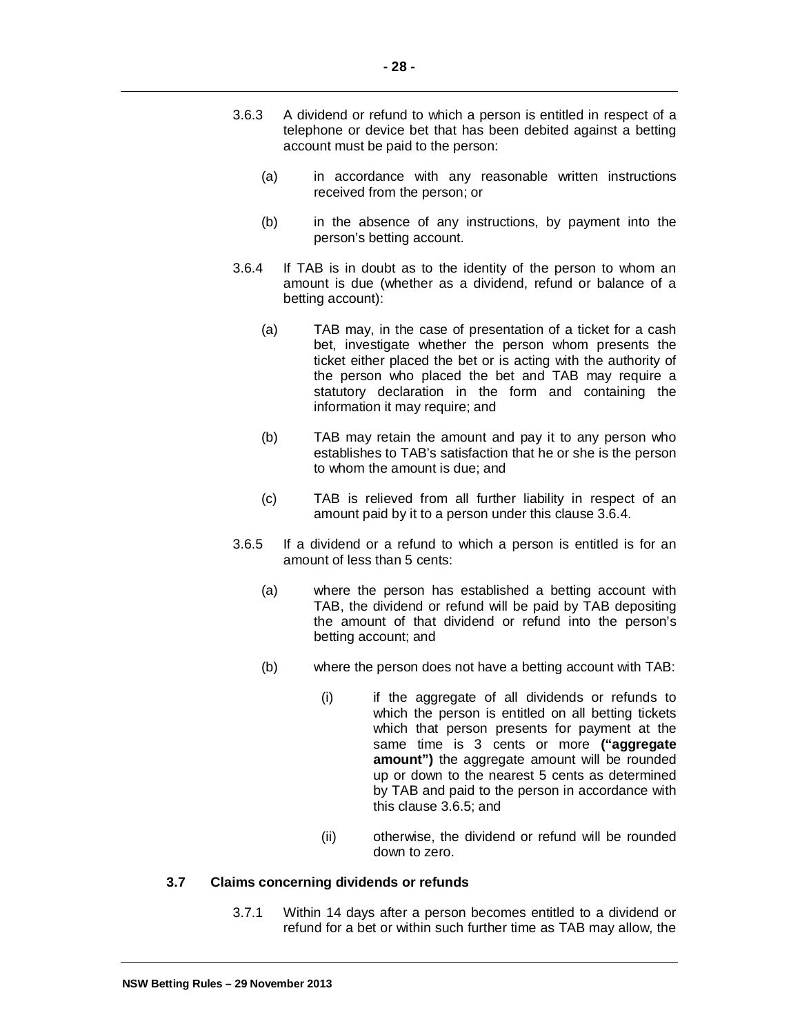3.6.3 A dividend or refund to which a person is entitled in respect of a telephone or device bet that has been debited against a betting account must be paid to the person:

(a) in accordance with any reasonable written instructions received from the person; or

(b) in the absence of any instructions, by payment into the person's betting account.

3.6.4 If TAB is in doubt as to the identity of the person to whom an amount is due (whether as a dividend, refund or balance of a betting account):

(a) TAB may, in the case of presentation of a ticket for a cash bet, investigate whether the person whom presents the ticket either placed the bet or is acting with the authority of the person who placed the bet and TAB may require a statutory declaration in the form and containing the information it may require; and

(b) TAB may retain the amount and pay it to any person who establishes to TAB's satisfaction that he or she is the person to whom the amount is due; and

(c) TAB is relieved from all further liability in respect of an amount paid by it to a person under this clause 3.6.4.

3.6.5 If a dividend or a refund to which a person is entitled is for an amount of less than 5 cents:

(a) where the person has established a betting account with TAB, the dividend or refund will be paid by TAB depositing the amount of that dividend or refund into the person's betting account; and

(b) where the person does not have a betting account with TAB:

(i) if the aggregate of all dividends or refunds to which the person is entitled on all betting tickets which that person presents for payment at the same time is 3 cents or more **("aggregate amount")** the aggregate amount will be rounded up or down to the nearest 5 cents as determined by TAB and paid to the person in accordance with this clause 3.6.5; and

(ii) otherwise, the dividend or refund will be rounded down to zero.

### 3.7 Claims concerning dividends or refunds

3.7.1 Within 14 days after a person becomes entitled to a dividend or refund for a bet or within such further time as TAB may allow, the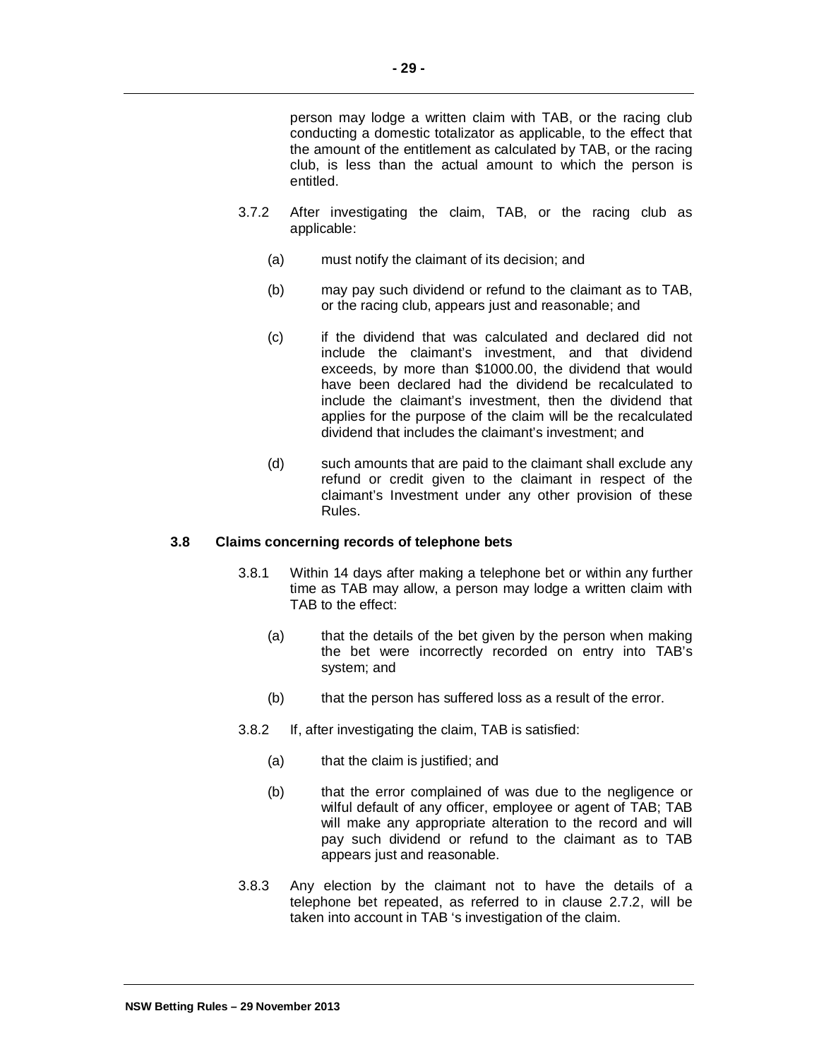person may lodge a written claim with TAB, or the racing club conducting a domestic totalizator as applicable, to the effect that the amount of the entitlement as calculated by TAB, or the racing club, is less than the actual amount to which the person is entitled.

3.7.2 After investigating the claim, TAB, or the racing club as applicable:

(a) must notify the claimant of its decision; and

(b) may pay such dividend or refund to the claimant as to TAB, or the racing club, appears just and reasonable; and

(c) if the dividend that was calculated and declared did not include the claimant's investment, and that dividend exceeds, by more than $1000.00, the dividend that would have been declared had the dividend be recalculated to include the claimant's investment, then the dividend that applies for the purpose of the claim will be the recalculated dividend that includes the claimant's investment; and

(d) such amounts that are paid to the claimant shall exclude any refund or credit given to the claimant in respect of the claimant's Investment under any other provision of these Rules.

### 3.8 Claims concerning records of telephone bets

3.8.1 Within 14 days after making a telephone bet or within any further time as TAB may allow, a person may lodge a written claim with TAB to the effect:

(a) that the details of the bet given by the person when making the bet were incorrectly recorded on entry into TAB's system; and

(b) that the person has suffered loss as a result of the error.

3.8.2 If, after investigating the claim, TAB is satisfied:

(a) that the claim is justified; and

(b) that the error complained of was due to the negligence or wilful default of any officer, employee or agent of TAB; TAB will make any appropriate alteration to the record and will pay such dividend or refund to the claimant as to TAB appears just and reasonable.

3.8.3 Any election by the claimant not to have the details of a telephone bet repeated, as referred to in clause 2.7.2, will be taken into account in TAB 's investigation of the claim.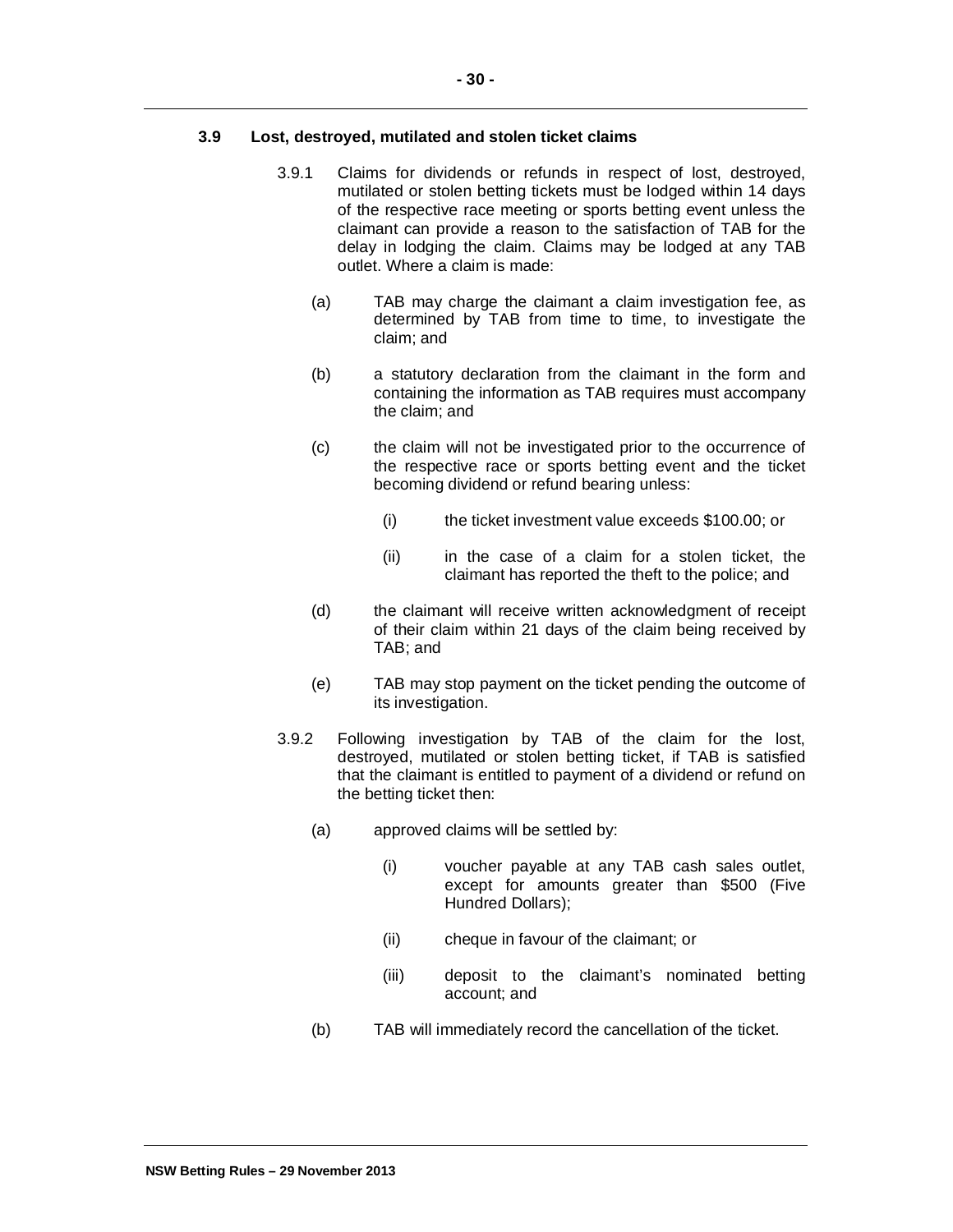### 3.9 Lost, destroyed, mutilated and stolen ticket claims

3.9.1 Claims for dividends or refunds in respect of lost, destroyed, mutilated or stolen betting tickets must be lodged within 14 days of the respective race meeting or sports betting event unless the claimant can provide a reason to the satisfaction of TAB for the delay in lodging the claim. Claims may be lodged at any TAB outlet. Where a claim is made:

- (a) TAB may charge the claimant a claim investigation fee, as determined by TAB from time to time, to investigate the claim; and
- (b) a statutory declaration from the claimant in the form and containing the information as TAB requires must accompany the claim; and
- (c) the claim will not be investigated prior to the occurrence of the respective race or sports betting event and the ticket becoming dividend or refund bearing unless:
  - (i) the ticket investment value exceeds $100.00; or
  - (ii) in the case of a claim for a stolen ticket, the claimant has reported the theft to the police; and
- (d) the claimant will receive written acknowledgment of receipt of their claim within 21 days of the claim being received by TAB; and
- (e) TAB may stop payment on the ticket pending the outcome of its investigation.

3.9.2 Following investigation by TAB of the claim for the lost, destroyed, mutilated or stolen betting ticket, if TAB is satisfied that the claimant is entitled to payment of a dividend or refund on the betting ticket then:

- (a) approved claims will be settled by:
  - (i) voucher payable at any TAB cash sales outlet, except for amounts greater than $500 (Five Hundred Dollars);
  - (ii) cheque in favour of the claimant; or
  - (iii) deposit to the claimant's nominated betting account; and
- (b) TAB will immediately record the cancellation of the ticket.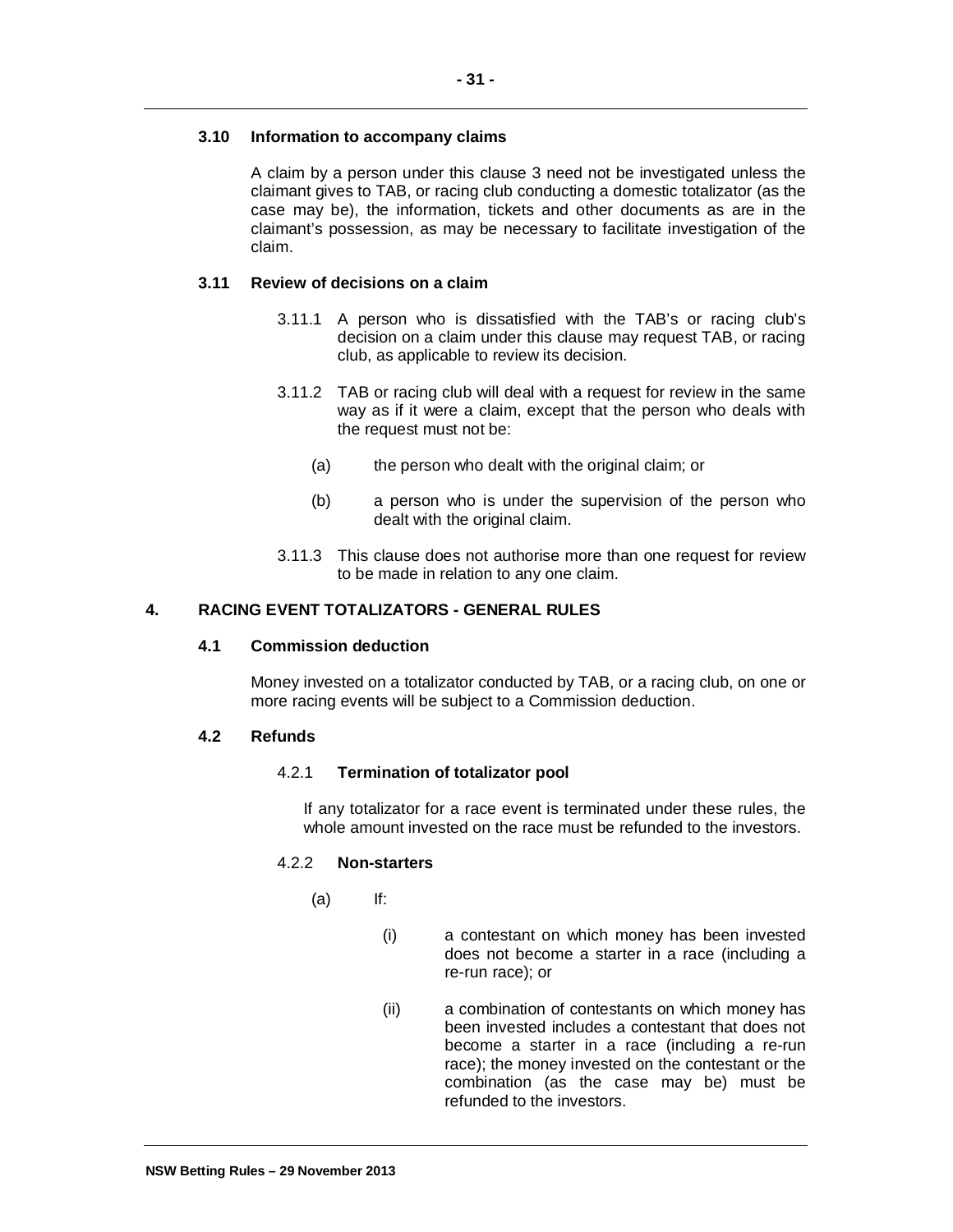### 3.10 Information to accompany claims

A claim by a person under this clause 3 need not be investigated unless the claimant gives to TAB, or racing club conducting a domestic totalizator (as the case may be), the information, tickets and other documents as are in the claimant's possession, as may be necessary to facilitate investigation of the claim.

### 3.11 Review of decisions on a claim

3.11.1 A person who is dissatisfied with the TAB's or racing club's decision on a claim under this clause may request TAB, or racing club, as applicable to review its decision.

3.11.2 TAB or racing club will deal with a request for review in the same way as if it were a claim, except that the person who deals with the request must not be:

(a) the person who dealt with the original claim; or

(b) a person who is under the supervision of the person who dealt with the original claim.

3.11.3 This clause does not authorise more than one request for review to be made in relation to any one claim.

## 4. RACING EVENT TOTALIZATORS - GENERAL RULES

### 4.1 Commission deduction

Money invested on a totalizator conducted by TAB, or a racing club, on one or more racing events will be subject to a Commission deduction.

### 4.2 Refunds

#### 4.2.1 **Termination of totalizator pool**

If any totalizator for a race event is terminated under these rules, the whole amount invested on the race must be refunded to the investors.

#### 4.2.2 **Non-starters**

(a) If:

(i) a contestant on which money has been invested does not become a starter in a race (including a re-run race); or

(ii) a combination of contestants on which money has been invested includes a contestant that does not become a starter in a race (including a re-run race); the money invested on the contestant or the combination (as the case may be) must be refunded to the investors.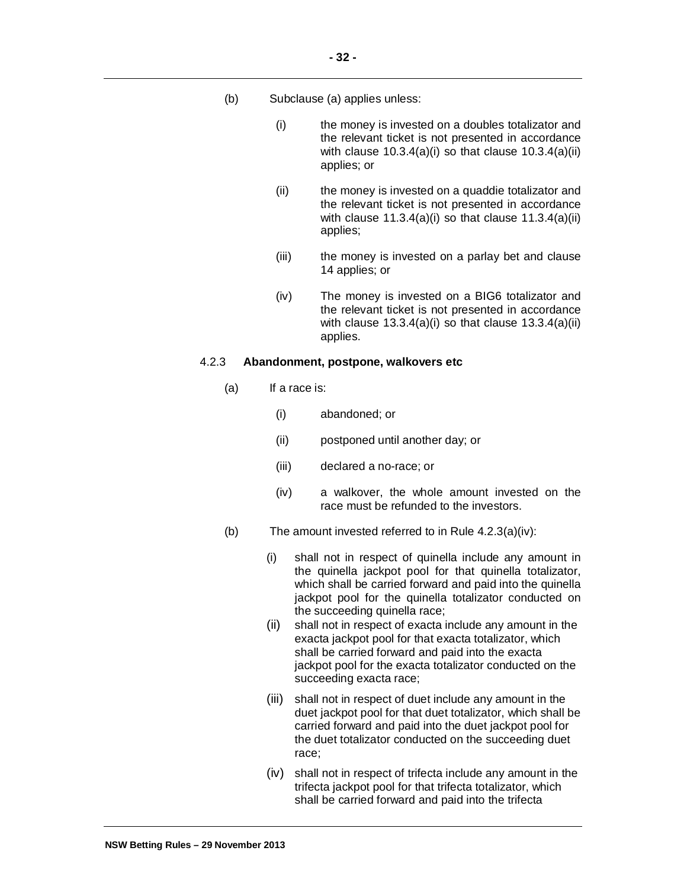(b) Subclause (a) applies unless:

   (i) the money is invested on a doubles totalizator and the relevant ticket is not presented in accordance with clause 10.3.4(a)(i) so that clause 10.3.4(a)(ii) applies; or

   (ii) the money is invested on a quaddie totalizator and the relevant ticket is not presented in accordance with clause 11.3.4(a)(i) so that clause 11.3.4(a)(ii) applies;

   (iii) the money is invested on a parlay bet and clause 14 applies; or

   (iv) The money is invested on a BIG6 totalizator and the relevant ticket is not presented in accordance with clause 13.3.4(a)(i) so that clause 13.3.4(a)(ii) applies.

4.2.3 **Abandonment, postpone, walkovers etc**

(a) If a race is:

   (i) abandoned; or

   (ii) postponed until another day; or

   (iii) declared a no-race; or

   (iv) a walkover, the whole amount invested on the race must be refunded to the investors.

(b) The amount invested referred to in Rule 4.2.3(a)(iv):

   (i) shall not in respect of quinella include any amount in the quinella jackpot pool for that quinella totalizator, which shall be carried forward and paid into the quinella jackpot pool for the quinella totalizator conducted on the succeeding quinella race;

   (ii) shall not in respect of exacta include any amount in the exacta jackpot pool for that exacta totalizator, which shall be carried forward and paid into the exacta jackpot pool for the exacta totalizator conducted on the succeeding exacta race;

   (iii) shall not in respect of duet include any amount in the duet jackpot pool for that duet totalizator, which shall be carried forward and paid into the duet jackpot pool for the duet totalizator conducted on the succeeding duet race;

   (iv) shall not in respect of trifecta include any amount in the trifecta jackpot pool for that trifecta totalizator, which shall be carried forward and paid into the trifecta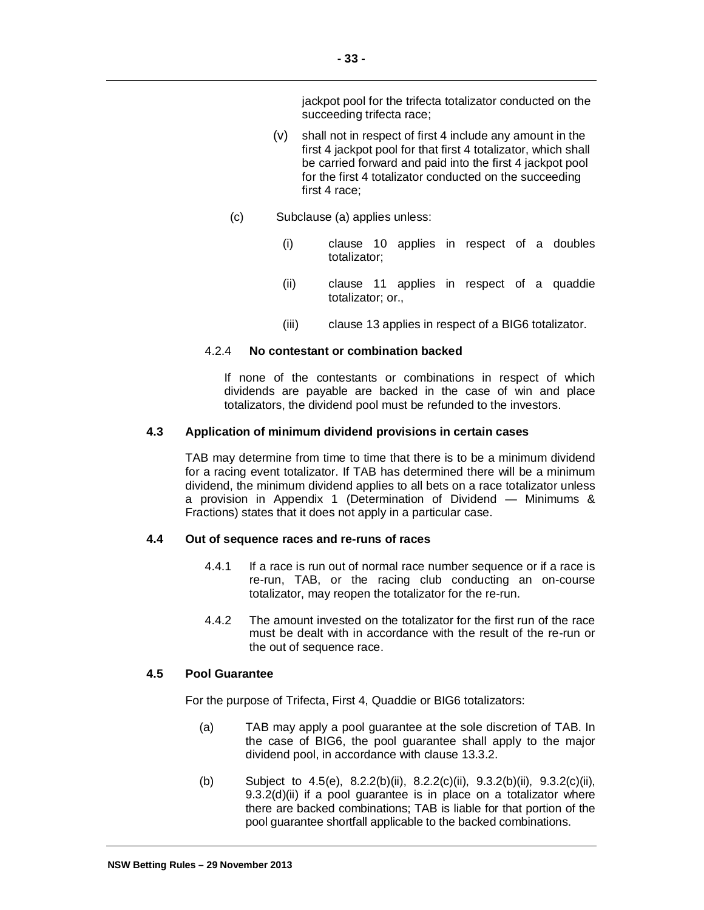jackpot pool for the trifecta totalizator conducted on the succeeding trifecta race;

(v) shall not in respect of first 4 include any amount in the first 4 jackpot pool for that first 4 totalizator, which shall be carried forward and paid into the first 4 jackpot pool for the first 4 totalizator conducted on the succeeding first 4 race;

(c) Subclause (a) applies unless:

(i) clause 10 applies in respect of a doubles totalizator;

(ii) clause 11 applies in respect of a quaddie totalizator; or.,

(iii) clause 13 applies in respect of a BIG6 totalizator.

4.2.4 **No contestant or combination backed**

If none of the contestants or combinations in respect of which dividends are payable are backed in the case of win and place totalizators, the dividend pool must be refunded to the investors.

**4.3 Application of minimum dividend provisions in certain cases**

TAB may determine from time to time that there is to be a minimum dividend for a racing event totalizator. If TAB has determined there will be a minimum dividend, the minimum dividend applies to all bets on a race totalizator unless a provision in Appendix 1 (Determination of Dividend — Minimums & Fractions) states that it does not apply in a particular case.

**4.4 Out of sequence races and re-runs of races**

4.4.1 If a race is run out of normal race number sequence or if a race is re-run, TAB, or the racing club conducting an on-course totalizator, may reopen the totalizator for the re-run.

4.4.2 The amount invested on the totalizator for the first run of the race must be dealt with in accordance with the result of the re-run or the out of sequence race.

**4.5 Pool Guarantee**

For the purpose of Trifecta, First 4, Quaddie or BIG6 totalizators:

(a) TAB may apply a pool guarantee at the sole discretion of TAB. In the case of BIG6, the pool guarantee shall apply to the major dividend pool, in accordance with clause 13.3.2.

(b) Subject to 4.5(e), 8.2.2(b)(ii), 8.2.2(c)(ii), 9.3.2(b)(ii), 9.3.2(c)(ii), 9.3.2(d)(ii) if a pool guarantee is in place on a totalizator where there are backed combinations; TAB is liable for that portion of the pool guarantee shortfall applicable to the backed combinations.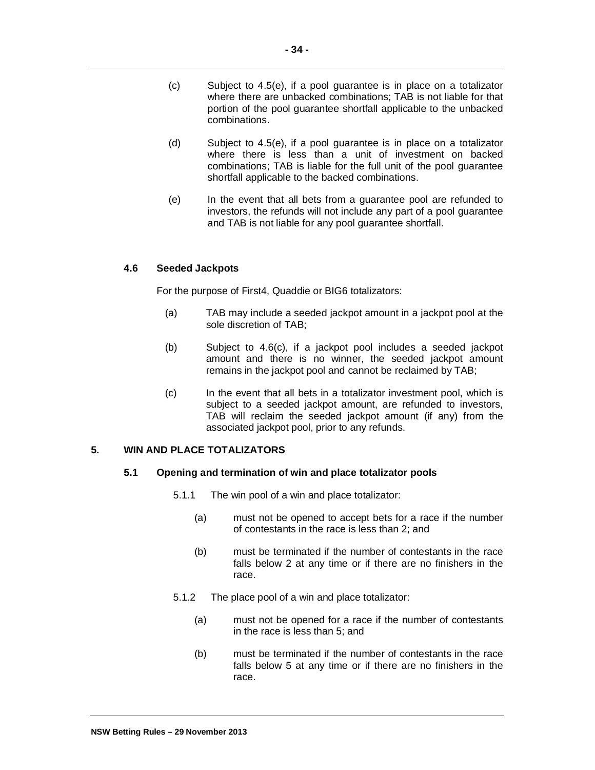(c) Subject to 4.5(e), if a pool guarantee is in place on a totalizator where there are unbacked combinations; TAB is not liable for that portion of the pool guarantee shortfall applicable to the unbacked combinations.

(d) Subject to 4.5(e), if a pool guarantee is in place on a totalizator where there is less than a unit of investment on backed combinations; TAB is liable for the full unit of the pool guarantee shortfall applicable to the backed combinations.

(e) In the event that all bets from a guarantee pool are refunded to investors, the refunds will not include any part of a pool guarantee and TAB is not liable for any pool guarantee shortfall.

### 4.6 Seeded Jackpots

For the purpose of First4, Quaddie or BIG6 totalizators:

(a) TAB may include a seeded jackpot amount in a jackpot pool at the sole discretion of TAB;

(b) Subject to 4.6(c), if a jackpot pool includes a seeded jackpot amount and there is no winner, the seeded jackpot amount remains in the jackpot pool and cannot be reclaimed by TAB;

(c) In the event that all bets in a totalizator investment pool, which is subject to a seeded jackpot amount, are refunded to investors, TAB will reclaim the seeded jackpot amount (if any) from the associated jackpot pool, prior to any refunds.

## 5. WIN AND PLACE TOTALIZATORS

### 5.1 Opening and termination of win and place totalizator pools

5.1.1 The win pool of a win and place totalizator:

(a) must not be opened to accept bets for a race if the number of contestants in the race is less than 2; and

(b) must be terminated if the number of contestants in the race falls below 2 at any time or if there are no finishers in the race.

5.1.2 The place pool of a win and place totalizator:

(a) must not be opened for a race if the number of contestants in the race is less than 5; and

(b) must be terminated if the number of contestants in the race falls below 5 at any time or if there are no finishers in the race.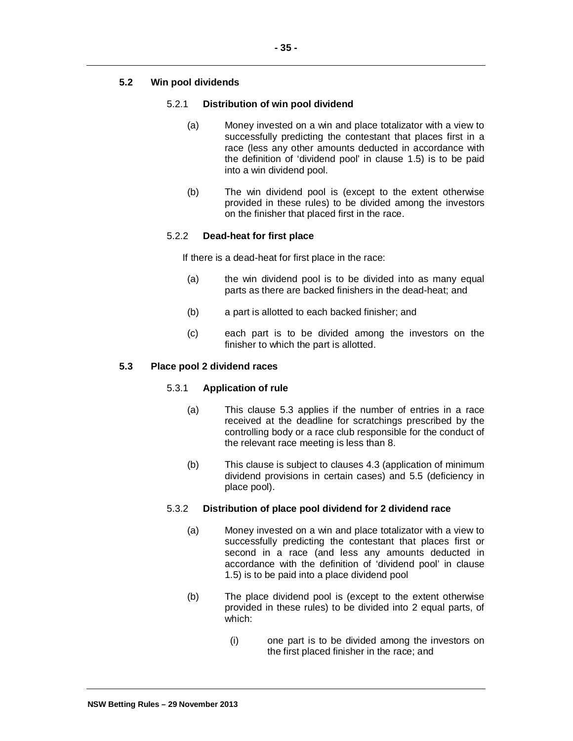## 5.2 Win pool dividends

### 5.2.1 **Distribution of win pool dividend**

(a) Money invested on a win and place totalizator with a view to successfully predicting the contestant that places first in a race (less any other amounts deducted in accordance with the definition of 'dividend pool' in clause 1.5) is to be paid into a win dividend pool.

(b) The win dividend pool is (except to the extent otherwise provided in these rules) to be divided among the investors on the finisher that placed first in the race.

### 5.2.2 **Dead-heat for first place**

If there is a dead-heat for first place in the race:

(a) the win dividend pool is to be divided into as many equal parts as there are backed finishers in the dead-heat; and

(b) a part is allotted to each backed finisher; and

(c) each part is to be divided among the investors on the finisher to which the part is allotted.

## 5.3 Place pool 2 dividend races

### 5.3.1 **Application of rule**

(a) This clause 5.3 applies if the number of entries in a race received at the deadline for scratchings prescribed by the controlling body or a race club responsible for the conduct of the relevant race meeting is less than 8.

(b) This clause is subject to clauses 4.3 (application of minimum dividend provisions in certain cases) and 5.5 (deficiency in place pool).

### 5.3.2 **Distribution of place pool dividend for 2 dividend race**

(a) Money invested on a win and place totalizator with a view to successfully predicting the contestant that places first or second in a race (and less any amounts deducted in accordance with the definition of 'dividend pool' in clause 1.5) is to be paid into a place dividend pool

(b) The place dividend pool is (except to the extent otherwise provided in these rules) to be divided into 2 equal parts, of which:

(i) one part is to be divided among the investors on the first placed finisher in the race; and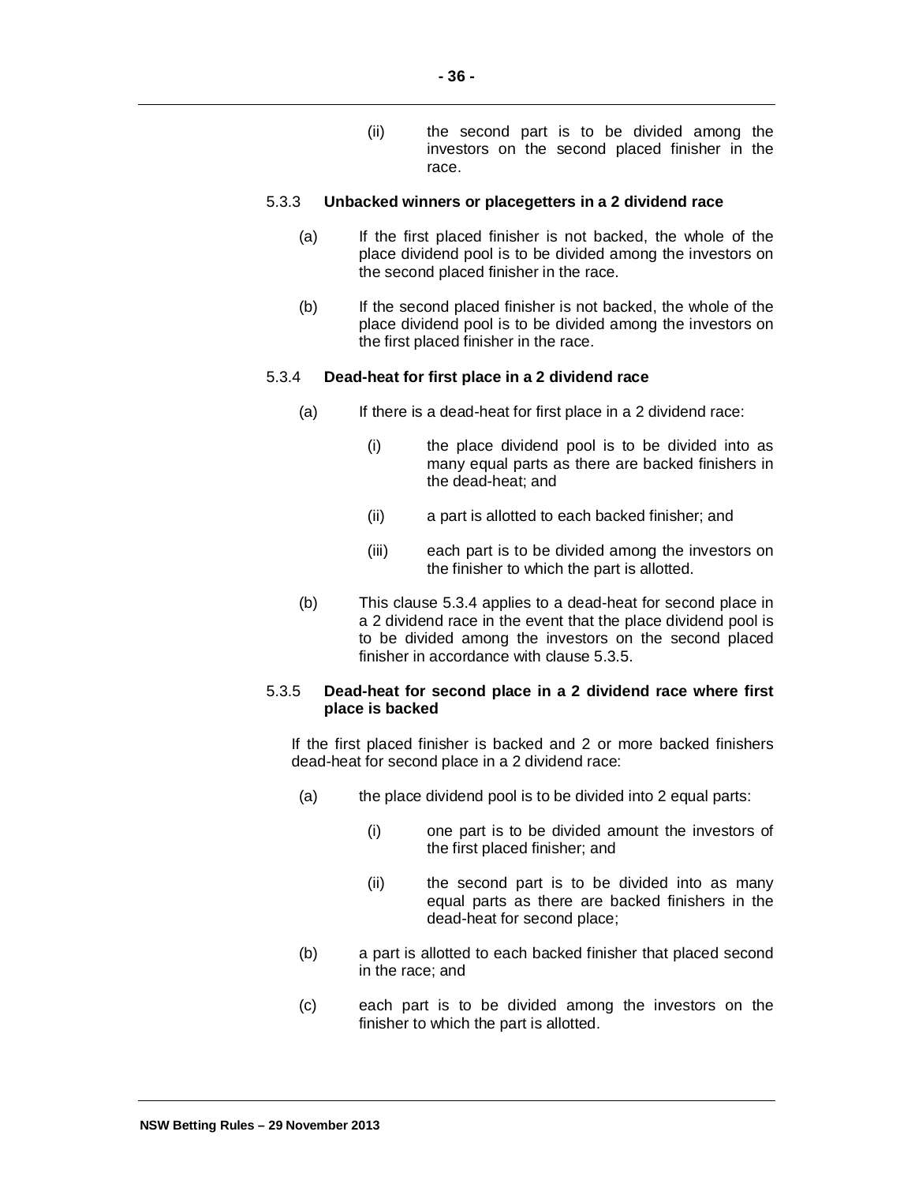(ii) the second part is to be divided among the investors on the second placed finisher in the race.

#### 5.3.3 **Unbacked winners or placegetters in a 2 dividend race**

(a) If the first placed finisher is not backed, the whole of the place dividend pool is to be divided among the investors on the second placed finisher in the race.

(b) If the second placed finisher is not backed, the whole of the place dividend pool is to be divided among the investors on the first placed finisher in the race.

#### 5.3.4 **Dead-heat for first place in a 2 dividend race**

(a) If there is a dead-heat for first place in a 2 dividend race:

(i) the place dividend pool is to be divided into as many equal parts as there are backed finishers in the dead-heat; and

(ii) a part is allotted to each backed finisher; and

(iii) each part is to be divided among the investors on the finisher to which the part is allotted.

(b) This clause 5.3.4 applies to a dead-heat for second place in a 2 dividend race in the event that the place dividend pool is to be divided among the investors on the second placed finisher in accordance with clause 5.3.5.

#### 5.3.5 **Dead-heat for second place in a 2 dividend race where first place is backed**

If the first placed finisher is backed and 2 or more backed finishers dead-heat for second place in a 2 dividend race:

(a) the place dividend pool is to be divided into 2 equal parts:

(i) one part is to be divided amount the investors of the first placed finisher; and

(ii) the second part is to be divided into as many equal parts as there are backed finishers in the dead-heat for second place;

(b) a part is allotted to each backed finisher that placed second in the race; and

(c) each part is to be divided among the investors on the finisher to which the part is allotted.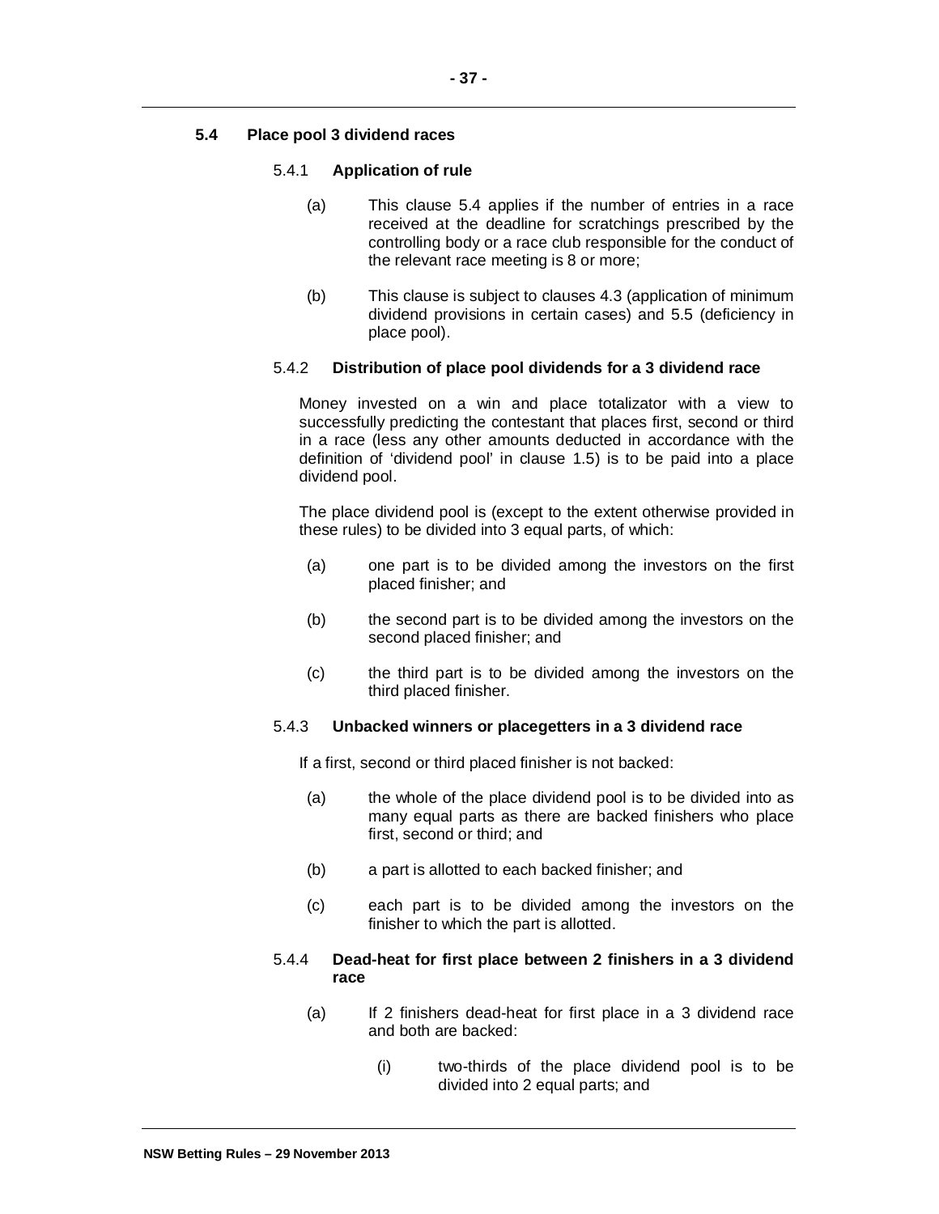### 5.4 Place pool 3 dividend races

#### 5.4.1 Application of rule

(a) This clause 5.4 applies if the number of entries in a race received at the deadline for scratchings prescribed by the controlling body or a race club responsible for the conduct of the relevant race meeting is 8 or more;

(b) This clause is subject to clauses 4.3 (application of minimum dividend provisions in certain cases) and 5.5 (deficiency in place pool).

#### 5.4.2 Distribution of place pool dividends for a 3 dividend race

Money invested on a win and place totalizator with a view to successfully predicting the contestant that places first, second or third in a race (less any other amounts deducted in accordance with the definition of 'dividend pool' in clause 1.5) is to be paid into a place dividend pool.

The place dividend pool is (except to the extent otherwise provided in these rules) to be divided into 3 equal parts, of which:

(a) one part is to be divided among the investors on the first placed finisher; and

(b) the second part is to be divided among the investors on the second placed finisher; and

(c) the third part is to be divided among the investors on the third placed finisher.

#### 5.4.3 Unbacked winners or placegetters in a 3 dividend race

If a first, second or third placed finisher is not backed:

(a) the whole of the place dividend pool is to be divided into as many equal parts as there are backed finishers who place first, second or third; and

(b) a part is allotted to each backed finisher; and

(c) each part is to be divided among the investors on the finisher to which the part is allotted.

#### 5.4.4 Dead-heat for first place between 2 finishers in a 3 dividend race

(a) If 2 finishers dead-heat for first place in a 3 dividend race and both are backed:

   (i) two-thirds of the place dividend pool is to be divided into 2 equal parts; and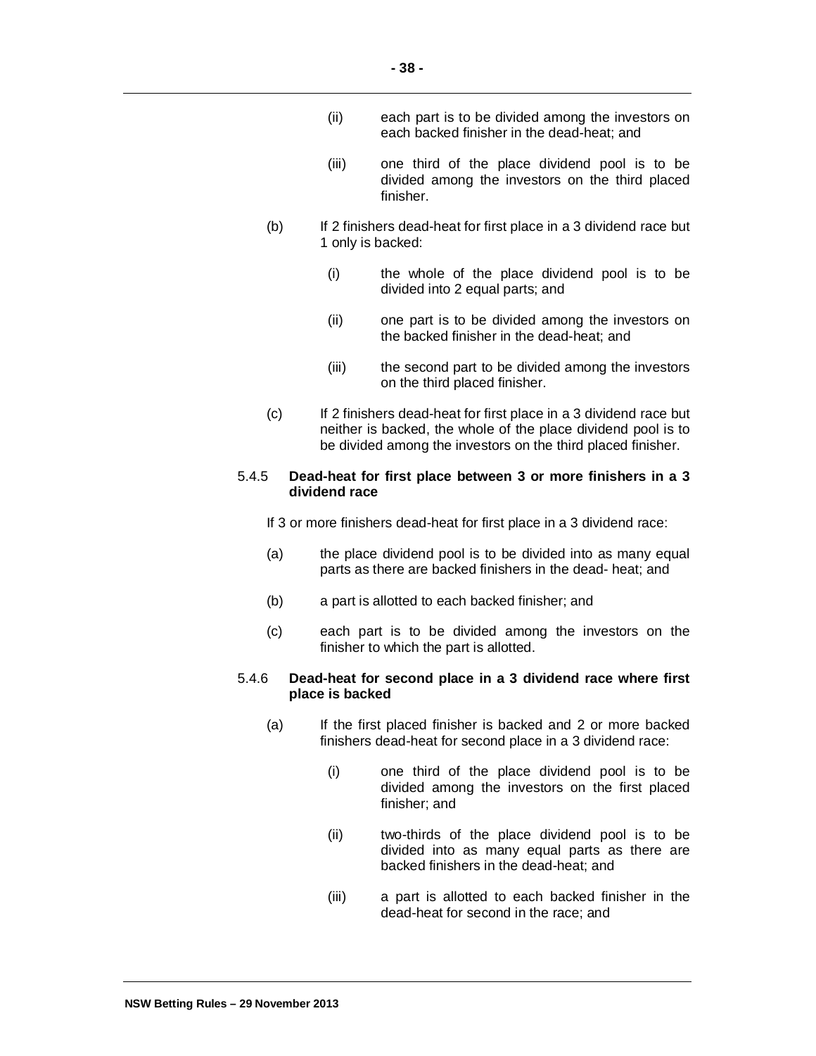(ii) each part is to be divided among the investors on each backed finisher in the dead-heat; and

(iii) one third of the place dividend pool is to be divided among the investors on the third placed finisher.

(b) If 2 finishers dead-heat for first place in a 3 dividend race but 1 only is backed:

(i) the whole of the place dividend pool is to be divided into 2 equal parts; and

(ii) one part is to be divided among the investors on the backed finisher in the dead-heat; and

(iii) the second part to be divided among the investors on the third placed finisher.

(c) If 2 finishers dead-heat for first place in a 3 dividend race but neither is backed, the whole of the place dividend pool is to be divided among the investors on the third placed finisher.

### 5.4.5 Dead-heat for first place between 3 or more finishers in a 3 dividend race

If 3 or more finishers dead-heat for first place in a 3 dividend race:

(a) the place dividend pool is to be divided into as many equal parts as there are backed finishers in the dead- heat; and

(b) a part is allotted to each backed finisher; and

(c) each part is to be divided among the investors on the finisher to which the part is allotted.

### 5.4.6 Dead-heat for second place in a 3 dividend race where first place is backed

(a) If the first placed finisher is backed and 2 or more backed finishers dead-heat for second place in a 3 dividend race:

(i) one third of the place dividend pool is to be divided among the investors on the first placed finisher; and

(ii) two-thirds of the place dividend pool is to be divided into as many equal parts as there are backed finishers in the dead-heat; and

(iii) a part is allotted to each backed finisher in the dead-heat for second in the race; and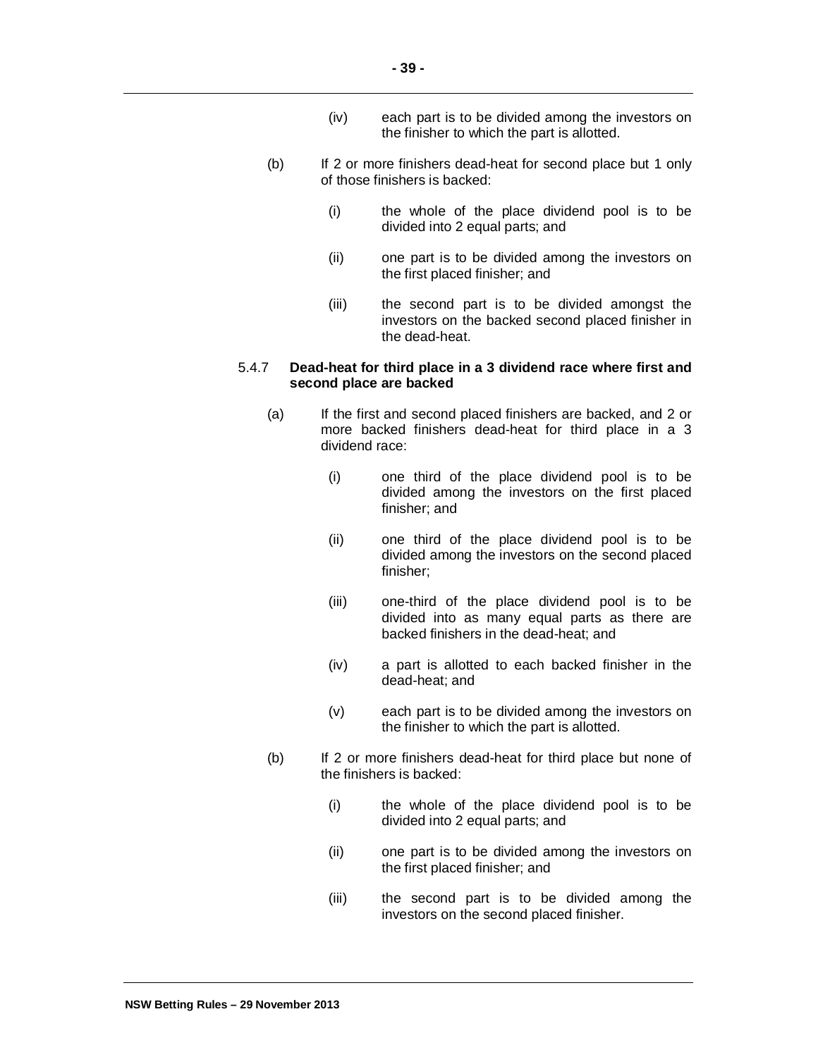(iv) each part is to be divided among the investors on the finisher to which the part is allotted.

(b) If 2 or more finishers dead-heat for second place but 1 only of those finishers is backed:

(i) the whole of the place dividend pool is to be divided into 2 equal parts; and

(ii) one part is to be divided among the investors on the first placed finisher; and

(iii) the second part is to be divided amongst the investors on the backed second placed finisher in the dead-heat.

5.4.7 **Dead-heat for third place in a 3 dividend race where first and second place are backed**

(a) If the first and second placed finishers are backed, and 2 or more backed finishers dead-heat for third place in a 3 dividend race:

(i) one third of the place dividend pool is to be divided among the investors on the first placed finisher; and

(ii) one third of the place dividend pool is to be divided among the investors on the second placed finisher;

(iii) one-third of the place dividend pool is to be divided into as many equal parts as there are backed finishers in the dead-heat; and

(iv) a part is allotted to each backed finisher in the dead-heat; and

(v) each part is to be divided among the investors on the finisher to which the part is allotted.

(b) If 2 or more finishers dead-heat for third place but none of the finishers is backed:

(i) the whole of the place dividend pool is to be divided into 2 equal parts; and

(ii) one part is to be divided among the investors on the first placed finisher; and

(iii) the second part is to be divided among the investors on the second placed finisher.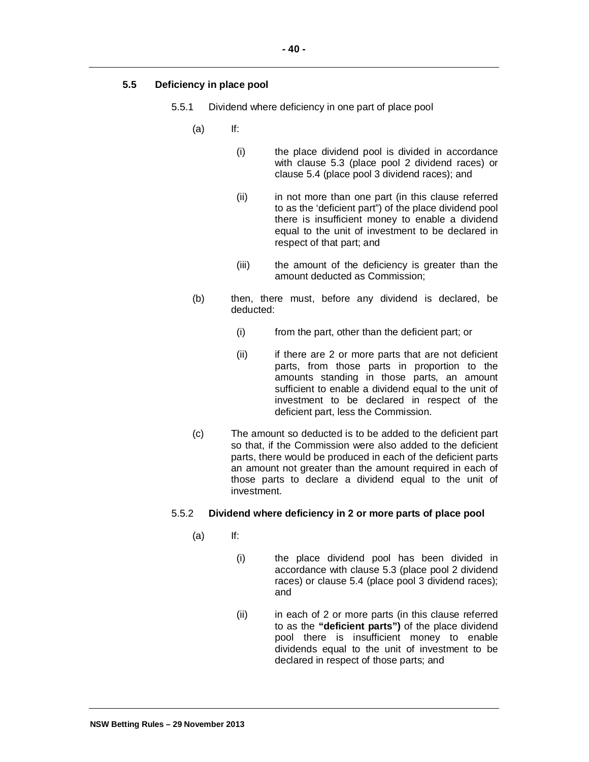### 5.5 Deficiency in place pool

5.5.1 Dividend where deficiency in one part of place pool

(a) If:

(i) the place dividend pool is divided in accordance with clause 5.3 (place pool 2 dividend races) or clause 5.4 (place pool 3 dividend races); and

(ii) in not more than one part (in this clause referred to as the 'deficient part") of the place dividend pool there is insufficient money to enable a dividend equal to the unit of investment to be declared in respect of that part; and

(iii) the amount of the deficiency is greater than the amount deducted as Commission;

(b) then, there must, before any dividend is declared, be deducted:

(i) from the part, other than the deficient part; or

(ii) if there are 2 or more parts that are not deficient parts, from those parts in proportion to the amounts standing in those parts, an amount sufficient to enable a dividend equal to the unit of investment to be declared in respect of the deficient part, less the Commission.

(c) The amount so deducted is to be added to the deficient part so that, if the Commission were also added to the deficient parts, there would be produced in each of the deficient parts an amount not greater than the amount required in each of those parts to declare a dividend equal to the unit of investment.

5.5.2 **Dividend where deficiency in 2 or more parts of place pool**

(a) If:

(i) the place dividend pool has been divided in accordance with clause 5.3 (place pool 2 dividend races) or clause 5.4 (place pool 3 dividend races); and

(ii) in each of 2 or more parts (in this clause referred to as the **"deficient parts")** of the place dividend pool there is insufficient money to enable dividends equal to the unit of investment to be declared in respect of those parts; and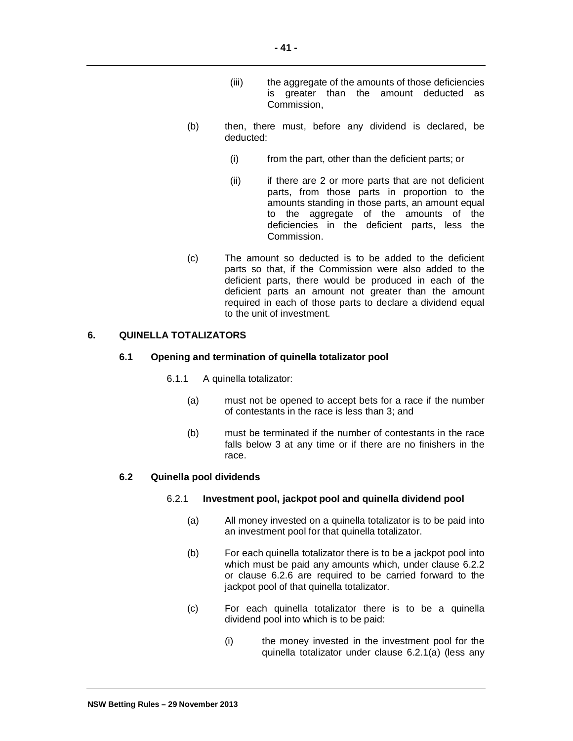(iii) the aggregate of the amounts of those deficiencies is greater than the amount deducted as Commission,

(b) then, there must, before any dividend is declared, be deducted:

(i) from the part, other than the deficient parts; or

(ii) if there are 2 or more parts that are not deficient parts, from those parts in proportion to the amounts standing in those parts, an amount equal to the aggregate of the amounts of the deficiencies in the deficient parts, less the Commission.

(c) The amount so deducted is to be added to the deficient parts so that, if the Commission were also added to the deficient parts, there would be produced in each of the deficient parts an amount not greater than the amount required in each of those parts to declare a dividend equal to the unit of investment.

## 6. QUINELLA TOTALIZATORS

### 6.1 Opening and termination of quinella totalizator pool

6.1.1 A quinella totalizator:

(a) must not be opened to accept bets for a race if the number of contestants in the race is less than 3; and

(b) must be terminated if the number of contestants in the race falls below 3 at any time or if there are no finishers in the race.

### 6.2 Quinella pool dividends

6.2.1 **Investment pool, jackpot pool and quinella dividend pool**

(a) All money invested on a quinella totalizator is to be paid into an investment pool for that quinella totalizator.

(b) For each quinella totalizator there is to be a jackpot pool into which must be paid any amounts which, under clause 6.2.2 or clause 6.2.6 are required to be carried forward to the jackpot pool of that quinella totalizator.

(c) For each quinella totalizator there is to be a quinella dividend pool into which is to be paid:

(i) the money invested in the investment pool for the quinella totalizator under clause 6.2.1(a) (less any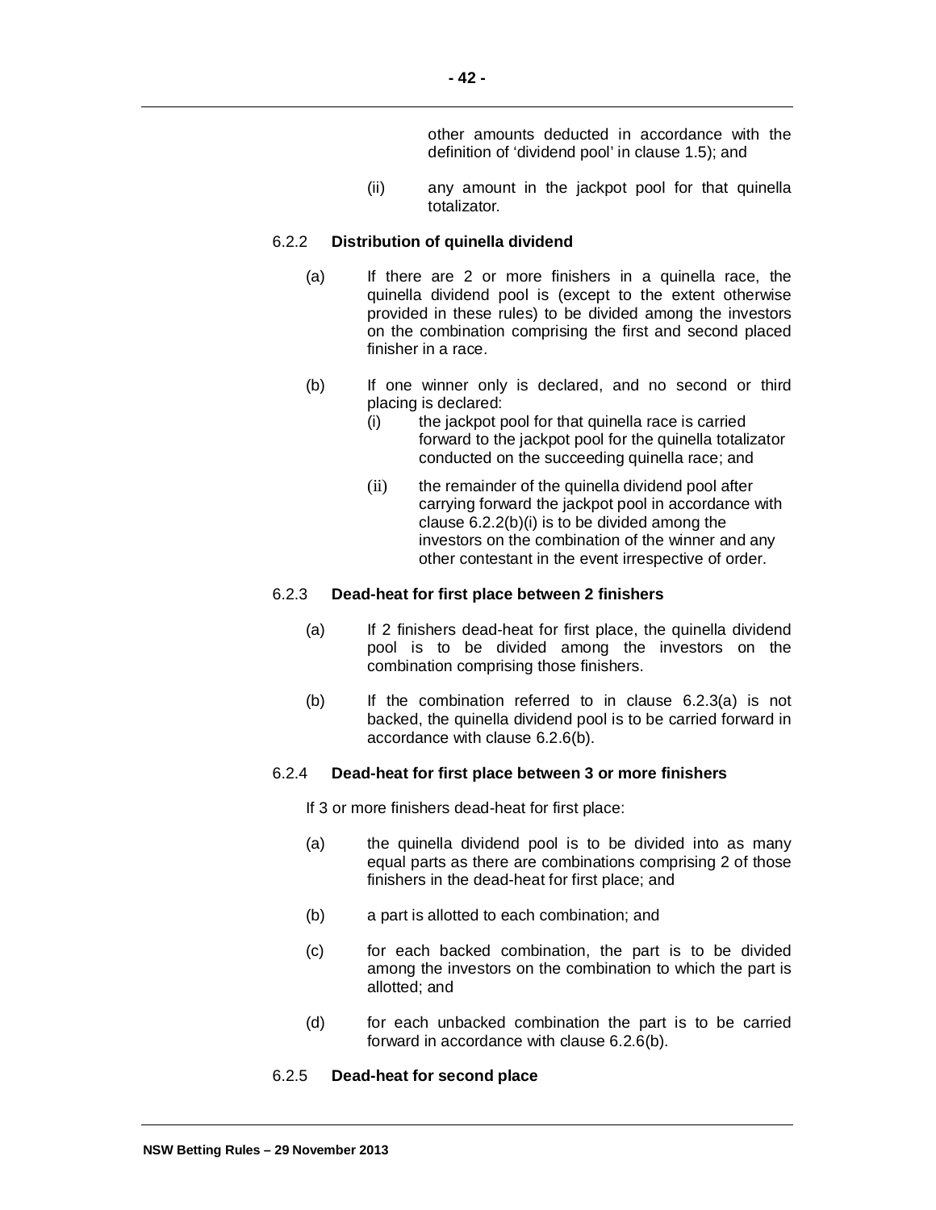other amounts deducted in accordance with the definition of 'dividend pool' in clause 1.5); and

(ii) any amount in the jackpot pool for that quinella totalizator.

#### 6.2.2 Distribution of quinella dividend

(a) If there are 2 or more finishers in a quinella race, the quinella dividend pool is (except to the extent otherwise provided in these rules) to be divided among the investors on the combination comprising the first and second placed finisher in a race.

(b) If one winner only is declared, and no second or third placing is declared:

(i) the jackpot pool for that quinella race is carried forward to the jackpot pool for the quinella totalizator conducted on the succeeding quinella race; and

(ii) the remainder of the quinella dividend pool after carrying forward the jackpot pool in accordance with clause 6.2.2(b)(i) is to be divided among the investors on the combination of the winner and any other contestant in the event irrespective of order.

#### 6.2.3 Dead-heat for first place between 2 finishers

(a) If 2 finishers dead-heat for first place, the quinella dividend pool is to be divided among the investors on the combination comprising those finishers.

(b) If the combination referred to in clause 6.2.3(a) is not backed, the quinella dividend pool is to be carried forward in accordance with clause 6.2.6(b).

#### 6.2.4 Dead-heat for first place between 3 or more finishers

If 3 or more finishers dead-heat for first place:

(a) the quinella dividend pool is to be divided into as many equal parts as there are combinations comprising 2 of those finishers in the dead-heat for first place; and

(b) a part is allotted to each combination; and

(c) for each backed combination, the part is to be divided among the investors on the combination to which the part is allotted; and

(d) for each unbacked combination the part is to be carried forward in accordance with clause 6.2.6(b).

#### 6.2.5 Dead-heat for second place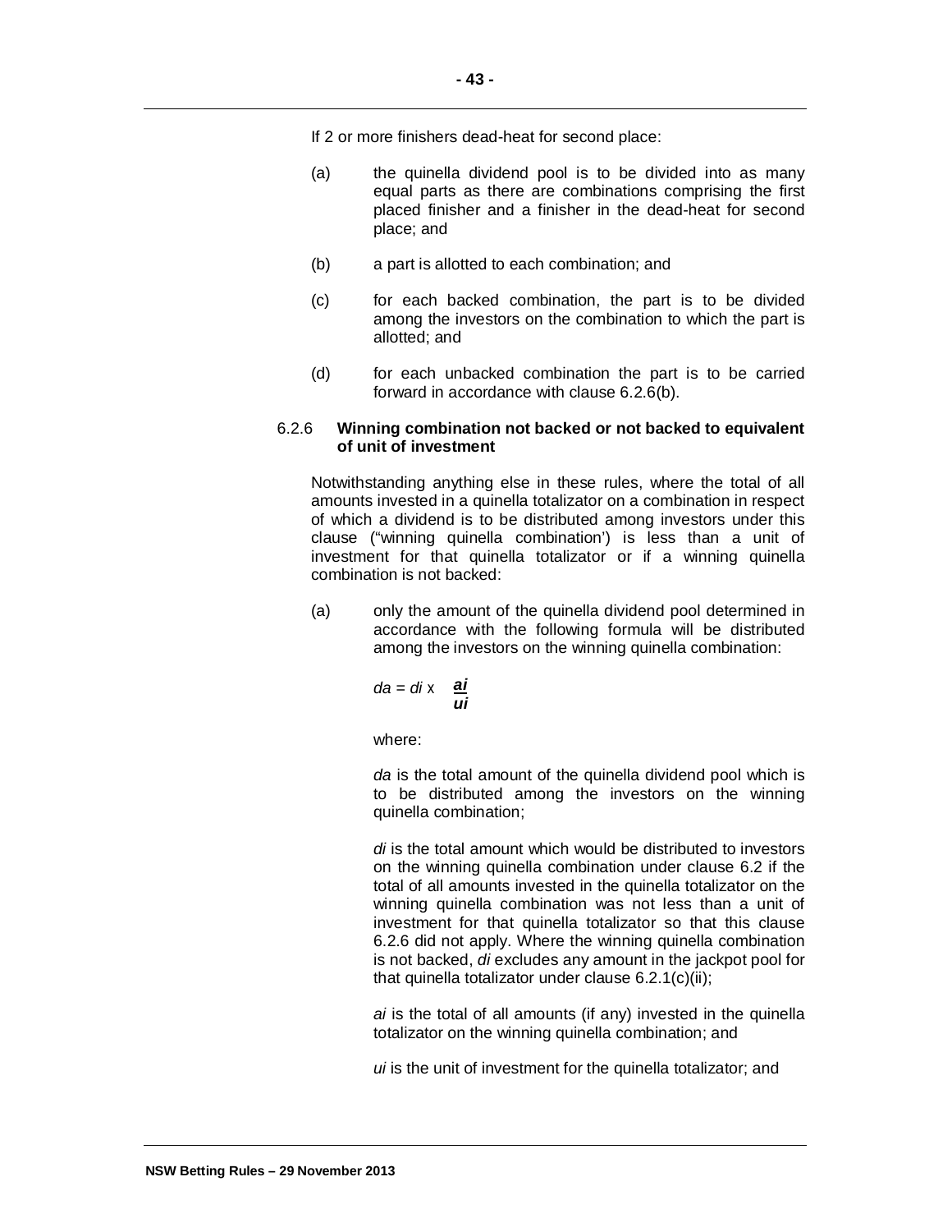If 2 or more finishers dead-heat for second place:

(a) the quinella dividend pool is to be divided into as many equal parts as there are combinations comprising the first placed finisher and a finisher in the dead-heat for second place; and

(b) a part is allotted to each combination; and

(c) for each backed combination, the part is to be divided among the investors on the combination to which the part is allotted; and

(d) for each unbacked combination the part is to be carried forward in accordance with clause 6.2.6(b).

6.2.6 **Winning combination not backed or not backed to equivalent of unit of investment**

Notwithstanding anything else in these rules, where the total of all amounts invested in a quinella totalizator on a combination in respect of which a dividend is to be distributed among investors under this clause ("winning quinella combination') is less than a unit of investment for that quinella totalizator or if a winning quinella combination is not backed:

(a) only the amount of the quinella dividend pool determined in accordance with the following formula will be distributed among the investors on the winning quinella combination:

$$da = di \times \frac{ai}{ui}$$

where:

*da* is the total amount of the quinella dividend pool which is to be distributed among the investors on the winning quinella combination;

*di* is the total amount which would be distributed to investors on the winning quinella combination under clause 6.2 if the total of all amounts invested in the quinella totalizator on the winning quinella combination was not less than a unit of investment for that quinella totalizator so that this clause 6.2.6 did not apply. Where the winning quinella combination is not backed, *di* excludes any amount in the jackpot pool for that quinella totalizator under clause 6.2.1(c)(ii);

*ai* is the total of all amounts (if any) invested in the quinella totalizator on the winning quinella combination; and

*ui* is the unit of investment for the quinella totalizator; and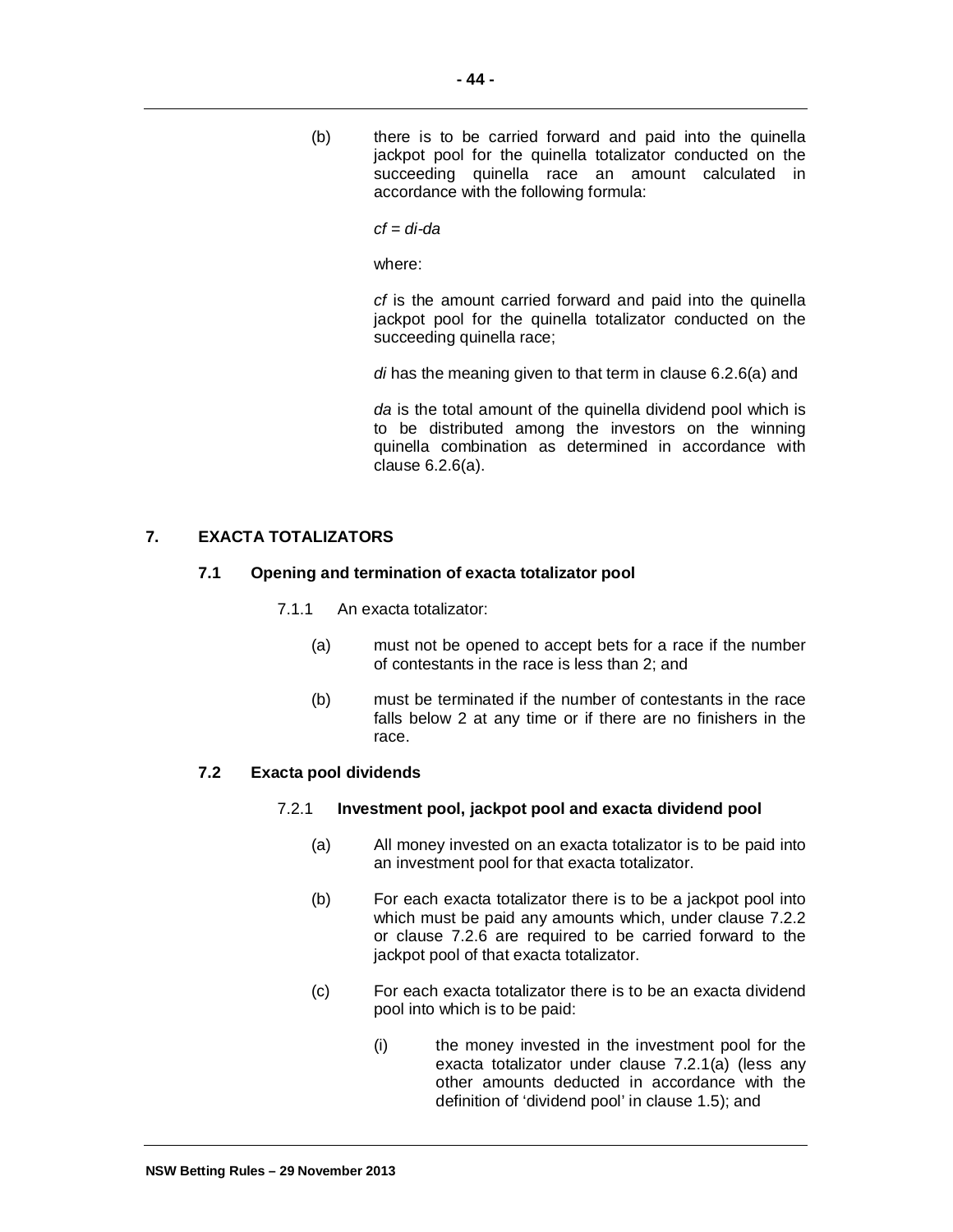(b) there is to be carried forward and paid into the quinella jackpot pool for the quinella totalizator conducted on the succeeding quinella race an amount calculated in accordance with the following formula:

$$cf = di - da$$

where:

*cf* is the amount carried forward and paid into the quinella jackpot pool for the quinella totalizator conducted on the succeeding quinella race;

*di* has the meaning given to that term in clause 6.2.6(a) and

*da* is the total amount of the quinella dividend pool which is to be distributed among the investors on the winning quinella combination as determined in accordance with clause 6.2.6(a).

## 7. EXACTA TOTALIZATORS

### 7.1 Opening and termination of exacta totalizator pool

7.1.1 An exacta totalizator:

(a) must not be opened to accept bets for a race if the number of contestants in the race is less than 2; and

(b) must be terminated if the number of contestants in the race falls below 2 at any time or if there are no finishers in the race.

### 7.2 Exacta pool dividends

7.2.1 **Investment pool, jackpot pool and exacta dividend pool**

(a) All money invested on an exacta totalizator is to be paid into an investment pool for that exacta totalizator.

(b) For each exacta totalizator there is to be a jackpot pool into which must be paid any amounts which, under clause 7.2.2 or clause 7.2.6 are required to be carried forward to the jackpot pool of that exacta totalizator.

(c) For each exacta totalizator there is to be an exacta dividend pool into which is to be paid:

(i) the money invested in the investment pool for the exacta totalizator under clause 7.2.1(a) (less any other amounts deducted in accordance with the definition of 'dividend pool' in clause 1.5); and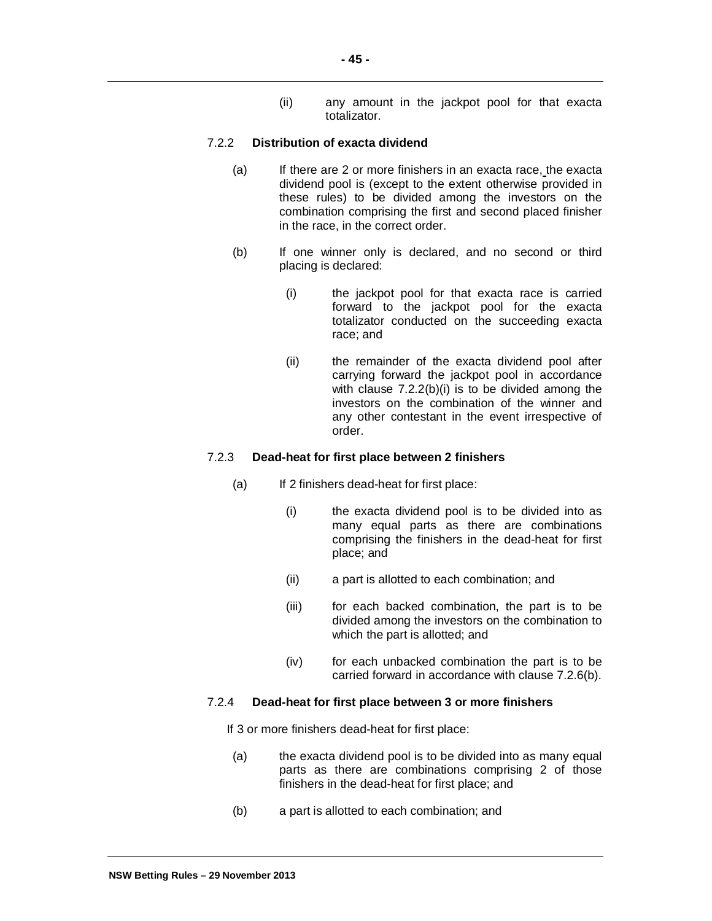(ii) any amount in the jackpot pool for that exacta totalizator.

### 7.2.2 **Distribution of exacta dividend**

(a) If there are 2 or more finishers in an exacta race, the exacta dividend pool is (except to the extent otherwise provided in these rules) to be divided among the investors on the combination comprising the first and second placed finisher in the race, in the correct order.

(b) If one winner only is declared, and no second or third placing is declared:

(i) the jackpot pool for that exacta race is carried forward to the jackpot pool for the exacta totalizator conducted on the succeeding exacta race; and

(ii) the remainder of the exacta dividend pool after carrying forward the jackpot pool in accordance with clause 7.2.2(b)(i) is to be divided among the investors on the combination of the winner and any other contestant in the event irrespective of order.

### 7.2.3 **Dead-heat for first place between 2 finishers**

(a) If 2 finishers dead-heat for first place:

(i) the exacta dividend pool is to be divided into as many equal parts as there are combinations comprising the finishers in the dead-heat for first place; and

(ii) a part is allotted to each combination; and

(iii) for each backed combination, the part is to be divided among the investors on the combination to which the part is allotted; and

(iv) for each unbacked combination the part is to be carried forward in accordance with clause 7.2.6(b).

### 7.2.4 **Dead-heat for first place between 3 or more finishers**

If 3 or more finishers dead-heat for first place:

(a) the exacta dividend pool is to be divided into as many equal parts as there are combinations comprising 2 of those finishers in the dead-heat for first place; and

(b) a part is allotted to each combination; and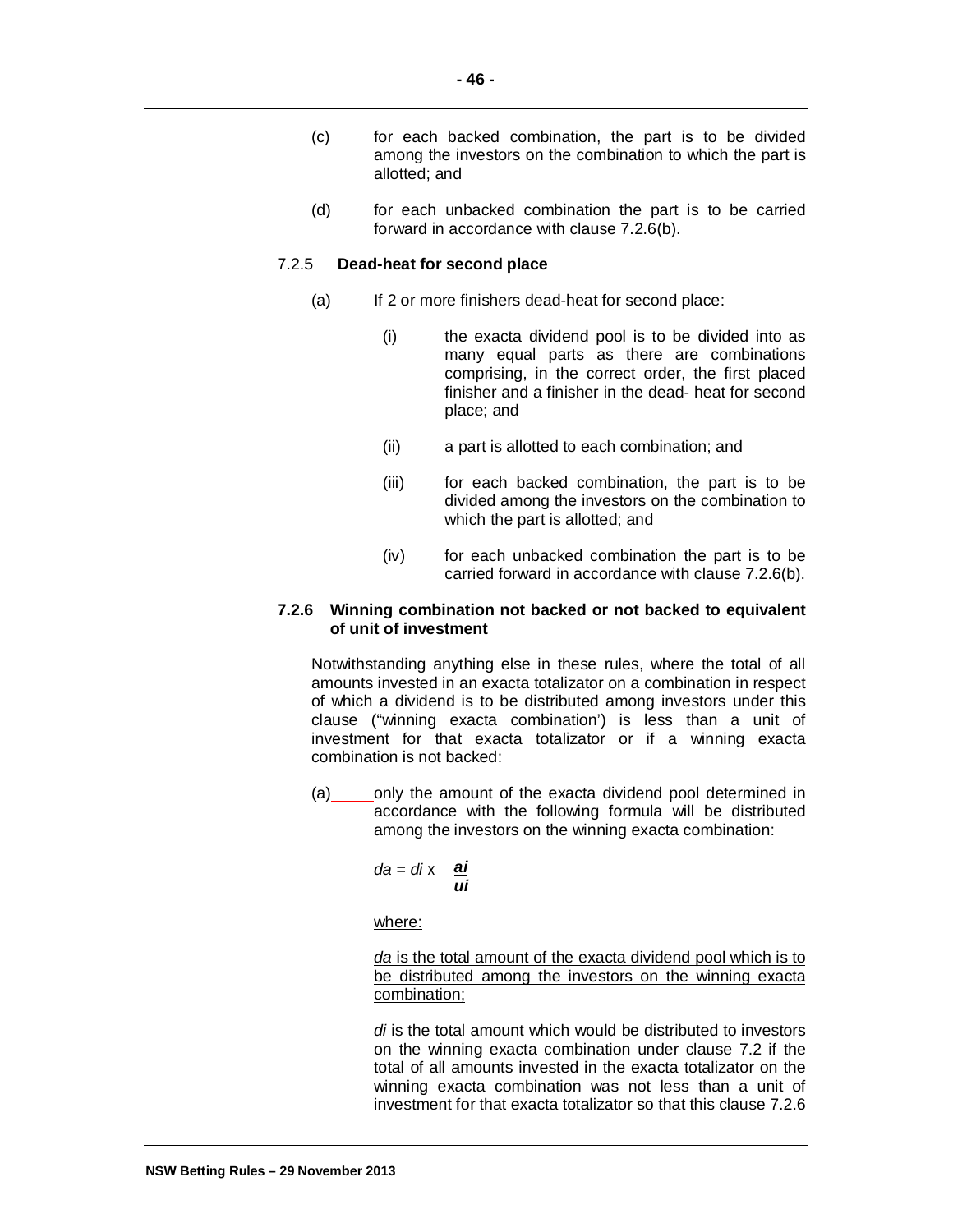(c) for each backed combination, the part is to be divided among the investors on the combination to which the part is allotted; and

(d) for each unbacked combination the part is to be carried forward in accordance with clause 7.2.6(b).

7.2.5 **Dead-heat for second place**

(a) If 2 or more finishers dead-heat for second place:

(i) the exacta dividend pool is to be divided into as many equal parts as there are combinations comprising, in the correct order, the first placed finisher and a finisher in the dead- heat for second place; and

(ii) a part is allotted to each combination; and

(iii) for each backed combination, the part is to be divided among the investors on the combination to which the part is allotted; and

(iv) for each unbacked combination the part is to be carried forward in accordance with clause 7.2.6(b).

**7.2.6 Winning combination not backed or not backed to equivalent of unit of investment**

Notwithstanding anything else in these rules, where the total of all amounts invested in an exacta totalizator on a combination in respect of which a dividend is to be distributed among investors under this clause ("winning exacta combination') is less than a unit of investment for that exacta totalizator or if a winning exacta combination is not backed:

(a) only the amount of the exacta dividend pool determined in accordance with the following formula will be distributed among the investors on the winning exacta combination:

$$da = di \times \frac{ai}{ui}$$

where:

*da* is the total amount of the exacta dividend pool which is to be distributed among the investors on the winning exacta combination;

*di* is the total amount which would be distributed to investors on the winning exacta combination under clause 7.2 if the total of all amounts invested in the exacta totalizator on the winning exacta combination was not less than a unit of investment for that exacta totalizator so that this clause 7.2.6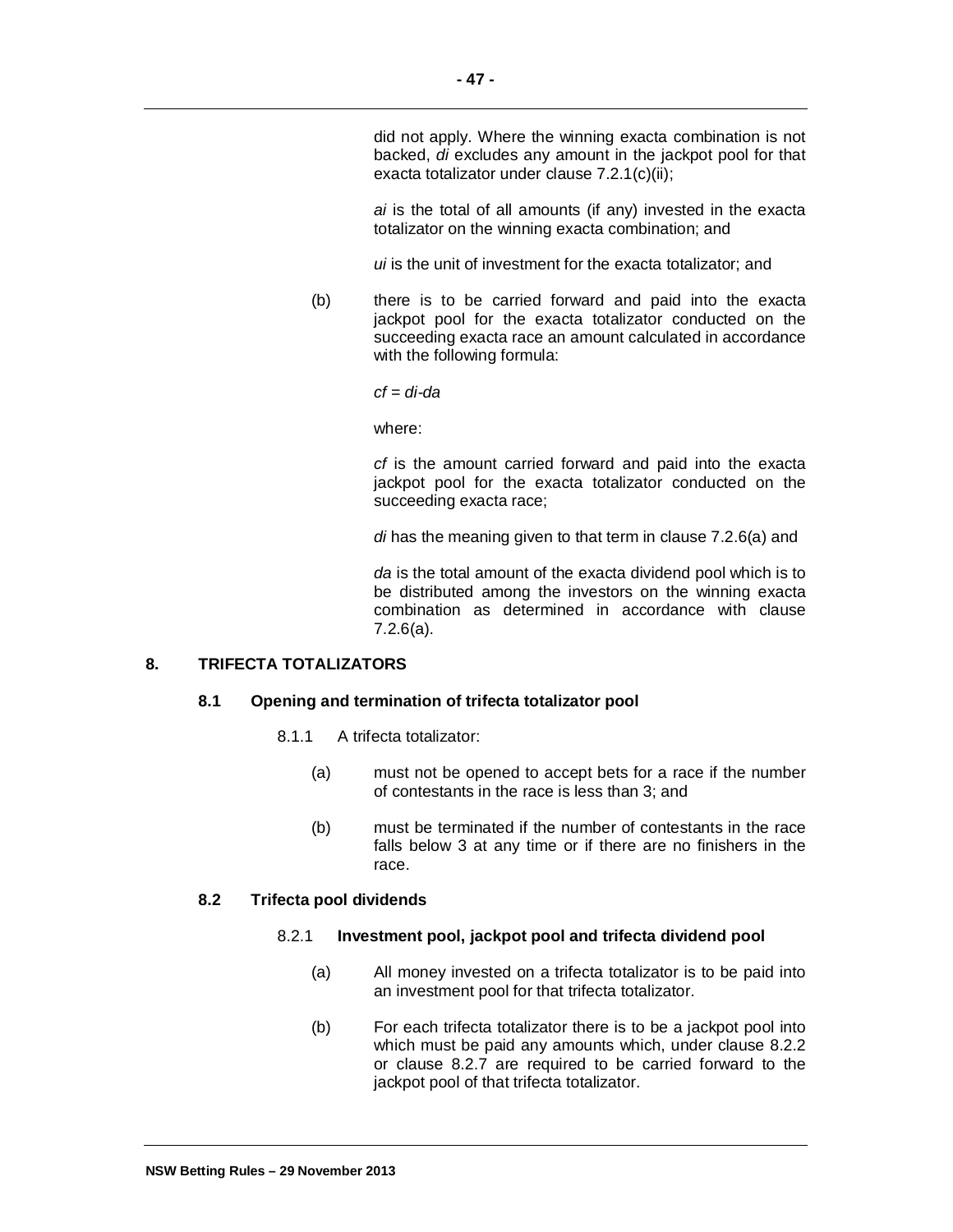did not apply. Where the winning exacta combination is not backed, $di$ excludes any amount in the jackpot pool for that exacta totalizator under clause 7.2.1(c)(ii);

$ai$ is the total of all amounts (if any) invested in the exacta totalizator on the winning exacta combination; and

$ui$ is the unit of investment for the exacta totalizator; and

(b) there is to be carried forward and paid into the exacta jackpot pool for the exacta totalizator conducted on the succeeding exacta race an amount calculated in accordance with the following formula:

$cf = di - da$

where:

$cf$ is the amount carried forward and paid into the exacta jackpot pool for the exacta totalizator conducted on the succeeding exacta race;

$di$ has the meaning given to that term in clause 7.2.6(a) and

$da$ is the total amount of the exacta dividend pool which is to be distributed among the investors on the winning exacta combination as determined in accordance with clause 7.2.6(a).

## 8. TRIFECTA TOTALIZATORS

### 8.1 Opening and termination of trifecta totalizator pool

8.1.1 A trifecta totalizator:

(a) must not be opened to accept bets for a race if the number of contestants in the race is less than 3; and

(b) must be terminated if the number of contestants in the race falls below 3 at any time or if there are no finishers in the race.

### 8.2 Trifecta pool dividends

#### 8.2.1 **Investment pool, jackpot pool and trifecta dividend pool**

(a) All money invested on a trifecta totalizator is to be paid into an investment pool for that trifecta totalizator.

(b) For each trifecta totalizator there is to be a jackpot pool into which must be paid any amounts which, under clause 8.2.2 or clause 8.2.7 are required to be carried forward to the jackpot pool of that trifecta totalizator.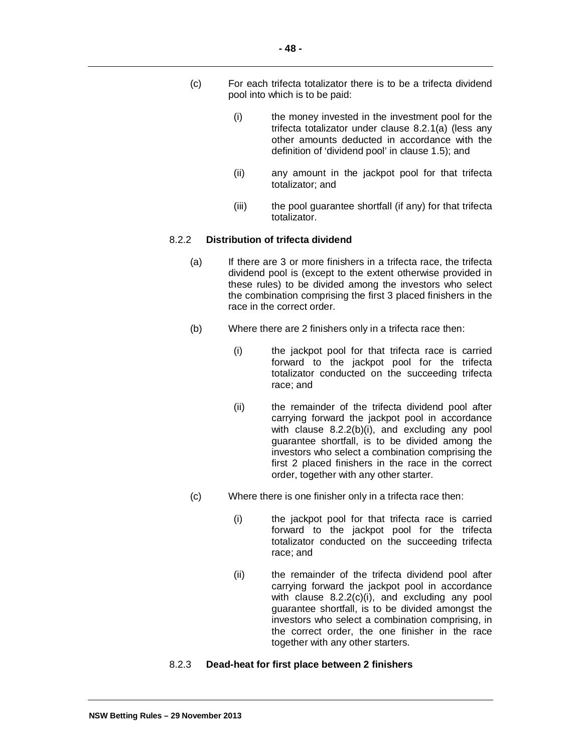(c) For each trifecta totalizator there is to be a trifecta dividend pool into which is to be paid:

   (i) the money invested in the investment pool for the trifecta totalizator under clause 8.2.1(a) (less any other amounts deducted in accordance with the definition of 'dividend pool' in clause 1.5); and

   (ii) any amount in the jackpot pool for that trifecta totalizator; and

   (iii) the pool guarantee shortfall (if any) for that trifecta totalizator.

### 8.2.2 **Distribution of trifecta dividend**

(a) If there are 3 or more finishers in a trifecta race, the trifecta dividend pool is (except to the extent otherwise provided in these rules) to be divided among the investors who select the combination comprising the first 3 placed finishers in the race in the correct order.

(b) Where there are 2 finishers only in a trifecta race then:

   (i) the jackpot pool for that trifecta race is carried forward to the jackpot pool for the trifecta totalizator conducted on the succeeding trifecta race; and

   (ii) the remainder of the trifecta dividend pool after carrying forward the jackpot pool in accordance with clause 8.2.2(b)(i), and excluding any pool guarantee shortfall, is to be divided among the investors who select a combination comprising the first 2 placed finishers in the race in the correct order, together with any other starter.

(c) Where there is one finisher only in a trifecta race then:

   (i) the jackpot pool for that trifecta race is carried forward to the jackpot pool for the trifecta totalizator conducted on the succeeding trifecta race; and

   (ii) the remainder of the trifecta dividend pool after carrying forward the jackpot pool in accordance with clause 8.2.2(c)(i), and excluding any pool guarantee shortfall, is to be divided amongst the investors who select a combination comprising, in the correct order, the one finisher in the race together with any other starters.

### 8.2.3 **Dead-heat for first place between 2 finishers**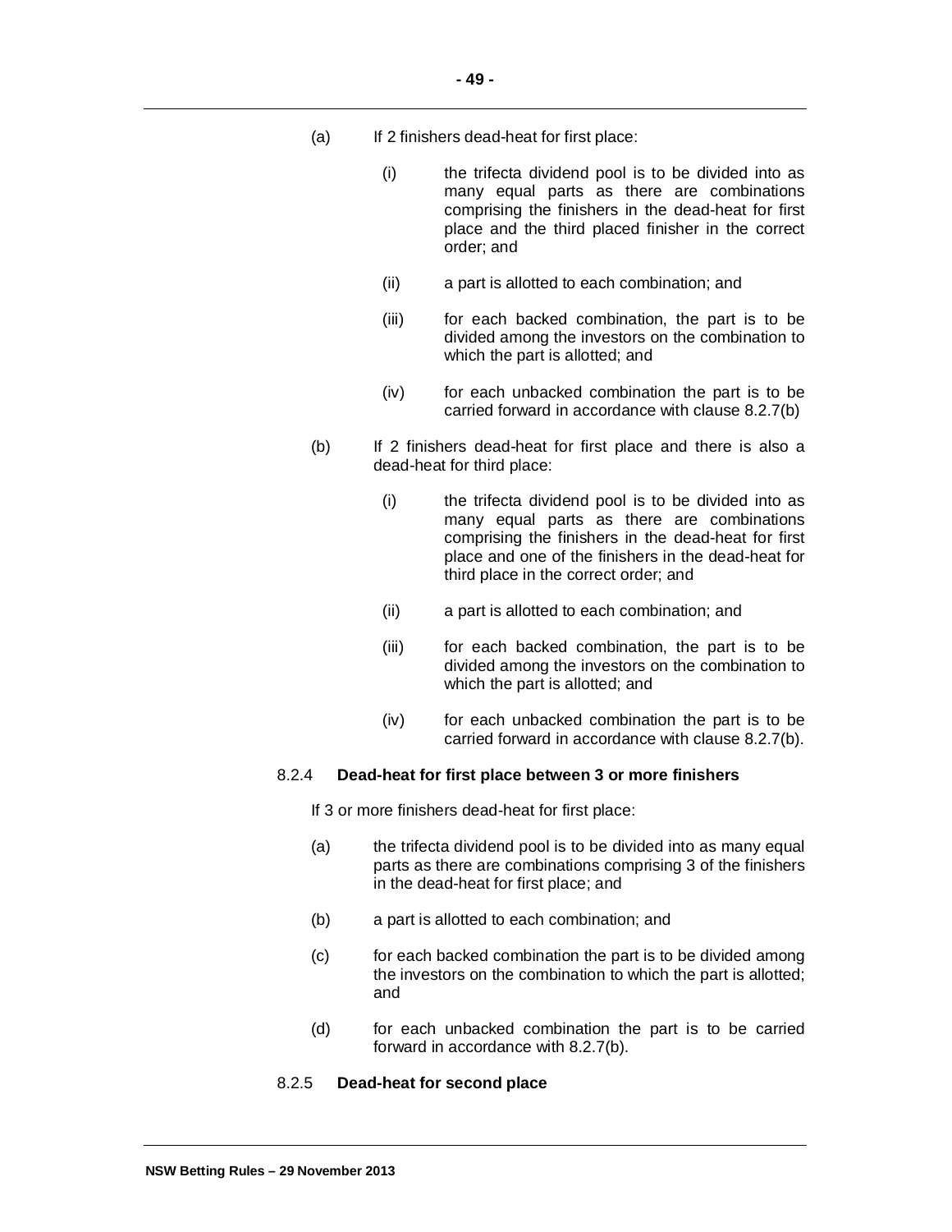(a) If 2 finishers dead-heat for first place:

   (i) the trifecta dividend pool is to be divided into as many equal parts as there are combinations comprising the finishers in the dead-heat for first place and the third placed finisher in the correct order; and

   (ii) a part is allotted to each combination; and

   (iii) for each backed combination, the part is to be divided among the investors on the combination to which the part is allotted; and

   (iv) for each unbacked combination the part is to be carried forward in accordance with clause 8.2.7(b)

(b) If 2 finishers dead-heat for first place and there is also a dead-heat for third place:

   (i) the trifecta dividend pool is to be divided into as many equal parts as there are combinations comprising the finishers in the dead-heat for first place and one of the finishers in the dead-heat for third place in the correct order; and

   (ii) a part is allotted to each combination; and

   (iii) for each backed combination, the part is to be divided among the investors on the combination to which the part is allotted; and

   (iv) for each unbacked combination the part is to be carried forward in accordance with clause 8.2.7(b).

8.2.4 **Dead-heat for first place between 3 or more finishers**

If 3 or more finishers dead-heat for first place:

(a) the trifecta dividend pool is to be divided into as many equal parts as there are combinations comprising 3 of the finishers in the dead-heat for first place; and

(b) a part is allotted to each combination; and

(c) for each backed combination the part is to be divided among the investors on the combination to which the part is allotted; and

(d) for each unbacked combination the part is to be carried forward in accordance with 8.2.7(b).

8.2.5 **Dead-heat for second place**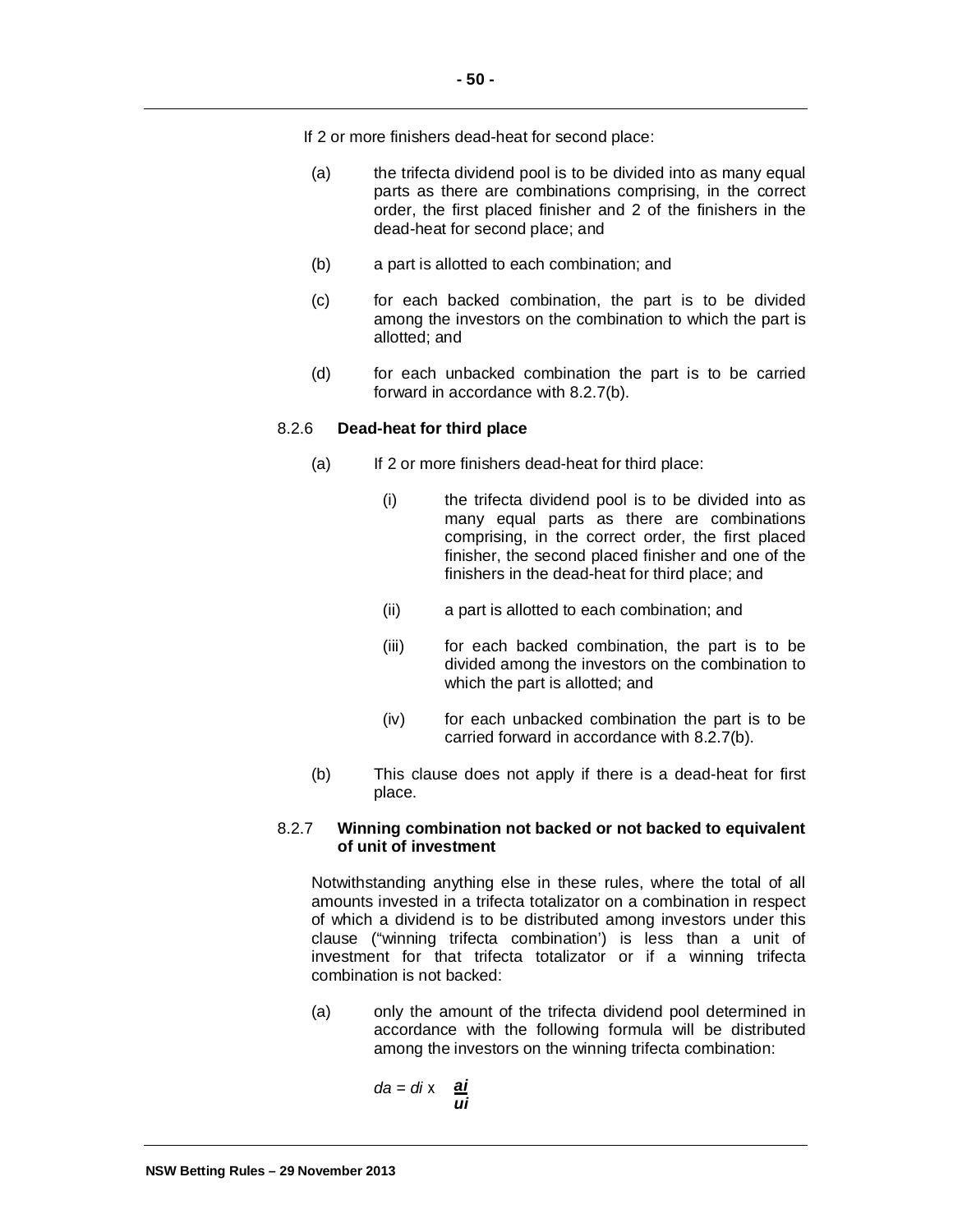If 2 or more finishers dead-heat for second place:

(a) the trifecta dividend pool is to be divided into as many equal parts as there are combinations comprising, in the correct order, the first placed finisher and 2 of the finishers in the dead-heat for second place; and

(b) a part is allotted to each combination; and

(c) for each backed combination, the part is to be divided among the investors on the combination to which the part is allotted; and

(d) for each unbacked combination the part is to be carried forward in accordance with 8.2.7(b).

### 8.2.6 **Dead-heat for third place**

(a) If 2 or more finishers dead-heat for third place:

  (i) the trifecta dividend pool is to be divided into as many equal parts as there are combinations comprising, in the correct order, the first placed finisher, the second placed finisher and one of the finishers in the dead-heat for third place; and

  (ii) a part is allotted to each combination; and

  (iii) for each backed combination, the part is to be divided among the investors on the combination to which the part is allotted; and

  (iv) for each unbacked combination the part is to be carried forward in accordance with 8.2.7(b).

(b) This clause does not apply if there is a dead-heat for first place.

### 8.2.7 **Winning combination not backed or not backed to equivalent of unit of investment**

Notwithstanding anything else in these rules, where the total of all amounts invested in a trifecta totalizator on a combination in respect of which a dividend is to be distributed among investors under this clause ("winning trifecta combination') is less than a unit of investment for that trifecta totalizator or if a winning trifecta combination is not backed:

(a) only the amount of the trifecta dividend pool determined in accordance with the following formula will be distributed among the investors on the winning trifecta combination:

$$da = di \times \frac{ai}{ui}$$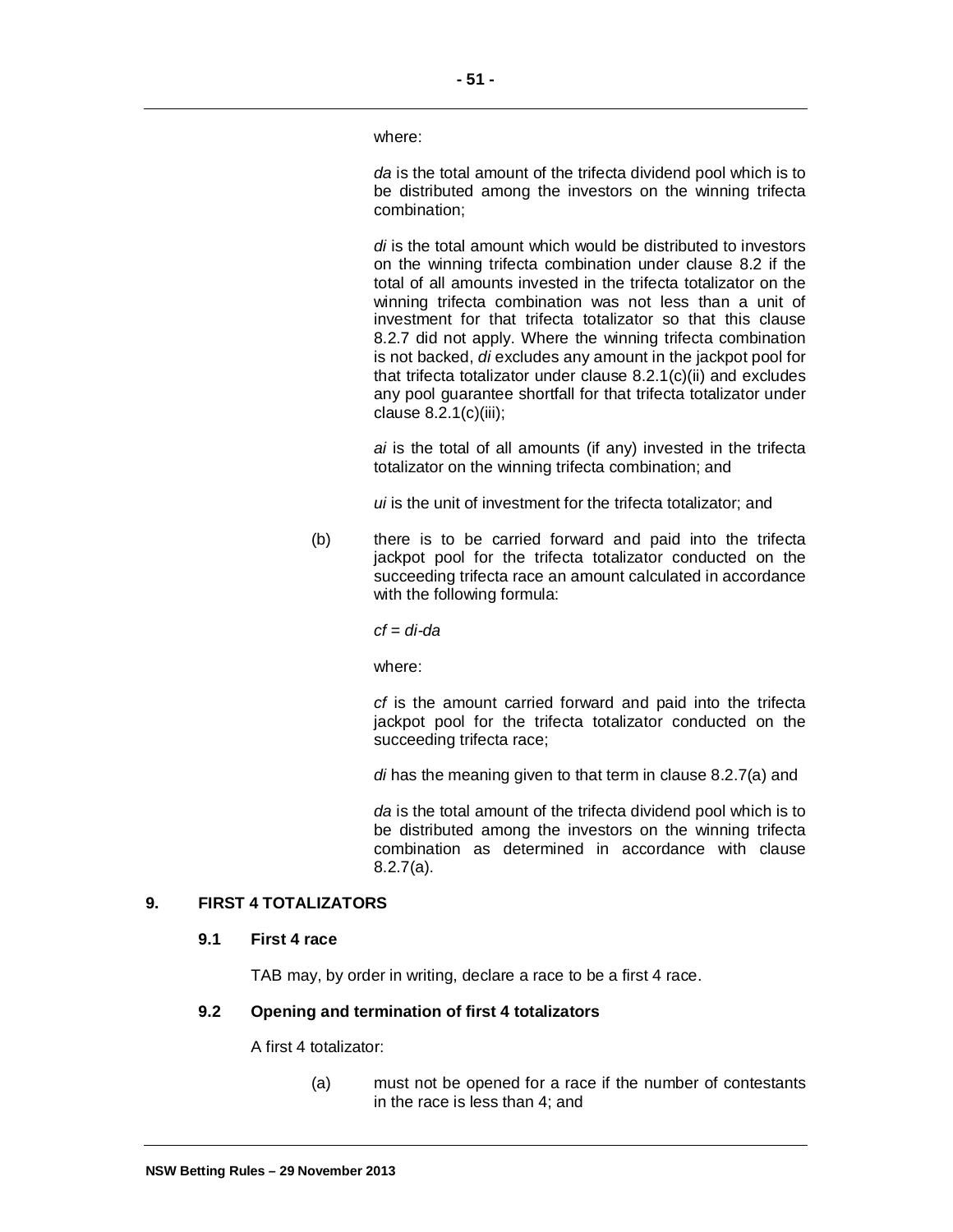where:

*da* is the total amount of the trifecta dividend pool which is to be distributed among the investors on the winning trifecta combination;

*di* is the total amount which would be distributed to investors on the winning trifecta combination under clause 8.2 if the total of all amounts invested in the trifecta totalizator on the winning trifecta combination was not less than a unit of investment for that trifecta totalizator so that this clause 8.2.7 did not apply. Where the winning trifecta combination is not backed, *di* excludes any amount in the jackpot pool for that trifecta totalizator under clause 8.2.1(c)(ii) and excludes any pool guarantee shortfall for that trifecta totalizator under clause 8.2.1(c)(iii);

*ai* is the total of all amounts (if any) invested in the trifecta totalizator on the winning trifecta combination; and

*ui* is the unit of investment for the trifecta totalizator; and

(b) there is to be carried forward and paid into the trifecta jackpot pool for the trifecta totalizator conducted on the succeeding trifecta race an amount calculated in accordance with the following formula:

$cf = di - da$

where:

*cf* is the amount carried forward and paid into the trifecta jackpot pool for the trifecta totalizator conducted on the succeeding trifecta race;

*di* has the meaning given to that term in clause 8.2.7(a) and

*da* is the total amount of the trifecta dividend pool which is to be distributed among the investors on the winning trifecta combination as determined in accordance with clause 8.2.7(a).

## 9. FIRST 4 TOTALIZATORS

### 9.1 First 4 race

TAB may, by order in writing, declare a race to be a first 4 race.

### 9.2 Opening and termination of first 4 totalizators

A first 4 totalizator:

(a) must not be opened for a race if the number of contestants in the race is less than 4; and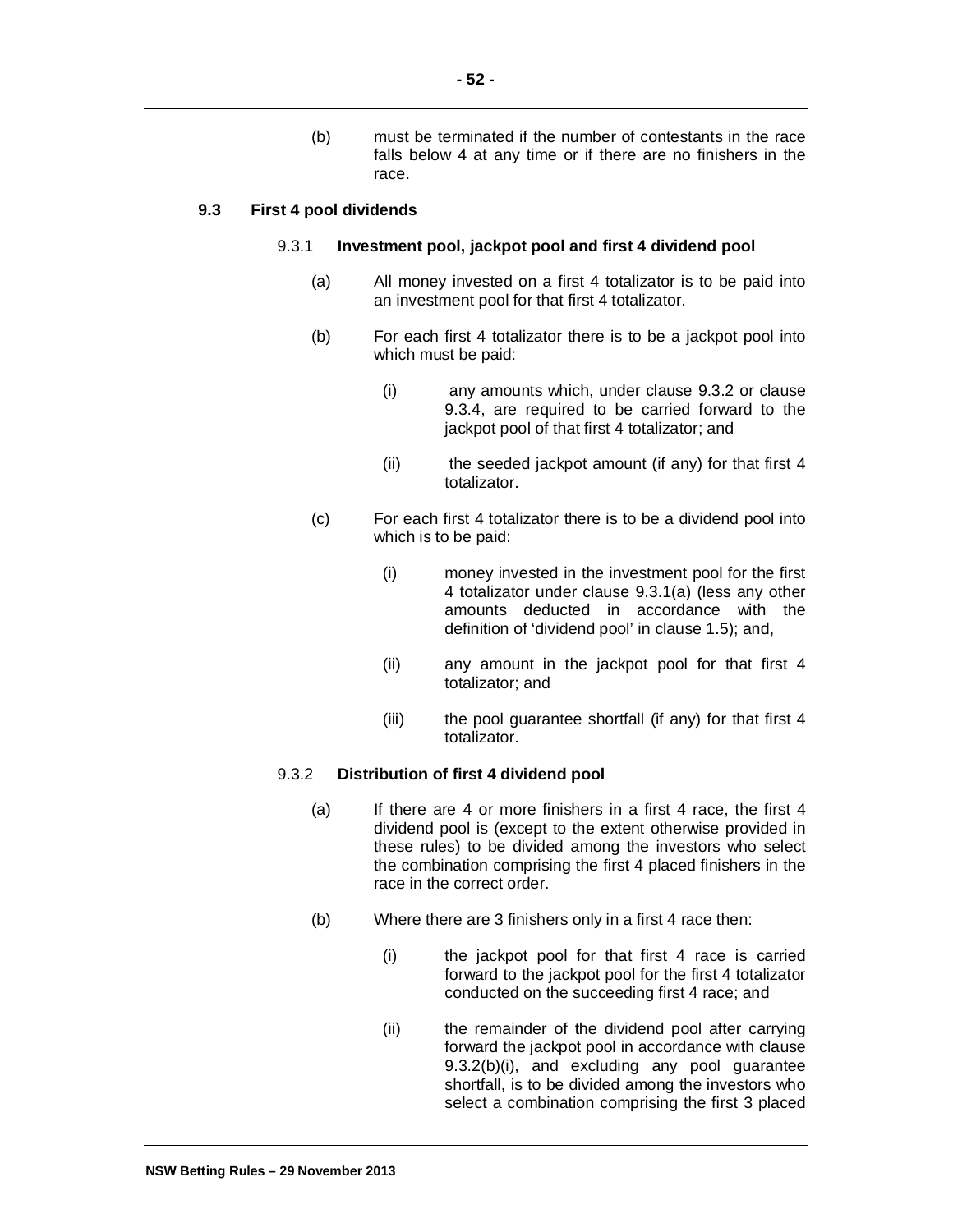(b) must be terminated if the number of contestants in the race falls below 4 at any time or if there are no finishers in the race.

### 9.3 First 4 pool dividends

#### 9.3.1 Investment pool, jackpot pool and first 4 dividend pool

(a) All money invested on a first 4 totalizator is to be paid into an investment pool for that first 4 totalizator.

(b) For each first 4 totalizator there is to be a jackpot pool into which must be paid:

(i) any amounts which, under clause 9.3.2 or clause 9.3.4, are required to be carried forward to the jackpot pool of that first 4 totalizator; and

(ii) the seeded jackpot amount (if any) for that first 4 totalizator.

(c) For each first 4 totalizator there is to be a dividend pool into which is to be paid:

(i) money invested in the investment pool for the first 4 totalizator under clause 9.3.1(a) (less any other amounts deducted in accordance with the definition of 'dividend pool' in clause 1.5); and,

(ii) any amount in the jackpot pool for that first 4 totalizator; and

(iii) the pool guarantee shortfall (if any) for that first 4 totalizator.

#### 9.3.2 Distribution of first 4 dividend pool

(a) If there are 4 or more finishers in a first 4 race, the first 4 dividend pool is (except to the extent otherwise provided in these rules) to be divided among the investors who select the combination comprising the first 4 placed finishers in the race in the correct order.

(b) Where there are 3 finishers only in a first 4 race then:

(i) the jackpot pool for that first 4 race is carried forward to the jackpot pool for the first 4 totalizator conducted on the succeeding first 4 race; and

(ii) the remainder of the dividend pool after carrying forward the jackpot pool in accordance with clause 9.3.2(b)(i), and excluding any pool guarantee shortfall, is to be divided among the investors who select a combination comprising the first 3 placed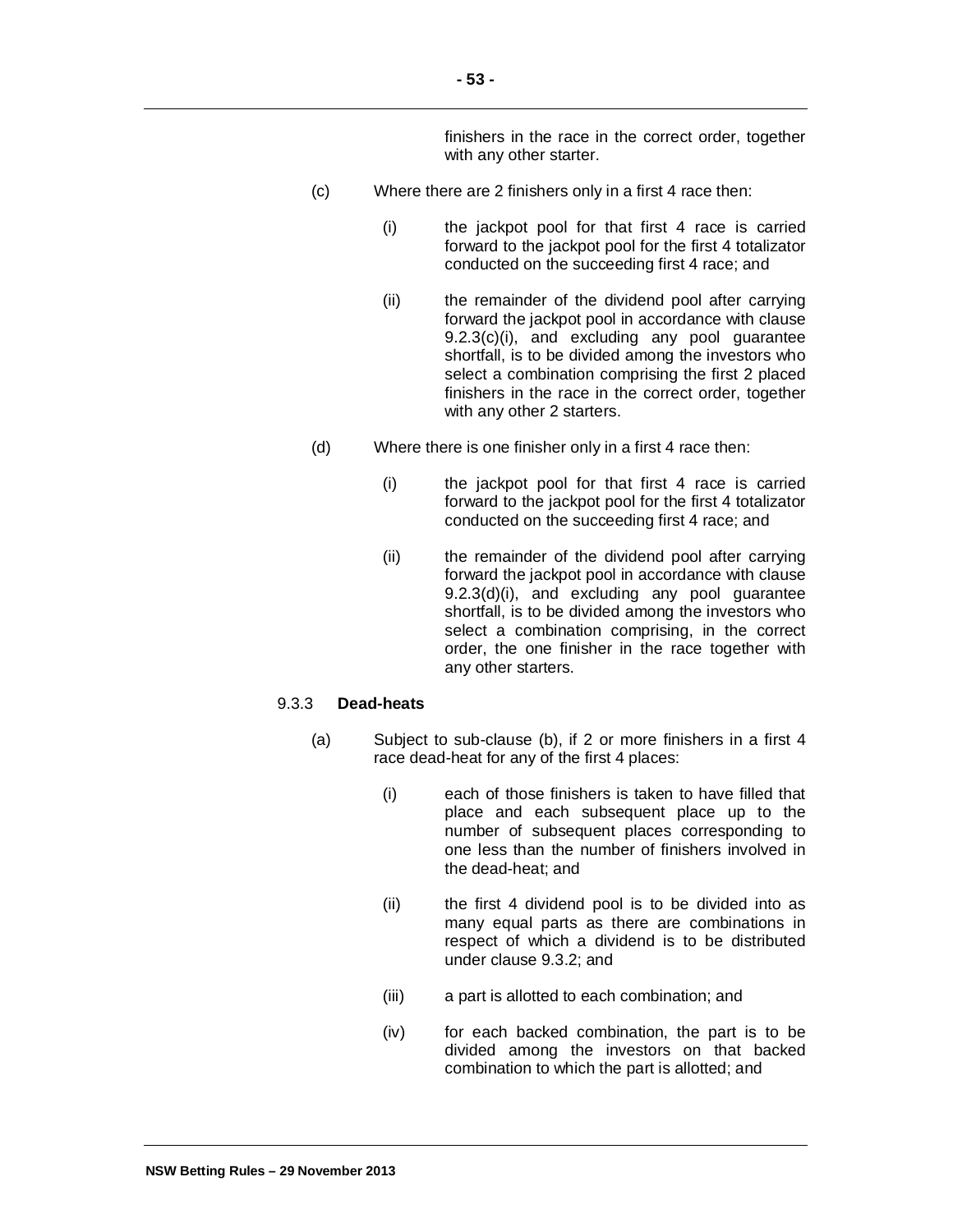finishers in the race in the correct order, together with any other starter.

(c) Where there are 2 finishers only in a first 4 race then:

(i) the jackpot pool for that first 4 race is carried forward to the jackpot pool for the first 4 totalizator conducted on the succeeding first 4 race; and

(ii) the remainder of the dividend pool after carrying forward the jackpot pool in accordance with clause 9.2.3(c)(i), and excluding any pool guarantee shortfall, is to be divided among the investors who select a combination comprising the first 2 placed finishers in the race in the correct order, together with any other 2 starters.

(d) Where there is one finisher only in a first 4 race then:

(i) the jackpot pool for that first 4 race is carried forward to the jackpot pool for the first 4 totalizator conducted on the succeeding first 4 race; and

(ii) the remainder of the dividend pool after carrying forward the jackpot pool in accordance with clause 9.2.3(d)(i), and excluding any pool guarantee shortfall, is to be divided among the investors who select a combination comprising, in the correct order, the one finisher in the race together with any other starters.

9.3.3 **Dead-heats**

(a) Subject to sub-clause (b), if 2 or more finishers in a first 4 race dead-heat for any of the first 4 places:

(i) each of those finishers is taken to have filled that place and each subsequent place up to the number of subsequent places corresponding to one less than the number of finishers involved in the dead-heat; and

(ii) the first 4 dividend pool is to be divided into as many equal parts as there are combinations in respect of which a dividend is to be distributed under clause 9.3.2; and

(iii) a part is allotted to each combination; and

(iv) for each backed combination, the part is to be divided among the investors on that backed combination to which the part is allotted; and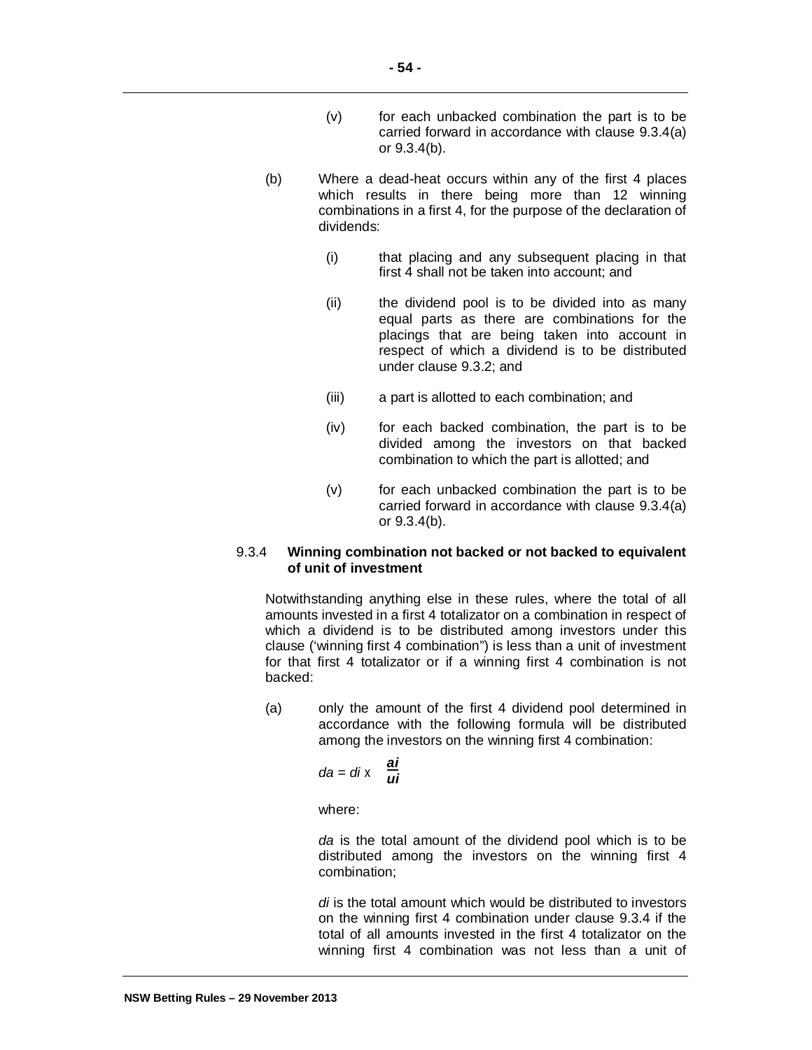(v) for each unbacked combination the part is to be carried forward in accordance with clause 9.3.4(a) or 9.3.4(b).

(b) Where a dead-heat occurs within any of the first 4 places which results in there being more than 12 winning combinations in a first 4, for the purpose of the declaration of dividends:

(i) that placing and any subsequent placing in that first 4 shall not be taken into account; and

(ii) the dividend pool is to be divided into as many equal parts as there are combinations for the placings that are being taken into account in respect of which a dividend is to be distributed under clause 9.3.2; and

(iii) a part is allotted to each combination; and

(iv) for each backed combination, the part is to be divided among the investors on that backed combination to which the part is allotted; and

(v) for each unbacked combination the part is to be carried forward in accordance with clause 9.3.4(a) or 9.3.4(b).

### 9.3.4 **Winning combination not backed or not backed to equivalent of unit of investment**

Notwithstanding anything else in these rules, where the total of all amounts invested in a first 4 totalizator on a combination in respect of which a dividend is to be distributed among investors under this clause ('winning first 4 combination") is less than a unit of investment for that first 4 totalizator or if a winning first 4 combination is not backed:

(a) only the amount of the first 4 dividend pool determined in accordance with the following formula will be distributed among the investors on the winning first 4 combination:

$$da = di \times \frac{ai}{ui}$$

where:

*da* is the total amount of the dividend pool which is to be distributed among the investors on the winning first 4 combination;

*di* is the total amount which would be distributed to investors on the winning first 4 combination under clause 9.3.4 if the total of all amounts invested in the first 4 totalizator on the winning first 4 combination was not less than a unit of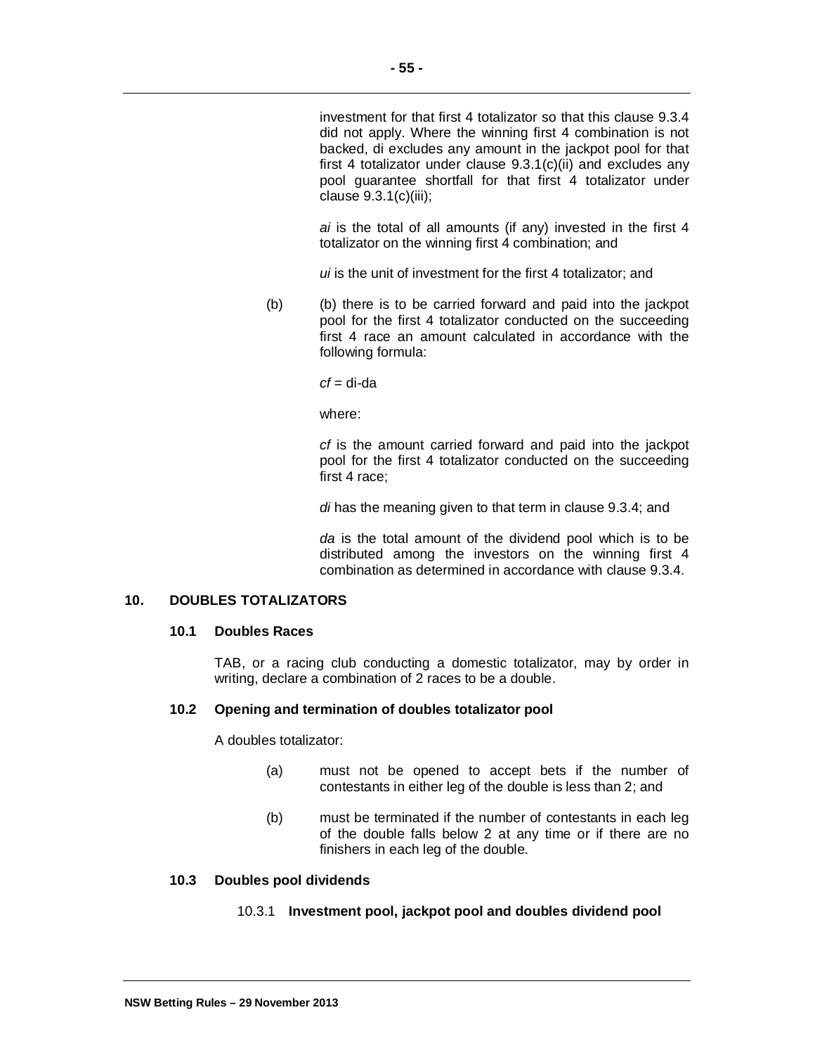investment for that first 4 totalizator so that this clause 9.3.4 did not apply. Where the winning first 4 combination is not backed, di excludes any amount in the jackpot pool for that first 4 totalizator under clause 9.3.1(c)(ii) and excludes any pool guarantee shortfall for that first 4 totalizator under clause 9.3.1(c)(iii);

*ai* is the total of all amounts (if any) invested in the first 4 totalizator on the winning first 4 combination; and

*ui* is the unit of investment for the first 4 totalizator; and

(b) (b) there is to be carried forward and paid into the jackpot pool for the first 4 totalizator conducted on the succeeding first 4 race an amount calculated in accordance with the following formula:

$cf$ = di-da

where:

*cf* is the amount carried forward and paid into the jackpot pool for the first 4 totalizator conducted on the succeeding first 4 race;

*di* has the meaning given to that term in clause 9.3.4; and

*da* is the total amount of the dividend pool which is to be distributed among the investors on the winning first 4 combination as determined in accordance with clause 9.3.4.

## 10. DOUBLES TOTALIZATORS

### 10.1 Doubles Races

TAB, or a racing club conducting a domestic totalizator, may by order in writing, declare a combination of 2 races to be a double.

### 10.2 Opening and termination of doubles totalizator pool

A doubles totalizator:

(a) must not be opened to accept bets if the number of contestants in either leg of the double is less than 2; and

(b) must be terminated if the number of contestants in each leg of the double falls below 2 at any time or if there are no finishers in each leg of the double.

### 10.3 Doubles pool dividends

#### 10.3.1 **Investment pool, jackpot pool and doubles dividend pool**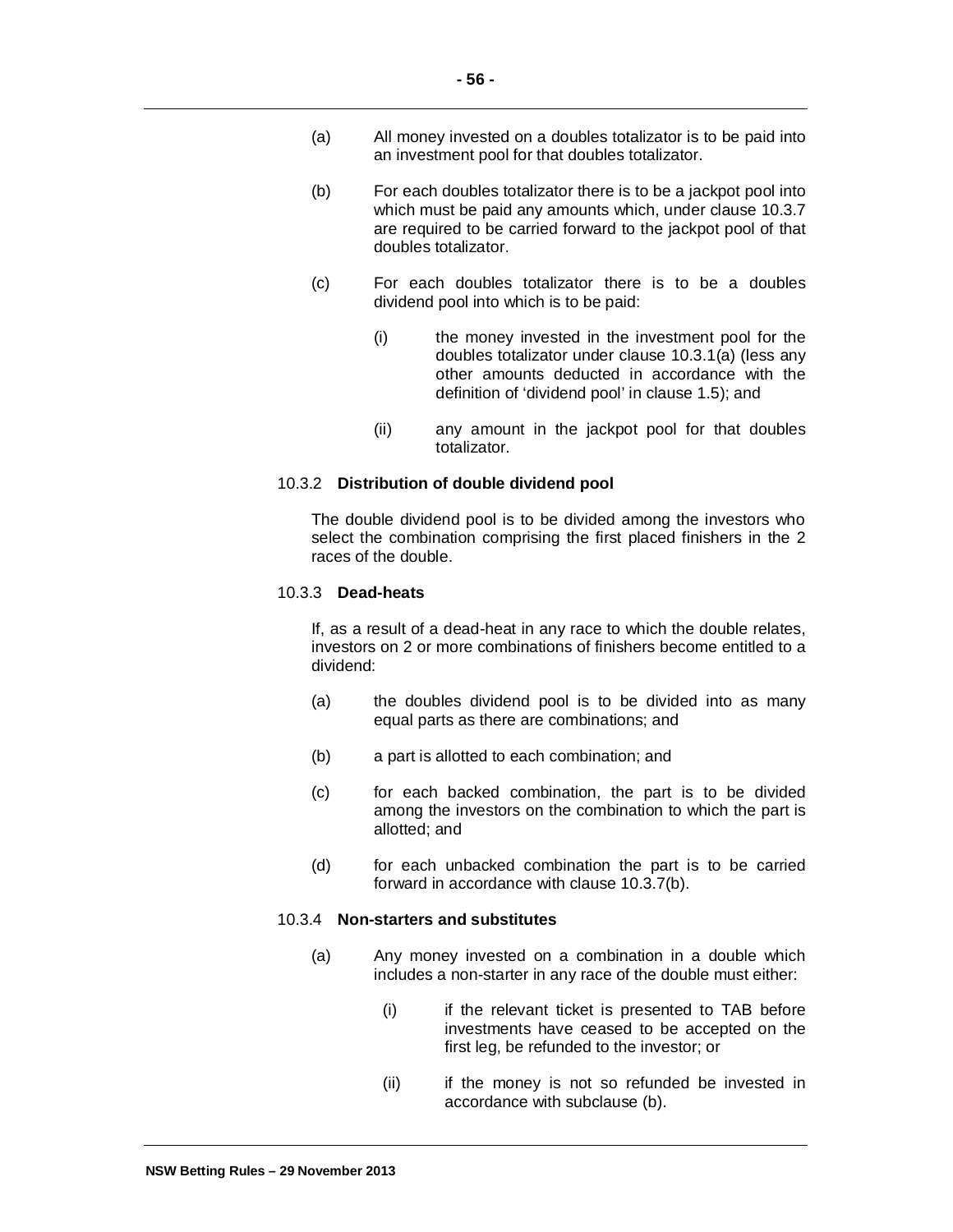(a) All money invested on a doubles totalizator is to be paid into an investment pool for that doubles totalizator.

(b) For each doubles totalizator there is to be a jackpot pool into which must be paid any amounts which, under clause 10.3.7 are required to be carried forward to the jackpot pool of that doubles totalizator.

(c) For each doubles totalizator there is to be a doubles dividend pool into which is to be paid:

   (i) the money invested in the investment pool for the doubles totalizator under clause 10.3.1(a) (less any other amounts deducted in accordance with the definition of 'dividend pool' in clause 1.5); and

   (ii) any amount in the jackpot pool for that doubles totalizator.

#### 10.3.2 **Distribution of double dividend pool**

The double dividend pool is to be divided among the investors who select the combination comprising the first placed finishers in the 2 races of the double.

#### 10.3.3 **Dead-heats**

If, as a result of a dead-heat in any race to which the double relates, investors on 2 or more combinations of finishers become entitled to a dividend:

(a) the doubles dividend pool is to be divided into as many equal parts as there are combinations; and

(b) a part is allotted to each combination; and

(c) for each backed combination, the part is to be divided among the investors on the combination to which the part is allotted; and

(d) for each unbacked combination the part is to be carried forward in accordance with clause 10.3.7(b).

#### 10.3.4 **Non-starters and substitutes**

(a) Any money invested on a combination in a double which includes a non-starter in any race of the double must either:

   (i) if the relevant ticket is presented to TAB before investments have ceased to be accepted on the first leg, be refunded to the investor; or

   (ii) if the money is not so refunded be invested in accordance with subclause (b).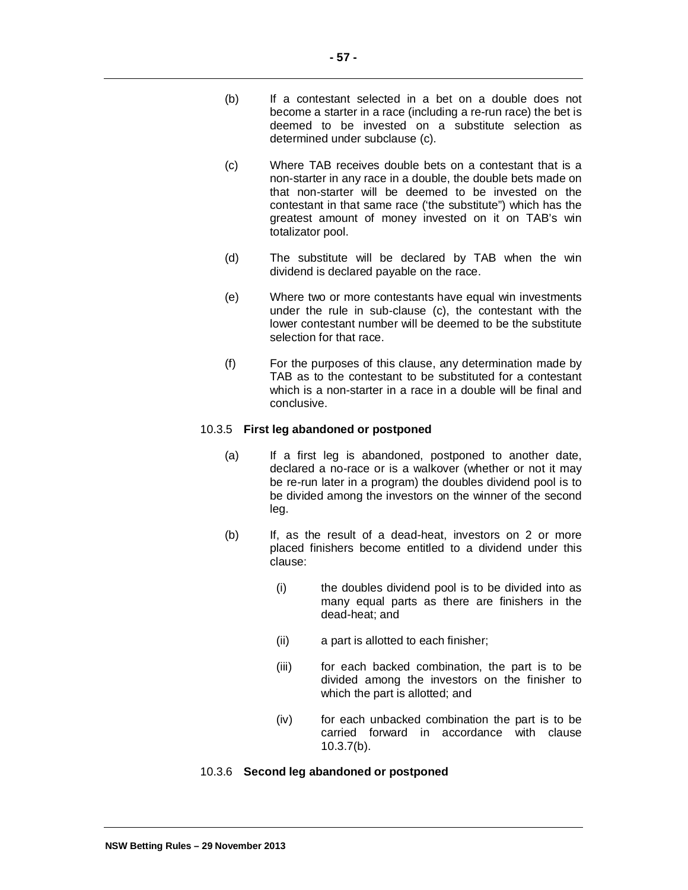(b) If a contestant selected in a bet on a double does not become a starter in a race (including a re-run race) the bet is deemed to be invested on a substitute selection as determined under subclause (c).

(c) Where TAB receives double bets on a contestant that is a non-starter in any race in a double, the double bets made on that non-starter will be deemed to be invested on the contestant in that same race ('the substitute") which has the greatest amount of money invested on it on TAB's win totalizator pool.

(d) The substitute will be declared by TAB when the win dividend is declared payable on the race.

(e) Where two or more contestants have equal win investments under the rule in sub-clause (c), the contestant with the lower contestant number will be deemed to be the substitute selection for that race.

(f) For the purposes of this clause, any determination made by TAB as to the contestant to be substituted for a contestant which is a non-starter in a race in a double will be final and conclusive.

10.3.5 **First leg abandoned or postponed**

(a) If a first leg is abandoned, postponed to another date, declared a no-race or is a walkover (whether or not it may be re-run later in a program) the doubles dividend pool is to be divided among the investors on the winner of the second leg.

(b) If, as the result of a dead-heat, investors on 2 or more placed finishers become entitled to a dividend under this clause:

  (i) the doubles dividend pool is to be divided into as many equal parts as there are finishers in the dead-heat; and

  (ii) a part is allotted to each finisher;

  (iii) for each backed combination, the part is to be divided among the investors on the finisher to which the part is allotted; and

  (iv) for each unbacked combination the part is to be carried forward in accordance with clause 10.3.7(b).

10.3.6 **Second leg abandoned or postponed**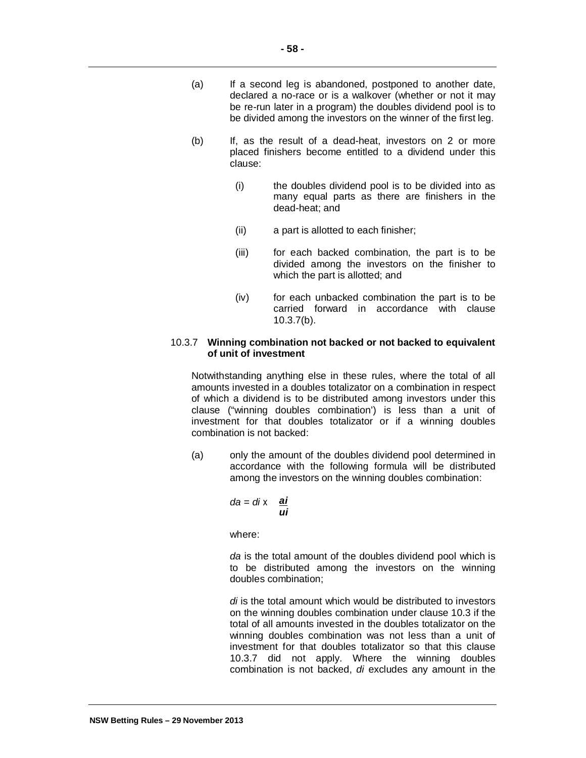(a) If a second leg is abandoned, postponed to another date, declared a no-race or is a walkover (whether or not it may be re-run later in a program) the doubles dividend pool is to be divided among the investors on the winner of the first leg.

(b) If, as the result of a dead-heat, investors on 2 or more placed finishers become entitled to a dividend under this clause:

   (i) the doubles dividend pool is to be divided into as many equal parts as there are finishers in the dead-heat; and

   (ii) a part is allotted to each finisher;

   (iii) for each backed combination, the part is to be divided among the investors on the finisher to which the part is allotted; and

   (iv) for each unbacked combination the part is to be carried forward in accordance with clause 10.3.7(b).

### 10.3.7 **Winning combination not backed or not backed to equivalent of unit of investment**

Notwithstanding anything else in these rules, where the total of all amounts invested in a doubles totalizator on a combination in respect of which a dividend is to be distributed among investors under this clause ("winning doubles combination') is less than a unit of investment for that doubles totalizator or if a winning doubles combination is not backed:

(a) only the amount of the doubles dividend pool determined in accordance with the following formula will be distributed among the investors on the winning doubles combination:

$$da = di \times \frac{ai}{ui}$$

where:

*da* is the total amount of the doubles dividend pool which is to be distributed among the investors on the winning doubles combination;

*di* is the total amount which would be distributed to investors on the winning doubles combination under clause 10.3 if the total of all amounts invested in the doubles totalizator on the winning doubles combination was not less than a unit of investment for that doubles totalizator so that this clause 10.3.7 did not apply. Where the winning doubles combination is not backed, *di* excludes any amount in the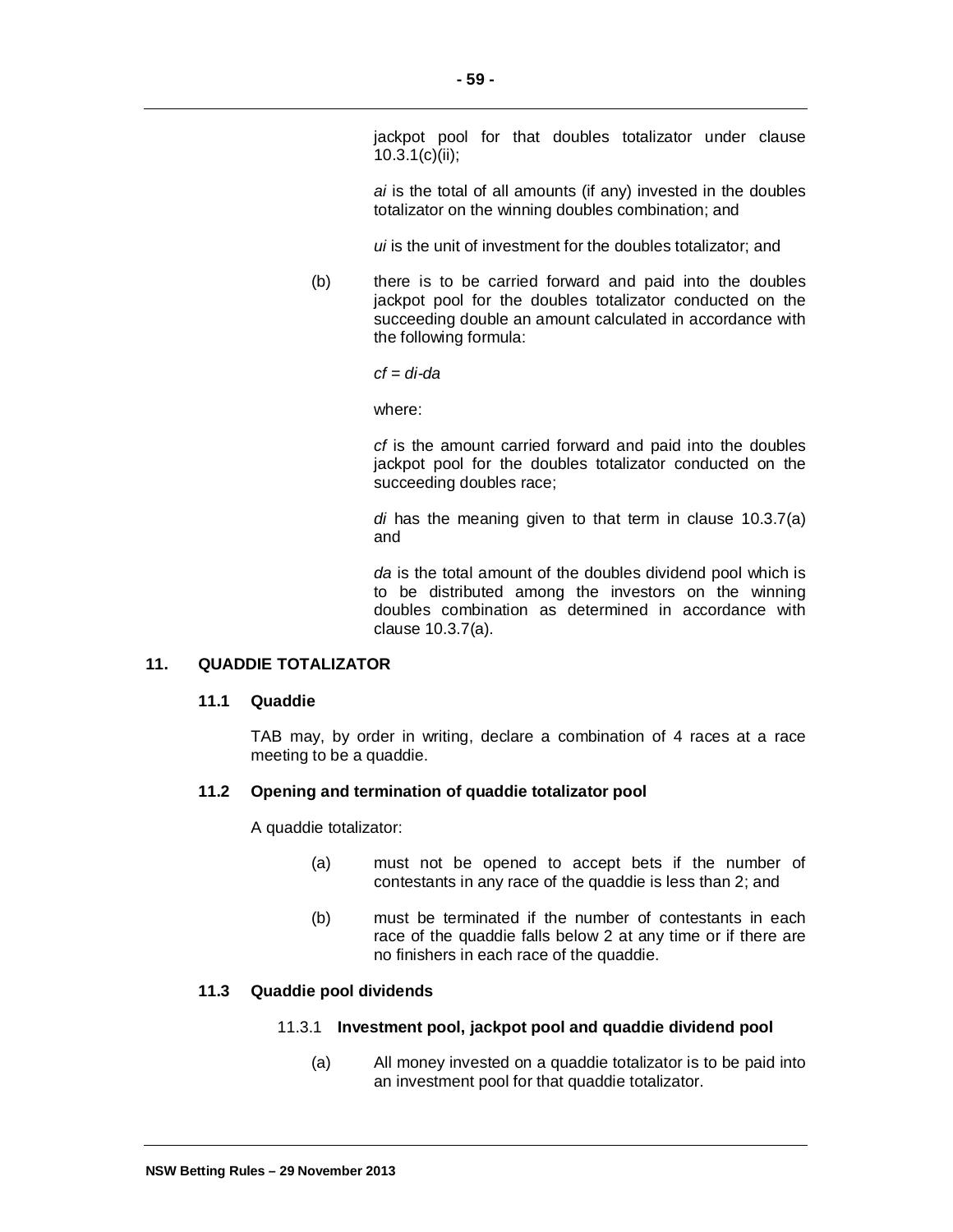jackpot pool for that doubles totalizator under clause 10.3.1(c)(ii);

$ai$ is the total of all amounts (if any) invested in the doubles totalizator on the winning doubles combination; and

$ui$ is the unit of investment for the doubles totalizator; and

(b) there is to be carried forward and paid into the doubles jackpot pool for the doubles totalizator conducted on the succeeding double an amount calculated in accordance with the following formula:

$cf = di - da$

where:

$cf$ is the amount carried forward and paid into the doubles jackpot pool for the doubles totalizator conducted on the succeeding doubles race;

$di$ has the meaning given to that term in clause 10.3.7(a) and

$da$ is the total amount of the doubles dividend pool which is to be distributed among the investors on the winning doubles combination as determined in accordance with clause 10.3.7(a).

## 11. QUADDIE TOTALIZATOR

### 11.1 Quaddie

TAB may, by order in writing, declare a combination of 4 races at a race meeting to be a quaddie.

### 11.2 Opening and termination of quaddie totalizator pool

A quaddie totalizator:

(a) must not be opened to accept bets if the number of contestants in any race of the quaddie is less than 2; and

(b) must be terminated if the number of contestants in each race of the quaddie falls below 2 at any time or if there are no finishers in each race of the quaddie.

### 11.3 Quaddie pool dividends

#### 11.3.1 Investment pool, jackpot pool and quaddie dividend pool

(a) All money invested on a quaddie totalizator is to be paid into an investment pool for that quaddie totalizator.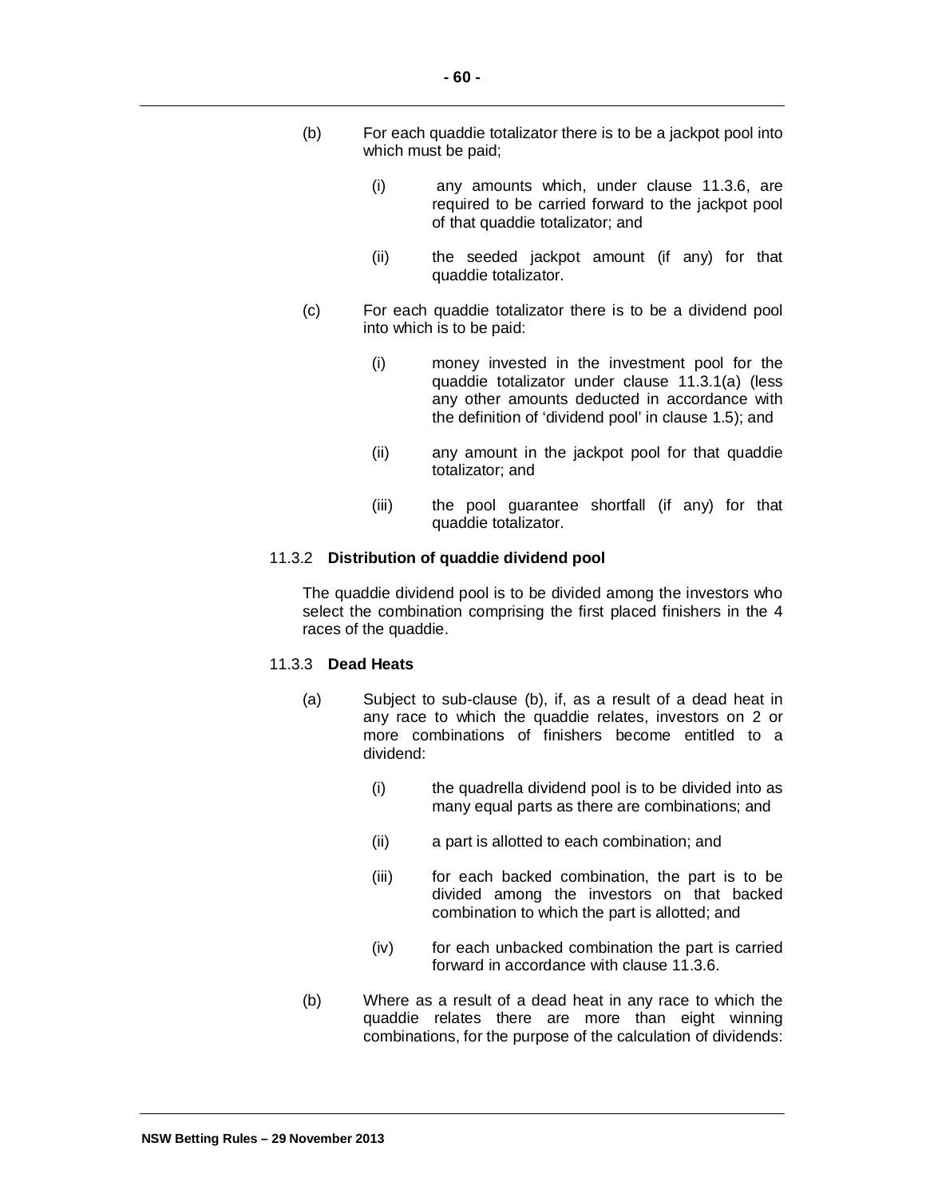(b) For each quaddie totalizator there is to be a jackpot pool into which must be paid;

  (i) any amounts which, under clause 11.3.6, are required to be carried forward to the jackpot pool of that quaddie totalizator; and

  (ii) the seeded jackpot amount (if any) for that quaddie totalizator.

(c) For each quaddie totalizator there is to be a dividend pool into which is to be paid:

  (i) money invested in the investment pool for the quaddie totalizator under clause 11.3.1(a) (less any other amounts deducted in accordance with the definition of 'dividend pool' in clause 1.5); and

  (ii) any amount in the jackpot pool for that quaddie totalizator; and

  (iii) the pool guarantee shortfall (if any) for that quaddie totalizator.

11.3.2 **Distribution of quaddie dividend pool**

The quaddie dividend pool is to be divided among the investors who select the combination comprising the first placed finishers in the 4 races of the quaddie.

11.3.3 **Dead Heats**

(a) Subject to sub-clause (b), if, as a result of a dead heat in any race to which the quaddie relates, investors on 2 or more combinations of finishers become entitled to a dividend:

  (i) the quadrella dividend pool is to be divided into as many equal parts as there are combinations; and

  (ii) a part is allotted to each combination; and

  (iii) for each backed combination, the part is to be divided among the investors on that backed combination to which the part is allotted; and

  (iv) for each unbacked combination the part is carried forward in accordance with clause 11.3.6.

(b) Where as a result of a dead heat in any race to which the quaddie relates there are more than eight winning combinations, for the purpose of the calculation of dividends: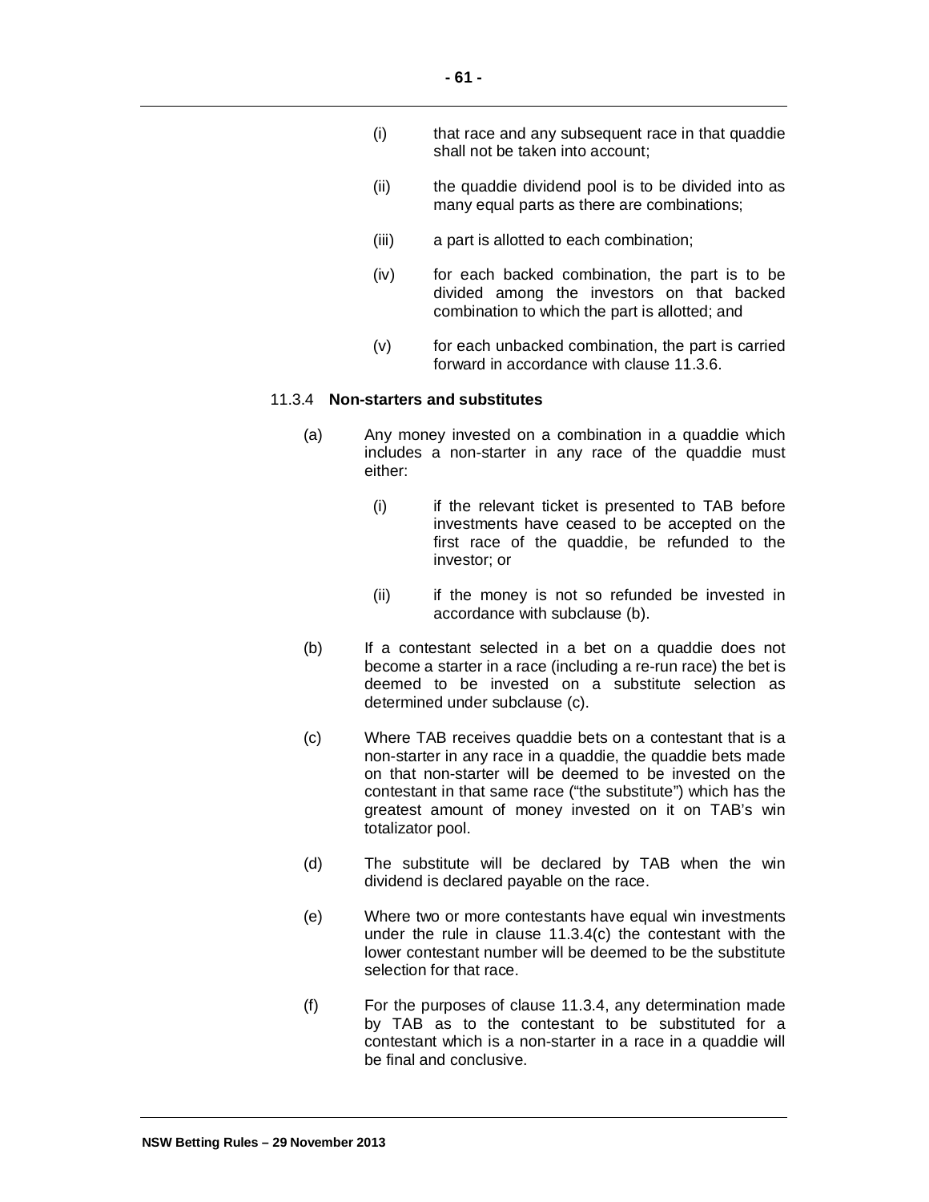(i) that race and any subsequent race in that quaddie shall not be taken into account;

(ii) the quaddie dividend pool is to be divided into as many equal parts as there are combinations;

(iii) a part is allotted to each combination;

(iv) for each backed combination, the part is to be divided among the investors on that backed combination to which the part is allotted; and

(v) for each unbacked combination, the part is carried forward in accordance with clause 11.3.6.

11.3.4 **Non-starters and substitutes**

(a) Any money invested on a combination in a quaddie which includes a non-starter in any race of the quaddie must either:

(i) if the relevant ticket is presented to TAB before investments have ceased to be accepted on the first race of the quaddie, be refunded to the investor; or

(ii) if the money is not so refunded be invested in accordance with subclause (b).

(b) If a contestant selected in a bet on a quaddie does not become a starter in a race (including a re-run race) the bet is deemed to be invested on a substitute selection as determined under subclause (c).

(c) Where TAB receives quaddie bets on a contestant that is a non-starter in any race in a quaddie, the quaddie bets made on that non-starter will be deemed to be invested on the contestant in that same race ("the substitute") which has the greatest amount of money invested on it on TAB's win totalizator pool.

(d) The substitute will be declared by TAB when the win dividend is declared payable on the race.

(e) Where two or more contestants have equal win investments under the rule in clause 11.3.4(c) the contestant with the lower contestant number will be deemed to be the substitute selection for that race.

(f) For the purposes of clause 11.3.4, any determination made by TAB as to the contestant to be substituted for a contestant which is a non-starter in a race in a quaddie will be final and conclusive.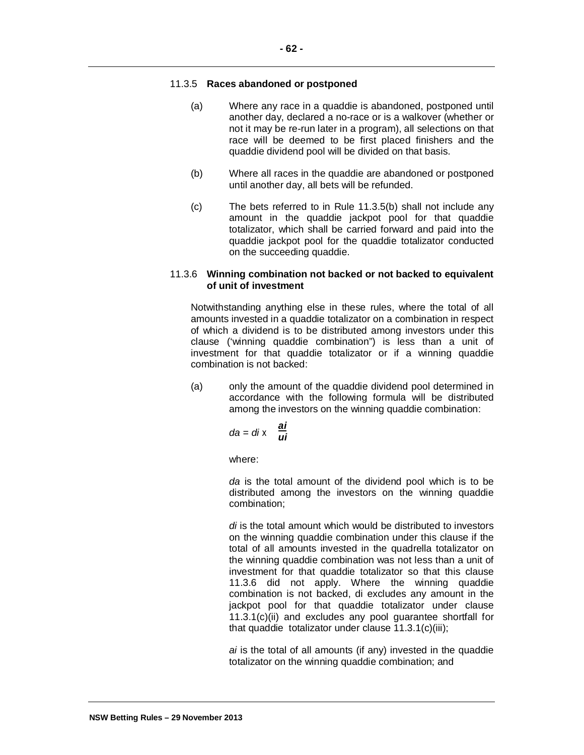#### 11.3.5 **Races abandoned or postponed**

(a) Where any race in a quaddie is abandoned, postponed until another day, declared a no-race or is a walkover (whether or not it may be re-run later in a program), all selections on that race will be deemed to be first placed finishers and the quaddie dividend pool will be divided on that basis.

(b) Where all races in the quaddie are abandoned or postponed until another day, all bets will be refunded.

(c) The bets referred to in Rule 11.3.5(b) shall not include any amount in the quaddie jackpot pool for that quaddie totalizator, which shall be carried forward and paid into the quaddie jackpot pool for the quaddie totalizator conducted on the succeeding quaddie.

#### 11.3.6 **Winning combination not backed or not backed to equivalent of unit of investment**

Notwithstanding anything else in these rules, where the total of all amounts invested in a quaddie totalizator on a combination in respect of which a dividend is to be distributed among investors under this clause ('winning quaddie combination") is less than a unit of investment for that quaddie totalizator or if a winning quaddie combination is not backed:

(a) only the amount of the quaddie dividend pool determined in accordance with the following formula will be distributed among the investors on the winning quaddie combination:

$$da = di \times \frac{ai}{ui}$$

where:

*da* is the total amount of the dividend pool which is to be distributed among the investors on the winning quaddie combination;

*di* is the total amount which would be distributed to investors on the winning quaddie combination under this clause if the total of all amounts invested in the quadrella totalizator on the winning quaddie combination was not less than a unit of investment for that quaddie totalizator so that this clause 11.3.6 did not apply. Where the winning quaddie combination is not backed, di excludes any amount in the jackpot pool for that quaddie totalizator under clause 11.3.1(c)(ii) and excludes any pool guarantee shortfall for that quaddie totalizator under clause 11.3.1(c)(iii);

*ai* is the total of all amounts (if any) invested in the quaddie totalizator on the winning quaddie combination; and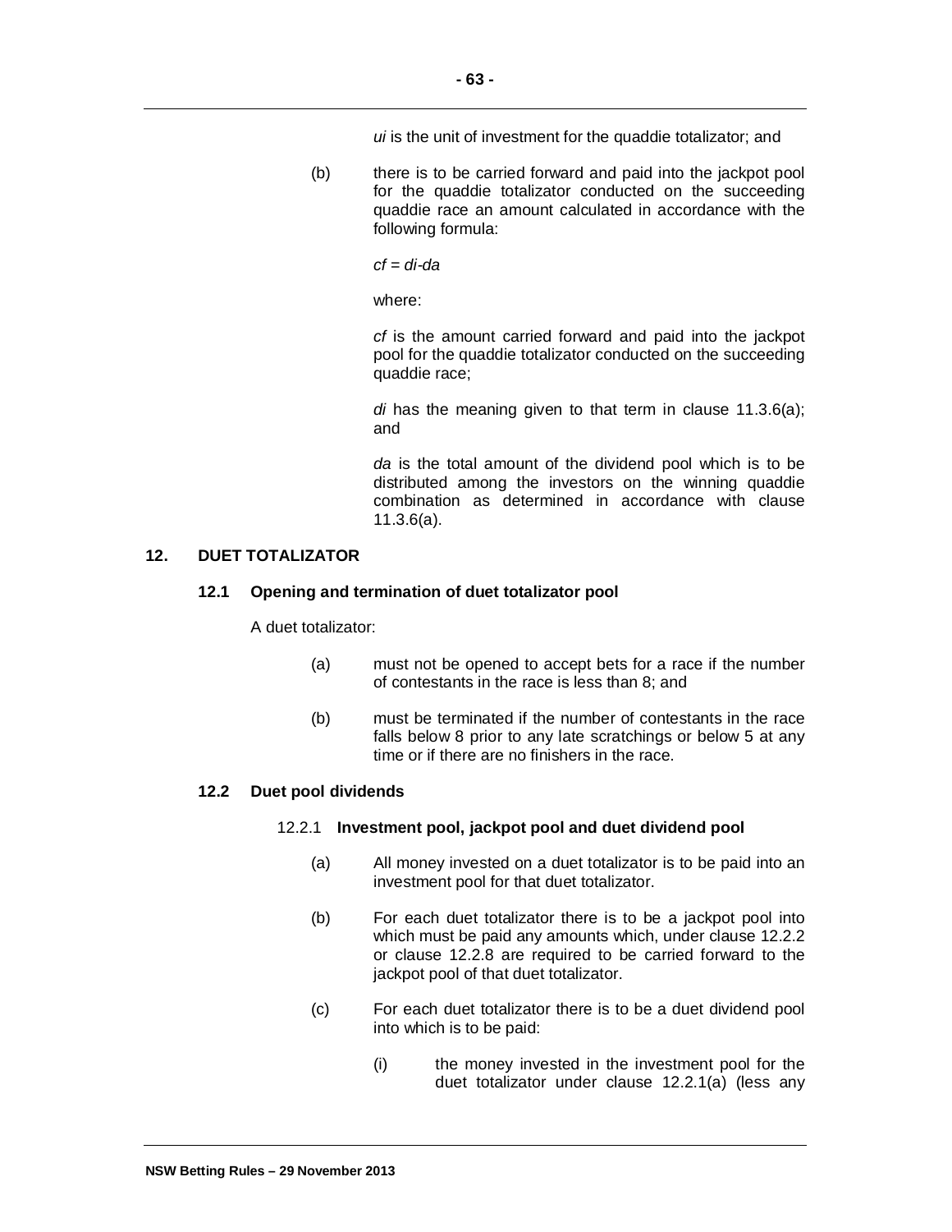$ui$ is the unit of investment for the quaddie totalizator; and

(b) there is to be carried forward and paid into the jackpot pool for the quaddie totalizator conducted on the succeeding quaddie race an amount calculated in accordance with the following formula:

$$cf = di - da$$

where:

$cf$ is the amount carried forward and paid into the jackpot pool for the quaddie totalizator conducted on the succeeding quaddie race;

$di$ has the meaning given to that term in clause 11.3.6(a); and

$da$ is the total amount of the dividend pool which is to be distributed among the investors on the winning quaddie combination as determined in accordance with clause 11.3.6(a).

## 12. DUET TOTALIZATOR

### 12.1 Opening and termination of duet totalizator pool

A duet totalizator:

(a) must not be opened to accept bets for a race if the number of contestants in the race is less than 8; and

(b) must be terminated if the number of contestants in the race falls below 8 prior to any late scratchings or below 5 at any time or if there are no finishers in the race.

### 12.2 Duet pool dividends

#### 12.2.1 Investment pool, jackpot pool and duet dividend pool

(a) All money invested on a duet totalizator is to be paid into an investment pool for that duet totalizator.

(b) For each duet totalizator there is to be a jackpot pool into which must be paid any amounts which, under clause 12.2.2 or clause 12.2.8 are required to be carried forward to the jackpot pool of that duet totalizator.

(c) For each duet totalizator there is to be a duet dividend pool into which is to be paid:

(i) the money invested in the investment pool for the duet totalizator under clause 12.2.1(a) (less any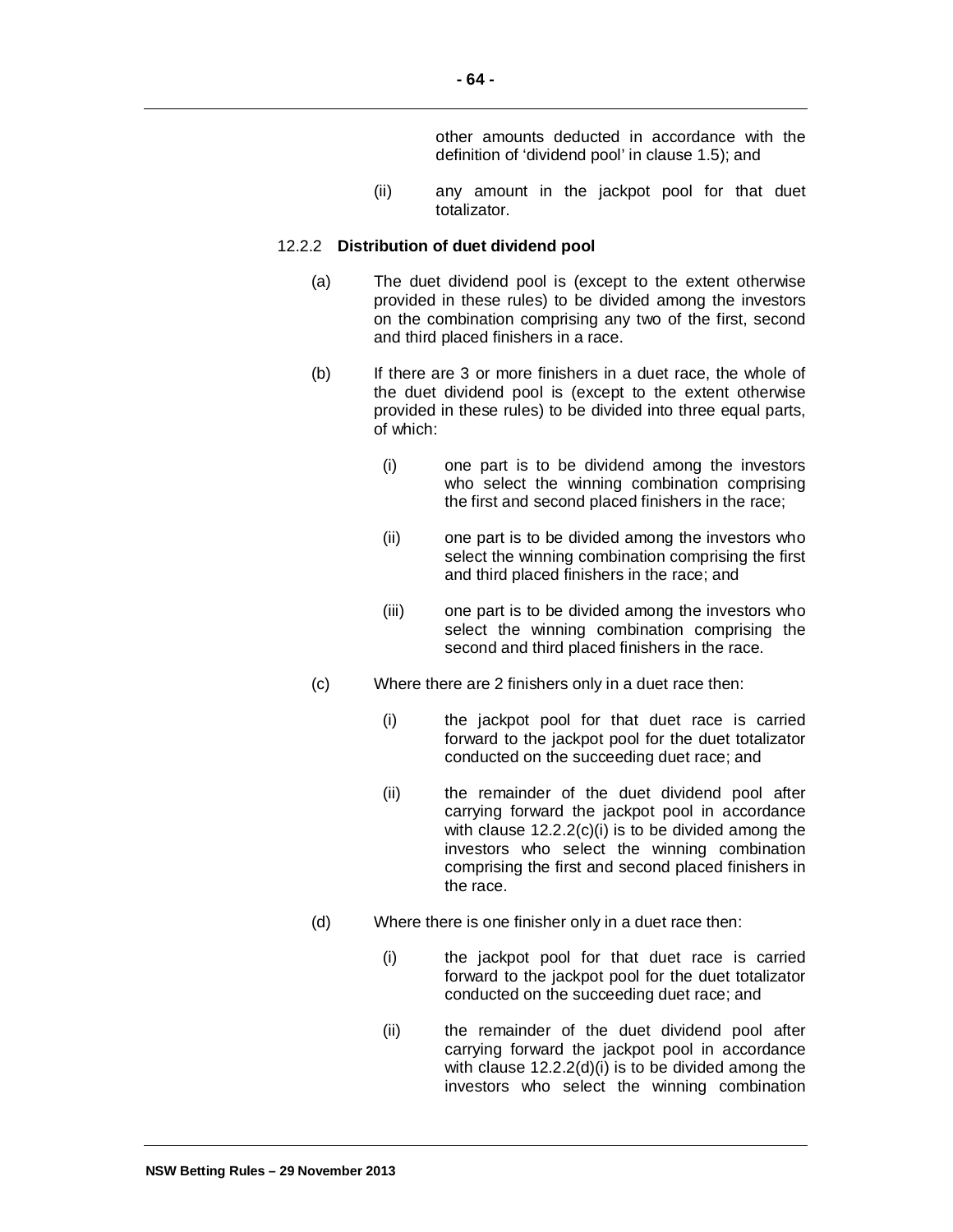other amounts deducted in accordance with the definition of 'dividend pool' in clause 1.5); and

(ii) any amount in the jackpot pool for that duet totalizator.

12.2.2 **Distribution of duet dividend pool**

(a) The duet dividend pool is (except to the extent otherwise provided in these rules) to be divided among the investors on the combination comprising any two of the first, second and third placed finishers in a race.

(b) If there are 3 or more finishers in a duet race, the whole of the duet dividend pool is (except to the extent otherwise provided in these rules) to be divided into three equal parts, of which:

(i) one part is to be dividend among the investors who select the winning combination comprising the first and second placed finishers in the race;

(ii) one part is to be divided among the investors who select the winning combination comprising the first and third placed finishers in the race; and

(iii) one part is to be divided among the investors who select the winning combination comprising the second and third placed finishers in the race.

(c) Where there are 2 finishers only in a duet race then:

(i) the jackpot pool for that duet race is carried forward to the jackpot pool for the duet totalizator conducted on the succeeding duet race; and

(ii) the remainder of the duet dividend pool after carrying forward the jackpot pool in accordance with clause 12.2.2(c)(i) is to be divided among the investors who select the winning combination comprising the first and second placed finishers in the race.

(d) Where there is one finisher only in a duet race then:

(i) the jackpot pool for that duet race is carried forward to the jackpot pool for the duet totalizator conducted on the succeeding duet race; and

(ii) the remainder of the duet dividend pool after carrying forward the jackpot pool in accordance with clause 12.2.2(d)(i) is to be divided among the investors who select the winning combination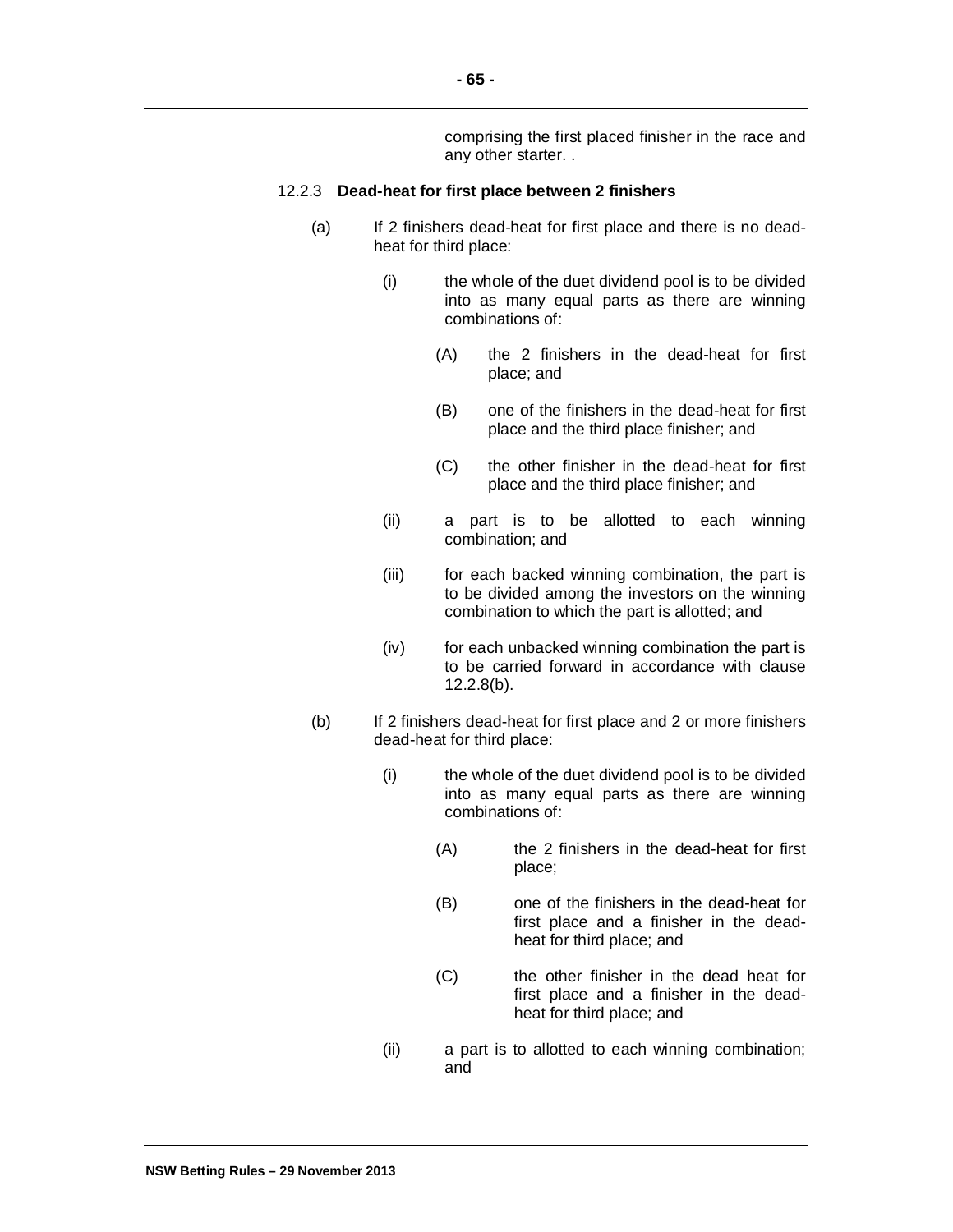comprising the first placed finisher in the race and any other starter. .

12.2.3 **Dead-heat for first place between 2 finishers**

(a) If 2 finishers dead-heat for first place and there is no dead-heat for third place:

(i) the whole of the duet dividend pool is to be divided into as many equal parts as there are winning combinations of:

(A) the 2 finishers in the dead-heat for first place; and

(B) one of the finishers in the dead-heat for first place and the third place finisher; and

(C) the other finisher in the dead-heat for first place and the third place finisher; and

(ii) a part is to be allotted to each winning combination; and

(iii) for each backed winning combination, the part is to be divided among the investors on the winning combination to which the part is allotted; and

(iv) for each unbacked winning combination the part is to be carried forward in accordance with clause 12.2.8(b).

(b) If 2 finishers dead-heat for first place and 2 or more finishers dead-heat for third place:

(i) the whole of the duet dividend pool is to be divided into as many equal parts as there are winning combinations of:

(A) the 2 finishers in the dead-heat for first place;

(B) one of the finishers in the dead-heat for first place and a finisher in the dead-heat for third place; and

(C) the other finisher in the dead heat for first place and a finisher in the dead-heat for third place; and

(ii) a part is to allotted to each winning combination; and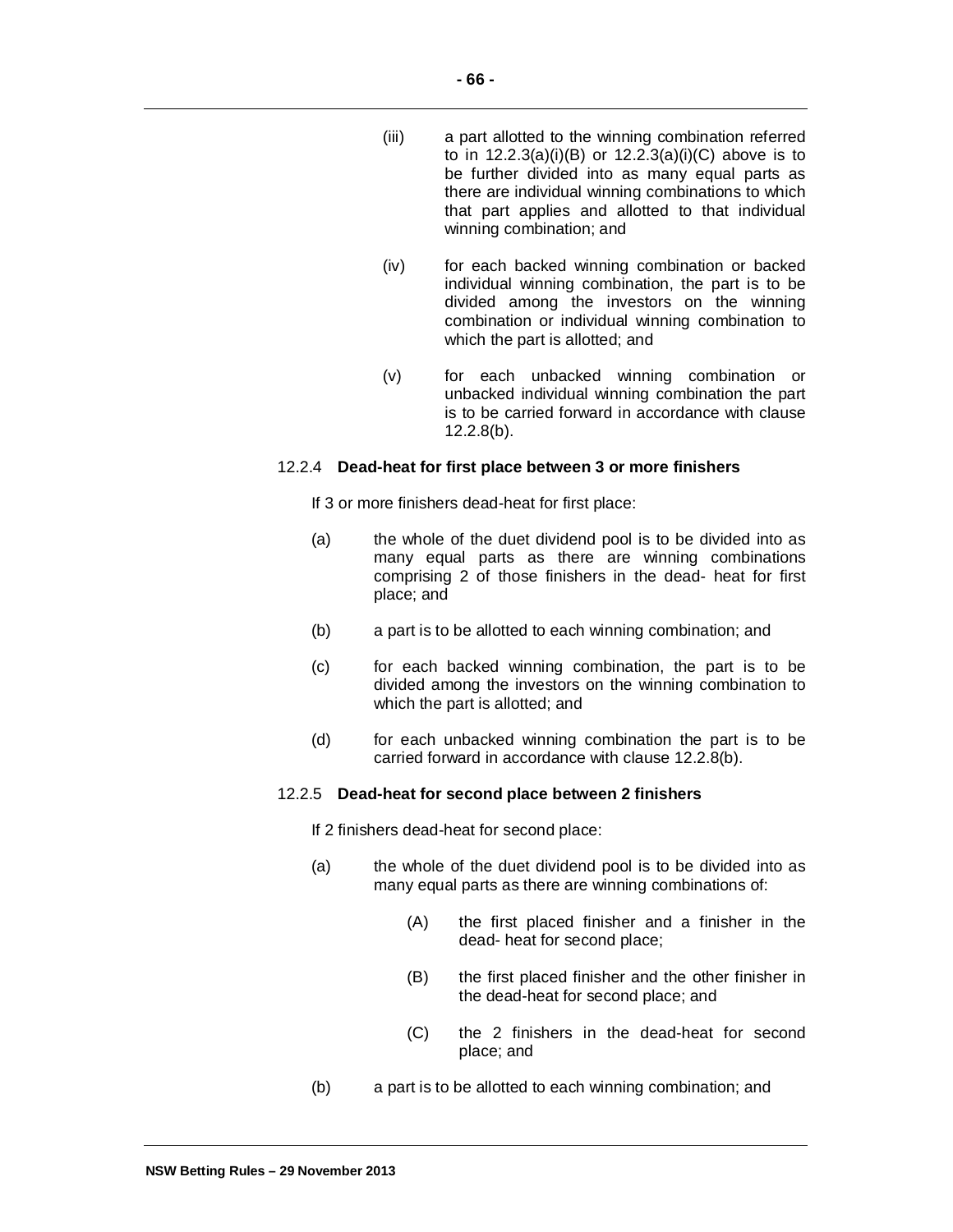(iii) a part allotted to the winning combination referred to in 12.2.3(a)(i)(B) or 12.2.3(a)(i)(C) above is to be further divided into as many equal parts as there are individual winning combinations to which that part applies and allotted to that individual winning combination; and

(iv) for each backed winning combination or backed individual winning combination, the part is to be divided among the investors on the winning combination or individual winning combination to which the part is allotted; and

(v) for each unbacked winning combination or unbacked individual winning combination the part is to be carried forward in accordance with clause 12.2.8(b).

12.2.4 **Dead-heat for first place between 3 or more finishers**

If 3 or more finishers dead-heat for first place:

(a) the whole of the duet dividend pool is to be divided into as many equal parts as there are winning combinations comprising 2 of those finishers in the dead- heat for first place; and

(b) a part is to be allotted to each winning combination; and

(c) for each backed winning combination, the part is to be divided among the investors on the winning combination to which the part is allotted; and

(d) for each unbacked winning combination the part is to be carried forward in accordance with clause 12.2.8(b).

12.2.5 **Dead-heat for second place between 2 finishers**

If 2 finishers dead-heat for second place:

(a) the whole of the duet dividend pool is to be divided into as many equal parts as there are winning combinations of:

(A) the first placed finisher and a finisher in the dead- heat for second place;

(B) the first placed finisher and the other finisher in the dead-heat for second place; and

(C) the 2 finishers in the dead-heat for second place; and

(b) a part is to be allotted to each winning combination; and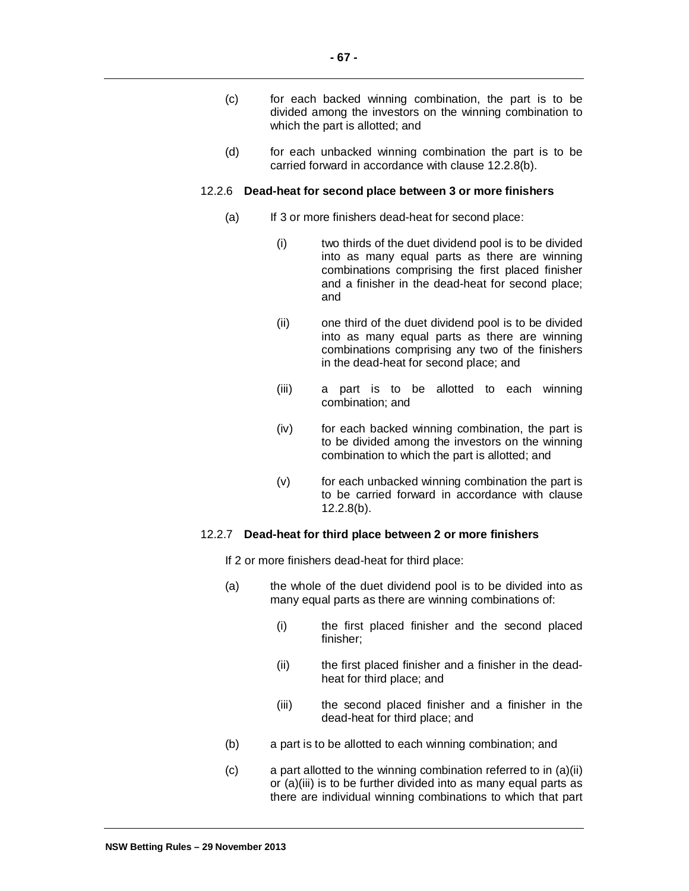(c) for each backed winning combination, the part is to be divided among the investors on the winning combination to which the part is allotted; and

(d) for each unbacked winning combination the part is to be carried forward in accordance with clause 12.2.8(b).

12.2.6 **Dead-heat for second place between 3 or more finishers**

(a) If 3 or more finishers dead-heat for second place:

(i) two thirds of the duet dividend pool is to be divided into as many equal parts as there are winning combinations comprising the first placed finisher and a finisher in the dead-heat for second place; and

(ii) one third of the duet dividend pool is to be divided into as many equal parts as there are winning combinations comprising any two of the finishers in the dead-heat for second place; and

(iii) a part is to be allotted to each winning combination; and

(iv) for each backed winning combination, the part is to be divided among the investors on the winning combination to which the part is allotted; and

(v) for each unbacked winning combination the part is to be carried forward in accordance with clause 12.2.8(b).

12.2.7 **Dead-heat for third place between 2 or more finishers**

If 2 or more finishers dead-heat for third place:

(a) the whole of the duet dividend pool is to be divided into as many equal parts as there are winning combinations of:

(i) the first placed finisher and the second placed finisher;

(ii) the first placed finisher and a finisher in the dead-heat for third place; and

(iii) the second placed finisher and a finisher in the dead-heat for third place; and

(b) a part is to be allotted to each winning combination; and

(c) a part allotted to the winning combination referred to in (a)(ii) or (a)(iii) is to be further divided into as many equal parts as there are individual winning combinations to which that part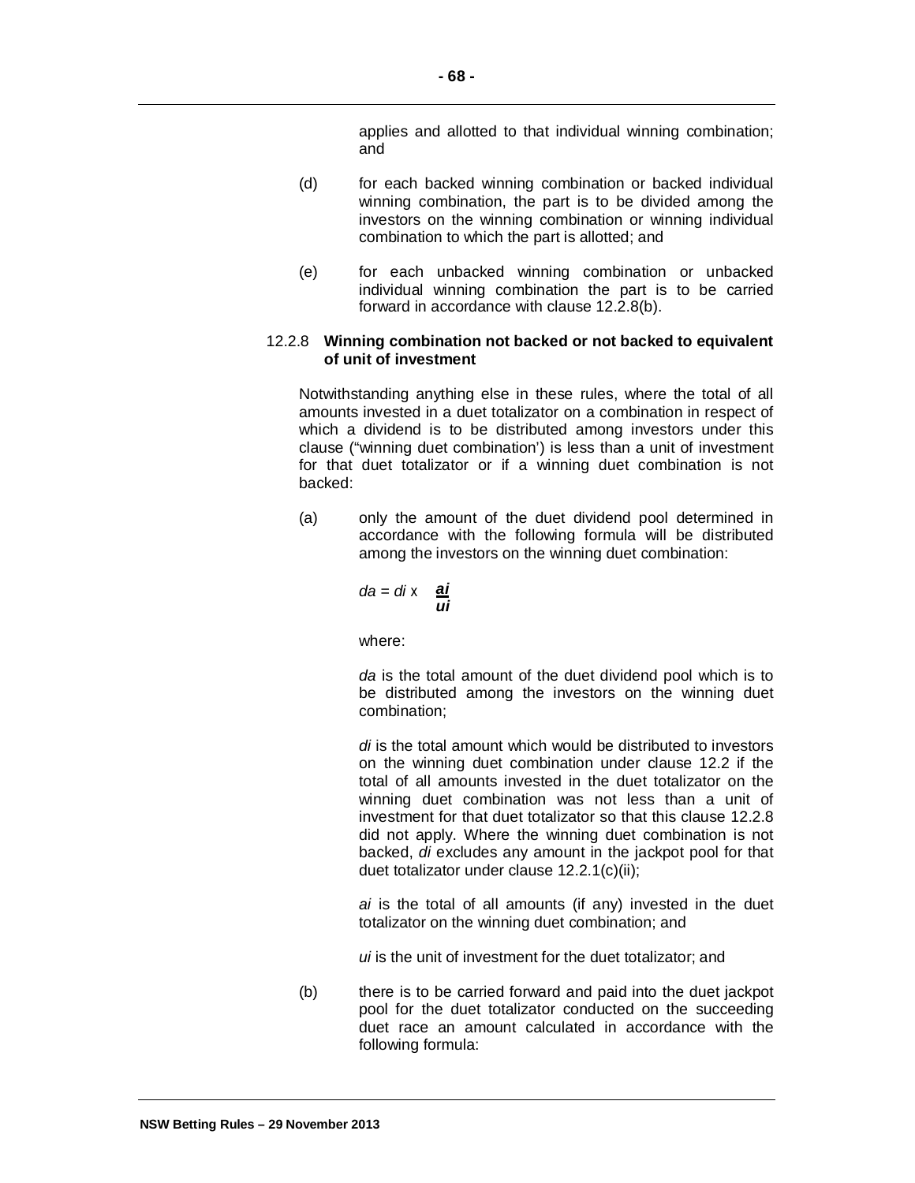applies and allotted to that individual winning combination; and

(d) for each backed winning combination or backed individual winning combination, the part is to be divided among the investors on the winning combination or winning individual combination to which the part is allotted; and

(e) for each unbacked winning combination or unbacked individual winning combination the part is to be carried forward in accordance with clause 12.2.8(b).

12.2.8 **Winning combination not backed or not backed to equivalent of unit of investment**

Notwithstanding anything else in these rules, where the total of all amounts invested in a duet totalizator on a combination in respect of which a dividend is to be distributed among investors under this clause ("winning duet combination') is less than a unit of investment for that duet totalizator or if a winning duet combination is not backed:

(a) only the amount of the duet dividend pool determined in accordance with the following formula will be distributed among the investors on the winning duet combination:

$$da = di \times \frac{ai}{ui}$$

where:

*da* is the total amount of the duet dividend pool which is to be distributed among the investors on the winning duet combination;

*di* is the total amount which would be distributed to investors on the winning duet combination under clause 12.2 if the total of all amounts invested in the duet totalizator on the winning duet combination was not less than a unit of investment for that duet totalizator so that this clause 12.2.8 did not apply. Where the winning duet combination is not backed, *di* excludes any amount in the jackpot pool for that duet totalizator under clause 12.2.1(c)(ii);

*ai* is the total of all amounts (if any) invested in the duet totalizator on the winning duet combination; and

*ui* is the unit of investment for the duet totalizator; and

(b) there is to be carried forward and paid into the duet jackpot pool for the duet totalizator conducted on the succeeding duet race an amount calculated in accordance with the following formula: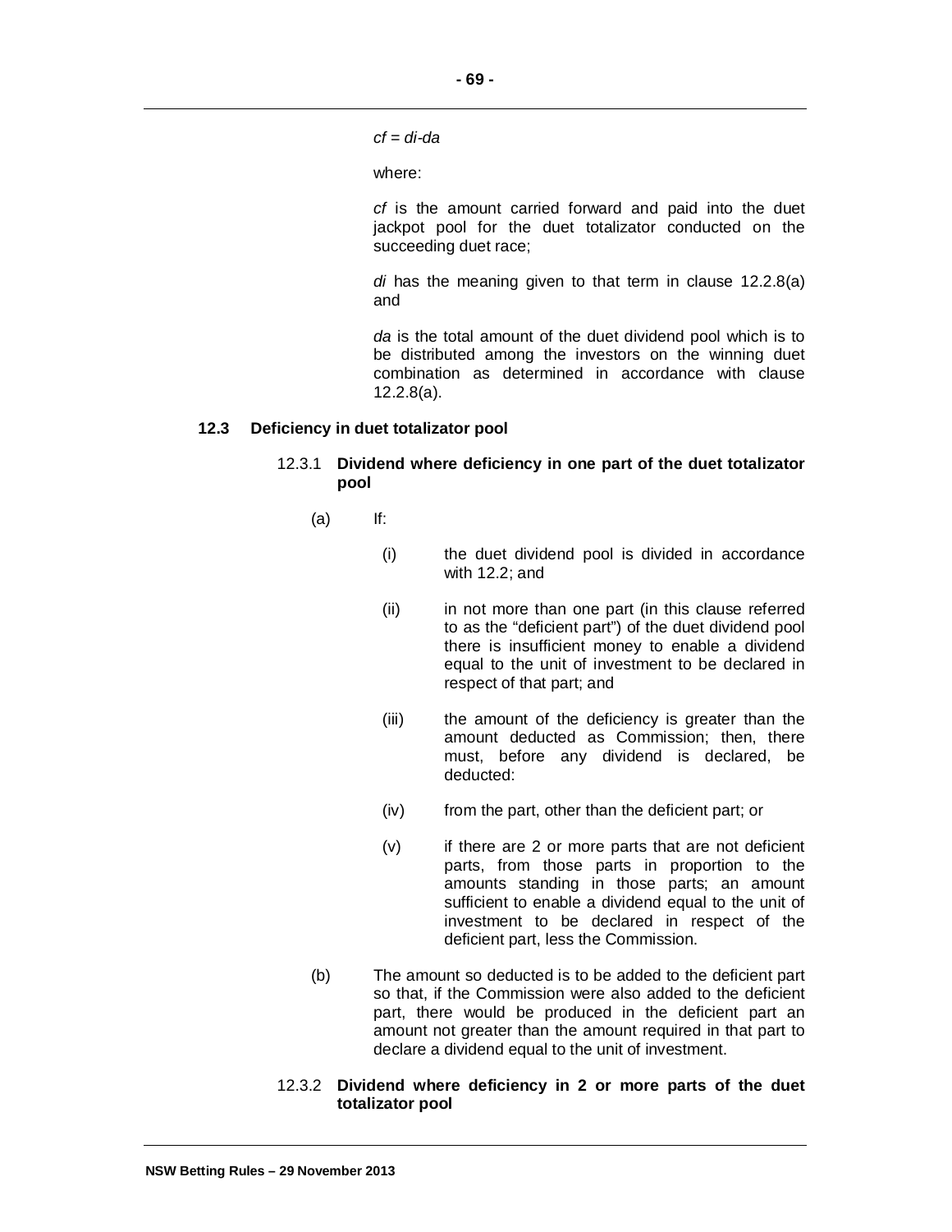$cf = di\text{-}da$

where:

*cf* is the amount carried forward and paid into the duet jackpot pool for the duet totalizator conducted on the succeeding duet race;

*di* has the meaning given to that term in clause 12.2.8(a) and

*da* is the total amount of the duet dividend pool which is to be distributed among the investors on the winning duet combination as determined in accordance with clause 12.2.8(a).

### 12.3 Deficiency in duet totalizator pool

#### 12.3.1 Dividend where deficiency in one part of the duet totalizator pool

(a) If:

(i) the duet dividend pool is divided in accordance with 12.2; and

(ii) in not more than one part (in this clause referred to as the "deficient part") of the duet dividend pool there is insufficient money to enable a dividend equal to the unit of investment to be declared in respect of that part; and

(iii) the amount of the deficiency is greater than the amount deducted as Commission; then, there must, before any dividend is declared, be deducted:

(iv) from the part, other than the deficient part; or

(v) if there are 2 or more parts that are not deficient parts, from those parts in proportion to the amounts standing in those parts; an amount sufficient to enable a dividend equal to the unit of investment to be declared in respect of the deficient part, less the Commission.

(b) The amount so deducted is to be added to the deficient part so that, if the Commission were also added to the deficient part, there would be produced in the deficient part an amount not greater than the amount required in that part to declare a dividend equal to the unit of investment.

#### 12.3.2 Dividend where deficiency in 2 or more parts of the duet totalizator pool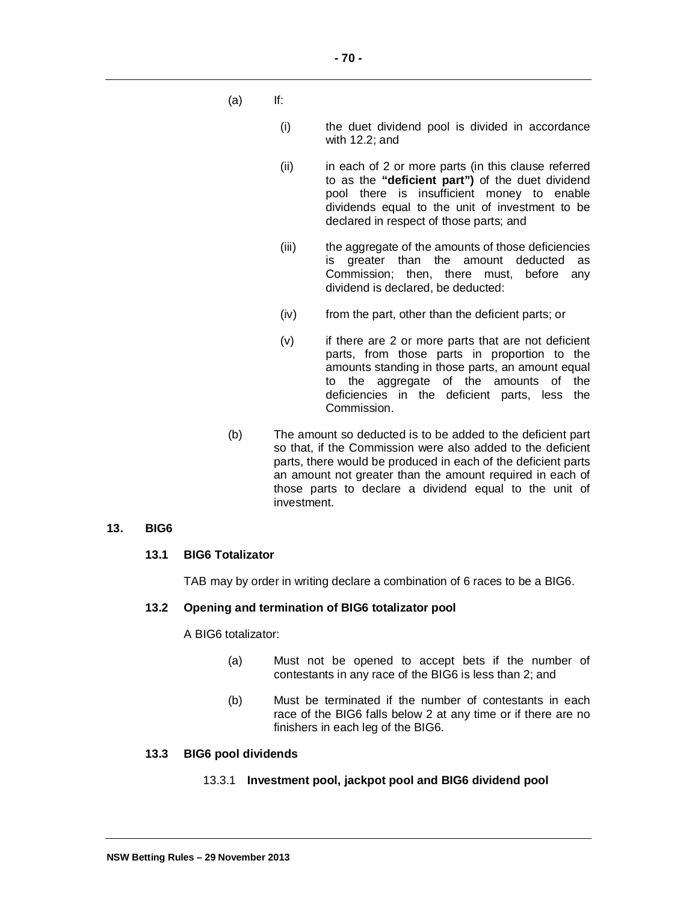(a) If:

  (i) the duet dividend pool is divided in accordance with 12.2; and

  (ii) in each of 2 or more parts (in this clause referred to as the **"deficient part")** of the duet dividend pool there is insufficient money to enable dividends equal to the unit of investment to be declared in respect of those parts; and

  (iii) the aggregate of the amounts of those deficiencies is greater than the amount deducted as Commission; then, there must, before any dividend is declared, be deducted:

  (iv) from the part, other than the deficient parts; or

  (v) if there are 2 or more parts that are not deficient parts, from those parts in proportion to the amounts standing in those parts, an amount equal to the aggregate of the amounts of the deficiencies in the deficient parts, less the Commission.

(b) The amount so deducted is to be added to the deficient part so that, if the Commission were also added to the deficient parts, there would be produced in each of the deficient parts an amount not greater than the amount required in each of those parts to declare a dividend equal to the unit of investment.

## 13. BIG6

### 13.1 BIG6 Totalizator

TAB may by order in writing declare a combination of 6 races to be a BIG6.

### 13.2 Opening and termination of BIG6 totalizator pool

A BIG6 totalizator:

(a) Must not be opened to accept bets if the number of contestants in any race of the BIG6 is less than 2; and

(b) Must be terminated if the number of contestants in each race of the BIG6 falls below 2 at any time or if there are no finishers in each leg of the BIG6.

### 13.3 BIG6 pool dividends

#### 13.3.1 Investment pool, jackpot pool and BIG6 dividend pool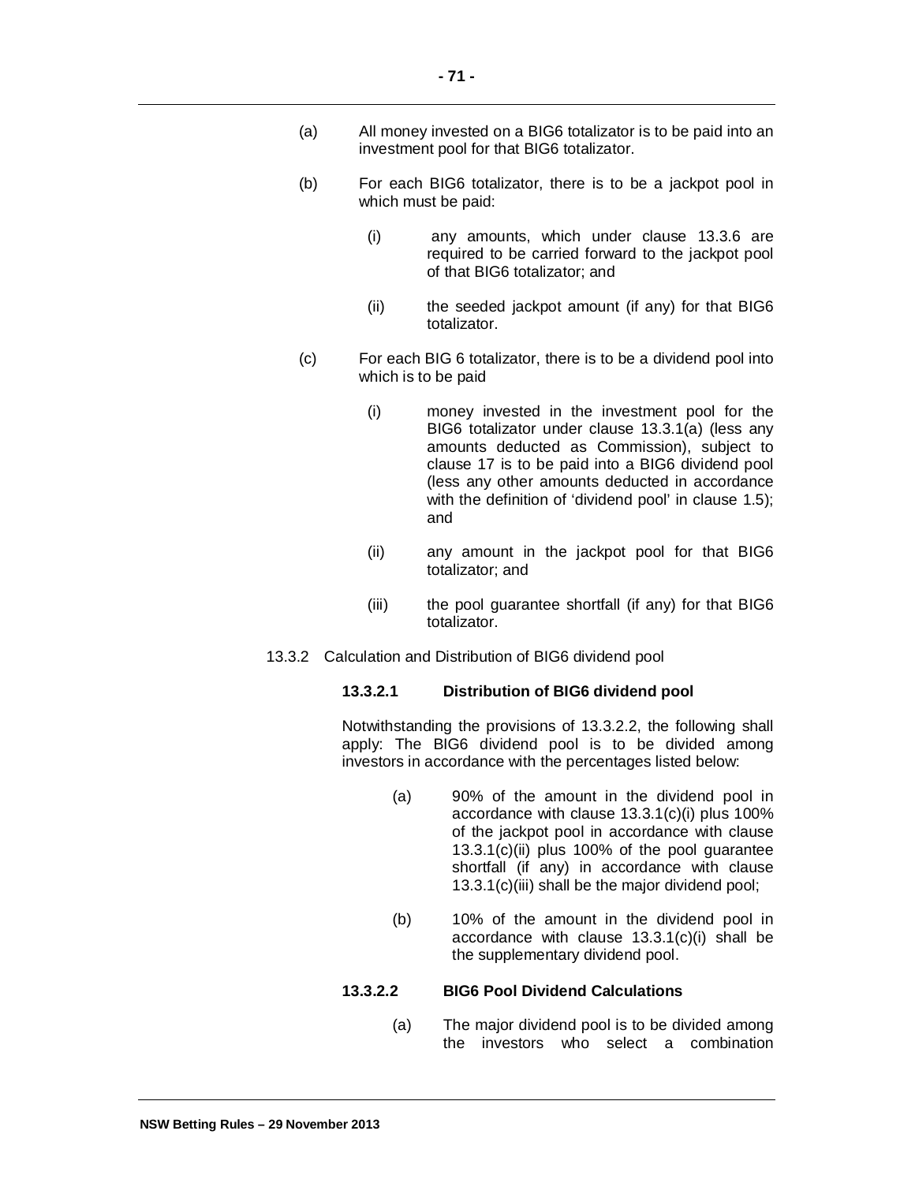(a) All money invested on a BIG6 totalizator is to be paid into an investment pool for that BIG6 totalizator.

(b) For each BIG6 totalizator, there is to be a jackpot pool in which must be paid:

  (i) any amounts, which under clause 13.3.6 are required to be carried forward to the jackpot pool of that BIG6 totalizator; and

  (ii) the seeded jackpot amount (if any) for that BIG6 totalizator.

(c) For each BIG 6 totalizator, there is to be a dividend pool into which is to be paid

  (i) money invested in the investment pool for the BIG6 totalizator under clause 13.3.1(a) (less any amounts deducted as Commission), subject to clause 17 is to be paid into a BIG6 dividend pool (less any other amounts deducted in accordance with the definition of 'dividend pool' in clause 1.5); and

  (ii) any amount in the jackpot pool for that BIG6 totalizator; and

  (iii) the pool guarantee shortfall (if any) for that BIG6 totalizator.

13.3.2 Calculation and Distribution of BIG6 dividend pool

**13.3.2.1 Distribution of BIG6 dividend pool**

Notwithstanding the provisions of 13.3.2.2, the following shall apply: The BIG6 dividend pool is to be divided among investors in accordance with the percentages listed below:

(a) 90% of the amount in the dividend pool in accordance with clause 13.3.1(c)(i) plus 100% of the jackpot pool in accordance with clause 13.3.1(c)(ii) plus 100% of the pool guarantee shortfall (if any) in accordance with clause 13.3.1(c)(iii) shall be the major dividend pool;

(b) 10% of the amount in the dividend pool in accordance with clause 13.3.1(c)(i) shall be the supplementary dividend pool.

**13.3.2.2 BIG6 Pool Dividend Calculations**

(a) The major dividend pool is to be divided among the investors who select a combination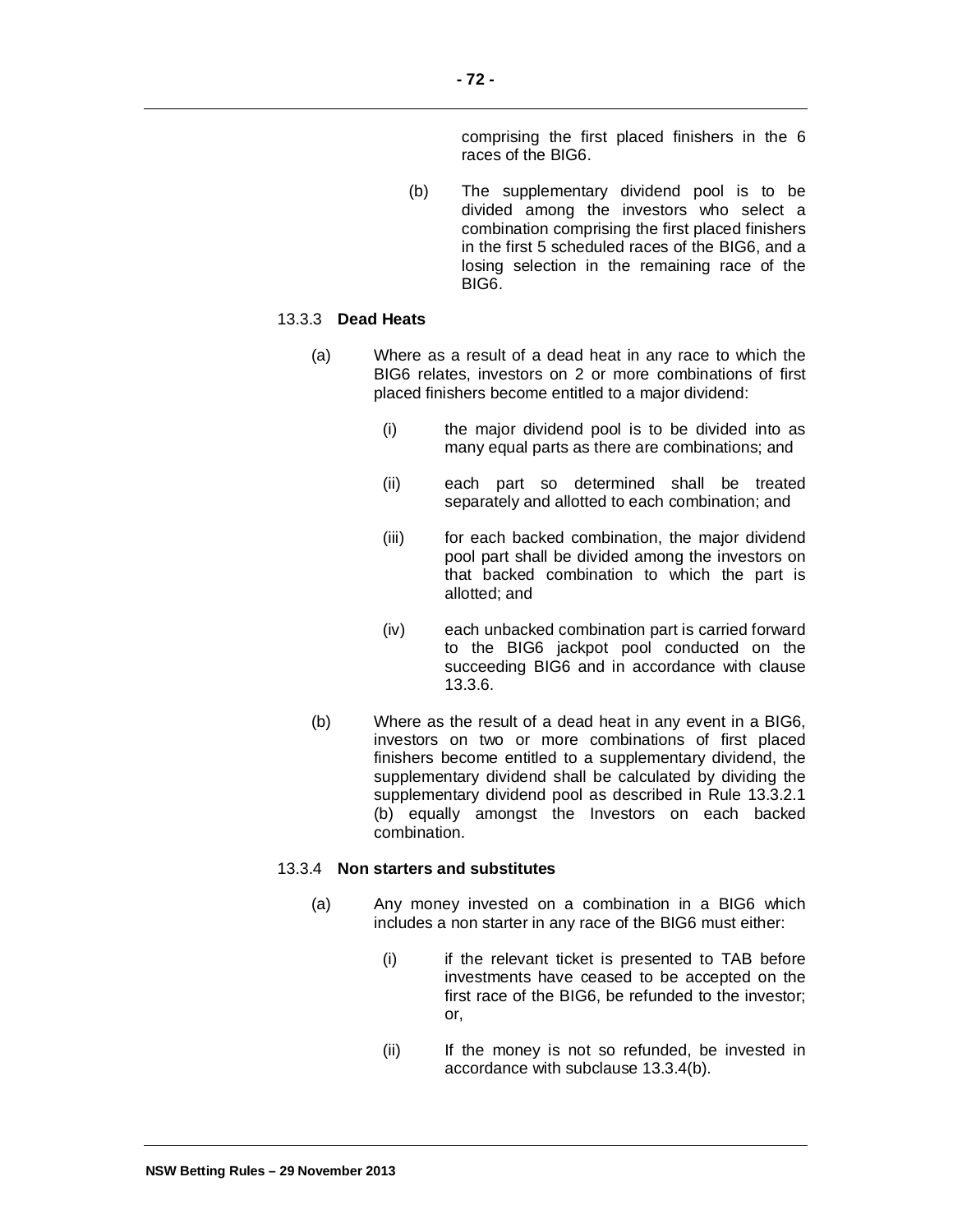comprising the first placed finishers in the 6 races of the BIG6.

(b) The supplementary dividend pool is to be divided among the investors who select a combination comprising the first placed finishers in the first 5 scheduled races of the BIG6, and a losing selection in the remaining race of the BIG6.

13.3.3 **Dead Heats**

(a) Where as a result of a dead heat in any race to which the BIG6 relates, investors on 2 or more combinations of first placed finishers become entitled to a major dividend:

(i) the major dividend pool is to be divided into as many equal parts as there are combinations; and

(ii) each part so determined shall be treated separately and allotted to each combination; and

(iii) for each backed combination, the major dividend pool part shall be divided among the investors on that backed combination to which the part is allotted; and

(iv) each unbacked combination part is carried forward to the BIG6 jackpot pool conducted on the succeeding BIG6 and in accordance with clause 13.3.6.

(b) Where as the result of a dead heat in any event in a BIG6, investors on two or more combinations of first placed finishers become entitled to a supplementary dividend, the supplementary dividend shall be calculated by dividing the supplementary dividend pool as described in Rule 13.3.2.1 (b) equally amongst the Investors on each backed combination.

13.3.4 **Non starters and substitutes**

(a) Any money invested on a combination in a BIG6 which includes a non starter in any race of the BIG6 must either:

(i) if the relevant ticket is presented to TAB before investments have ceased to be accepted on the first race of the BIG6, be refunded to the investor; or,

(ii) If the money is not so refunded, be invested in accordance with subclause 13.3.4(b).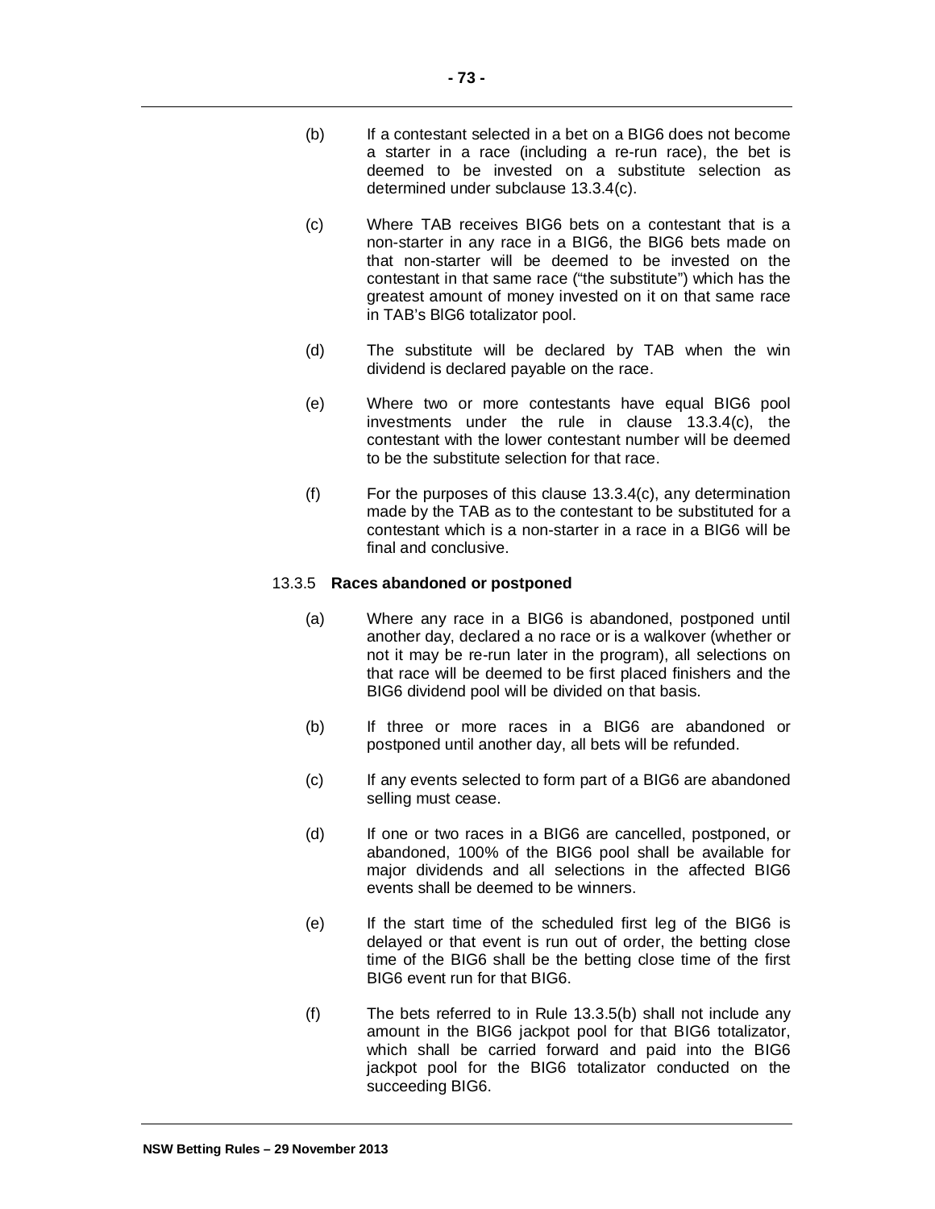(b) If a contestant selected in a bet on a BIG6 does not become a starter in a race (including a re-run race), the bet is deemed to be invested on a substitute selection as determined under subclause 13.3.4(c).

(c) Where TAB receives BIG6 bets on a contestant that is a non-starter in any race in a BIG6, the BIG6 bets made on that non-starter will be deemed to be invested on the contestant in that same race ("the substitute") which has the greatest amount of money invested on it on that same race in TAB's BIG6 totalizator pool.

(d) The substitute will be declared by TAB when the win dividend is declared payable on the race.

(e) Where two or more contestants have equal BIG6 pool investments under the rule in clause 13.3.4(c), the contestant with the lower contestant number will be deemed to be the substitute selection for that race.

(f) For the purposes of this clause 13.3.4(c), any determination made by the TAB as to the contestant to be substituted for a contestant which is a non-starter in a race in a BIG6 will be final and conclusive.

13.3.5 **Races abandoned or postponed**

(a) Where any race in a BIG6 is abandoned, postponed until another day, declared a no race or is a walkover (whether or not it may be re-run later in the program), all selections on that race will be deemed to be first placed finishers and the BIG6 dividend pool will be divided on that basis.

(b) If three or more races in a BIG6 are abandoned or postponed until another day, all bets will be refunded.

(c) If any events selected to form part of a BIG6 are abandoned selling must cease.

(d) If one or two races in a BIG6 are cancelled, postponed, or abandoned, 100% of the BIG6 pool shall be available for major dividends and all selections in the affected BIG6 events shall be deemed to be winners.

(e) If the start time of the scheduled first leg of the BIG6 is delayed or that event is run out of order, the betting close time of the BIG6 shall be the betting close time of the first BIG6 event run for that BIG6.

(f) The bets referred to in Rule 13.3.5(b) shall not include any amount in the BIG6 jackpot pool for that BIG6 totalizator, which shall be carried forward and paid into the BIG6 jackpot pool for the BIG6 totalizator conducted on the succeeding BIG6.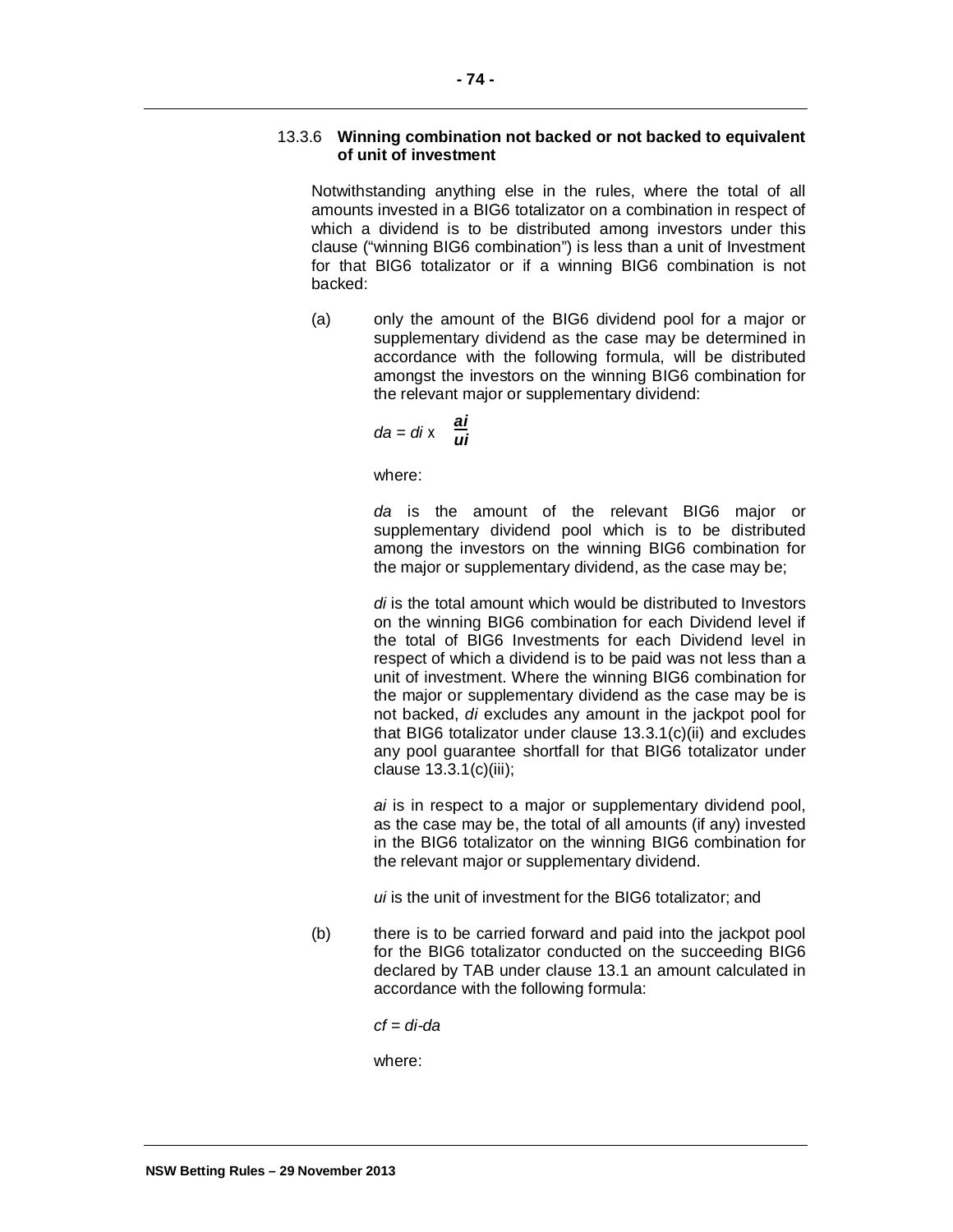### 13.3.6 **Winning combination not backed or not backed to equivalent of unit of investment**

Notwithstanding anything else in the rules, where the total of all amounts invested in a BIG6 totalizator on a combination in respect of which a dividend is to be distributed among investors under this clause ("winning BIG6 combination") is less than a unit of Investment for that BIG6 totalizator or if a winning BIG6 combination is not backed:

(a) only the amount of the BIG6 dividend pool for a major or supplementary dividend as the case may be determined in accordance with the following formula, will be distributed amongst the investors on the winning BIG6 combination for the relevant major or supplementary dividend:

$$da = di \times \frac{ai}{ui}$$

where:

*da* is the amount of the relevant BIG6 major or supplementary dividend pool which is to be distributed among the investors on the winning BIG6 combination for the major or supplementary dividend, as the case may be;

*di* is the total amount which would be distributed to Investors on the winning BIG6 combination for each Dividend level if the total of BIG6 Investments for each Dividend level in respect of which a dividend is to be paid was not less than a unit of investment. Where the winning BIG6 combination for the major or supplementary dividend as the case may be is not backed, *di* excludes any amount in the jackpot pool for that BIG6 totalizator under clause 13.3.1(c)(ii) and excludes any pool guarantee shortfall for that BIG6 totalizator under clause 13.3.1(c)(iii);

*ai* is in respect to a major or supplementary dividend pool, as the case may be, the total of all amounts (if any) invested in the BIG6 totalizator on the winning BIG6 combination for the relevant major or supplementary dividend.

*ui* is the unit of investment for the BIG6 totalizator; and

(b) there is to be carried forward and paid into the jackpot pool for the BIG6 totalizator conducted on the succeeding BIG6 declared by TAB under clause 13.1 an amount calculated in accordance with the following formula:

$$cf = di - da$$

where: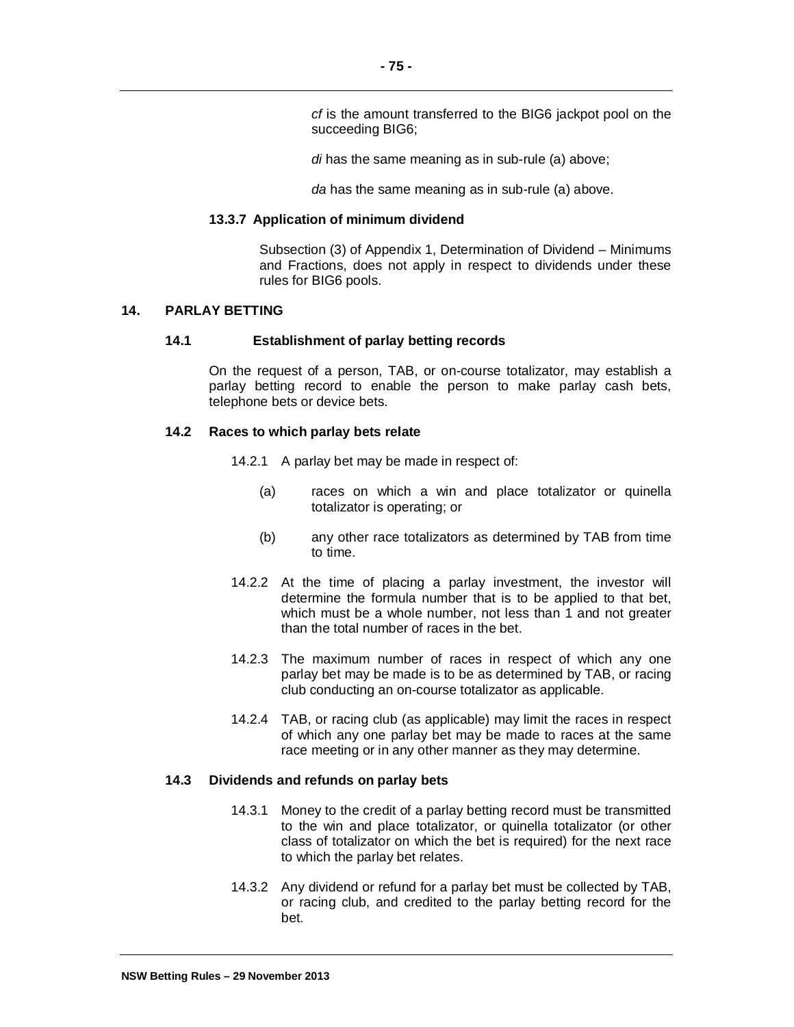*cf* is the amount transferred to the BIG6 jackpot pool on the succeeding BIG6;

*di* has the same meaning as in sub-rule (a) above;

*da* has the same meaning as in sub-rule (a) above.

#### 13.3.7 Application of minimum dividend

Subsection (3) of Appendix 1, Determination of Dividend – Minimums and Fractions, does not apply in respect to dividends under these rules for BIG6 pools.

## 14. PARLAY BETTING

### 14.1 Establishment of parlay betting records

On the request of a person, TAB, or on-course totalizator, may establish a parlay betting record to enable the person to make parlay cash bets, telephone bets or device bets.

### 14.2 Races to which parlay bets relate

14.2.1 A parlay bet may be made in respect of:

(a) races on which a win and place totalizator or quinella totalizator is operating; or

(b) any other race totalizators as determined by TAB from time to time.

14.2.2 At the time of placing a parlay investment, the investor will determine the formula number that is to be applied to that bet, which must be a whole number, not less than 1 and not greater than the total number of races in the bet.

14.2.3 The maximum number of races in respect of which any one parlay bet may be made is to be as determined by TAB, or racing club conducting an on-course totalizator as applicable.

14.2.4 TAB, or racing club (as applicable) may limit the races in respect of which any one parlay bet may be made to races at the same race meeting or in any other manner as they may determine.

### 14.3 Dividends and refunds on parlay bets

14.3.1 Money to the credit of a parlay betting record must be transmitted to the win and place totalizator, or quinella totalizator (or other class of totalizator on which the bet is required) for the next race to which the parlay bet relates.

14.3.2 Any dividend or refund for a parlay bet must be collected by TAB, or racing club, and credited to the parlay betting record for the bet.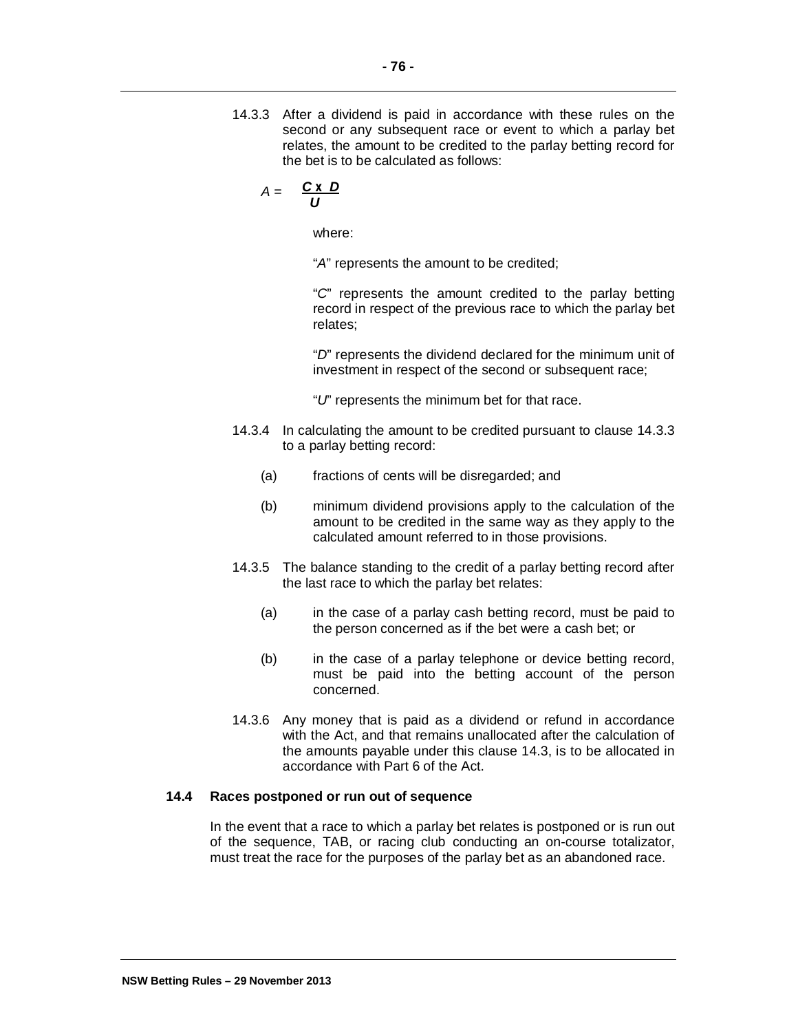14.3.3 After a dividend is paid in accordance with these rules on the second or any subsequent race or event to which a parlay bet relates, the amount to be credited to the parlay betting record for the bet is to be calculated as follows:

$$A = \frac{C \times D}{U}$$

where:

"$A$" represents the amount to be credited;

"$C$" represents the amount credited to the parlay betting record in respect of the previous race to which the parlay bet relates;

"$D$" represents the dividend declared for the minimum unit of investment in respect of the second or subsequent race;

"$U$" represents the minimum bet for that race.

14.3.4 In calculating the amount to be credited pursuant to clause 14.3.3 to a parlay betting record:

(a) fractions of cents will be disregarded; and

(b) minimum dividend provisions apply to the calculation of the amount to be credited in the same way as they apply to the calculated amount referred to in those provisions.

14.3.5 The balance standing to the credit of a parlay betting record after the last race to which the parlay bet relates:

(a) in the case of a parlay cash betting record, must be paid to the person concerned as if the bet were a cash bet; or

(b) in the case of a parlay telephone or device betting record, must be paid into the betting account of the person concerned.

14.3.6 Any money that is paid as a dividend or refund in accordance with the Act, and that remains unallocated after the calculation of the amounts payable under this clause 14.3, is to be allocated in accordance with Part 6 of the Act.

### 14.4 Races postponed or run out of sequence

In the event that a race to which a parlay bet relates is postponed or is run out of the sequence, TAB, or racing club conducting an on-course totalizator, must treat the race for the purposes of the parlay bet as an abandoned race.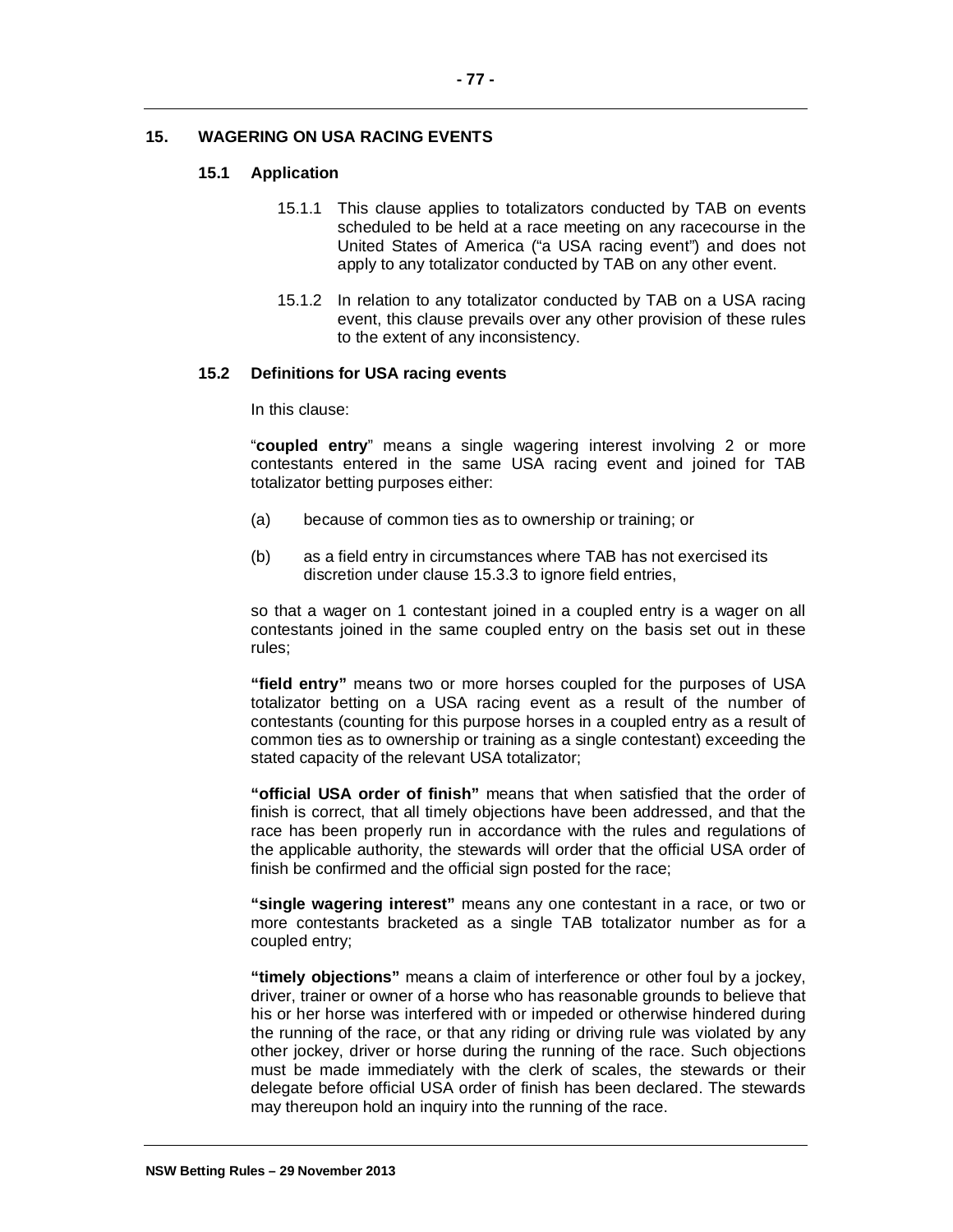## 15. WAGERING ON USA RACING EVENTS

### 15.1 Application

15.1.1 This clause applies to totalizators conducted by TAB on events scheduled to be held at a race meeting on any racecourse in the United States of America ("a USA racing event") and does not apply to any totalizator conducted by TAB on any other event.

15.1.2 In relation to any totalizator conducted by TAB on a USA racing event, this clause prevails over any other provision of these rules to the extent of any inconsistency.

### 15.2 Definitions for USA racing events

In this clause:

"**coupled entry**" means a single wagering interest involving 2 or more contestants entered in the same USA racing event and joined for TAB totalizator betting purposes either:

(a) because of common ties as to ownership or training; or

(b) as a field entry in circumstances where TAB has not exercised its discretion under clause 15.3.3 to ignore field entries,

so that a wager on 1 contestant joined in a coupled entry is a wager on all contestants joined in the same coupled entry on the basis set out in these rules;

**"field entry"** means two or more horses coupled for the purposes of USA totalizator betting on a USA racing event as a result of the number of contestants (counting for this purpose horses in a coupled entry as a result of common ties as to ownership or training as a single contestant) exceeding the stated capacity of the relevant USA totalizator;

**"official USA order of finish"** means that when satisfied that the order of finish is correct, that all timely objections have been addressed, and that the race has been properly run in accordance with the rules and regulations of the applicable authority, the stewards will order that the official USA order of finish be confirmed and the official sign posted for the race;

**"single wagering interest"** means any one contestant in a race, or two or more contestants bracketed as a single TAB totalizator number as for a coupled entry;

**"timely objections"** means a claim of interference or other foul by a jockey, driver, trainer or owner of a horse who has reasonable grounds to believe that his or her horse was interfered with or impeded or otherwise hindered during the running of the race, or that any riding or driving rule was violated by any other jockey, driver or horse during the running of the race. Such objections must be made immediately with the clerk of scales, the stewards or their delegate before official USA order of finish has been declared. The stewards may thereupon hold an inquiry into the running of the race.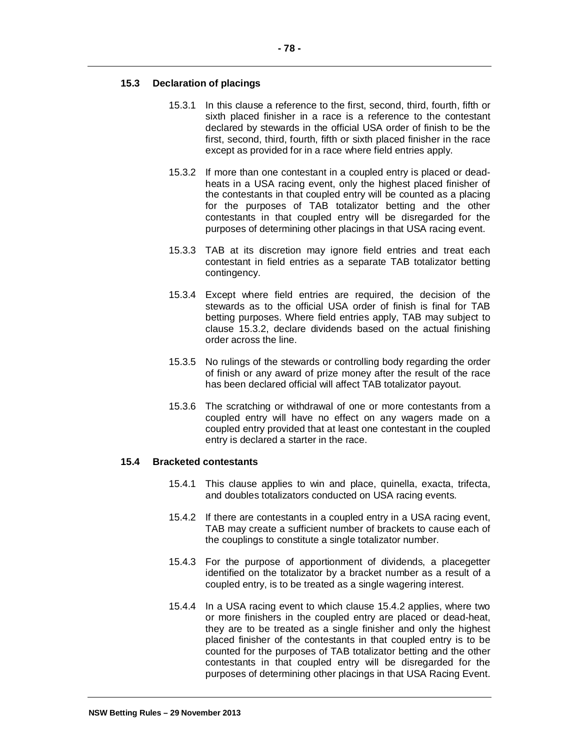### 15.3 Declaration of placings

15.3.1 In this clause a reference to the first, second, third, fourth, fifth or sixth placed finisher in a race is a reference to the contestant declared by stewards in the official USA order of finish to be the first, second, third, fourth, fifth or sixth placed finisher in the race except as provided for in a race where field entries apply.

15.3.2 If more than one contestant in a coupled entry is placed or dead-heats in a USA racing event, only the highest placed finisher of the contestants in that coupled entry will be counted as a placing for the purposes of TAB totalizator betting and the other contestants in that coupled entry will be disregarded for the purposes of determining other placings in that USA racing event.

15.3.3 TAB at its discretion may ignore field entries and treat each contestant in field entries as a separate TAB totalizator betting contingency.

15.3.4 Except where field entries are required, the decision of the stewards as to the official USA order of finish is final for TAB betting purposes. Where field entries apply, TAB may subject to clause 15.3.2, declare dividends based on the actual finishing order across the line.

15.3.5 No rulings of the stewards or controlling body regarding the order of finish or any award of prize money after the result of the race has been declared official will affect TAB totalizator payout.

15.3.6 The scratching or withdrawal of one or more contestants from a coupled entry will have no effect on any wagers made on a coupled entry provided that at least one contestant in the coupled entry is declared a starter in the race.

### 15.4 Bracketed contestants

15.4.1 This clause applies to win and place, quinella, exacta, trifecta, and doubles totalizators conducted on USA racing events.

15.4.2 If there are contestants in a coupled entry in a USA racing event, TAB may create a sufficient number of brackets to cause each of the couplings to constitute a single totalizator number.

15.4.3 For the purpose of apportionment of dividends, a placegetter identified on the totalizator by a bracket number as a result of a coupled entry, is to be treated as a single wagering interest.

15.4.4 In a USA racing event to which clause 15.4.2 applies, where two or more finishers in the coupled entry are placed or dead-heat, they are to be treated as a single finisher and only the highest placed finisher of the contestants in that coupled entry is to be counted for the purposes of TAB totalizator betting and the other contestants in that coupled entry will be disregarded for the purposes of determining other placings in that USA Racing Event.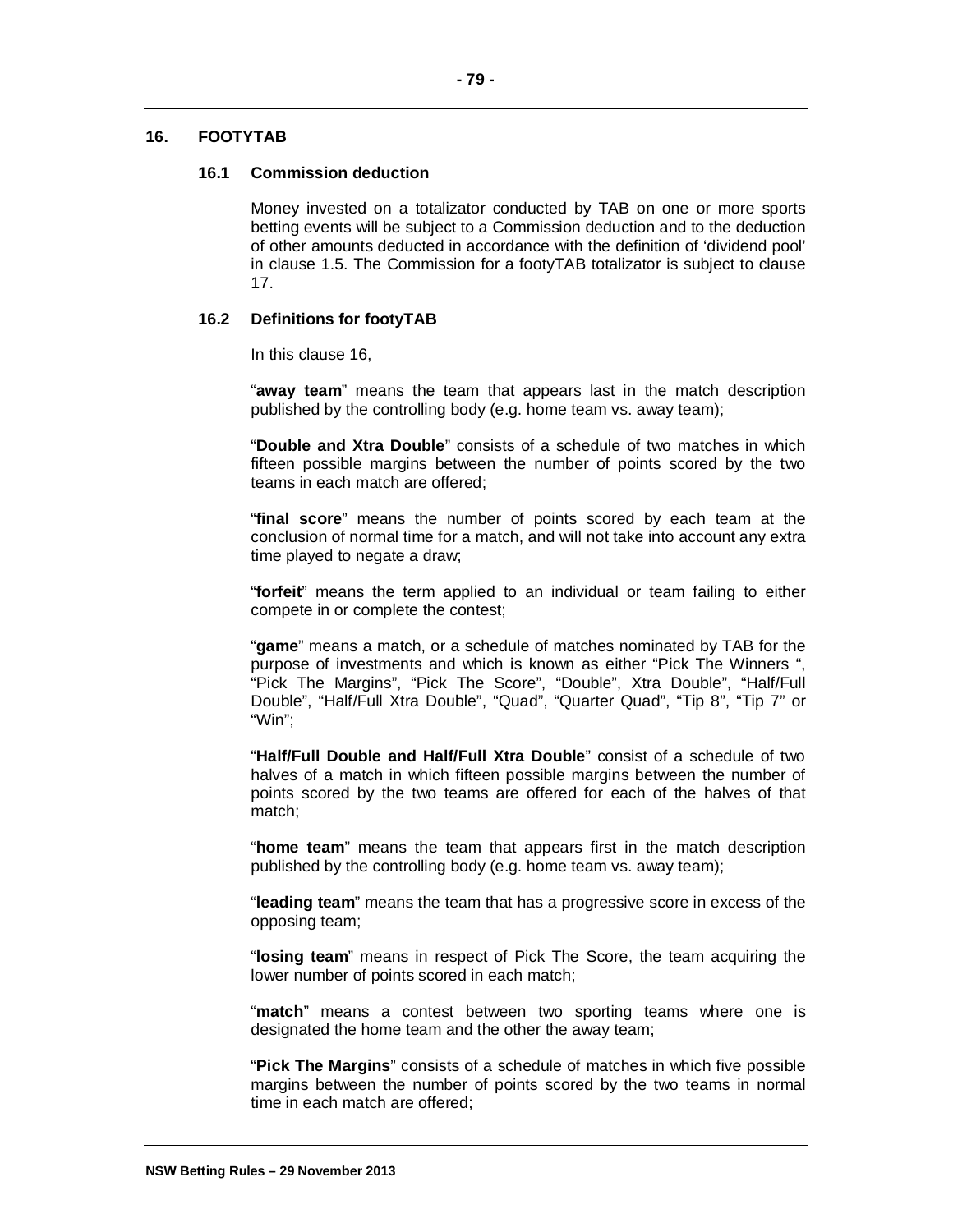## 16. FOOTYTAB

### 16.1 Commission deduction

Money invested on a totalizator conducted by TAB on one or more sports betting events will be subject to a Commission deduction and to the deduction of other amounts deducted in accordance with the definition of 'dividend pool' in clause 1.5. The Commission for a footyTAB totalizator is subject to clause 17.

### 16.2 Definitions for footyTAB

In this clause 16,

"**away team**" means the team that appears last in the match description published by the controlling body (e.g. home team vs. away team);

"**Double and Xtra Double**" consists of a schedule of two matches in which fifteen possible margins between the number of points scored by the two teams in each match are offered;

"**final score**" means the number of points scored by each team at the conclusion of normal time for a match, and will not take into account any extra time played to negate a draw;

"**forfeit**" means the term applied to an individual or team failing to either compete in or complete the contest;

"**game**" means a match, or a schedule of matches nominated by TAB for the purpose of investments and which is known as either "Pick The Winners ", "Pick The Margins", "Pick The Score", "Double", Xtra Double", "Half/Full Double", "Half/Full Xtra Double", "Quad", "Quarter Quad", "Tip 8", "Tip 7" or "Win";

"**Half/Full Double and Half/Full Xtra Double**" consist of a schedule of two halves of a match in which fifteen possible margins between the number of points scored by the two teams are offered for each of the halves of that match;

"**home team**" means the team that appears first in the match description published by the controlling body (e.g. home team vs. away team);

"**leading team**" means the team that has a progressive score in excess of the opposing team;

"**losing team**" means in respect of Pick The Score, the team acquiring the lower number of points scored in each match;

"**match**" means a contest between two sporting teams where one is designated the home team and the other the away team;

"**Pick The Margins**" consists of a schedule of matches in which five possible margins between the number of points scored by the two teams in normal time in each match are offered;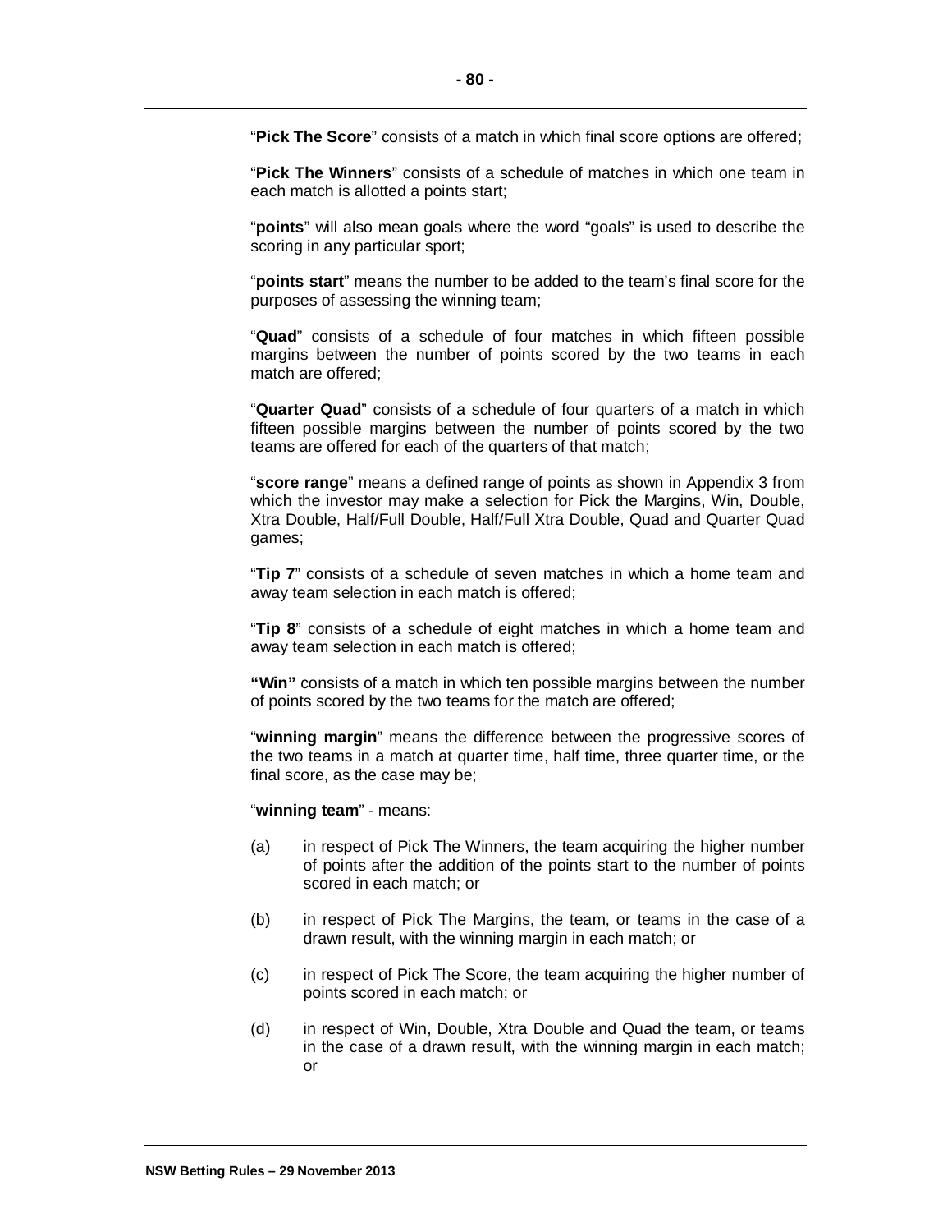"**Pick The Score**" consists of a match in which final score options are offered;

"**Pick The Winners**" consists of a schedule of matches in which one team in each match is allotted a points start;

"**points**" will also mean goals where the word "goals" is used to describe the scoring in any particular sport;

"**points start**" means the number to be added to the team's final score for the purposes of assessing the winning team;

"**Quad**" consists of a schedule of four matches in which fifteen possible margins between the number of points scored by the two teams in each match are offered;

"**Quarter Quad**" consists of a schedule of four quarters of a match in which fifteen possible margins between the number of points scored by the two teams are offered for each of the quarters of that match;

"**score range**" means a defined range of points as shown in Appendix 3 from which the investor may make a selection for Pick the Margins, Win, Double, Xtra Double, Half/Full Double, Half/Full Xtra Double, Quad and Quarter Quad games;

"**Tip 7**" consists of a schedule of seven matches in which a home team and away team selection in each match is offered;

"**Tip 8**" consists of a schedule of eight matches in which a home team and away team selection in each match is offered;

**"Win"** consists of a match in which ten possible margins between the number of points scored by the two teams for the match are offered;

"**winning margin**" means the difference between the progressive scores of the two teams in a match at quarter time, half time, three quarter time, or the final score, as the case may be;

"**winning team**" - means:

(a) in respect of Pick The Winners, the team acquiring the higher number of points after the addition of the points start to the number of points scored in each match; or

(b) in respect of Pick The Margins, the team, or teams in the case of a drawn result, with the winning margin in each match; or

(c) in respect of Pick The Score, the team acquiring the higher number of points scored in each match; or

(d) in respect of Win, Double, Xtra Double and Quad the team, or teams in the case of a drawn result, with the winning margin in each match; or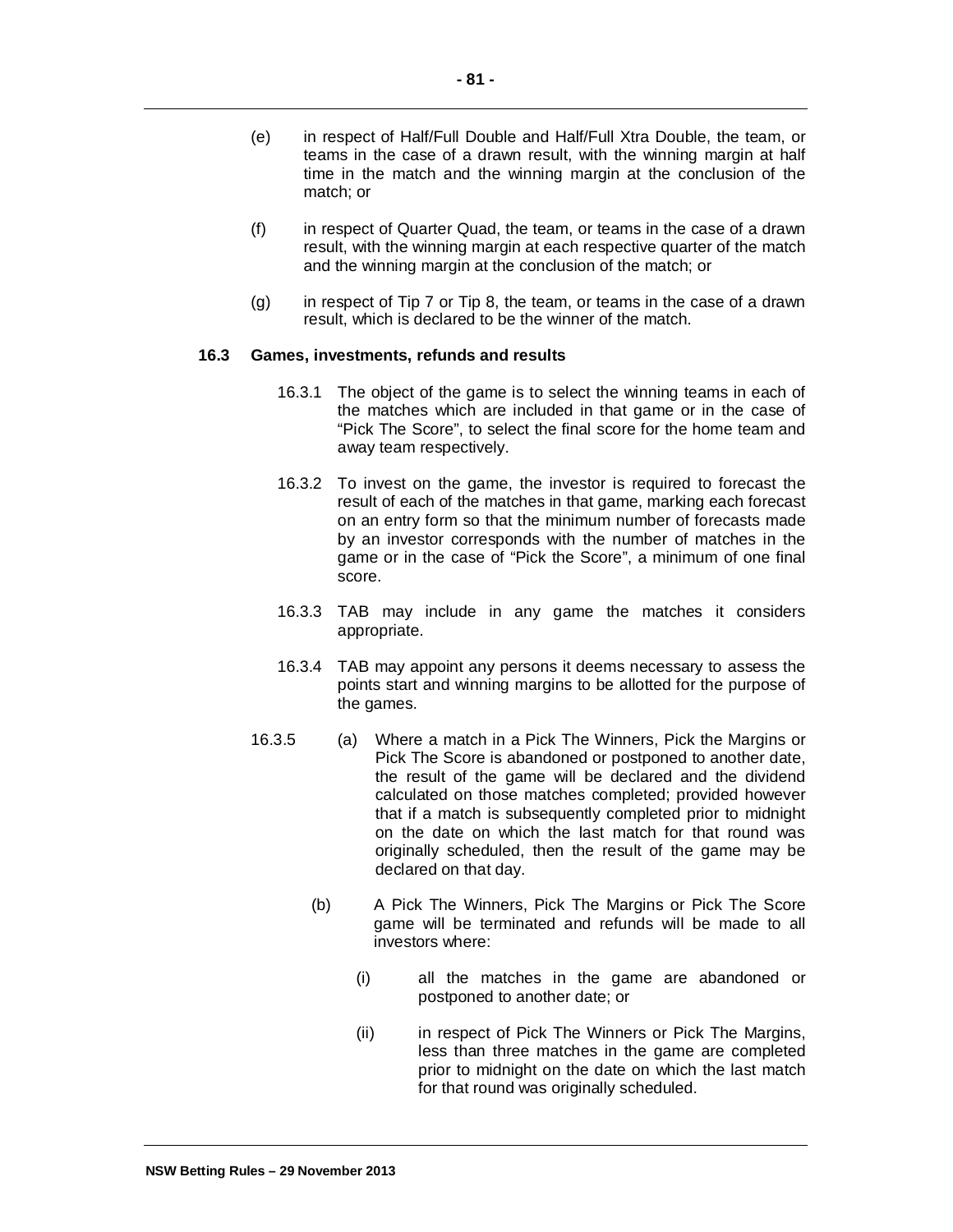(e) in respect of Half/Full Double and Half/Full Xtra Double, the team, or teams in the case of a drawn result, with the winning margin at half time in the match and the winning margin at the conclusion of the match; or

(f) in respect of Quarter Quad, the team, or teams in the case of a drawn result, with the winning margin at each respective quarter of the match and the winning margin at the conclusion of the match; or

(g) in respect of Tip 7 or Tip 8, the team, or teams in the case of a drawn result, which is declared to be the winner of the match.

### 16.3 Games, investments, refunds and results

16.3.1 The object of the game is to select the winning teams in each of the matches which are included in that game or in the case of "Pick The Score", to select the final score for the home team and away team respectively.

16.3.2 To invest on the game, the investor is required to forecast the result of each of the matches in that game, marking each forecast on an entry form so that the minimum number of forecasts made by an investor corresponds with the number of matches in the game or in the case of "Pick the Score", a minimum of one final score.

16.3.3 TAB may include in any game the matches it considers appropriate.

16.3.4 TAB may appoint any persons it deems necessary to assess the points start and winning margins to be allotted for the purpose of the games.

16.3.5 (a) Where a match in a Pick The Winners, Pick the Margins or Pick The Score is abandoned or postponed to another date, the result of the game will be declared and the dividend calculated on those matches completed; provided however that if a match is subsequently completed prior to midnight on the date on which the last match for that round was originally scheduled, then the result of the game may be declared on that day.

(b) A Pick The Winners, Pick The Margins or Pick The Score game will be terminated and refunds will be made to all investors where:

(i) all the matches in the game are abandoned or postponed to another date; or

(ii) in respect of Pick The Winners or Pick The Margins, less than three matches in the game are completed prior to midnight on the date on which the last match for that round was originally scheduled.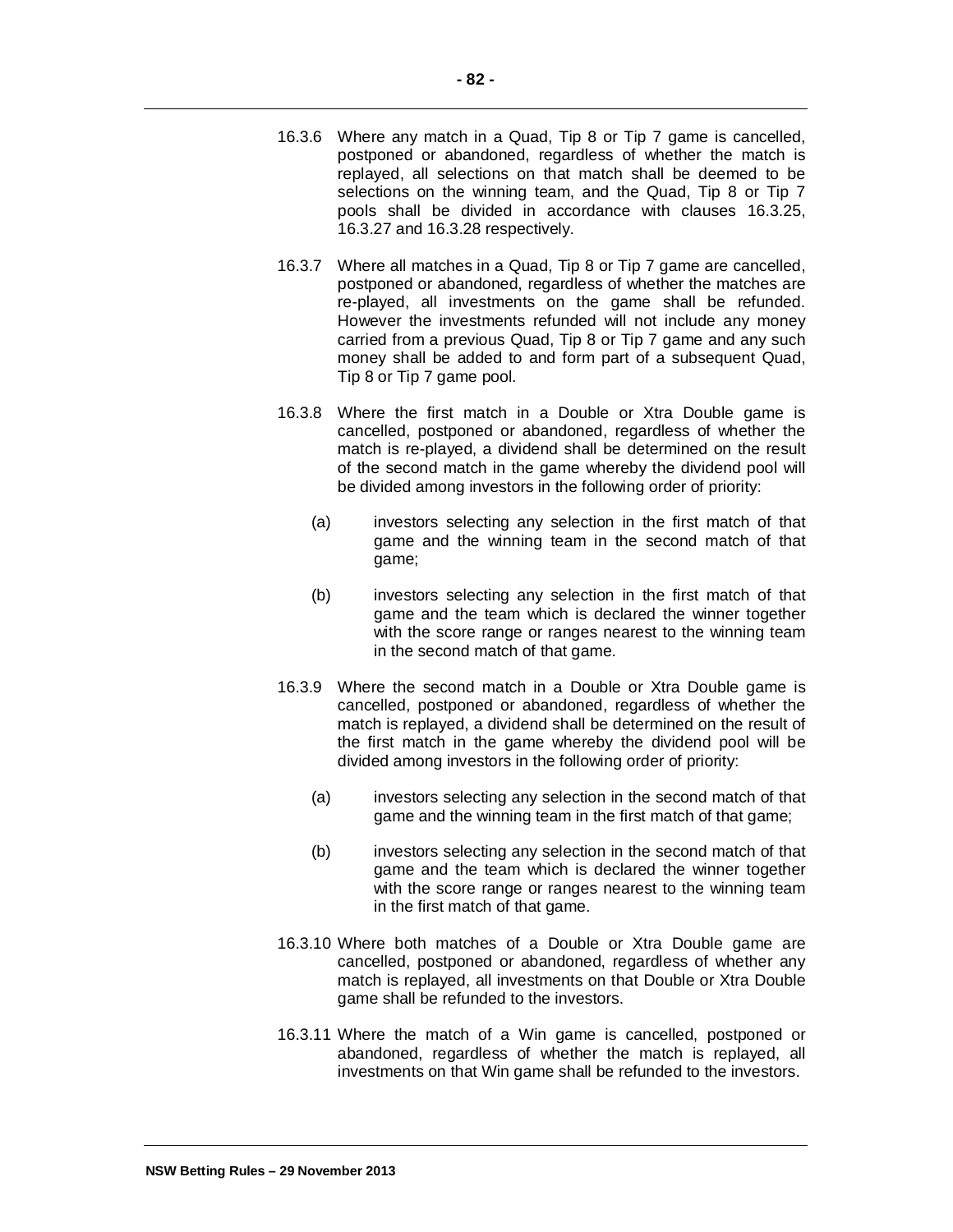16.3.6 Where any match in a Quad, Tip 8 or Tip 7 game is cancelled, postponed or abandoned, regardless of whether the match is replayed, all selections on that match shall be deemed to be selections on the winning team, and the Quad, Tip 8 or Tip 7 pools shall be divided in accordance with clauses 16.3.25, 16.3.27 and 16.3.28 respectively.

16.3.7 Where all matches in a Quad, Tip 8 or Tip 7 game are cancelled, postponed or abandoned, regardless of whether the matches are re-played, all investments on the game shall be refunded. However the investments refunded will not include any money carried from a previous Quad, Tip 8 or Tip 7 game and any such money shall be added to and form part of a subsequent Quad, Tip 8 or Tip 7 game pool.

16.3.8 Where the first match in a Double or Xtra Double game is cancelled, postponed or abandoned, regardless of whether the match is re-played, a dividend shall be determined on the result of the second match in the game whereby the dividend pool will be divided among investors in the following order of priority:

(a) investors selecting any selection in the first match of that game and the winning team in the second match of that game;

(b) investors selecting any selection in the first match of that game and the team which is declared the winner together with the score range or ranges nearest to the winning team in the second match of that game.

16.3.9 Where the second match in a Double or Xtra Double game is cancelled, postponed or abandoned, regardless of whether the match is replayed, a dividend shall be determined on the result of the first match in the game whereby the dividend pool will be divided among investors in the following order of priority:

(a) investors selecting any selection in the second match of that game and the winning team in the first match of that game;

(b) investors selecting any selection in the second match of that game and the team which is declared the winner together with the score range or ranges nearest to the winning team in the first match of that game.

16.3.10 Where both matches of a Double or Xtra Double game are cancelled, postponed or abandoned, regardless of whether any match is replayed, all investments on that Double or Xtra Double game shall be refunded to the investors.

16.3.11 Where the match of a Win game is cancelled, postponed or abandoned, regardless of whether the match is replayed, all investments on that Win game shall be refunded to the investors.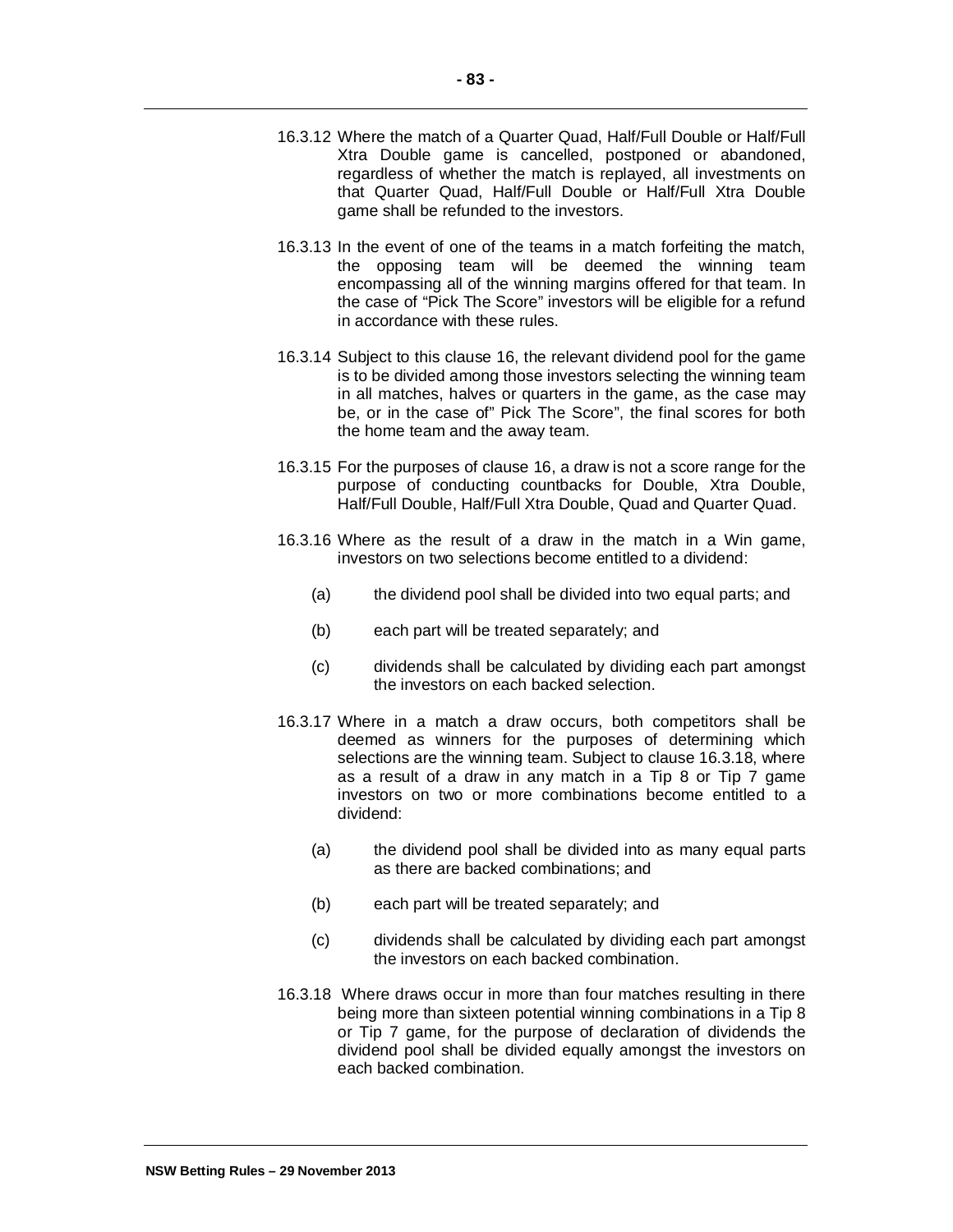16.3.12 Where the match of a Quarter Quad, Half/Full Double or Half/Full Xtra Double game is cancelled, postponed or abandoned, regardless of whether the match is replayed, all investments on that Quarter Quad, Half/Full Double or Half/Full Xtra Double game shall be refunded to the investors.

16.3.13 In the event of one of the teams in a match forfeiting the match, the opposing team will be deemed the winning team encompassing all of the winning margins offered for that team. In the case of "Pick The Score" investors will be eligible for a refund in accordance with these rules.

16.3.14 Subject to this clause 16, the relevant dividend pool for the game is to be divided among those investors selecting the winning team in all matches, halves or quarters in the game, as the case may be, or in the case of" Pick The Score", the final scores for both the home team and the away team.

16.3.15 For the purposes of clause 16, a draw is not a score range for the purpose of conducting countbacks for Double, Xtra Double, Half/Full Double, Half/Full Xtra Double, Quad and Quarter Quad.

16.3.16 Where as the result of a draw in the match in a Win game, investors on two selections become entitled to a dividend:

(a) the dividend pool shall be divided into two equal parts; and

(b) each part will be treated separately; and

(c) dividends shall be calculated by dividing each part amongst the investors on each backed selection.

16.3.17 Where in a match a draw occurs, both competitors shall be deemed as winners for the purposes of determining which selections are the winning team. Subject to clause 16.3.18, where as a result of a draw in any match in a Tip 8 or Tip 7 game investors on two or more combinations become entitled to a dividend:

(a) the dividend pool shall be divided into as many equal parts as there are backed combinations; and

(b) each part will be treated separately; and

(c) dividends shall be calculated by dividing each part amongst the investors on each backed combination.

16.3.18 Where draws occur in more than four matches resulting in there being more than sixteen potential winning combinations in a Tip 8 or Tip 7 game, for the purpose of declaration of dividends the dividend pool shall be divided equally amongst the investors on each backed combination.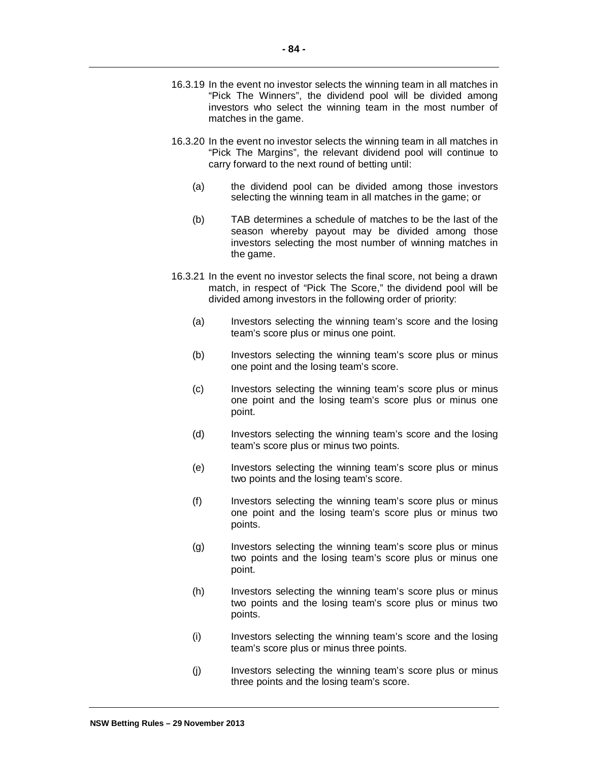16.3.19 In the event no investor selects the winning team in all matches in “Pick The Winners”, the dividend pool will be divided among investors who select the winning team in the most number of matches in the game.

16.3.20 In the event no investor selects the winning team in all matches in “Pick The Margins”, the relevant dividend pool will continue to carry forward to the next round of betting until:

(a) the dividend pool can be divided among those investors selecting the winning team in all matches in the game; or

(b) TAB determines a schedule of matches to be the last of the season whereby payout may be divided among those investors selecting the most number of winning matches in the game.

16.3.21 In the event no investor selects the final score, not being a drawn match, in respect of “Pick The Score,” the dividend pool will be divided among investors in the following order of priority:

(a) Investors selecting the winning team’s score and the losing team’s score plus or minus one point.

(b) Investors selecting the winning team’s score plus or minus one point and the losing team’s score.

(c) Investors selecting the winning team’s score plus or minus one point and the losing team’s score plus or minus one point.

(d) Investors selecting the winning team’s score and the losing team’s score plus or minus two points.

(e) Investors selecting the winning team’s score plus or minus two points and the losing team’s score.

(f) Investors selecting the winning team’s score plus or minus one point and the losing team’s score plus or minus two points.

(g) Investors selecting the winning team’s score plus or minus two points and the losing team’s score plus or minus one point.

(h) Investors selecting the winning team’s score plus or minus two points and the losing team’s score plus or minus two points.

(i) Investors selecting the winning team’s score and the losing team’s score plus or minus three points.

(j) Investors selecting the winning team’s score plus or minus three points and the losing team’s score.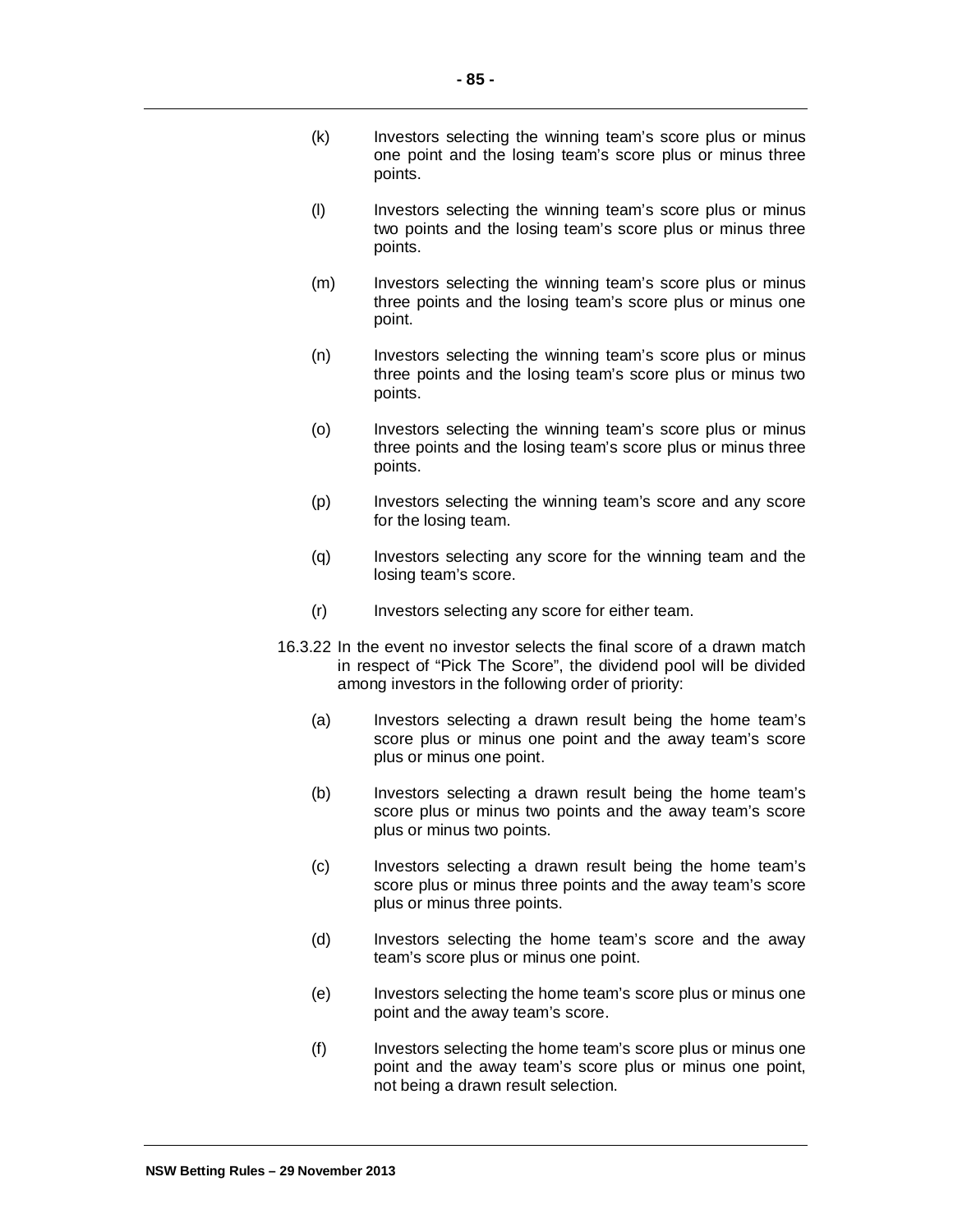(k) Investors selecting the winning team's score plus or minus one point and the losing team's score plus or minus three points.

(l) Investors selecting the winning team's score plus or minus two points and the losing team's score plus or minus three points.

(m) Investors selecting the winning team's score plus or minus three points and the losing team's score plus or minus one point.

(n) Investors selecting the winning team's score plus or minus three points and the losing team's score plus or minus two points.

(o) Investors selecting the winning team's score plus or minus three points and the losing team's score plus or minus three points.

(p) Investors selecting the winning team's score and any score for the losing team.

(q) Investors selecting any score for the winning team and the losing team's score.

(r) Investors selecting any score for either team.

16.3.22 In the event no investor selects the final score of a drawn match in respect of "Pick The Score", the dividend pool will be divided among investors in the following order of priority:

(a) Investors selecting a drawn result being the home team's score plus or minus one point and the away team's score plus or minus one point.

(b) Investors selecting a drawn result being the home team's score plus or minus two points and the away team's score plus or minus two points.

(c) Investors selecting a drawn result being the home team's score plus or minus three points and the away team's score plus or minus three points.

(d) Investors selecting the home team's score and the away team's score plus or minus one point.

(e) Investors selecting the home team's score plus or minus one point and the away team's score.

(f) Investors selecting the home team's score plus or minus one point and the away team's score plus or minus one point, not being a drawn result selection.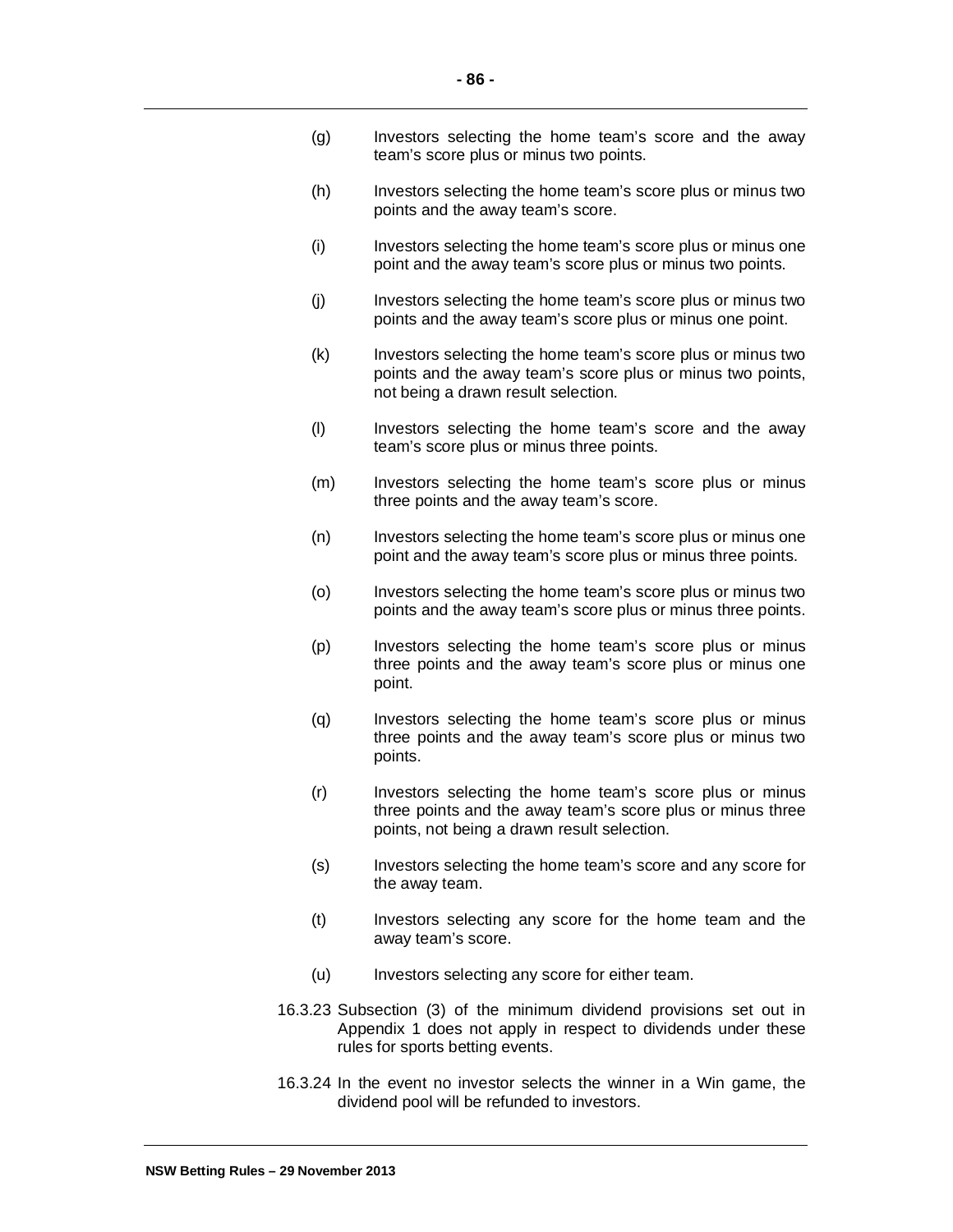(g) Investors selecting the home team's score and the away team's score plus or minus two points.

(h) Investors selecting the home team's score plus or minus two points and the away team's score.

(i) Investors selecting the home team's score plus or minus one point and the away team's score plus or minus two points.

(j) Investors selecting the home team's score plus or minus two points and the away team's score plus or minus one point.

(k) Investors selecting the home team's score plus or minus two points and the away team's score plus or minus two points, not being a drawn result selection.

(l) Investors selecting the home team's score and the away team's score plus or minus three points.

(m) Investors selecting the home team's score plus or minus three points and the away team's score.

(n) Investors selecting the home team's score plus or minus one point and the away team's score plus or minus three points.

(o) Investors selecting the home team's score plus or minus two points and the away team's score plus or minus three points.

(p) Investors selecting the home team's score plus or minus three points and the away team's score plus or minus one point.

(q) Investors selecting the home team's score plus or minus three points and the away team's score plus or minus two points.

(r) Investors selecting the home team's score plus or minus three points and the away team's score plus or minus three points, not being a drawn result selection.

(s) Investors selecting the home team's score and any score for the away team.

(t) Investors selecting any score for the home team and the away team's score.

(u) Investors selecting any score for either team.

16.3.23 Subsection (3) of the minimum dividend provisions set out in Appendix 1 does not apply in respect to dividends under these rules for sports betting events.

16.3.24 In the event no investor selects the winner in a Win game, the dividend pool will be refunded to investors.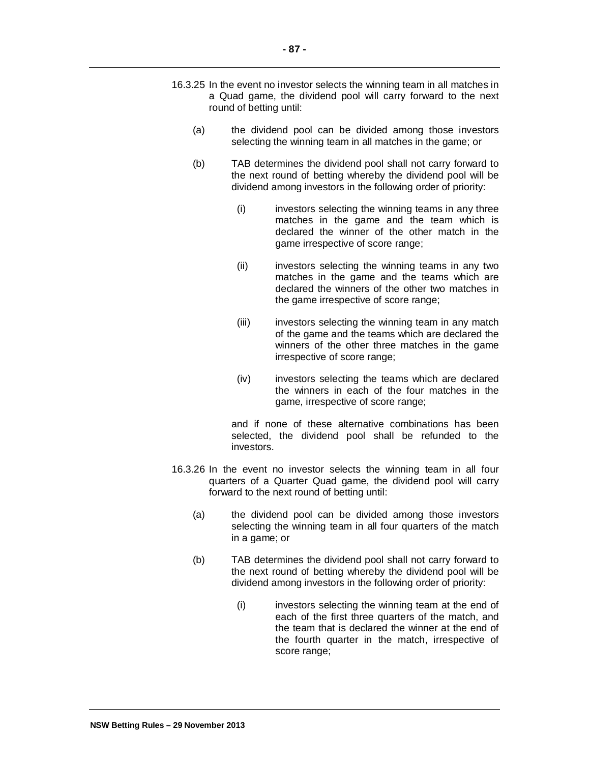16.3.25 In the event no investor selects the winning team in all matches in a Quad game, the dividend pool will carry forward to the next round of betting until:

(a) the dividend pool can be divided among those investors selecting the winning team in all matches in the game; or

(b) TAB determines the dividend pool shall not carry forward to the next round of betting whereby the dividend pool will be dividend among investors in the following order of priority:

(i) investors selecting the winning teams in any three matches in the game and the team which is declared the winner of the other match in the game irrespective of score range;

(ii) investors selecting the winning teams in any two matches in the game and the teams which are declared the winners of the other two matches in the game irrespective of score range;

(iii) investors selecting the winning team in any match of the game and the teams which are declared the winners of the other three matches in the game irrespective of score range;

(iv) investors selecting the teams which are declared the winners in each of the four matches in the game, irrespective of score range;

and if none of these alternative combinations has been selected, the dividend pool shall be refunded to the investors.

16.3.26 In the event no investor selects the winning team in all four quarters of a Quarter Quad game, the dividend pool will carry forward to the next round of betting until:

(a) the dividend pool can be divided among those investors selecting the winning team in all four quarters of the match in a game; or

(b) TAB determines the dividend pool shall not carry forward to the next round of betting whereby the dividend pool will be dividend among investors in the following order of priority:

(i) investors selecting the winning team at the end of each of the first three quarters of the match, and the team that is declared the winner at the end of the fourth quarter in the match, irrespective of score range;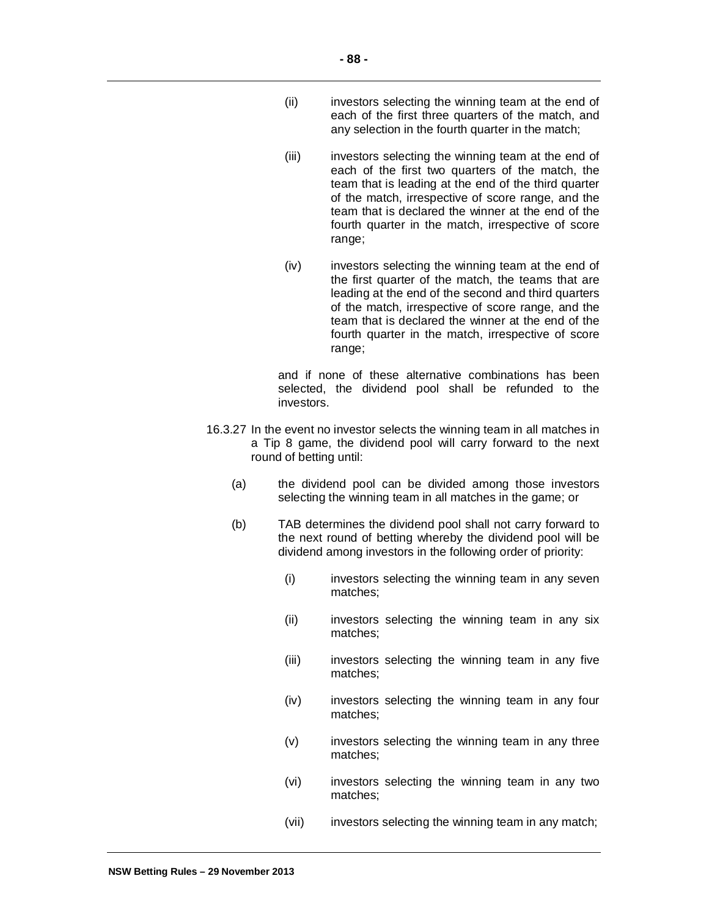(ii) investors selecting the winning team at the end of each of the first three quarters of the match, and any selection in the fourth quarter in the match;

(iii) investors selecting the winning team at the end of each of the first two quarters of the match, the team that is leading at the end of the third quarter of the match, irrespective of score range, and the team that is declared the winner at the end of the fourth quarter in the match, irrespective of score range;

(iv) investors selecting the winning team at the end of the first quarter of the match, the teams that are leading at the end of the second and third quarters of the match, irrespective of score range, and the team that is declared the winner at the end of the fourth quarter in the match, irrespective of score range;

and if none of these alternative combinations has been selected, the dividend pool shall be refunded to the investors.

16.3.27 In the event no investor selects the winning team in all matches in a Tip 8 game, the dividend pool will carry forward to the next round of betting until:

(a) the dividend pool can be divided among those investors selecting the winning team in all matches in the game; or

(b) TAB determines the dividend pool shall not carry forward to the next round of betting whereby the dividend pool will be dividend among investors in the following order of priority:

(i) investors selecting the winning team in any seven matches;

(ii) investors selecting the winning team in any six matches;

(iii) investors selecting the winning team in any five matches;

(iv) investors selecting the winning team in any four matches;

(v) investors selecting the winning team in any three matches;

(vi) investors selecting the winning team in any two matches;

(vii) investors selecting the winning team in any match;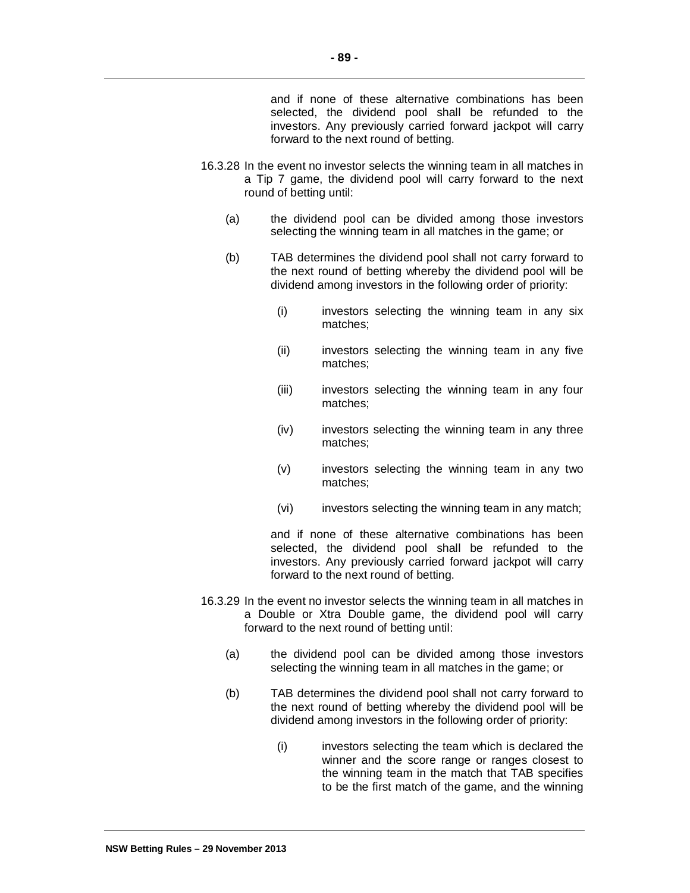and if none of these alternative combinations has been selected, the dividend pool shall be refunded to the investors. Any previously carried forward jackpot will carry forward to the next round of betting.

16.3.28 In the event no investor selects the winning team in all matches in a Tip 7 game, the dividend pool will carry forward to the next round of betting until:

(a) the dividend pool can be divided among those investors selecting the winning team in all matches in the game; or

(b) TAB determines the dividend pool shall not carry forward to the next round of betting whereby the dividend pool will be dividend among investors in the following order of priority:

(i) investors selecting the winning team in any six matches;

(ii) investors selecting the winning team in any five matches;

(iii) investors selecting the winning team in any four matches;

(iv) investors selecting the winning team in any three matches;

(v) investors selecting the winning team in any two matches;

(vi) investors selecting the winning team in any match;

and if none of these alternative combinations has been selected, the dividend pool shall be refunded to the investors. Any previously carried forward jackpot will carry forward to the next round of betting.

16.3.29 In the event no investor selects the winning team in all matches in a Double or Xtra Double game, the dividend pool will carry forward to the next round of betting until:

(a) the dividend pool can be divided among those investors selecting the winning team in all matches in the game; or

(b) TAB determines the dividend pool shall not carry forward to the next round of betting whereby the dividend pool will be dividend among investors in the following order of priority:

(i) investors selecting the team which is declared the winner and the score range or ranges closest to the winning team in the match that TAB specifies to be the first match of the game, and the winning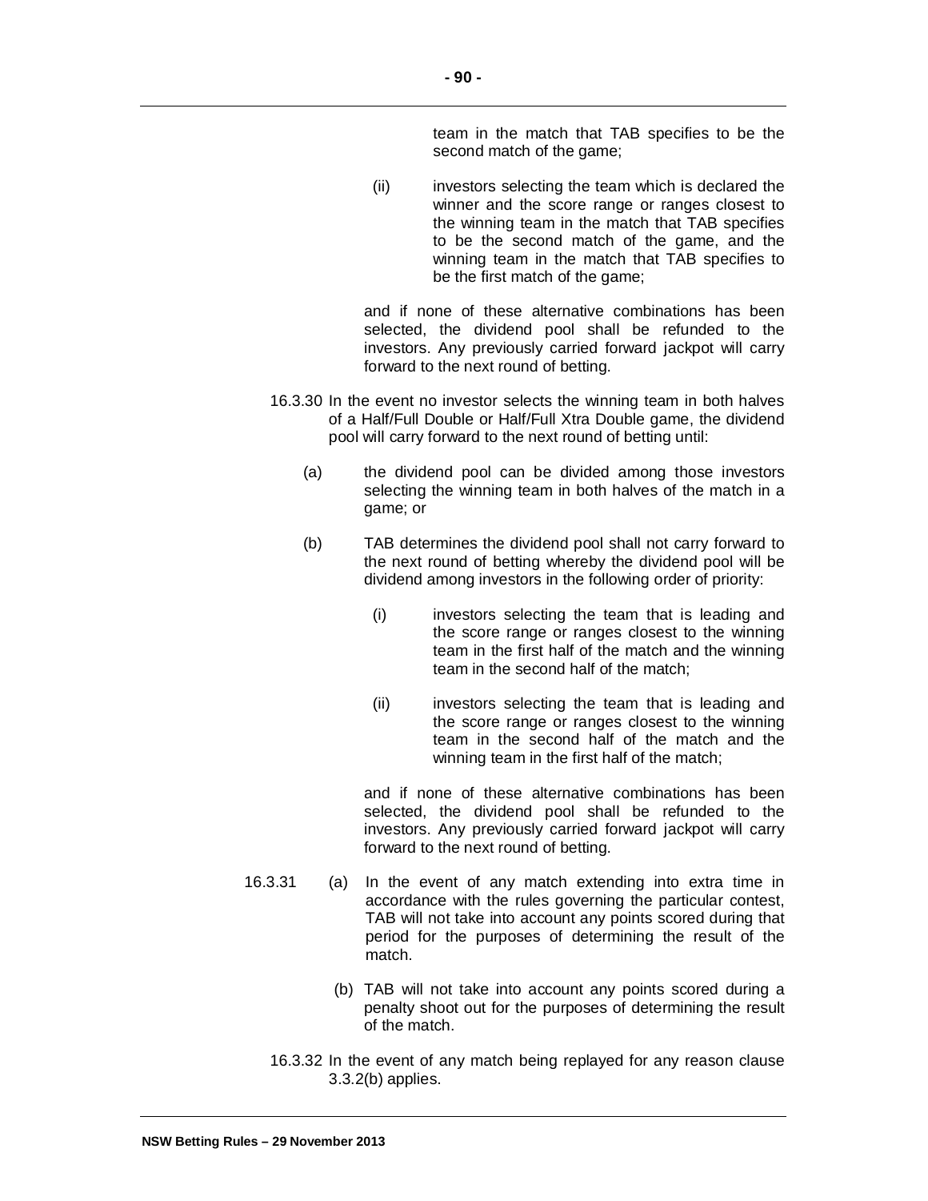team in the match that TAB specifies to be the second match of the game;

(ii) investors selecting the team which is declared the winner and the score range or ranges closest to the winning team in the match that TAB specifies to be the second match of the game, and the winning team in the match that TAB specifies to be the first match of the game;

and if none of these alternative combinations has been selected, the dividend pool shall be refunded to the investors. Any previously carried forward jackpot will carry forward to the next round of betting.

16.3.30 In the event no investor selects the winning team in both halves of a Half/Full Double or Half/Full Xtra Double game, the dividend pool will carry forward to the next round of betting until:

(a) the dividend pool can be divided among those investors selecting the winning team in both halves of the match in a game; or

(b) TAB determines the dividend pool shall not carry forward to the next round of betting whereby the dividend pool will be dividend among investors in the following order of priority:

(i) investors selecting the team that is leading and the score range or ranges closest to the winning team in the first half of the match and the winning team in the second half of the match;

(ii) investors selecting the team that is leading and the score range or ranges closest to the winning team in the second half of the match and the winning team in the first half of the match;

and if none of these alternative combinations has been selected, the dividend pool shall be refunded to the investors. Any previously carried forward jackpot will carry forward to the next round of betting.

16.3.31 (a) In the event of any match extending into extra time in accordance with the rules governing the particular contest, TAB will not take into account any points scored during that period for the purposes of determining the result of the match.

(b) TAB will not take into account any points scored during a penalty shoot out for the purposes of determining the result of the match.

16.3.32 In the event of any match being replayed for any reason clause 3.3.2(b) applies.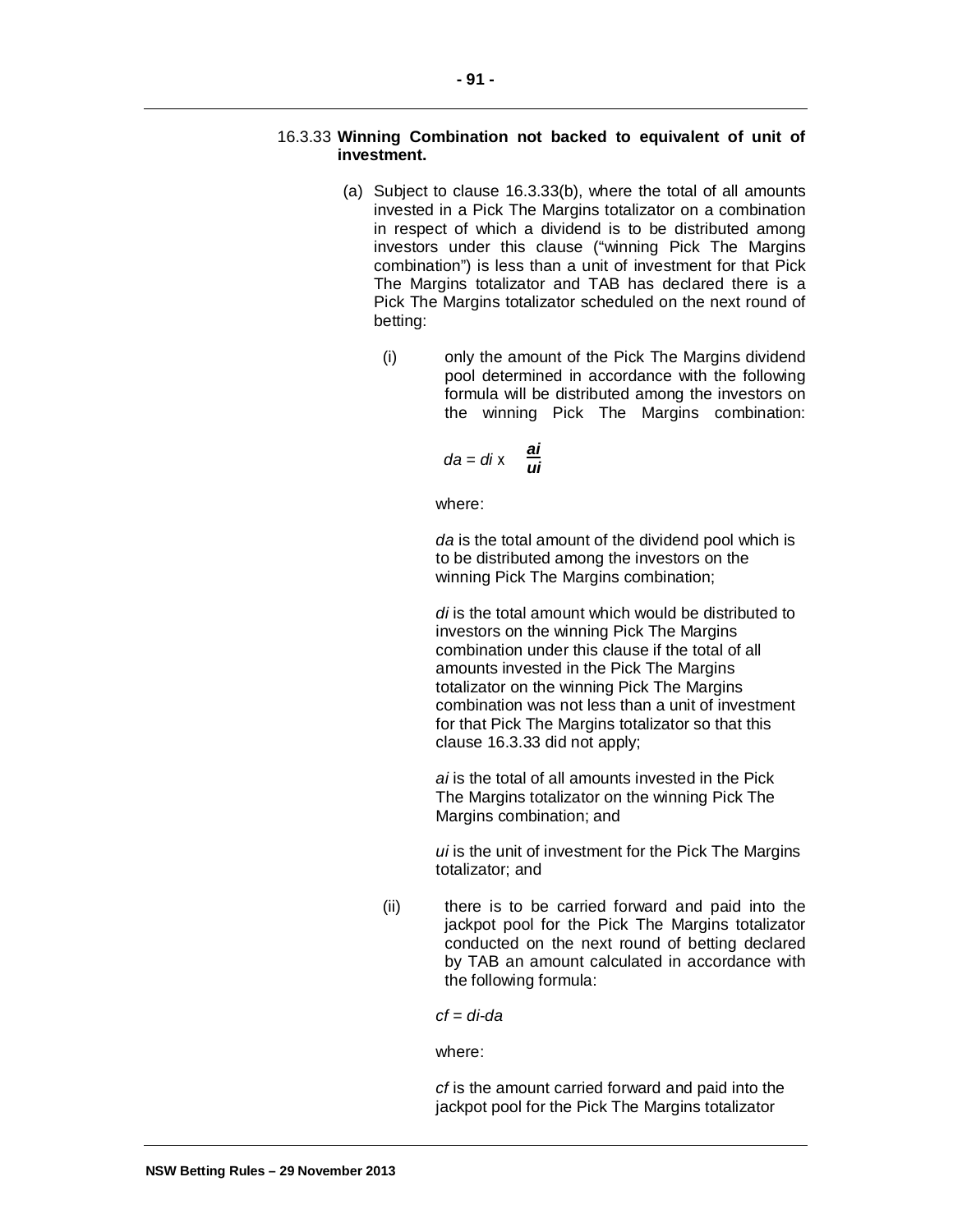16.3.33 **Winning Combination not backed to equivalent of unit of investment.**

(a) Subject to clause 16.3.33(b), where the total of all amounts invested in a Pick The Margins totalizator on a combination in respect of which a dividend is to be distributed among investors under this clause ("winning Pick The Margins combination") is less than a unit of investment for that Pick The Margins totalizator and TAB has declared there is a Pick The Margins totalizator scheduled on the next round of betting:

(i) only the amount of the Pick The Margins dividend pool determined in accordance with the following formula will be distributed among the investors on the winning Pick The Margins combination:

$$da = di \times \frac{ai}{ui}$$

where:

*da* is the total amount of the dividend pool which is to be distributed among the investors on the winning Pick The Margins combination;

*di* is the total amount which would be distributed to investors on the winning Pick The Margins combination under this clause if the total of all amounts invested in the Pick The Margins totalizator on the winning Pick The Margins combination was not less than a unit of investment for that Pick The Margins totalizator so that this clause 16.3.33 did not apply;

*ai* is the total of all amounts invested in the Pick The Margins totalizator on the winning Pick The Margins combination; and

*ui* is the unit of investment for the Pick The Margins totalizator; and

(ii) there is to be carried forward and paid into the jackpot pool for the Pick The Margins totalizator conducted on the next round of betting declared by TAB an amount calculated in accordance with the following formula:

$$cf = di - da$$

where:

*cf* is the amount carried forward and paid into the jackpot pool for the Pick The Margins totalizator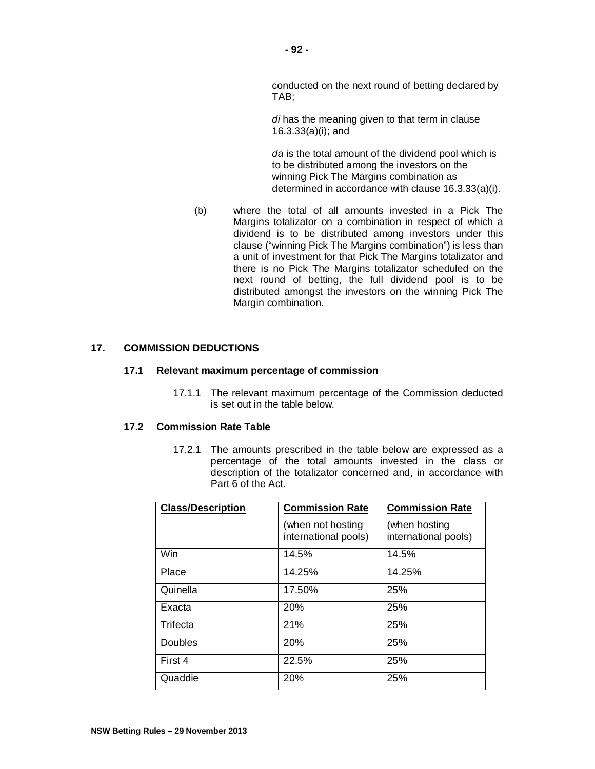conducted on the next round of betting declared by TAB;

*di* has the meaning given to that term in clause 16.3.33(a)(i); and

*da* is the total amount of the dividend pool which is to be distributed among the investors on the winning Pick The Margins combination as determined in accordance with clause 16.3.33(a)(i).

(b) where the total of all amounts invested in a Pick The Margins totalizator on a combination in respect of which a dividend is to be distributed among investors under this clause ("winning Pick The Margins combination") is less than a unit of investment for that Pick The Margins totalizator and there is no Pick The Margins totalizator scheduled on the next round of betting, the full dividend pool is to be distributed amongst the investors on the winning Pick The Margin combination.

## 17. COMMISSION DEDUCTIONS

### 17.1 Relevant maximum percentage of commission

17.1.1 The relevant maximum percentage of the Commission deducted is set out in the table below.

### 17.2 Commission Rate Table

17.2.1 The amounts prescribed in the table below are expressed as a percentage of the total amounts invested in the class or description of the totalizator concerned and, in accordance with Part 6 of the Act.

| Class/Description | Commission Rate (when not hosting international pools) | Commission Rate (when hosting international pools) |
|---|---|---|
| Win | 14.5% | 14.5% |
| Place | 14.25% | 14.25% |
| Quinella | 17.50% | 25% |
| Exacta | 20% | 25% |
| Trifecta | 21% | 25% |
| Doubles | 20% | 25% |
| First 4 | 22.5% | 25% |
| Quaddie | 20% | 25% |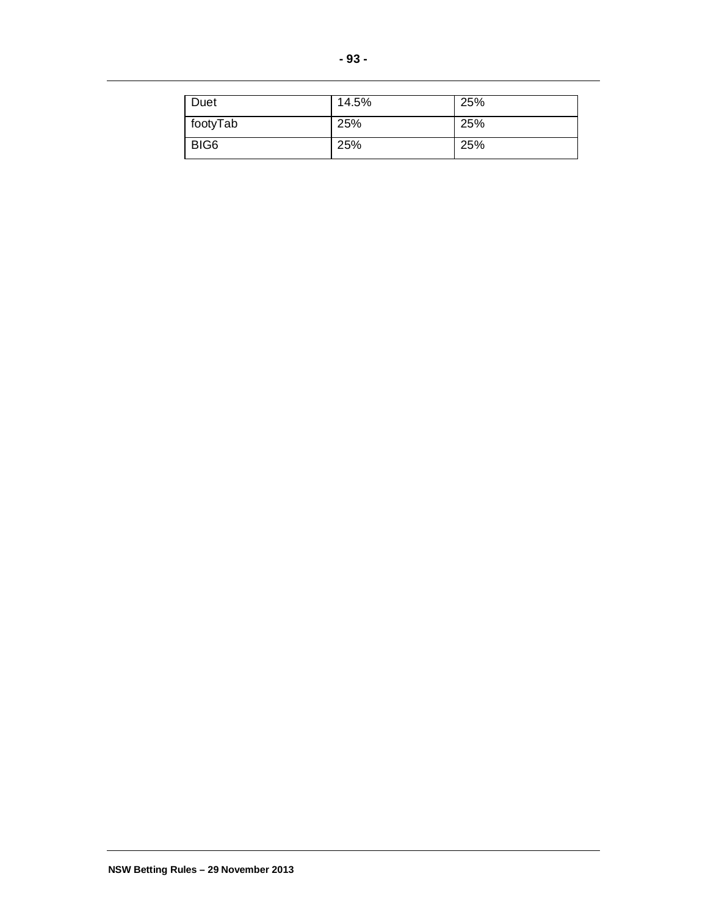| Duet | 14.5% | 25% |
|---|---|---|
| footyTab | 25% | 25% |
| BIG6 | 25% | 25% |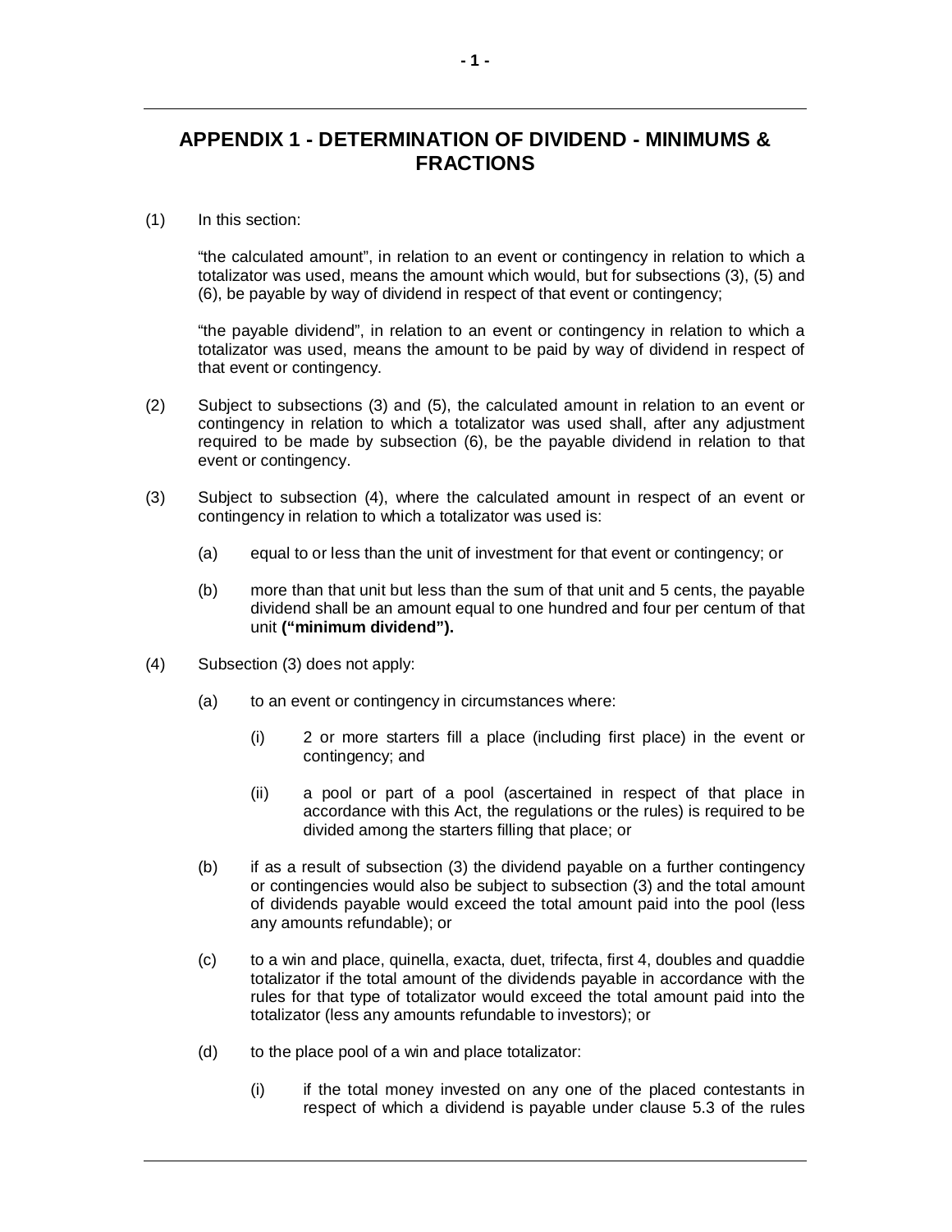# APPENDIX 1 - DETERMINATION OF DIVIDEND - MINIMUMS & FRACTIONS

(1) In this section:

"the calculated amount", in relation to an event or contingency in relation to which a totalizator was used, means the amount which would, but for subsections (3), (5) and (6), be payable by way of dividend in respect of that event or contingency;

"the payable dividend", in relation to an event or contingency in relation to which a totalizator was used, means the amount to be paid by way of dividend in respect of that event or contingency.

(2) Subject to subsections (3) and (5), the calculated amount in relation to an event or contingency in relation to which a totalizator was used shall, after any adjustment required to be made by subsection (6), be the payable dividend in relation to that event or contingency.

(3) Subject to subsection (4), where the calculated amount in respect of an event or contingency in relation to which a totalizator was used is:

(a) equal to or less than the unit of investment for that event or contingency; or

(b) more than that unit but less than the sum of that unit and 5 cents, the payable dividend shall be an amount equal to one hundred and four per centum of that unit **("minimum dividend").**

(4) Subsection (3) does not apply:

(a) to an event or contingency in circumstances where:

(i) 2 or more starters fill a place (including first place) in the event or contingency; and

(ii) a pool or part of a pool (ascertained in respect of that place in accordance with this Act, the regulations or the rules) is required to be divided among the starters filling that place; or

(b) if as a result of subsection (3) the dividend payable on a further contingency or contingencies would also be subject to subsection (3) and the total amount of dividends payable would exceed the total amount paid into the pool (less any amounts refundable); or

(c) to a win and place, quinella, exacta, duet, trifecta, first 4, doubles and quaddie totalizator if the total amount of the dividends payable in accordance with the rules for that type of totalizator would exceed the total amount paid into the totalizator (less any amounts refundable to investors); or

(d) to the place pool of a win and place totalizator:

(i) if the total money invested on any one of the placed contestants in respect of which a dividend is payable under clause 5.3 of the rules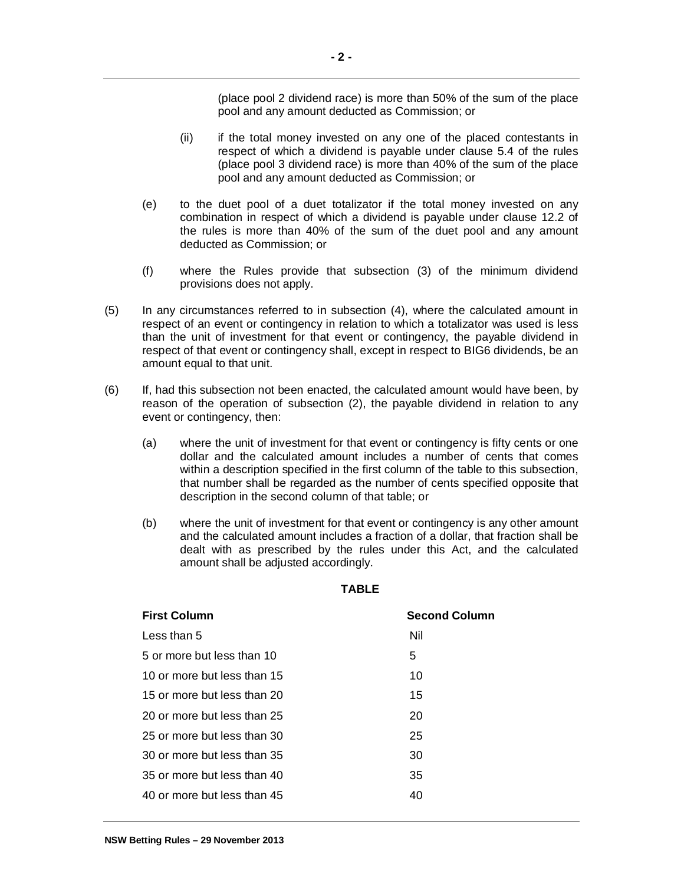(place pool 2 dividend race) is more than 50% of the sum of the place pool and any amount deducted as Commission; or

(ii) if the total money invested on any one of the placed contestants in respect of which a dividend is payable under clause 5.4 of the rules (place pool 3 dividend race) is more than 40% of the sum of the place pool and any amount deducted as Commission; or

(e) to the duet pool of a duet totalizator if the total money invested on any combination in respect of which a dividend is payable under clause 12.2 of the rules is more than 40% of the sum of the duet pool and any amount deducted as Commission; or

(f) where the Rules provide that subsection (3) of the minimum dividend provisions does not apply.

(5) In any circumstances referred to in subsection (4), where the calculated amount in respect of an event or contingency in relation to which a totalizator was used is less than the unit of investment for that event or contingency, the payable dividend in respect of that event or contingency shall, except in respect to BIG6 dividends, be an amount equal to that unit.

(6) If, had this subsection not been enacted, the calculated amount would have been, by reason of the operation of subsection (2), the payable dividend in relation to any event or contingency, then:

(a) where the unit of investment for that event or contingency is fifty cents or one dollar and the calculated amount includes a number of cents that comes within a description specified in the first column of the table to this subsection, that number shall be regarded as the number of cents specified opposite that description in the second column of that table; or

(b) where the unit of investment for that event or contingency is any other amount and the calculated amount includes a fraction of a dollar, that fraction shall be dealt with as prescribed by the rules under this Act, and the calculated amount shall be adjusted accordingly.

**TABLE**

| First Column | Second Column |
|---|---|
| Less than 5 | Nil |
| 5 or more but less than 10 | 5 |
| 10 or more but less than 15 | 10 |
| 15 or more but less than 20 | 15 |
| 20 or more but less than 25 | 20 |
| 25 or more but less than 30 | 25 |
| 30 or more but less than 35 | 30 |
| 35 or more but less than 40 | 35 |
| 40 or more but less than 45 | 40 |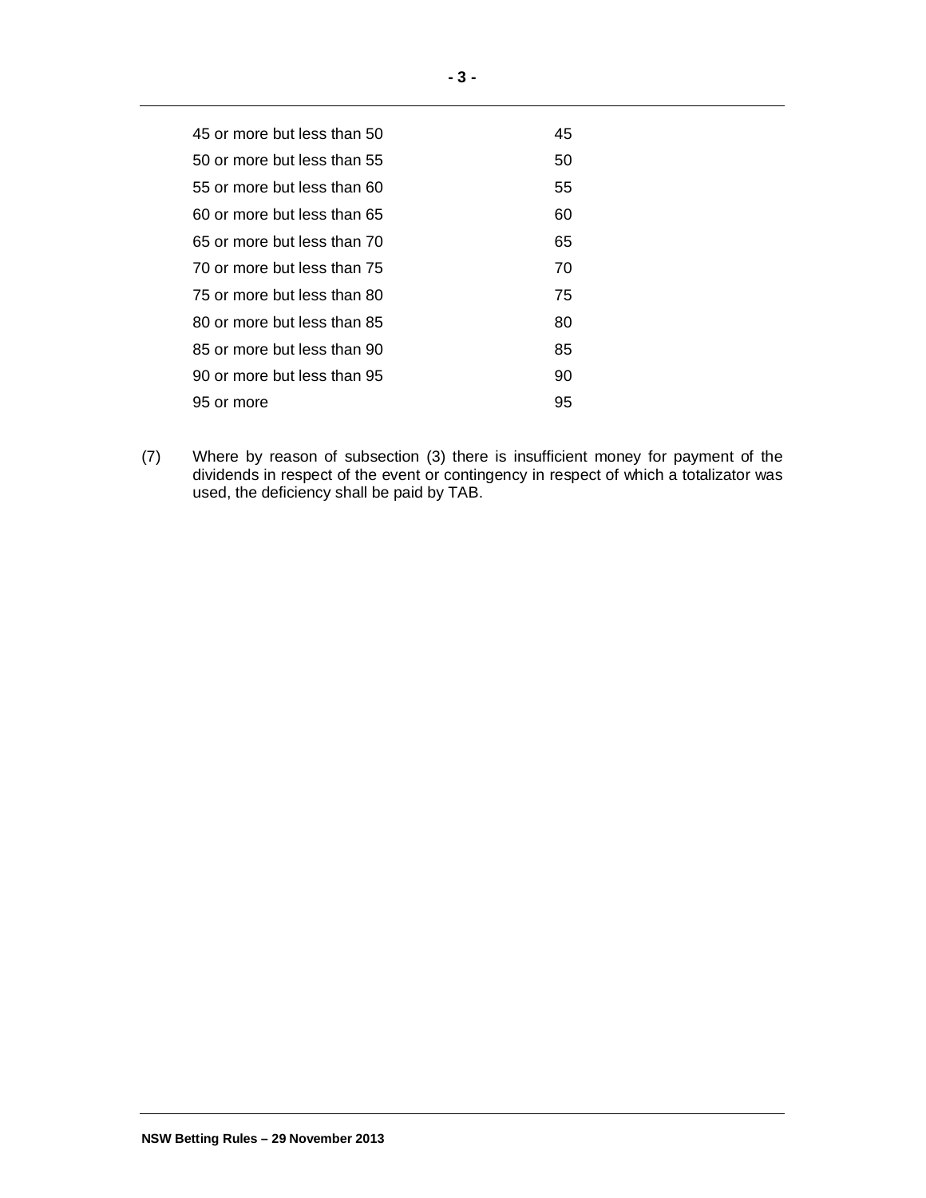| | |
|---|---|
| 45 or more but less than 50 | 45 |
| 50 or more but less than 55 | 50 |
| 55 or more but less than 60 | 55 |
| 60 or more but less than 65 | 60 |
| 65 or more but less than 70 | 65 |
| 70 or more but less than 75 | 70 |
| 75 or more but less than 80 | 75 |
| 80 or more but less than 85 | 80 |
| 85 or more but less than 90 | 85 |
| 90 or more but less than 95 | 90 |
| 95 or more | 95 |

(7) Where by reason of subsection (3) there is insufficient money for payment of the dividends in respect of the event or contingency in respect of which a totalizator was used, the deficiency shall be paid by TAB.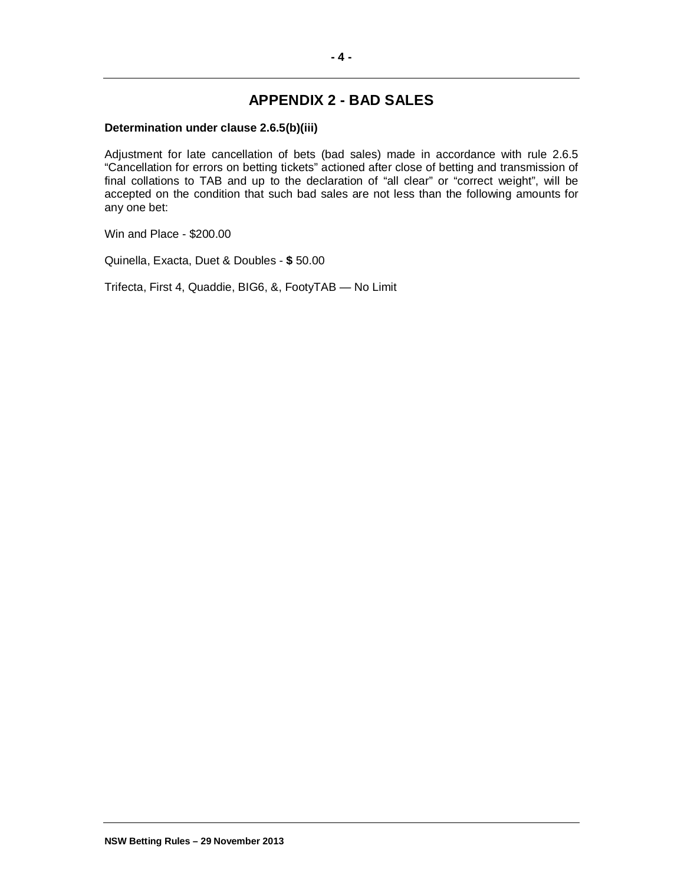# APPENDIX 2 - BAD SALES

**Determination under clause 2.6.5(b)(iii)**

Adjustment for late cancellation of bets (bad sales) made in accordance with rule 2.6.5 "Cancellation for errors on betting tickets" actioned after close of betting and transmission of final collations to TAB and up to the declaration of "all clear" or "correct weight", will be accepted on the condition that such bad sales are not less than the following amounts for any one bet:

Win and Place - $200.00

Quinella, Exacta, Duet & Doubles - **$** 50.00

Trifecta, First 4, Quaddie, BIG6, &, FootyTAB — No Limit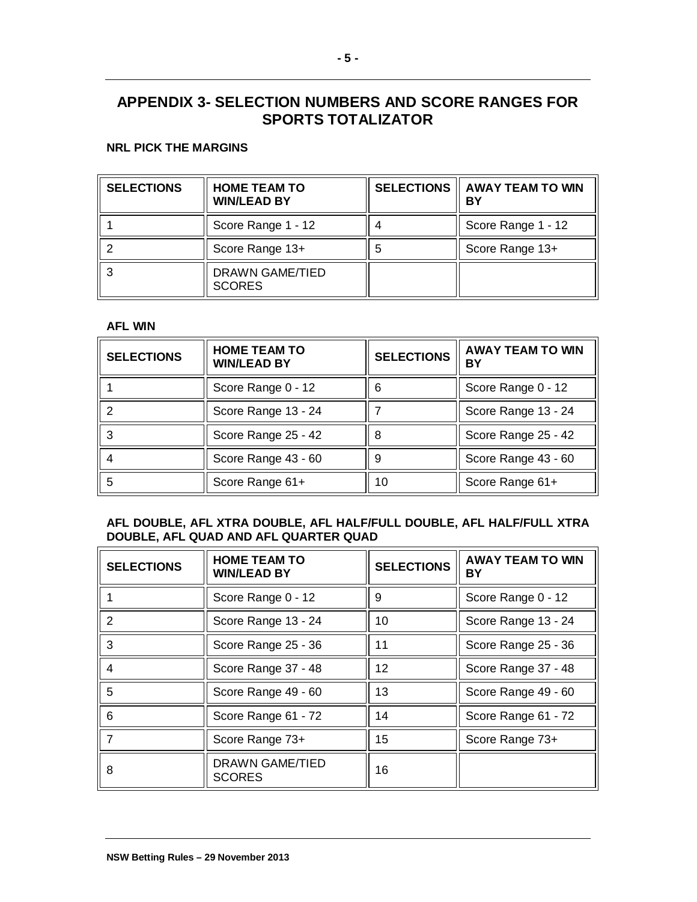## APPENDIX 3- SELECTION NUMBERS AND SCORE RANGES FOR SPORTS TOTALIZATOR

**NRL PICK THE MARGINS**

| SELECTIONS | HOME TEAM TO WIN/LEAD BY | SELECTIONS | AWAY TEAM TO WIN BY |
|---|---|---|---|
| 1 | Score Range 1 - 12 | 4 | Score Range 1 - 12 |
| 2 | Score Range 13+ | 5 | Score Range 13+ |
| 3 | DRAWN GAME/TIED SCORES | | |

**AFL WIN**

| SELECTIONS | HOME TEAM TO WIN/LEAD BY | SELECTIONS | AWAY TEAM TO WIN BY |
|---|---|---|---|
| 1 | Score Range 0 - 12 | 6 | Score Range 0 - 12 |
| 2 | Score Range 13 - 24 | 7 | Score Range 13 - 24 |
| 3 | Score Range 25 - 42 | 8 | Score Range 25 - 42 |
| 4 | Score Range 43 - 60 | 9 | Score Range 43 - 60 |
| 5 | Score Range 61+ | 10 | Score Range 61+ |

**AFL DOUBLE, AFL XTRA DOUBLE, AFL HALF/FULL DOUBLE, AFL HALF/FULL XTRA DOUBLE, AFL QUAD AND AFL QUARTER QUAD**

| SELECTIONS | HOME TEAM TO WIN/LEAD BY | SELECTIONS | AWAY TEAM TO WIN BY |
|---|---|---|---|
| 1 | Score Range 0 - 12 | 9 | Score Range 0 - 12 |
| 2 | Score Range 13 - 24 | 10 | Score Range 13 - 24 |
| 3 | Score Range 25 - 36 | 11 | Score Range 25 - 36 |
| 4 | Score Range 37 - 48 | 12 | Score Range 37 - 48 |
| 5 | Score Range 49 - 60 | 13 | Score Range 49 - 60 |
| 6 | Score Range 61 - 72 | 14 | Score Range 61 - 72 |
| 7 | Score Range 73+ | 15 | Score Range 73+ |
| 8 | DRAWN GAME/TIED SCORES | 16 | |

NSW Betting Rules – 29 November 2013